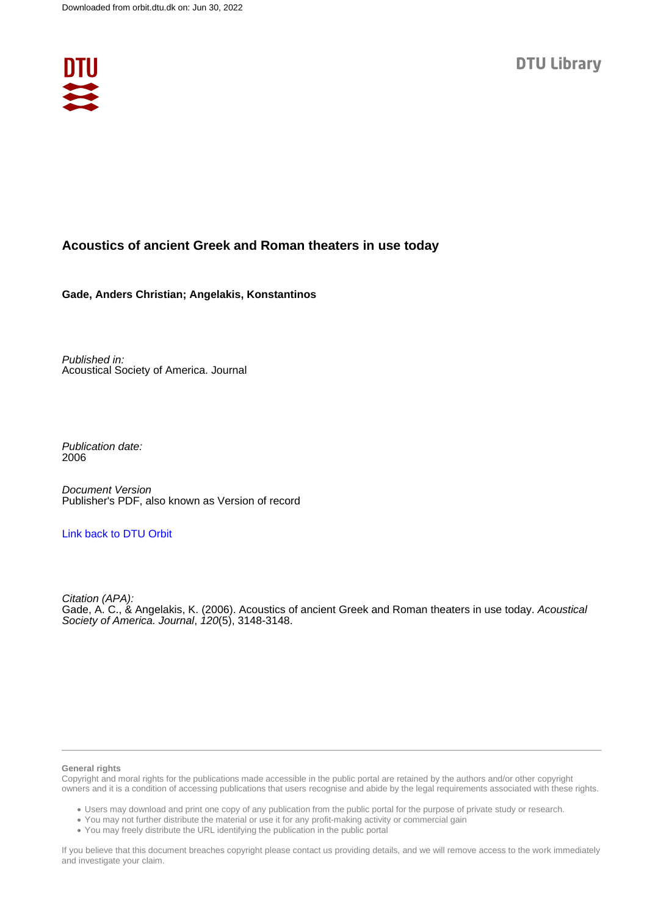Downloaded from orbit.dtu.dk on: Jun 30, 2022

DTU Library

# Acoustics of ancient Greek and Roman theaters in use today

**Gade, Anders Christian; Angelakis, Konstantinos**

*Published in:*
Acoustical Society of America. Journal

*Publication date:*
2006

*Document Version*
Publisher's PDF, also known as Version of record

[Link back to DTU Orbit](#)

*Citation (APA):*
Gade, A. C., & Angelakis, K. (2006). Acoustics of ancient Greek and Roman theaters in use today. *Acoustical Society of America. Journal*, *120*(5), 3148-3148.

**General rights**

Copyright and moral rights for the publications made accessible in the public portal are retained by the authors and/or other copyright owners and it is a condition of accessing publications that users recognise and abide by the legal requirements associated with these rights.

- Users may download and print one copy of any publication from the public portal for the purpose of private study or research.
- You may not further distribute the material or use it for any profit-making activity or commercial gain
- You may freely distribute the URL identifying the publication in the public portal

If you believe that this document breaches copyright please contact us providing details, and we will remove access to the work immediately and investigate your claim.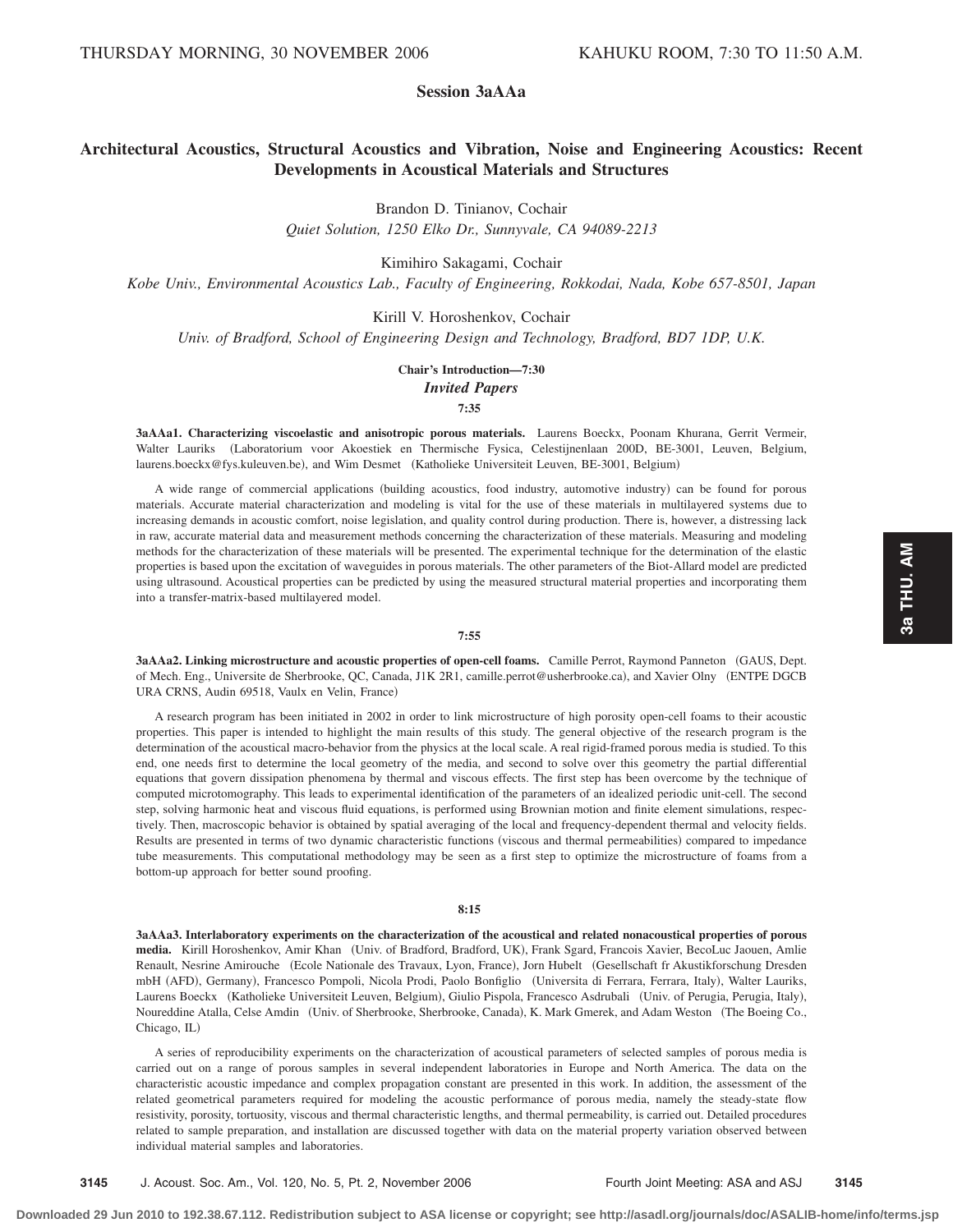THURSDAY MORNING, 30 NOVEMBER 2006 KAHUKU ROOM, 7:30 TO 11:50 A.M.

## Session 3aAAa

## Architectural Acoustics, Structural Acoustics and Vibration, Noise and Engineering Acoustics: Recent Developments in Acoustical Materials and Structures

Brandon D. Tinianov, Cochair
*Quiet Solution, 1250 Elko Dr., Sunnyvale, CA 94089-2213*

Kimihiro Sakagami, Cochair
*Kobe Univ., Environmental Acoustics Lab., Faculty of Engineering, Rokkodai, Nada, Kobe 657-8501, Japan*

Kirill V. Horoshenkov, Cochair
*Univ. of Bradford, School of Engineering Design and Technology, Bradford, BD7 1DP, U.K.*

**Chair's Introduction—7:30**

***Invited Papers***

**7:35**

**3aAAa1. Characterizing viscoelastic and anisotropic porous materials.** Laurens Boeckx, Poonam Khurana, Gerrit Vermeir, Walter Lauriks (Laboratorium voor Akoestiek en Thermische Fysica, Celestijnenlaan 200D, BE-3001, Leuven, Belgium, laurens.boeckx@fys.kuleuven.be), and Wim Desmet (Katholieke Universiteit Leuven, BE-3001, Belgium)

A wide range of commercial applications (building acoustics, food industry, automotive industry) can be found for porous materials. Accurate material characterization and modeling is vital for the use of these materials in multilayered systems due to increasing demands in acoustic comfort, noise legislation, and quality control during production. There is, however, a distressing lack in raw, accurate material data and measurement methods concerning the characterization of these materials. Measuring and modeling methods for the characterization of these materials will be presented. The experimental technique for the determination of the elastic properties is based upon the excitation of waveguides in porous materials. The other parameters of the Biot-Allard model are predicted using ultrasound. Acoustical properties can be predicted by using the measured structural material properties and incorporating them into a transfer-matrix-based multilayered model.

**7:55**

**3aAAa2. Linking microstructure and acoustic properties of open-cell foams.** Camille Perrot, Raymond Panneton (GAUS, Dept. of Mech. Eng., Universite de Sherbrooke, QC, Canada, J1K 2R1, camille.perrot@usherbrooke.ca), and Xavier Olny (ENTPE DGCB URA CRNS, Audin 69518, Vaulx en Velin, France)

A research program has been initiated in 2002 in order to link microstructure of high porosity open-cell foams to their acoustic properties. This paper is intended to highlight the main results of this study. The general objective of the research program is the determination of the acoustical macro-behavior from the physics at the local scale. A real rigid-framed porous media is studied. To this end, one needs first to determine the local geometry of the media, and second to solve over this geometry the partial differential equations that govern dissipation phenomena by thermal and viscous effects. The first step has been overcome by the technique of computed microtomography. This leads to experimental identification of the parameters of an idealized periodic unit-cell. The second step, solving harmonic heat and viscous fluid equations, is performed using Brownian motion and finite element simulations, respectively. Then, macroscopic behavior is obtained by spatial averaging of the local and frequency-dependent thermal and velocity fields. Results are presented in terms of two dynamic characteristic functions (viscous and thermal permeabilities) compared to impedance tube measurements. This computational methodology may be seen as a first step to optimize the microstructure of foams from a bottom-up approach for better sound proofing.

**8:15**

**3aAAa3. Interlaboratory experiments on the characterization of the acoustical and related nonacoustical properties of porous media.** Kirill Horoshenkov, Amir Khan (Univ. of Bradford, Bradford, UK), Frank Sgard, Francois Xavier, BecoLuc Jaouen, Amlie Renault, Nesrine Amirouche (Ecole Nationale des Travaux, Lyon, France), Jorn Hubelt (Gesellschaft fr Akustikforschung Dresden mbH (AFD), Germany), Francesco Pompoli, Nicola Prodi, Paolo Bonfiglio (Universita di Ferrara, Ferrara, Italy), Walter Lauriks, Laurens Boeckx (Katholieke Universiteit Leuven, Belgium), Giulio Pispola, Francesco Asdrubali (Univ. of Perugia, Perugia, Italy), Noureddine Atalla, Celse Amdin (Univ. of Sherbrooke, Sherbrooke, Canada), K. Mark Gmerek, and Adam Weston (The Boeing Co., Chicago, IL)

A series of reproducibility experiments on the characterization of acoustical parameters of selected samples of porous media is carried out on a range of porous samples in several independent laboratories in Europe and North America. The data on the characteristic acoustic impedance and complex propagation constant are presented in this work. In addition, the assessment of the related geometrical parameters required for modeling the acoustic performance of porous media, namely the steady-state flow resistivity, porosity, tortuosity, viscous and thermal characteristic lengths, and thermal permeability, is carried out. Detailed procedures related to sample preparation, and installation are discussed together with data on the material property variation observed between individual material samples and laboratories.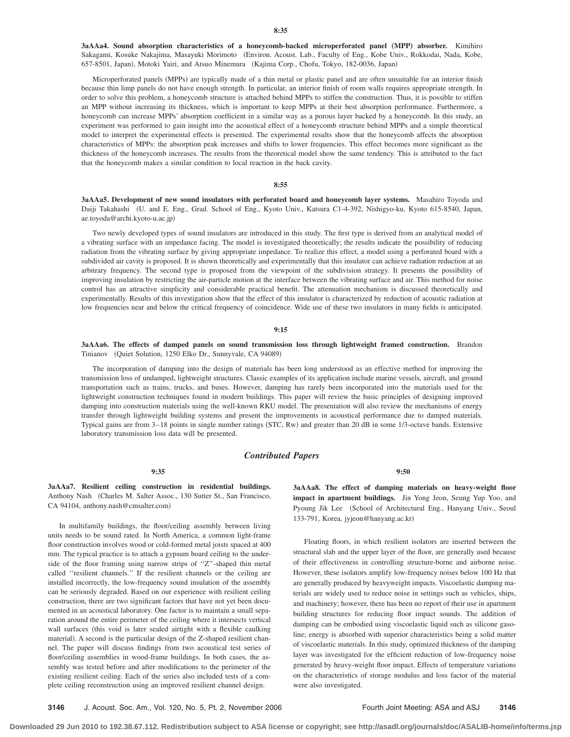**8:35**

**3aAAa4. Sound absorption characteristics of a honeycomb-backed microperforated panel (MPP) absorber.** Kimihiro Sakagami, Kosuke Nakajima, Masayuki Morimoto (Environ. Acoust. Lab., Faculty of Eng., Kobe Univ., Rokkodai, Nada, Kobe, 657-8501, Japan), Motoki Yairi, and Atsuo Minemura (Kajima Corp., Chofu, Tokyo, 182-0036, Japan)

Microperforated panels (MPPs) are typically made of a thin metal or plastic panel and are often unsuitable for an interior finish because thin limp panels do not have enough strength. In particular, an interior finish of room walls requires appropriate strength. In order to solve this problem, a honeycomb structure is attached behind MPPs to stiffen the construction. Thus, it is possible to stiffen an MPP without increasing its thickness, which is important to keep MPPs at their best absorption performance. Furthermore, a honeycomb can increase MPPs' absorption coefficient in a similar way as a porous layer backed by a honeycomb. In this study, an experiment was performed to gain insight into the acoustical effect of a honeycomb structure behind MPPs and a simple theoretical model to interpret the experimental effects is presented. The experimental results show that the honeycomb affects the absorption characteristics of MPPs: the absorption peak increases and shifts to lower frequencies. This effect becomes more significant as the thickness of the honeycomb increases. The results from the theoretical model show the same tendency. This is attributed to the fact that the honeycomb makes a similar condition to local reaction in the back cavity.

**8:55**

**3aAAa5. Development of new sound insulators with perforated board and honeycomb layer systems.** Masahiro Toyoda and Daiji Takahashi (U. and E. Eng., Grad. School of Eng., Kyoto Univ., Katsura C1-4-392, Nishigyo-ku, Kyoto 615-8540, Japan, ae.toyoda@archi.kyoto-u.ac.jp)

Two newly developed types of sound insulators are introduced in this study. The first type is derived from an analytical model of a vibrating surface with an impedance facing. The model is investigated theoretically; the results indicate the possibility of reducing radiation from the vibrating surface by giving appropriate impedance. To realize this effect, a model using a perforated board with a subdivided air cavity is proposed. It is shown theoretically and experimentally that this insulator can achieve radiation reduction at an arbitrary frequency. The second type is proposed from the viewpoint of the subdivision strategy. It presents the possibility of improving insulation by restricting the air-particle motion at the interface between the vibrating surface and air. This method for noise control has an attractive simplicity and considerable practical benefit. The attenuation mechanism is discussed theoretically and experimentally. Results of this investigation show that the effect of this insulator is characterized by reduction of acoustic radiation at low frequencies near and below the critical frequency of coincidence. Wide use of these two insulators in many fields is anticipated.

**9:15**

**3aAAa6. The effects of damped panels on sound transmission loss through lightweight framed construction.** Brandon Tinianov (Quiet Solution, 1250 Elko Dr., Sunnyvale, CA 94089)

The incorporation of damping into the design of materials has been long understood as an effective method for improving the transmission loss of undamped, lightweight structures. Classic examples of its application include marine vessels, aircraft, and ground transportation such as trains, trucks, and buses. However, damping has rarely been incorporated into the materials used for the lightweight construction techniques found in modern buildings. This paper will review the basic principles of designing improved damping into construction materials using the well-known RKU model. The presentation will also review the mechanisms of energy transfer through lightweight building systems and present the improvements in acoustical performance due to damped materials. Typical gains are from 3–18 points in single number ratings (STC, Rw) and greater than 20 dB in some 1/3-octave bands. Extensive laboratory transmission loss data will be presented.

## *Contributed Papers*

**9:35**

**3aAAa7. Resilient ceiling construction in residential buildings.** Anthony Nash (Charles M. Salter Assoc., 130 Sutter St., San Francisco, CA 94104, anthony.nash@cmsalter.com)

In multifamily buildings, the floor/ceiling assembly between living units needs to be sound rated. In North America, a common light-frame floor construction involves wood or cold-formed metal joists spaced at 400 mm. The typical practice is to attach a gypsum board ceiling to the underside of the floor framing using narrow strips of "Z"-shaped thin metal called "resilient channels." If the resilient channels or the ceiling are installed incorrectly, the low-frequency sound insulation of the assembly can be seriously degraded. Based on our experience with resilient ceiling construction, there are two significant factors that have not yet been documented in an acoustical laboratory. One factor is to maintain a small separation around the entire perimeter of the ceiling where it intersects vertical wall surfaces (this void is later sealed airtight with a flexible caulking material). A second is the particular design of the Z-shaped resilient channel. The paper will discuss findings from two acoustical test series of floor/ceiling assemblies in wood-frame buildings. In both cases, the assembly was tested before and after modifications to the perimeter of the existing resilient ceiling. Each of the series also included tests of a complete ceiling reconstruction using an improved resilient channel design.

**9:50**

**3aAAa8. The effect of damping materials on heavy-weight floor impact in apartment buildings.** Jin Yong Jeon, Seung Yup Yoo, and Pyoung Jik Lee (School of Architectural Eng., Hanyang Univ., Seoul 133-791, Korea, jyjeon@hanyang.ac.kr)

Floating floors, in which resilient isolators are inserted between the structural slab and the upper layer of the floor, are generally used because of their effectiveness in controlling structure-borne and airborne noise. However, these isolators amplify low-frequency noises below 100 Hz that are generally produced by heavyweight impacts. Viscoelastic damping materials are widely used to reduce noise in settings such as vehicles, ships, and machinery; however, there has been no report of their use in apartment building structures for reducing floor impact sounds. The addition of damping can be embodied using viscoelastic liquid such as silicone gasoline; energy is absorbed with superior characteristics being a solid matter of viscoelastic materials. In this study, optimized thickness of the damping layer was investigated for the efficient reduction of low-frequency noise generated by heavy-weight floor impact. Effects of temperature variations on the characteristics of storage modulus and loss factor of the material were also investigated.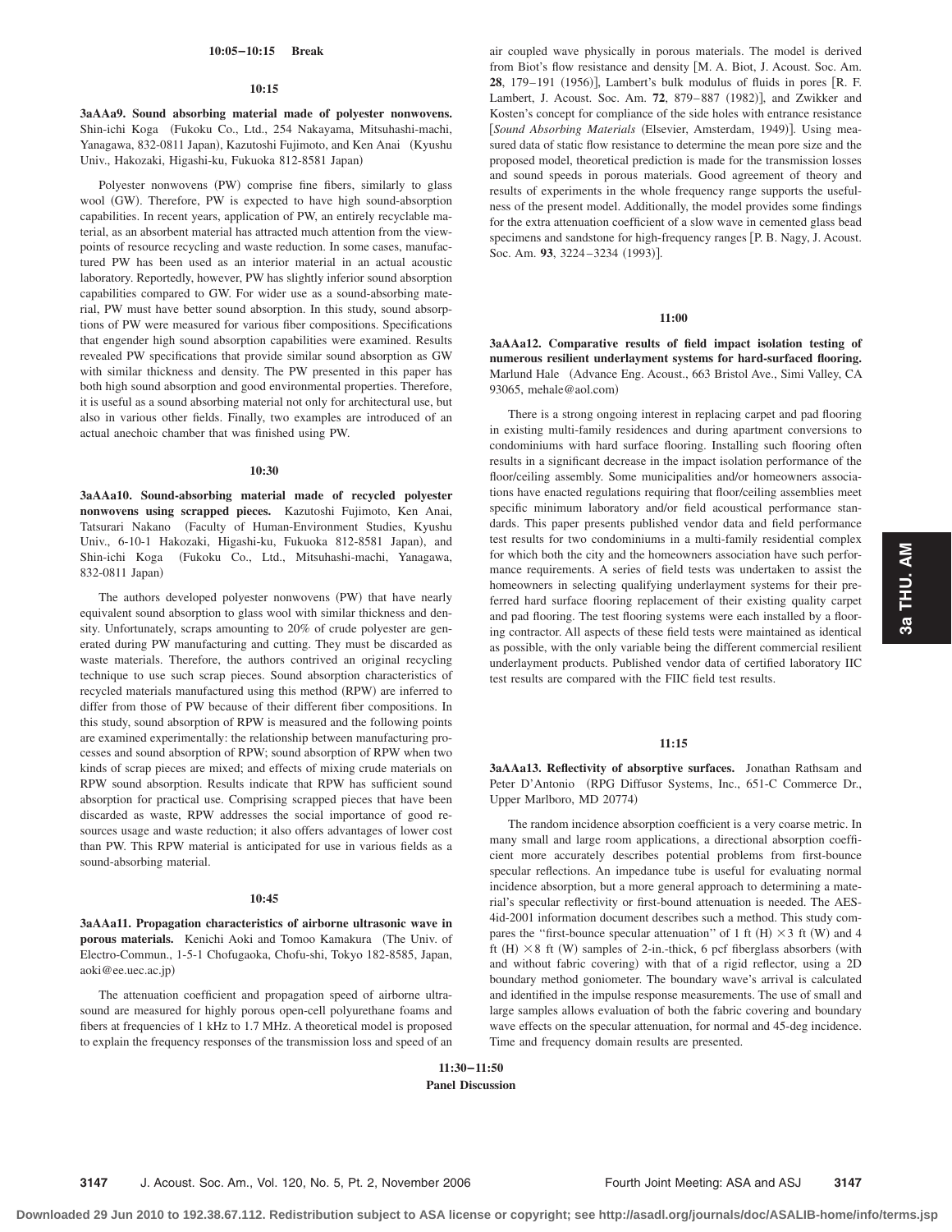**10:05–10:15 Break**

**10:15**

**3aAAa9. Sound absorbing material made of polyester nonwovens.** Shin-ichi Koga (Fukoku Co., Ltd., 254 Nakayama, Mitsuhashi-machi, Yanagawa, 832-0811 Japan), Kazutoshi Fujimoto, and Ken Anai (Kyushu Univ., Hakozaki, Higashi-ku, Fukuoka 812-8581 Japan)

Polyester nonwovens (PW) comprise fine fibers, similarly to glass wool (GW). Therefore, PW is expected to have high sound-absorption capabilities. In recent years, application of PW, an entirely recyclable material, as an absorbent material has attracted much attention from the viewpoints of resource recycling and waste reduction. In some cases, manufactured PW has been used as an interior material in an actual acoustic laboratory. Reportedly, however, PW has slightly inferior sound absorption capabilities compared to GW. For wider use as a sound-absorbing material, PW must have better sound absorption. In this study, sound absorptions of PW were measured for various fiber compositions. Specifications that engender high sound absorption capabilities were examined. Results revealed PW specifications that provide similar sound absorption as GW with similar thickness and density. The PW presented in this paper has both high sound absorption and good environmental properties. Therefore, it is useful as a sound absorbing material not only for architectural use, but also in various other fields. Finally, two examples are introduced of an actual anechoic chamber that was finished using PW.

**10:30**

**3aAAa10. Sound-absorbing material made of recycled polyester nonwovens using scrapped pieces.** Kazutoshi Fujimoto, Ken Anai, Tatsurari Nakano (Faculty of Human-Environment Studies, Kyushu Univ., 6-10-1 Hakozaki, Higashi-ku, Fukuoka 812-8581 Japan), and Shin-ichi Koga (Fukoku Co., Ltd., Mitsuhashi-machi, Yanagawa, 832-0811 Japan)

The authors developed polyester nonwovens (PW) that have nearly equivalent sound absorption to glass wool with similar thickness and density. Unfortunately, scraps amounting to 20% of crude polyester are generated during PW manufacturing and cutting. They must be discarded as waste materials. Therefore, the authors contrived an original recycling technique to use such scrap pieces. Sound absorption characteristics of recycled materials manufactured using this method (RPW) are inferred to differ from those of PW because of their different fiber compositions. In this study, sound absorption of RPW is measured and the following points are examined experimentally: the relationship between manufacturing processes and sound absorption of RPW; sound absorption of RPW when two kinds of scrap pieces are mixed; and effects of mixing crude materials on RPW sound absorption. Results indicate that RPW has sufficient sound absorption for practical use. Comprising scrapped pieces that have been discarded as waste, RPW addresses the social importance of good resources usage and waste reduction; it also offers advantages of lower cost than PW. This RPW material is anticipated for use in various fields as a sound-absorbing material.

**10:45**

**3aAAa11. Propagation characteristics of airborne ultrasonic wave in porous materials.** Kenichi Aoki and Tomoo Kamakura (The Univ. of Electro-Commun., 1-5-1 Chofugaoka, Chofu-shi, Tokyo 182-8585, Japan, aoki@ee.uec.ac.jp)

The attenuation coefficient and propagation speed of airborne ultrasound are measured for highly porous open-cell polyurethane foams and fibers at frequencies of 1 kHz to 1.7 MHz. A theoretical model is proposed to explain the frequency responses of the transmission loss and speed of an air coupled wave physically in porous materials. The model is derived from Biot's flow resistance and density [M. A. Biot, J. Acoust. Soc. Am. **28**, 179–191 (1956)], Lambert's bulk modulus of fluids in pores [R. F. Lambert, J. Acoust. Soc. Am. **72**, 879–887 (1982)], and Zwikker and Kosten's concept for compliance of the side holes with entrance resistance [*Sound Absorbing Materials* (Elsevier, Amsterdam, 1949)]. Using measured data of static flow resistance to determine the mean pore size and the proposed model, theoretical prediction is made for the transmission losses and sound speeds in porous materials. Good agreement of theory and results of experiments in the whole frequency range supports the usefulness of the present model. Additionally, the model provides some findings for the extra attenuation coefficient of a slow wave in cemented glass bead specimens and sandstone for high-frequency ranges [P. B. Nagy, J. Acoust. Soc. Am. **93**, 3224–3234 (1993)].

**11:00**

**3aAAa12. Comparative results of field impact isolation testing of numerous resilient underlayment systems for hard-surfaced flooring.** Marlund Hale (Advance Eng. Acoust., 663 Bristol Ave., Simi Valley, CA 93065, mehale@aol.com)

There is a strong ongoing interest in replacing carpet and pad flooring in existing multi-family residences and during apartment conversions to condominiums with hard surface flooring. Installing such flooring often results in a significant decrease in the impact isolation performance of the floor/ceiling assembly. Some municipalities and/or homeowners associations have enacted regulations requiring that floor/ceiling assemblies meet specific minimum laboratory and/or field acoustical performance standards. This paper presents published vendor data and field performance test results for two condominiums in a multi-family residential complex for which both the city and the homeowners association have such performance requirements. A series of field tests was undertaken to assist the homeowners in selecting qualifying underlayment systems for their preferred hard surface flooring replacement of their existing quality carpet and pad flooring. The test flooring systems were each installed by a flooring contractor. All aspects of these field tests were maintained as identical as possible, with the only variable being the different commercial resilient underlayment products. Published vendor data of certified laboratory IIC test results are compared with the FIIC field test results.

**11:15**

**3aAAa13. Reflectivity of absorptive surfaces.** Jonathan Rathsam and Peter D'Antonio (RPG Diffusor Systems, Inc., 651-C Commerce Dr., Upper Marlboro, MD 20774)

The random incidence absorption coefficient is a very coarse metric. In many small and large room applications, a directional absorption coefficient more accurately describes potential problems from first-bounce specular reflections. An impedance tube is useful for evaluating normal incidence absorption, but a more general approach to determining a material's specular reflectivity or first-bound attenuation is needed. The AES-4id-2001 information document describes such a method. This study compares the "first-bounce specular attenuation" of 1 ft (H) $\times$3 ft (W) and 4 ft (H) $\times$8 ft (W) samples of 2-in.-thick, 6 pcf fiberglass absorbers (with and without fabric covering) with that of a rigid reflector, using a 2D boundary method goniometer. The boundary wave's arrival is calculated and identified in the impulse response measurements. The use of small and large samples allows evaluation of both the fabric covering and boundary wave effects on the specular attenuation, for normal and 45-deg incidence. Time and frequency domain results are presented.

**11:30–11:50**
**Panel Discussion**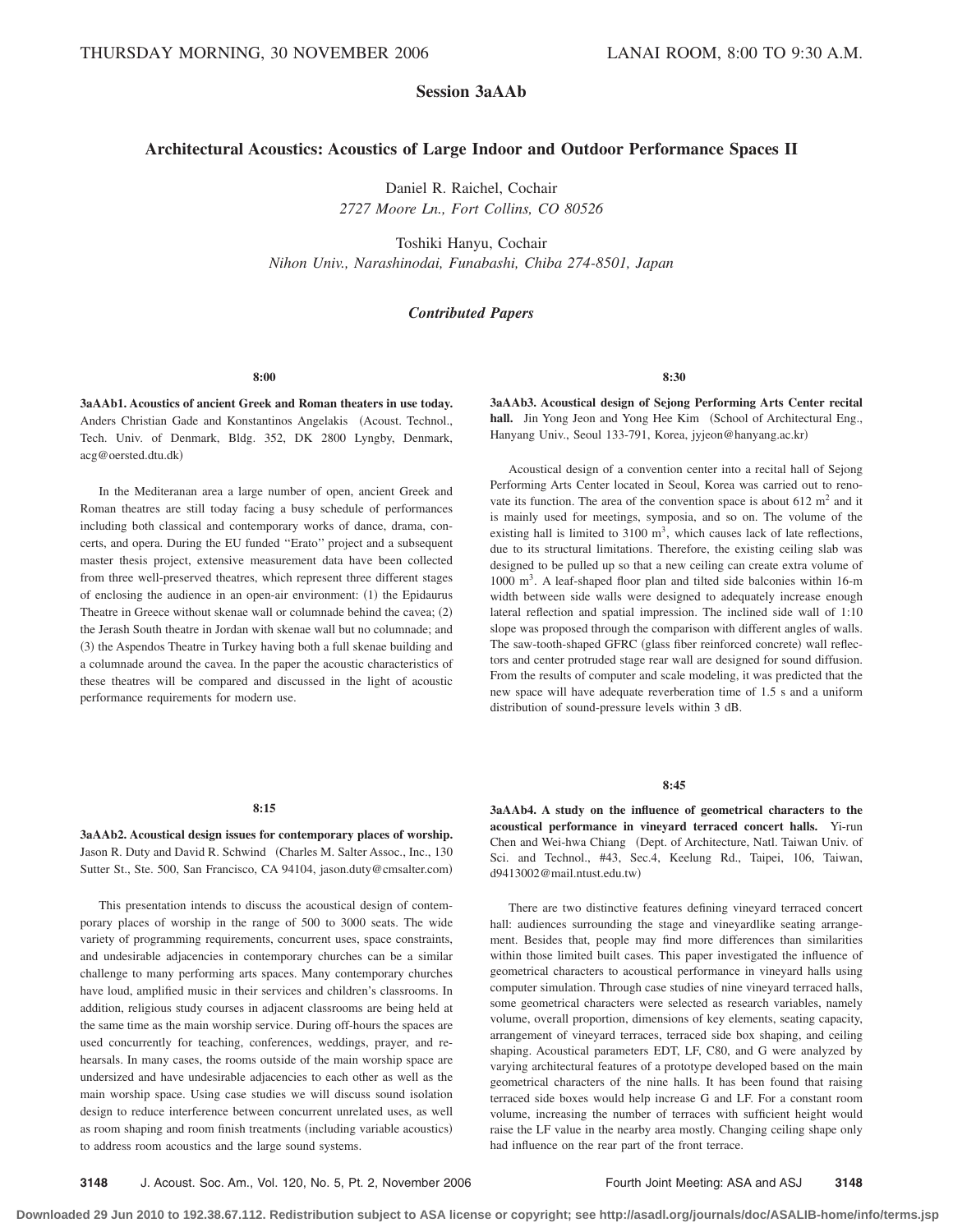THURSDAY MORNING, 30 NOVEMBER 2006 LANAI ROOM, 8:00 TO 9:30 A.M.

## Session 3aAAb

## Architectural Acoustics: Acoustics of Large Indoor and Outdoor Performance Spaces II

Daniel R. Raichel, Cochair
*2727 Moore Ln., Fort Collins, CO 80526*

Toshiki Hanyu, Cochair
*Nihon Univ., Narashinodai, Funabashi, Chiba 274-8501, Japan*

### *Contributed Papers*

**8:00**

**3aAAb1. Acoustics of ancient Greek and Roman theaters in use today.** Anders Christian Gade and Konstantinos Angelakis (Acoust. Technol., Tech. Univ. of Denmark, Bldg. 352, DK 2800 Lyngby, Denmark, acg@oersted.dtu.dk)

In the Mediteranan area a large number of open, ancient Greek and Roman theatres are still today facing a busy schedule of performances including both classical and contemporary works of dance, drama, concerts, and opera. During the EU funded "Erato" project and a subsequent master thesis project, extensive measurement data have been collected from three well-preserved theatres, which represent three different stages of enclosing the audience in an open-air environment: (1) the Epidaurus Theatre in Greece without skenae wall or columnade behind the cavea; (2) the Jerash South theatre in Jordan with skenae wall but no columnade; and (3) the Aspendos Theatre in Turkey having both a full skenae building and a columnade around the cavea. In the paper the acoustic characteristics of these theatres will be compared and discussed in the light of acoustic performance requirements for modern use.

**8:15**

**3aAAb2. Acoustical design issues for contemporary places of worship.** Jason R. Duty and David R. Schwind (Charles M. Salter Assoc., Inc., 130 Sutter St., Ste. 500, San Francisco, CA 94104, jason.duty@cmsalter.com)

This presentation intends to discuss the acoustical design of contemporary places of worship in the range of 500 to 3000 seats. The wide variety of programming requirements, concurrent uses, space constraints, and undesirable adjacencies in contemporary churches can be a similar challenge to many performing arts spaces. Many contemporary churches have loud, amplified music in their services and children's classrooms. In addition, religious study courses in adjacent classrooms are being held at the same time as the main worship service. During off-hours the spaces are used concurrently for teaching, conferences, weddings, prayer, and rehearsals. In many cases, the rooms outside of the main worship space are undersized and have undesirable adjacencies to each other as well as the main worship space. Using case studies we will discuss sound isolation design to reduce interference between concurrent unrelated uses, as well as room shaping and room finish treatments (including variable acoustics) to address room acoustics and the large sound systems.

**8:30**

**3aAAb3. Acoustical design of Sejong Performing Arts Center recital hall.** Jin Yong Jeon and Yong Hee Kim (School of Architectural Eng., Hanyang Univ., Seoul 133-791, Korea, jyjeon@hanyang.ac.kr)

Acoustical design of a convention center into a recital hall of Sejong Performing Arts Center located in Seoul, Korea was carried out to renovate its function. The area of the convention space is about 612 $m^2$ and it is mainly used for meetings, symposia, and so on. The volume of the existing hall is limited to 3100 $m^3$, which causes lack of late reflections, due to its structural limitations. Therefore, the existing ceiling slab was designed to be pulled up so that a new ceiling can create extra volume of 1000 $m^3$. A leaf-shaped floor plan and tilted side balconies within 16-m width between side walls were designed to adequately increase enough lateral reflection and spatial impression. The inclined side wall of 1:10 slope was proposed through the comparison with different angles of walls. The saw-tooth-shaped GFRC (glass fiber reinforced concrete) wall reflectors and center protruded stage rear wall are designed for sound diffusion. From the results of computer and scale modeling, it was predicted that the new space will have adequate reverberation time of 1.5 s and a uniform distribution of sound-pressure levels within 3 dB.

**8:45**

**3aAAb4. A study on the influence of geometrical characters to the acoustical performance in vineyard terraced concert halls.** Yi-run Chen and Wei-hwa Chiang (Dept. of Architecture, Natl. Taiwan Univ. of Sci. and Technol., #43, Sec.4, Keelung Rd., Taipei, 106, Taiwan, d9413002@mail.ntust.edu.tw)

There are two distinctive features defining vineyard terraced concert hall: audiences surrounding the stage and vineyardlike seating arrangement. Besides that, people may find more differences than similarities within those limited built cases. This paper investigated the influence of geometrical characters to acoustical performance in vineyard halls using computer simulation. Through case studies of nine vineyard terraced halls, some geometrical characters were selected as research variables, namely volume, overall proportion, dimensions of key elements, seating capacity, arrangement of vineyard terraces, terraced side box shaping, and ceiling shaping. Acoustical parameters EDT, LF, C80, and G were analyzed by varying architectural features of a prototype developed based on the main geometrical characters of the nine halls. It has been found that raising terraced side boxes would help increase G and LF. For a constant room volume, increasing the number of terraces with sufficient height would raise the LF value in the nearby area mostly. Changing ceiling shape only had influence on the rear part of the front terrace.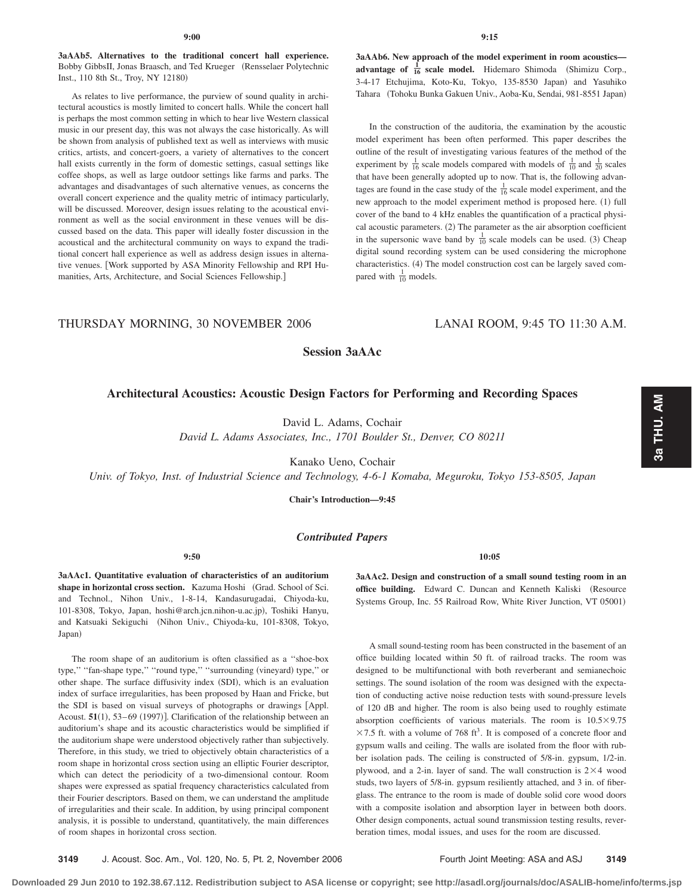**9:00**

**3aAAb5. Alternatives to the traditional concert hall experience.** Bobby GibbsII, Jonas Braasch, and Ted Krueger (Rensselaer Polytechnic Inst., 110 8th St., Troy, NY 12180)

As relates to live performance, the purview of sound quality in architectural acoustics is mostly limited to concert halls. While the concert hall is perhaps the most common setting in which to hear live Western classical music in our present day, this was not always the case historically. As will be shown from analysis of published text as well as interviews with music critics, artists, and concert-goers, a variety of alternatives to the concert hall exists currently in the form of domestic settings, casual settings like coffee shops, as well as large outdoor settings like farms and parks. The advantages and disadvantages of such alternative venues, as concerns the overall concert experience and the quality metric of intimacy particularly, will be discussed. Moreover, design issues relating to the acoustical environment as well as the social environment in these venues will be discussed based on the data. This paper will ideally foster discussion in the acoustical and the architectural community on ways to expand the traditional concert hall experience as well as address design issues in alternative venues. [Work supported by ASA Minority Fellowship and RPI Humanities, Arts, Architecture, and Social Sciences Fellowship.]

**9:15**

**3aAAb6. New approach of the model experiment in room acoustics—advantage of $\frac{1}{16}$ scale model.** Hidemaro Shimoda (Shimizu Corp., 3-4-17 Etchujima, Koto-Ku, Tokyo, 135-8530 Japan) and Yasuhiko Tahara (Tohoku Bunka Gakuen Univ., Aoba-Ku, Sendai, 981-8551 Japan)

In the construction of the auditoria, the examination by the acoustic model experiment has been often performed. This paper describes the outline of the result of investigating various features of the method of the experiment by $\frac{1}{16}$ scale models compared with models of $\frac{1}{10}$ and $\frac{1}{20}$ scales that have been generally adopted up to now. That is, the following advantages are found in the case study of the $\frac{1}{16}$ scale model experiment, and the new approach to the model experiment method is proposed here. (1) full cover of the band to 4 kHz enables the quantification of a practical physical acoustic parameters. (2) The parameter as the air absorption coefficient in the supersonic wave band by $\frac{1}{10}$ scale models can be used. (3) Cheap digital sound recording system can be used considering the microphone characteristics. (4) The model construction cost can be largely saved compared with $\frac{1}{10}$ models.

THURSDAY MORNING, 30 NOVEMBER 2006 — LANAI ROOM, 9:45 TO 11:30 A.M.

## Session 3aAAc

## Architectural Acoustics: Acoustic Design Factors for Performing and Recording Spaces

David L. Adams, Cochair
*David L. Adams Associates, Inc., 1701 Boulder St., Denver, CO 80211*

Kanako Ueno, Cochair
*Univ. of Tokyo, Inst. of Industrial Science and Technology, 4-6-1 Komaba, Meguroku, Tokyo 153-8505, Japan*

**Chair's Introduction—9:45**

### *Contributed Papers*

**9:50**

**3aAAc1. Quantitative evaluation of characteristics of an auditorium shape in horizontal cross section.** Kazuma Hoshi (Grad. School of Sci. and Technol., Nihon Univ., 1-8-14, Kandasurugadai, Chiyoda-ku, 101-8308, Tokyo, Japan, hoshi@arch.jcn.nihon-u.ac.jp), Toshiki Hanyu, and Katsuaki Sekiguchi (Nihon Univ., Chiyoda-ku, 101-8308, Tokyo, Japan)

The room shape of an auditorium is often classified as a "shoe-box type," "fan-shape type," "round type," "surrounding (vineyard) type," or other shape. The surface diffusivity index (SDI), which is an evaluation index of surface irregularities, has been proposed by Haan and Fricke, but the SDI is based on visual surveys of photographs or drawings [Appl. Acoust. **51**(1), 53–69 (1997)]. Clarification of the relationship between an auditorium's shape and its acoustic characteristics would be simplified if the auditorium shape were understood objectively rather than subjectively. Therefore, in this study, we tried to objectively obtain characteristics of a room shape in horizontal cross section using an elliptic Fourier descriptor, which can detect the periodicity of a two-dimensional contour. Room shapes were expressed as spatial frequency characteristics calculated from their Fourier descriptors. Based on them, we can understand the amplitude of irregularities and their scale. In addition, by using principal component analysis, it is possible to understand, quantitatively, the main differences of room shapes in horizontal cross section.

**10:05**

**3aAAc2. Design and construction of a small sound testing room in an office building.** Edward C. Duncan and Kenneth Kaliski (Resource Systems Group, Inc. 55 Railroad Row, White River Junction, VT 05001)

A small sound-testing room has been constructed in the basement of an office building located within 50 ft. of railroad tracks. The room was designed to be multifunctional with both reverberant and semianechoic settings. The sound isolation of the room was designed with the expectation of conducting active noise reduction tests with sound-pressure levels of 120 dB and higher. The room is also being used to roughly estimate absorption coefficients of various materials. The room is $10.5\times9.75\times7.5$ ft. with a volume of 768 ft$^3$. It is composed of a concrete floor and gypsum walls and ceiling. The walls are isolated from the floor with rubber isolation pads. The ceiling is constructed of 5/8-in. gypsum, 1/2-in. plywood, and a 2-in. layer of sand. The wall construction is $2\times4$ wood studs, two layers of 5/8-in. gypsum resiliently attached, and 3 in. of fiberglass. The entrance to the room is made of double solid core wood doors with a composite isolation and absorption layer in between both doors. Other design components, actual sound transmission testing results, reverberation times, modal issues, and uses for the room are discussed.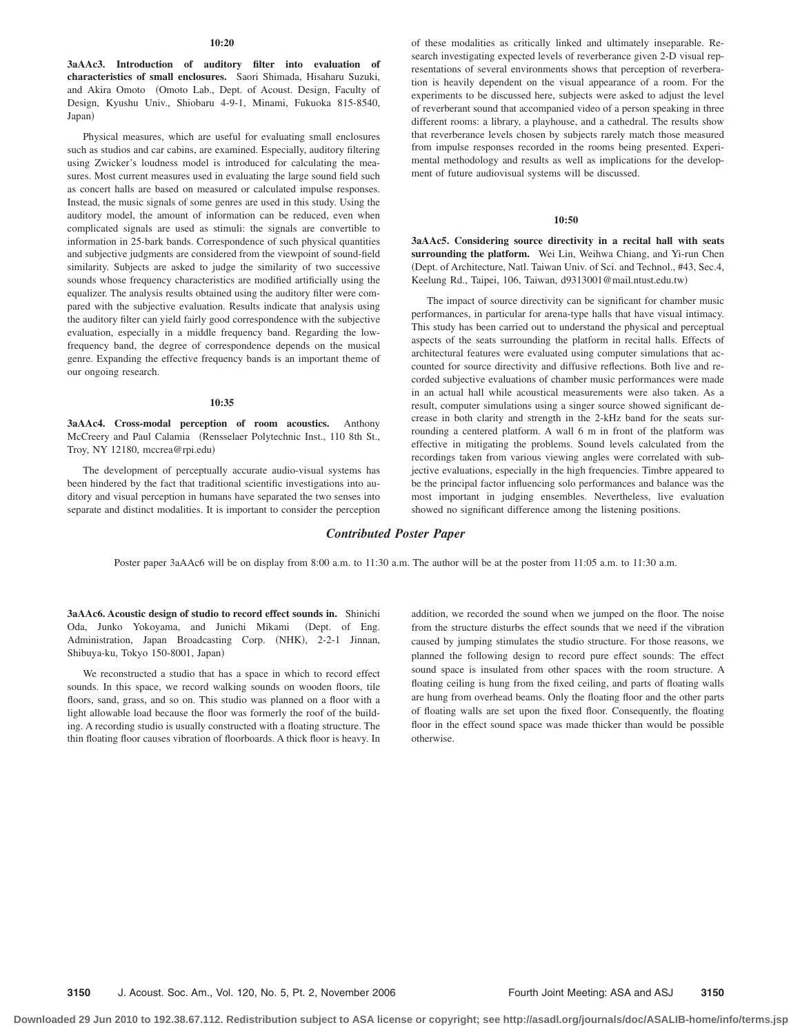**10:20**

**3aAAc3. Introduction of auditory filter into evaluation of characteristics of small enclosures.** Saori Shimada, Hisaharu Suzuki, and Akira Omoto (Omoto Lab., Dept. of Acoust. Design, Faculty of Design, Kyushu Univ., Shiobaru 4-9-1, Minami, Fukuoka 815-8540, Japan)

Physical measures, which are useful for evaluating small enclosures such as studios and car cabins, are examined. Especially, auditory filtering using Zwicker's loudness model is introduced for calculating the measures. Most current measures used in evaluating the large sound field such as concert halls are based on measured or calculated impulse responses. Instead, the music signals of some genres are used in this study. Using the auditory model, the amount of information can be reduced, even when complicated signals are used as stimuli: the signals are convertible to information in 25-bark bands. Correspondence of such physical quantities and subjective judgments are considered from the viewpoint of sound-field similarity. Subjects are asked to judge the similarity of two successive sounds whose frequency characteristics are modified artificially using the equalizer. The analysis results obtained using the auditory filter were compared with the subjective evaluation. Results indicate that analysis using the auditory filter can yield fairly good correspondence with the subjective evaluation, especially in a middle frequency band. Regarding the low-frequency band, the degree of correspondence depends on the musical genre. Expanding the effective frequency bands is an important theme of our ongoing research.

**10:35**

**3aAAc4. Cross-modal perception of room acoustics.** Anthony McCreery and Paul Calamia (Rensselaer Polytechnic Inst., 110 8th St., Troy, NY 12180, mccrea@rpi.edu)

The development of perceptually accurate audio-visual systems has been hindered by the fact that traditional scientific investigations into auditory and visual perception in humans have separated the two senses into separate and distinct modalities. It is important to consider the perception of these modalities as critically linked and ultimately inseparable. Research investigating expected levels of reverberance given 2-D visual representations of several environments shows that perception of reverberation is heavily dependent on the visual appearance of a room. For the experiments to be discussed here, subjects were asked to adjust the level of reverberant sound that accompanied video of a person speaking in three different rooms: a library, a playhouse, and a cathedral. The results show that reverberance levels chosen by subjects rarely match those measured from impulse responses recorded in the rooms being presented. Experimental methodology and results as well as implications for the development of future audiovisual systems will be discussed.

**10:50**

**3aAAc5. Considering source directivity in a recital hall with seats surrounding the platform.** Wei Lin, Weihwa Chiang, and Yi-run Chen (Dept. of Architecture, Natl. Taiwan Univ. of Sci. and Technol., #43, Sec.4, Keelung Rd., Taipei, 106, Taiwan, d9313001@mail.ntust.edu.tw)

The impact of source directivity can be significant for chamber music performances, in particular for arena-type halls that have visual intimacy. This study has been carried out to understand the physical and perceptual aspects of the seats surrounding the platform in recital halls. Effects of architectural features were evaluated using computer simulations that accounted for source directivity and diffusive reflections. Both live and recorded subjective evaluations of chamber music performances were made in an actual hall while acoustical measurements were also taken. As a result, computer simulations using a singer source showed significant decrease in both clarity and strength in the 2-kHz band for the seats surrounding a centered platform. A wall 6 m in front of the platform was effective in mitigating the problems. Sound levels calculated from the recordings taken from various viewing angles were correlated with subjective evaluations, especially in the high frequencies. Timbre appeared to be the principal factor influencing solo performances and balance was the most important in judging ensembles. Nevertheless, live evaluation showed no significant difference among the listening positions.

## *Contributed Poster Paper*

Poster paper 3aAAc6 will be on display from 8:00 a.m. to 11:30 a.m. The author will be at the poster from 11:05 a.m. to 11:30 a.m.

**3aAAc6. Acoustic design of studio to record effect sounds in.** Shinichi Oda, Junko Yokoyama, and Junichi Mikami (Dept. of Eng. Administration, Japan Broadcasting Corp. (NHK), 2-2-1 Jinnan, Shibuya-ku, Tokyo 150-8001, Japan)

We reconstructed a studio that has a space in which to record effect sounds. In this space, we record walking sounds on wooden floors, tile floors, sand, grass, and so on. This studio was planned on a floor with a light allowable load because the floor was formerly the roof of the building. A recording studio is usually constructed with a floating structure. The thin floating floor causes vibration of floorboards. A thick floor is heavy. In addition, we recorded the sound when we jumped on the floor. The noise from the structure disturbs the effect sounds that we need if the vibration caused by jumping stimulates the studio structure. For those reasons, we planned the following design to record pure effect sounds: The effect sound space is insulated from other spaces with the room structure. A floating ceiling is hung from the fixed ceiling, and parts of floating walls are hung from overhead beams. Only the floating floor and the other parts of floating walls are set upon the fixed floor. Consequently, the floating floor in the effect sound space was made thicker than would be possible otherwise.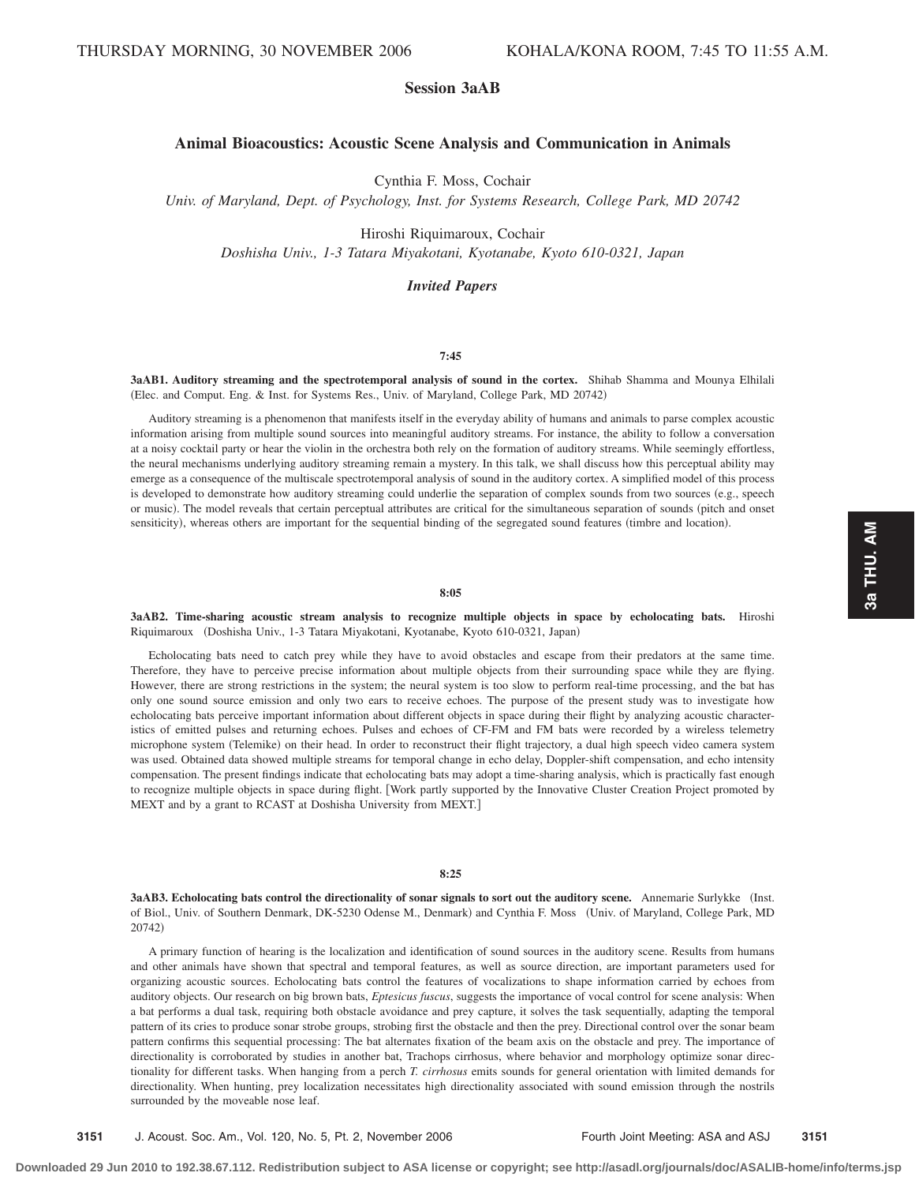## Session 3aAB

## Animal Bioacoustics: Acoustic Scene Analysis and Communication in Animals

Cynthia F. Moss, Cochair
*Univ. of Maryland, Dept. of Psychology, Inst. for Systems Research, College Park, MD 20742*

Hiroshi Riquimaroux, Cochair
*Doshisha Univ., 1-3 Tatara Miyakotani, Kyotanabe, Kyoto 610-0321, Japan*

### *Invited Papers*

**7:45**

**3aAB1. Auditory streaming and the spectrotemporal analysis of sound in the cortex.** Shihab Shamma and Mounya Elhilali (Elec. and Comput. Eng. & Inst. for Systems Res., Univ. of Maryland, College Park, MD 20742)

Auditory streaming is a phenomenon that manifests itself in the everyday ability of humans and animals to parse complex acoustic information arising from multiple sound sources into meaningful auditory streams. For instance, the ability to follow a conversation at a noisy cocktail party or hear the violin in the orchestra both rely on the formation of auditory streams. While seemingly effortless, the neural mechanisms underlying auditory streaming remain a mystery. In this talk, we shall discuss how this perceptual ability may emerge as a consequence of the multiscale spectrotemporal analysis of sound in the auditory cortex. A simplified model of this process is developed to demonstrate how auditory streaming could underlie the separation of complex sounds from two sources (e.g., speech or music). The model reveals that certain perceptual attributes are critical for the simultaneous separation of sounds (pitch and onset sensiticity), whereas others are important for the sequential binding of the segregated sound features (timbre and location).

**8:05**

**3aAB2. Time-sharing acoustic stream analysis to recognize multiple objects in space by echolocating bats.** Hiroshi Riquimaroux (Doshisha Univ., 1-3 Tatara Miyakotani, Kyotanabe, Kyoto 610-0321, Japan)

Echolocating bats need to catch prey while they have to avoid obstacles and escape from their predators at the same time. Therefore, they have to perceive precise information about multiple objects from their surrounding space while they are flying. However, there are strong restrictions in the system; the neural system is too slow to perform real-time processing, and the bat has only one sound source emission and only two ears to receive echoes. The purpose of the present study was to investigate how echolocating bats perceive important information about different objects in space during their flight by analyzing acoustic characteristics of emitted pulses and returning echoes. Pulses and echoes of CF-FM and FM bats were recorded by a wireless telemetry microphone system (Telemike) on their head. In order to reconstruct their flight trajectory, a dual high speech video camera system was used. Obtained data showed multiple streams for temporal change in echo delay, Doppler-shift compensation, and echo intensity compensation. The present findings indicate that echolocating bats may adopt a time-sharing analysis, which is practically fast enough to recognize multiple objects in space during flight. [Work partly supported by the Innovative Cluster Creation Project promoted by MEXT and by a grant to RCAST at Doshisha University from MEXT.]

**8:25**

**3aAB3. Echolocating bats control the directionality of sonar signals to sort out the auditory scene.** Annemarie Surlykke (Inst. of Biol., Univ. of Southern Denmark, DK-5230 Odense M., Denmark) and Cynthia F. Moss (Univ. of Maryland, College Park, MD 20742)

A primary function of hearing is the localization and identification of sound sources in the auditory scene. Results from humans and other animals have shown that spectral and temporal features, as well as source direction, are important parameters used for organizing acoustic sources. Echolocating bats control the features of vocalizations to shape information carried by echoes from auditory objects. Our research on big brown bats, *Eptesicus fuscus*, suggests the importance of vocal control for scene analysis: When a bat performs a dual task, requiring both obstacle avoidance and prey capture, it solves the task sequentially, adapting the temporal pattern of its cries to produce sonar strobe groups, strobing first the obstacle and then the prey. Directional control over the sonar beam pattern confirms this sequential processing: The bat alternates fixation of the beam axis on the obstacle and prey. The importance of directionality is corroborated by studies in another bat, Trachops cirrhosus, where behavior and morphology optimize sonar directionality for different tasks. When hanging from a perch *T. cirrhosus* emits sounds for general orientation with limited demands for directionality. When hunting, prey localization necessitates high directionality associated with sound emission through the nostrils surrounded by the moveable nose leaf.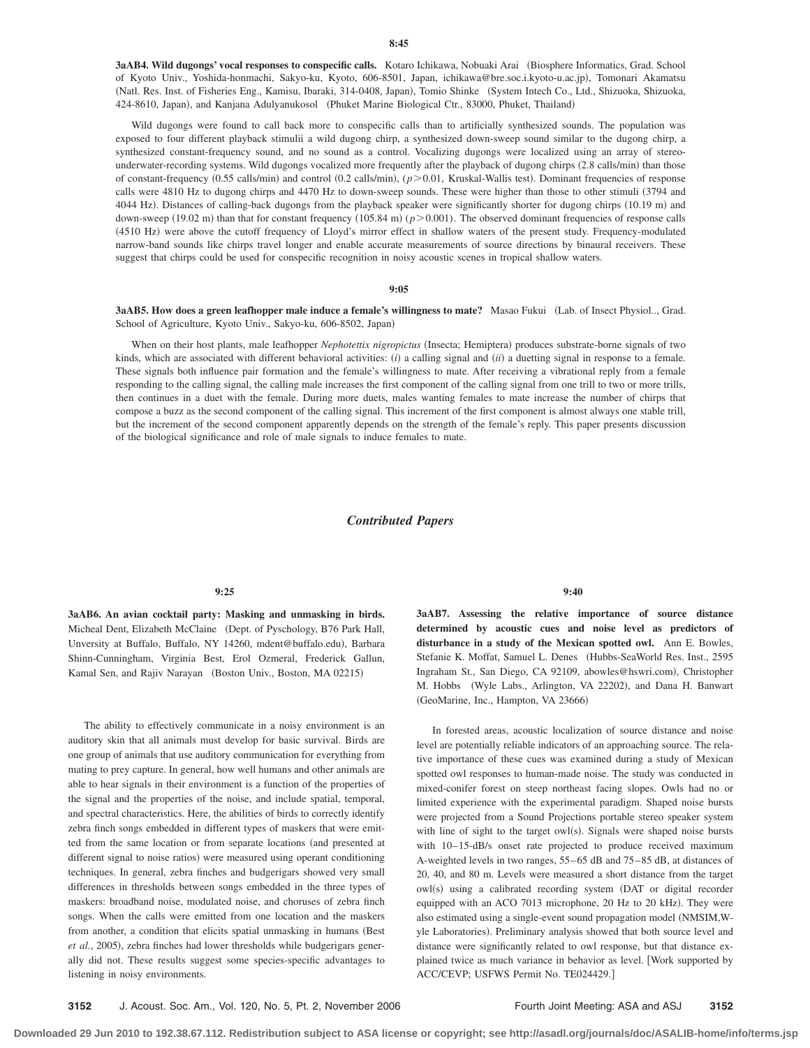**8:45**

**3aAB4. Wild dugongs' vocal responses to conspecific calls.** Kotaro Ichikawa, Nobuaki Arai (Biosphere Informatics, Grad. School of Kyoto Univ., Yoshida-honmachi, Sakyo-ku, Kyoto, 606-8501, Japan, ichikawa@bre.soc.i.kyoto-u.ac.jp), Tomonari Akamatsu (Natl. Res. Inst. of Fisheries Eng., Kamisu, Ibaraki, 314-0408, Japan), Tomio Shinke (System Intech Co., Ltd., Shizuoka, Shizuoka, 424-8610, Japan), and Kanjana Adulyanukosol (Phuket Marine Biological Ctr., 83000, Phuket, Thailand)

Wild dugongs were found to call back more to conspecific calls than to artificially synthesized sounds. The population was exposed to four different playback stimulii a wild dugong chirp, a synthesized down-sweep sound similar to the dugong chirp, a synthesized constant-frequency sound, and no sound as a control. Vocalizing dugongs were localized using an array of stereo-underwater-recording systems. Wild dugongs vocalized more frequently after the playback of dugong chirps (2.8 calls/min) than those of constant-frequency (0.55 calls/min) and control (0.2 calls/min), ($p > 0.01$, Kruskal-Wallis test). Dominant frequencies of response calls were 4810 Hz to dugong chirps and 4470 Hz to down-sweep sounds. These were higher than those to other stimuli (3794 and 4044 Hz). Distances of calling-back dugongs from the playback speaker were significantly shorter for dugong chirps (10.19 m) and down-sweep (19.02 m) than that for constant frequency (105.84 m) ($p > 0.001$). The observed dominant frequencies of response calls (4510 Hz) were above the cutoff frequency of Lloyd's mirror effect in shallow waters of the present study. Frequency-modulated narrow-band sounds like chirps travel longer and enable accurate measurements of source directions by binaural receivers. These suggest that chirps could be used for conspecific recognition in noisy acoustic scenes in tropical shallow waters.

**9:05**

**3aAB5. How does a green leafhopper male induce a female's willingness to mate?** Masao Fukui (Lab. of Insect Physiol.., Grad. School of Agriculture, Kyoto Univ., Sakyo-ku, 606-8502, Japan)

When on their host plants, male leafhopper *Nephotettix nigropictus* (Insecta; Hemiptera) produces substrate-borne signals of two kinds, which are associated with different behavioral activities: (*i*) a calling signal and (*ii*) a duetting signal in response to a female. These signals both influence pair formation and the female's willingness to mate. After receiving a vibrational reply from a female responding to the calling signal, the calling male increases the first component of the calling signal from one trill to two or more trills, then continues in a duet with the female. During more duets, males wanting females to mate increase the number of chirps that compose a buzz as the second component of the calling signal. This increment of the first component is almost always one stable trill, but the increment of the second component apparently depends on the strength of the female's reply. This paper presents discussion of the biological significance and role of male signals to induce females to mate.

## *Contributed Papers*

**9:25**

**3aAB6. An avian cocktail party: Masking and unmasking in birds.** Micheal Dent, Elizabeth McClaine (Dept. of Pyschology, B76 Park Hall, Unversity at Buffalo, Buffalo, NY 14260, mdent@buffalo.edu), Barbara Shinn-Cunningham, Virginia Best, Erol Ozmeral, Frederick Gallun, Kamal Sen, and Rajiv Narayan (Boston Univ., Boston, MA 02215)

The ability to effectively communicate in a noisy environment is an auditory skin that all animals must develop for basic survival. Birds are one group of animals that use auditory communication for everything from mating to prey capture. In general, how well humans and other animals are able to hear signals in their environment is a function of the properties of the signal and the properties of the noise, and include spatial, temporal, and spectral characteristics. Here, the abilities of birds to correctly identify zebra finch songs embedded in different types of maskers that were emitted from the same location or from separate locations (and presented at different signal to noise ratios) were measured using operant conditioning techniques. In general, zebra finches and budgerigars showed very small differences in thresholds between songs embedded in the three types of maskers: broadband noise, modulated noise, and choruses of zebra finch songs. When the calls were emitted from one location and the maskers from another, a condition that elicits spatial unmasking in humans (Best *et al.*, 2005), zebra finches had lower thresholds while budgerigars generally did not. These results suggest some species-specific advantages to listening in noisy environments.

**9:40**

**3aAB7. Assessing the relative importance of source distance determined by acoustic cues and noise level as predictors of disturbance in a study of the Mexican spotted owl.** Ann E. Bowles, Stefanie K. Moffat, Samuel L. Denes (Hubbs-SeaWorld Res. Inst., 2595 Ingraham St., San Diego, CA 92109, abowles@hswri.com), Christopher M. Hobbs (Wyle Labs., Arlington, VA 22202), and Dana H. Banwart (GeoMarine, Inc., Hampton, VA 23666)

In forested areas, acoustic localization of source distance and noise level are potentially reliable indicators of an approaching source. The relative importance of these cues was examined during a study of Mexican spotted owl responses to human-made noise. The study was conducted in mixed-conifer forest on steep northeast facing slopes. Owls had no or limited experience with the experimental paradigm. Shaped noise bursts were projected from a Sound Projections portable stereo speaker system with line of sight to the target owl(s). Signals were shaped noise bursts with 10–15-dB/s onset rate projected to produce received maximum A-weighted levels in two ranges, 55–65 dB and 75–85 dB, at distances of 20, 40, and 80 m. Levels were measured a short distance from the target owl(s) using a calibrated recording system (DAT or digital recorder equipped with an ACO 7013 microphone, 20 Hz to 20 kHz). They were also estimated using a single-event sound propagation model (NMSIM,Wyle Laboratories). Preliminary analysis showed that both source level and distance were significantly related to owl response, but that distance explained twice as much variance in behavior as level. [Work supported by ACC/CEVP; USFWS Permit No. TE024429.]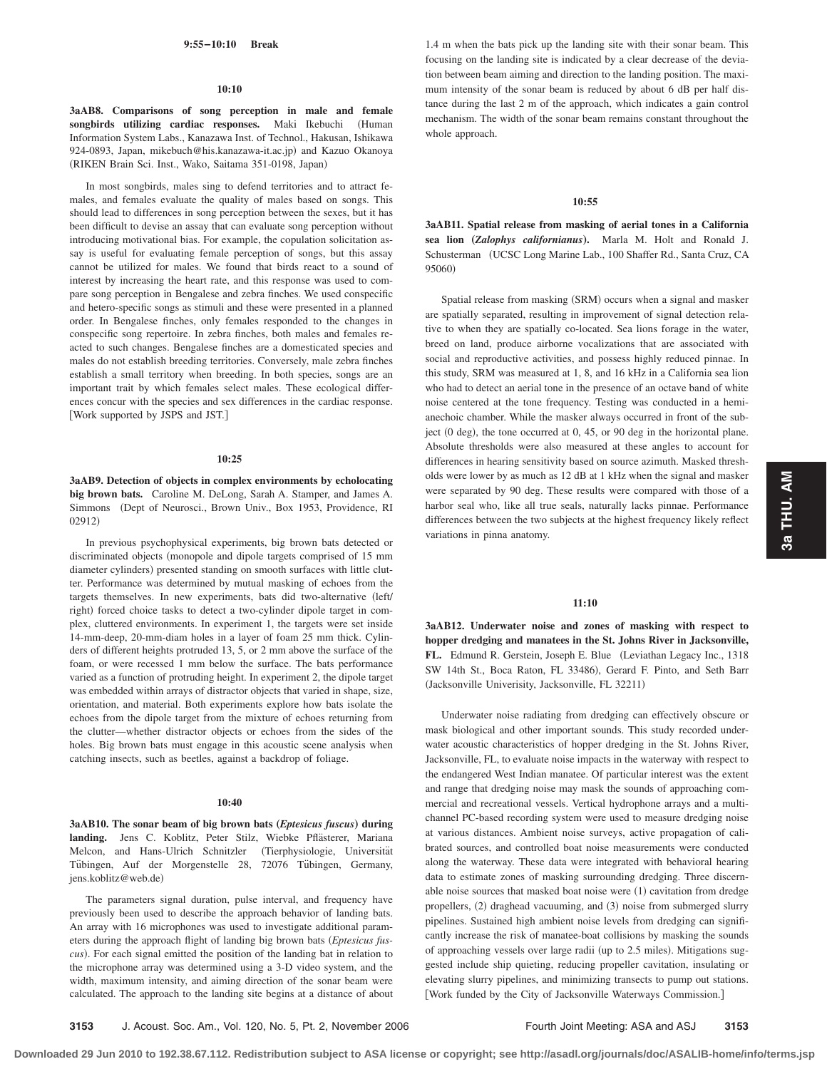**9:55–10:10 Break**

**10:10**

**3aAB8. Comparisons of song perception in male and female songbirds utilizing cardiac responses.** Maki Ikebuchi (Human Information System Labs., Kanazawa Inst. of Technol., Hakusan, Ishikawa 924-0893, Japan, mikebuch@his.kanazawa-it.ac.jp) and Kazuo Okanoya (RIKEN Brain Sci. Inst., Wako, Saitama 351-0198, Japan)

In most songbirds, males sing to defend territories and to attract females, and females evaluate the quality of males based on songs. This should lead to differences in song perception between the sexes, but it has been difficult to devise an assay that can evaluate song perception without introducing motivational bias. For example, the copulation solicitation assay is useful for evaluating female perception of songs, but this assay cannot be utilized for males. We found that birds react to a sound of interest by increasing the heart rate, and this response was used to compare song perception in Bengalese and zebra finches. We used conspecific and hetero-specific songs as stimuli and these were presented in a planned order. In Bengalese finches, only females responded to the changes in conspecific song repertoire. In zebra finches, both males and females reacted to such changes. Bengalese finches are a domesticated species and males do not establish breeding territories. Conversely, male zebra finches establish a small territory when breeding. In both species, songs are an important trait by which females select males. These ecological differences concur with the species and sex differences in the cardiac response. [Work supported by JSPS and JST.]

**10:25**

**3aAB9. Detection of objects in complex environments by echolocating big brown bats.** Caroline M. DeLong, Sarah A. Stamper, and James A. Simmons (Dept of Neurosci., Brown Univ., Box 1953, Providence, RI 02912)

In previous psychophysical experiments, big brown bats detected or discriminated objects (monopole and dipole targets comprised of 15 mm diameter cylinders) presented standing on smooth surfaces with little clutter. Performance was determined by mutual masking of echoes from the targets themselves. In new experiments, bats did two-alternative (left/right) forced choice tasks to detect a two-cylinder dipole target in complex, cluttered environments. In experiment 1, the targets were set inside 14-mm-deep, 20-mm-diam holes in a layer of foam 25 mm thick. Cylinders of different heights protruded 13, 5, or 2 mm above the surface of the foam, or were recessed 1 mm below the surface. The bats performance varied as a function of protruding height. In experiment 2, the dipole target was embedded within arrays of distractor objects that varied in shape, size, orientation, and material. Both experiments explore how bats isolate the echoes from the dipole target from the mixture of echoes returning from the clutter—whether distractor objects or echoes from the sides of the holes. Big brown bats must engage in this acoustic scene analysis when catching insects, such as beetles, against a backdrop of foliage.

**10:40**

**3aAB10. The sonar beam of big brown bats (*Eptesicus fuscus*) during landing.** Jens C. Koblitz, Peter Stilz, Wiebke Pflästerer, Mariana Melcon, and Hans-Ulrich Schnitzler (Tierphysiologie, Universität Tübingen, Auf der Morgenstelle 28, 72076 Tübingen, Germany, jens.koblitz@web.de)

The parameters signal duration, pulse interval, and frequency have previously been used to describe the approach behavior of landing bats. An array with 16 microphones was used to investigate additional parameters during the approach flight of landing big brown bats (*Eptesicus fuscus*). For each signal emitted the position of the landing bat in relation to the microphone array was determined using a 3-D video system, and the width, maximum intensity, and aiming direction of the sonar beam were calculated. The approach to the landing site begins at a distance of about 1.4 m when the bats pick up the landing site with their sonar beam. This focusing on the landing site is indicated by a clear decrease of the deviation between beam aiming and direction to the landing position. The maximum intensity of the sonar beam is reduced by about 6 dB per half distance during the last 2 m of the approach, which indicates a gain control mechanism. The width of the sonar beam remains constant throughout the whole approach.

**10:55**

**3aAB11. Spatial release from masking of aerial tones in a California sea lion (*Zalophys californianus*).** Marla M. Holt and Ronald J. Schusterman (UCSC Long Marine Lab., 100 Shaffer Rd., Santa Cruz, CA 95060)

Spatial release from masking (SRM) occurs when a signal and masker are spatially separated, resulting in improvement of signal detection relative to when they are spatially co-located. Sea lions forage in the water, breed on land, produce airborne vocalizations that are associated with social and reproductive activities, and possess highly reduced pinnae. In this study, SRM was measured at 1, 8, and 16 kHz in a California sea lion who had to detect an aerial tone in the presence of an octave band of white noise centered at the tone frequency. Testing was conducted in a hemi-anechoic chamber. While the masker always occurred in front of the subject (0 deg), the tone occurred at 0, 45, or 90 deg in the horizontal plane. Absolute thresholds were also measured at these angles to account for differences in hearing sensitivity based on source azimuth. Masked thresholds were lower by as much as 12 dB at 1 kHz when the signal and masker were separated by 90 deg. These results were compared with those of a harbor seal who, like all true seals, naturally lacks pinnae. Performance differences between the two subjects at the highest frequency likely reflect variations in pinna anatomy.

**11:10**

**3aAB12. Underwater noise and zones of masking with respect to hopper dredging and manatees in the St. Johns River in Jacksonville, FL.** Edmund R. Gerstein, Joseph E. Blue (Leviathan Legacy Inc., 1318 SW 14th St., Boca Raton, FL 33486), Gerard F. Pinto, and Seth Barr (Jacksonville Univerisity, Jacksonville, FL 32211)

Underwater noise radiating from dredging can effectively obscure or mask biological and other important sounds. This study recorded underwater acoustic characteristics of hopper dredging in the St. Johns River, Jacksonville, FL, to evaluate noise impacts in the waterway with respect to the endangered West Indian manatee. Of particular interest was the extent and range that dredging noise may mask the sounds of approaching commercial and recreational vessels. Vertical hydrophone arrays and a multichannel PC-based recording system were used to measure dredging noise at various distances. Ambient noise surveys, active propagation of calibrated sources, and controlled boat noise measurements were conducted along the waterway. These data were integrated with behavioral hearing data to estimate zones of masking surrounding dredging. Three discernable noise sources that masked boat noise were (1) cavitation from dredge propellers, (2) draghead vacuuming, and (3) noise from submerged slurry pipelines. Sustained high ambient noise levels from dredging can significantly increase the risk of manatee-boat collisions by masking the sounds of approaching vessels over large radii (up to 2.5 miles). Mitigations suggested include ship quieting, reducing propeller cavitation, insulating or elevating slurry pipelines, and minimizing transects to pump out stations. [Work funded by the City of Jacksonville Waterways Commission.]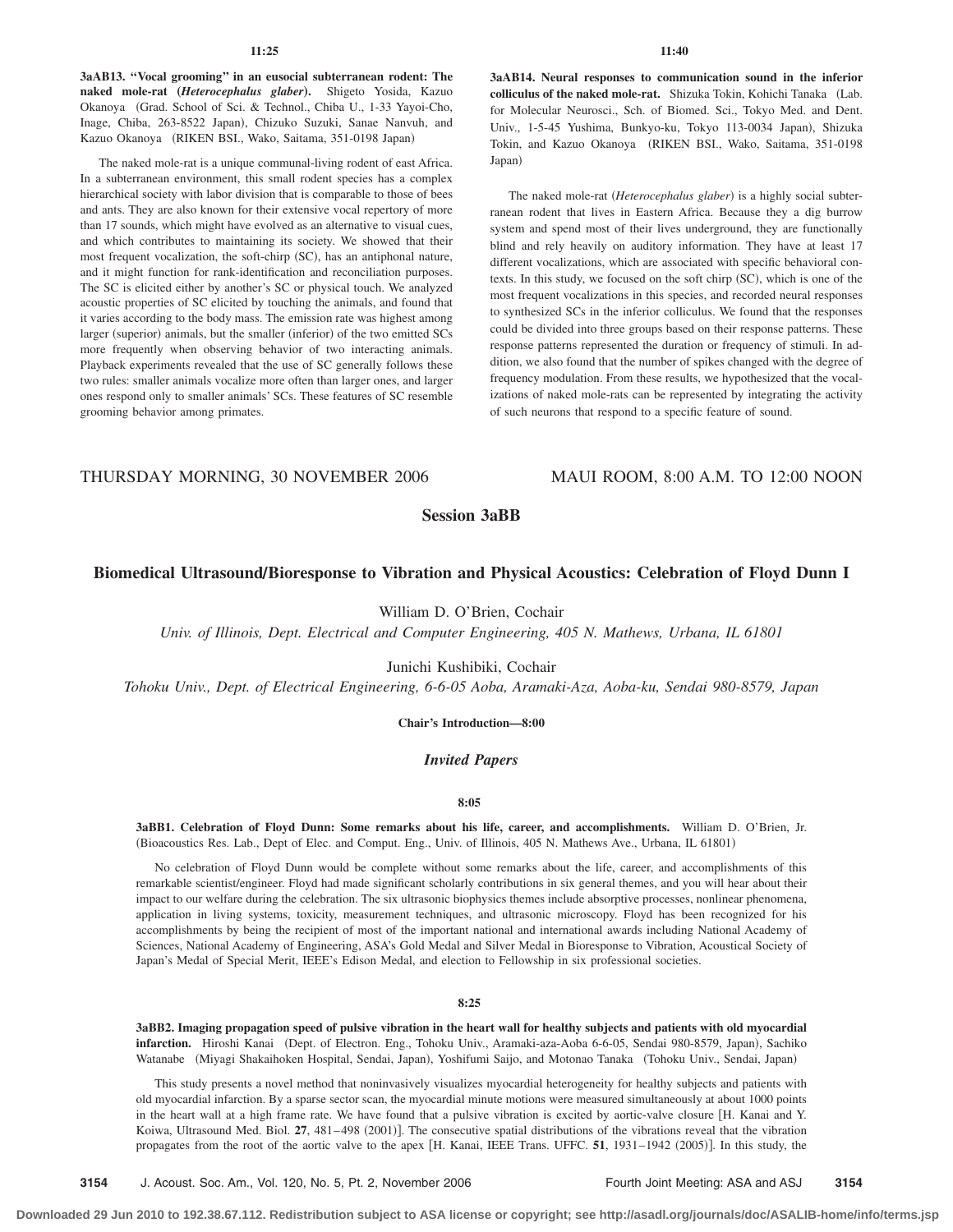**11:25**

**3aAB13. "Vocal grooming" in an eusocial subterranean rodent: The naked mole-rat (*Heterocephalus glaber*).** Shigeto Yosida, Kazuo Okanoya (Grad. School of Sci. & Technol., Chiba U., 1-33 Yayoi-Cho, Inage, Chiba, 263-8522 Japan), Chizuko Suzuki, Sanae Nanvuh, and Kazuo Okanoya (RIKEN BSI., Wako, Saitama, 351-0198 Japan)

The naked mole-rat is a unique communal-living rodent of east Africa. In a subterranean environment, this small rodent species has a complex hierarchical society with labor division that is comparable to those of bees and ants. They are also known for their extensive vocal repertory of more than 17 sounds, which might have evolved as an alternative to visual cues, and which contributes to maintaining its society. We showed that their most frequent vocalization, the soft-chirp (SC), has an antiphonal nature, and it might function for rank-identification and reconciliation purposes. The SC is elicited either by another's SC or physical touch. We analyzed acoustic properties of SC elicited by touching the animals, and found that it varies according to the body mass. The emission rate was highest among larger (superior) animals, but the smaller (inferior) of the two emitted SCs more frequently when observing behavior of two interacting animals. Playback experiments revealed that the use of SC generally follows these two rules: smaller animals vocalize more often than larger ones, and larger ones respond only to smaller animals' SCs. These features of SC resemble grooming behavior among primates.

**11:40**

**3aAB14. Neural responses to communication sound in the inferior colliculus of the naked mole-rat.** Shizuka Tokin, Kohichi Tanaka (Lab. for Molecular Neurosci., Sch. of Biomed. Sci., Tokyo Med. and Dent. Univ., 1-5-45 Yushima, Bunkyo-ku, Tokyo 113-0034 Japan), Shizuka Tokin, and Kazuo Okanoya (RIKEN BSI., Wako, Saitama, 351-0198 Japan)

The naked mole-rat (*Heterocephalus glaber*) is a highly social subterranean rodent that lives in Eastern Africa. Because they a dig burrow system and spend most of their lives underground, they are functionally blind and rely heavily on auditory information. They have at least 17 different vocalizations, which are associated with specific behavioral contexts. In this study, we focused on the soft chirp (SC), which is one of the most frequent vocalizations in this species, and recorded neural responses to synthesized SCs in the inferior colliculus. We found that the responses could be divided into three groups based on their response patterns. These response patterns represented the duration or frequency of stimuli. In addition, we also found that the number of spikes changed with the degree of frequency modulation. From these results, we hypothesized that the vocalizations of naked mole-rats can be represented by integrating the activity of such neurons that respond to a specific feature of sound.

THURSDAY MORNING, 30 NOVEMBER 2006 — MAUI ROOM, 8:00 A.M. TO 12:00 NOON

## Session 3aBB

## Biomedical Ultrasound/Bioresponse to Vibration and Physical Acoustics: Celebration of Floyd Dunn I

William D. O'Brien, Cochair
*Univ. of Illinois, Dept. Electrical and Computer Engineering, 405 N. Mathews, Urbana, IL 61801*

Junichi Kushibiki, Cochair
*Tohoku Univ., Dept. of Electrical Engineering, 6-6-05 Aoba, Aramaki-Aza, Aoba-ku, Sendai 980-8579, Japan*

**Chair's Introduction—8:00**

### *Invited Papers*

**8:05**

**3aBB1. Celebration of Floyd Dunn: Some remarks about his life, career, and accomplishments.** William D. O'Brien, Jr. (Bioacoustics Res. Lab., Dept of Elec. and Comput. Eng., Univ. of Illinois, 405 N. Mathews Ave., Urbana, IL 61801)

No celebration of Floyd Dunn would be complete without some remarks about the life, career, and accomplishments of this remarkable scientist/engineer. Floyd had made significant scholarly contributions in six general themes, and you will hear about their impact to our welfare during the celebration. The six ultrasonic biophysics themes include absorptive processes, nonlinear phenomena, application in living systems, toxicity, measurement techniques, and ultrasonic microscopy. Floyd has been recognized for his accomplishments by being the recipient of most of the important national and international awards including National Academy of Sciences, National Academy of Engineering, ASA's Gold Medal and Silver Medal in Bioresponse to Vibration, Acoustical Society of Japan's Medal of Special Merit, IEEE's Edison Medal, and election to Fellowship in six professional societies.

**8:25**

**3aBB2. Imaging propagation speed of pulsive vibration in the heart wall for healthy subjects and patients with old myocardial infarction.** Hiroshi Kanai (Dept. of Electron. Eng., Tohoku Univ., Aramaki-aza-Aoba 6-6-05, Sendai 980-8579, Japan), Sachiko Watanabe (Miyagi Shakaihoken Hospital, Sendai, Japan), Yoshifumi Saijo, and Motonao Tanaka (Tohoku Univ., Sendai, Japan)

This study presents a novel method that noninvasively visualizes myocardial heterogeneity for healthy subjects and patients with old myocardial infarction. By a sparse sector scan, the myocardial minute motions were measured simultaneously at about 1000 points in the heart wall at a high frame rate. We have found that a pulsive vibration is excited by aortic-valve closure [H. Kanai and Y. Koiwa, Ultrasound Med. Biol. **27**, 481–498 (2001)]. The consecutive spatial distributions of the vibrations reveal that the vibration propagates from the root of the aortic valve to the apex [H. Kanai, IEEE Trans. UFFC. **51**, 1931–1942 (2005)]. In this study, the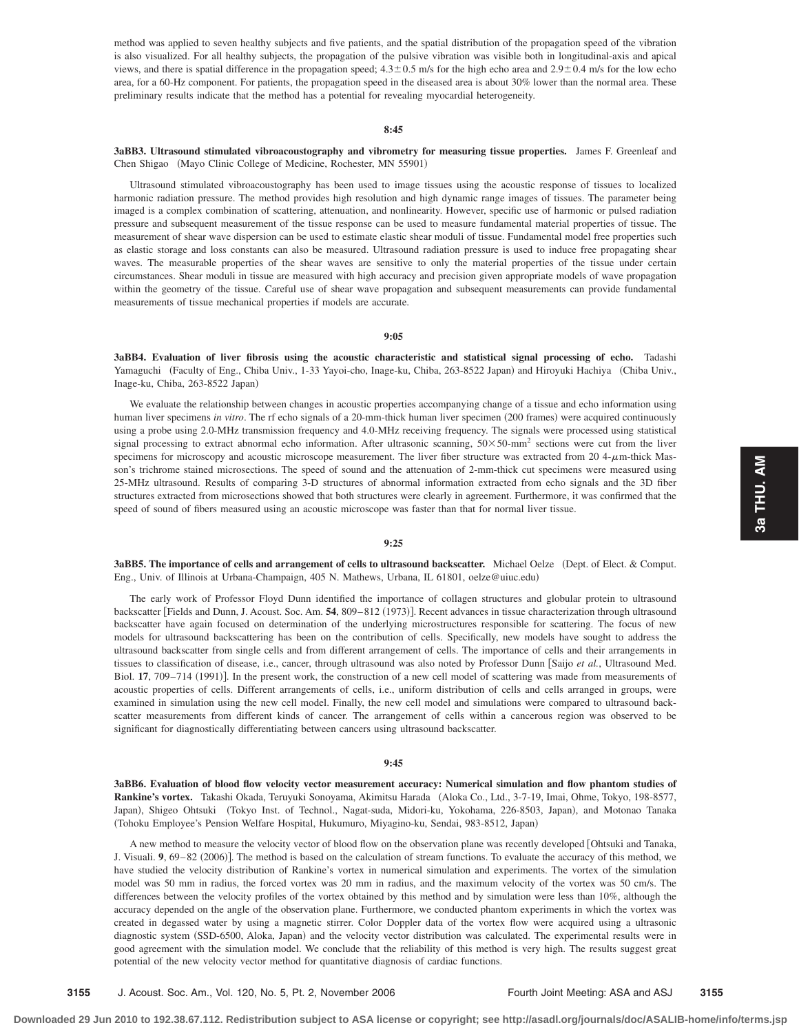method was applied to seven healthy subjects and five patients, and the spatial distribution of the propagation speed of the vibration is also visualized. For all healthy subjects, the propagation of the pulsive vibration was visible both in longitudinal-axis and apical views, and there is spatial difference in the propagation speed; $4.3 \pm 0.5$ m/s for the high echo area and $2.9 \pm 0.4$ m/s for the low echo area, for a 60-Hz component. For patients, the propagation speed in the diseased area is about 30% lower than the normal area. These preliminary results indicate that the method has a potential for revealing myocardial heterogeneity.

**8:45**

**3aBB3. Ultrasound stimulated vibroacoustography and vibrometry for measuring tissue properties.** James F. Greenleaf and Chen Shigao (Mayo Clinic College of Medicine, Rochester, MN 55901)

Ultrasound stimulated vibroacoustography has been used to image tissues using the acoustic response of tissues to localized harmonic radiation pressure. The method provides high resolution and high dynamic range images of tissues. The parameter being imaged is a complex combination of scattering, attenuation, and nonlinearity. However, specific use of harmonic or pulsed radiation pressure and subsequent measurement of the tissue response can be used to measure fundamental material properties of tissue. The measurement of shear wave dispersion can be used to estimate elastic shear moduli of tissue. Fundamental model free properties such as elastic storage and loss constants can also be measured. Ultrasound radiation pressure is used to induce free propagating shear waves. The measurable properties of the shear waves are sensitive to only the material properties of the tissue under certain circumstances. Shear moduli in tissue are measured with high accuracy and precision given appropriate models of wave propagation within the geometry of the tissue. Careful use of shear wave propagation and subsequent measurements can provide fundamental measurements of tissue mechanical properties if models are accurate.

**9:05**

**3aBB4. Evaluation of liver fibrosis using the acoustic characteristic and statistical signal processing of echo.** Tadashi Yamaguchi (Faculty of Eng., Chiba Univ., 1-33 Yayoi-cho, Inage-ku, Chiba, 263-8522 Japan) and Hiroyuki Hachiya (Chiba Univ., Inage-ku, Chiba, 263-8522 Japan)

We evaluate the relationship between changes in acoustic properties accompanying change of a tissue and echo information using human liver specimens *in vitro*. The rf echo signals of a 20-mm-thick human liver specimen (200 frames) were acquired continuously using a probe using 2.0-MHz transmission frequency and 4.0-MHz receiving frequency. The signals were processed using statistical signal processing to extract abnormal echo information. After ultrasonic scanning, $50 \times 50$-mm$^2$ sections were cut from the liver specimens for microscopy and acoustic microscope measurement. The liver fiber structure was extracted from 20 4-$\mu$m-thick Masson's trichrome stained microsections. The speed of sound and the attenuation of 2-mm-thick cut specimens were measured using 25-MHz ultrasound. Results of comparing 3-D structures of abnormal information extracted from echo signals and the 3D fiber structures extracted from microsections showed that both structures were clearly in agreement. Furthermore, it was confirmed that the speed of sound of fibers measured using an acoustic microscope was faster than that for normal liver tissue.

**9:25**

**3aBB5. The importance of cells and arrangement of cells to ultrasound backscatter.** Michael Oelze (Dept. of Elect. & Comput. Eng., Univ. of Illinois at Urbana-Champaign, 405 N. Mathews, Urbana, IL 61801, oelze@uiuc.edu)

The early work of Professor Floyd Dunn identified the importance of collagen structures and globular protein to ultrasound backscatter [Fields and Dunn, J. Acoust. Soc. Am. **54**, 809–812 (1973)]. Recent advances in tissue characterization through ultrasound backscatter have again focused on determination of the underlying microstructures responsible for scattering. The focus of new models for ultrasound backscattering has been on the contribution of cells. Specifically, new models have sought to address the ultrasound backscatter from single cells and from different arrangement of cells. The importance of cells and their arrangements in tissues to classification of disease, i.e., cancer, through ultrasound was also noted by Professor Dunn [Saijo *et al.*, Ultrasound Med. Biol. **17**, 709–714 (1991)]. In the present work, the construction of a new cell model of scattering was made from measurements of acoustic properties of cells. Different arrangements of cells, i.e., uniform distribution of cells and cells arranged in groups, were examined in simulation using the new cell model. Finally, the new cell model and simulations were compared to ultrasound backscatter measurements from different kinds of cancer. The arrangement of cells within a cancerous region was observed to be significant for diagnostically differentiating between cancers using ultrasound backscatter.

**9:45**

**3aBB6. Evaluation of blood flow velocity vector measurement accuracy: Numerical simulation and flow phantom studies of Rankine's vortex.** Takashi Okada, Teruyuki Sonoyama, Akimitsu Harada (Aloka Co., Ltd., 3-7-19, Imai, Ohme, Tokyo, 198-8577, Japan), Shigeo Ohtsuki (Tokyo Inst. of Technol., Nagat-suda, Midori-ku, Yokohama, 226-8503, Japan), and Motonao Tanaka (Tohoku Employee's Pension Welfare Hospital, Hukumuro, Miyagino-ku, Sendai, 983-8512, Japan)

A new method to measure the velocity vector of blood flow on the observation plane was recently developed [Ohtsuki and Tanaka, J. Visuali. **9**, 69–82 (2006)]. The method is based on the calculation of stream functions. To evaluate the accuracy of this method, we have studied the velocity distribution of Rankine's vortex in numerical simulation and experiments. The vortex of the simulation model was 50 mm in radius, the forced vortex was 20 mm in radius, and the maximum velocity of the vortex was 50 cm/s. The differences between the velocity profiles of the vortex obtained by this method and by simulation were less than 10%, although the accuracy depended on the angle of the observation plane. Furthermore, we conducted phantom experiments in which the vortex was created in degassed water by using a magnetic stirrer. Color Doppler data of the vortex flow were acquired using a ultrasonic diagnostic system (SSD-6500, Aloka, Japan) and the velocity vector distribution was calculated. The experimental results were in good agreement with the simulation model. We conclude that the reliability of this method is very high. The results suggest great potential of the new velocity vector method for quantitative diagnosis of cardiac functions.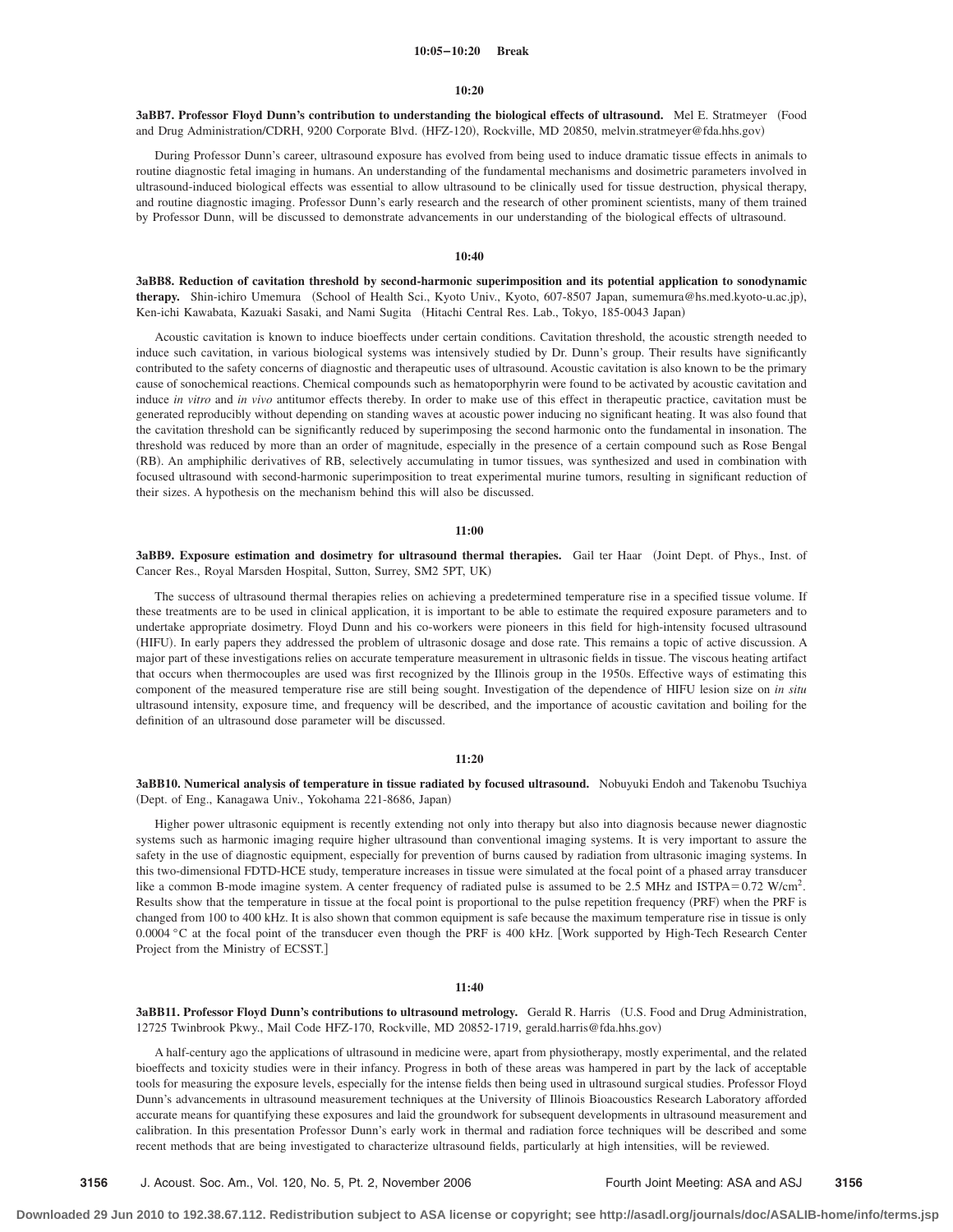**10:05–10:20 Break**

**10:20**

**3aBB7. Professor Floyd Dunn's contribution to understanding the biological effects of ultrasound.** Mel E. Stratmeyer (Food and Drug Administration/CDRH, 9200 Corporate Blvd. (HFZ-120), Rockville, MD 20850, melvin.stratmeyer@fda.hhs.gov)

During Professor Dunn's career, ultrasound exposure has evolved from being used to induce dramatic tissue effects in animals to routine diagnostic fetal imaging in humans. An understanding of the fundamental mechanisms and dosimetric parameters involved in ultrasound-induced biological effects was essential to allow ultrasound to be clinically used for tissue destruction, physical therapy, and routine diagnostic imaging. Professor Dunn's early research and the research of other prominent scientists, many of them trained by Professor Dunn, will be discussed to demonstrate advancements in our understanding of the biological effects of ultrasound.

**10:40**

**3aBB8. Reduction of cavitation threshold by second-harmonic superimposition and its potential application to sonodynamic therapy.** Shin-ichiro Umemura (School of Health Sci., Kyoto Univ., Kyoto, 607-8507 Japan, sumemura@hs.med.kyoto-u.ac.jp), Ken-ichi Kawabata, Kazuaki Sasaki, and Nami Sugita (Hitachi Central Res. Lab., Tokyo, 185-0043 Japan)

Acoustic cavitation is known to induce bioeffects under certain conditions. Cavitation threshold, the acoustic strength needed to induce such cavitation, in various biological systems was intensively studied by Dr. Dunn's group. Their results have significantly contributed to the safety concerns of diagnostic and therapeutic uses of ultrasound. Acoustic cavitation is also known to be the primary cause of sonochemical reactions. Chemical compounds such as hematoporphyrin were found to be activated by acoustic cavitation and induce *in vitro* and *in vivo* antitumor effects thereby. In order to make use of this effect in therapeutic practice, cavitation must be generated reproducibly without depending on standing waves at acoustic power inducing no significant heating. It was also found that the cavitation threshold can be significantly reduced by superimposing the second harmonic onto the fundamental in insonation. The threshold was reduced by more than an order of magnitude, especially in the presence of a certain compound such as Rose Bengal (RB). An amphiphilic derivatives of RB, selectively accumulating in tumor tissues, was synthesized and used in combination with focused ultrasound with second-harmonic superimposition to treat experimental murine tumors, resulting in significant reduction of their sizes. A hypothesis on the mechanism behind this will also be discussed.

**11:00**

**3aBB9. Exposure estimation and dosimetry for ultrasound thermal therapies.** Gail ter Haar (Joint Dept. of Phys., Inst. of Cancer Res., Royal Marsden Hospital, Sutton, Surrey, SM2 5PT, UK)

The success of ultrasound thermal therapies relies on achieving a predetermined temperature rise in a specified tissue volume. If these treatments are to be used in clinical application, it is important to be able to estimate the required exposure parameters and to undertake appropriate dosimetry. Floyd Dunn and his co-workers were pioneers in this field for high-intensity focused ultrasound (HIFU). In early papers they addressed the problem of ultrasonic dosage and dose rate. This remains a topic of active discussion. A major part of these investigations relies on accurate temperature measurement in ultrasonic fields in tissue. The viscous heating artifact that occurs when thermocouples are used was first recognized by the Illinois group in the 1950s. Effective ways of estimating this component of the measured temperature rise are still being sought. Investigation of the dependence of HIFU lesion size on *in situ* ultrasound intensity, exposure time, and frequency will be described, and the importance of acoustic cavitation and boiling for the definition of an ultrasound dose parameter will be discussed.

**11:20**

**3aBB10. Numerical analysis of temperature in tissue radiated by focused ultrasound.** Nobuyuki Endoh and Takenobu Tsuchiya (Dept. of Eng., Kanagawa Univ., Yokohama 221-8686, Japan)

Higher power ultrasonic equipment is recently extending not only into therapy but also into diagnosis because newer diagnostic systems such as harmonic imaging require higher ultrasound than conventional imaging systems. It is very important to assure the safety in the use of diagnostic equipment, especially for prevention of burns caused by radiation from ultrasonic imaging systems. In this two-dimensional FDTD-HCE study, temperature increases in tissue were simulated at the focal point of a phased array transducer like a common B-mode imagine system. A center frequency of radiated pulse is assumed to be 2.5 MHz and ISTPA$=0.72$ W/cm$^2$. Results show that the temperature in tissue at the focal point is proportional to the pulse repetition frequency (PRF) when the PRF is changed from 100 to 400 kHz. It is also shown that common equipment is safe because the maximum temperature rise in tissue is only 0.0004 °C at the focal point of the transducer even though the PRF is 400 kHz. [Work supported by High-Tech Research Center Project from the Ministry of ECSST.]

**11:40**

**3aBB11. Professor Floyd Dunn's contributions to ultrasound metrology.** Gerald R. Harris (U.S. Food and Drug Administration, 12725 Twinbrook Pkwy., Mail Code HFZ-170, Rockville, MD 20852-1719, gerald.harris@fda.hhs.gov)

A half-century ago the applications of ultrasound in medicine were, apart from physiotherapy, mostly experimental, and the related bioeffects and toxicity studies were in their infancy. Progress in both of these areas was hampered in part by the lack of acceptable tools for measuring the exposure levels, especially for the intense fields then being used in ultrasound surgical studies. Professor Floyd Dunn's advancements in ultrasound measurement techniques at the University of Illinois Bioacoustics Research Laboratory afforded accurate means for quantifying these exposures and laid the groundwork for subsequent developments in ultrasound measurement and calibration. In this presentation Professor Dunn's early work in thermal and radiation force techniques will be described and some recent methods that are being investigated to characterize ultrasound fields, particularly at high intensities, will be reviewed.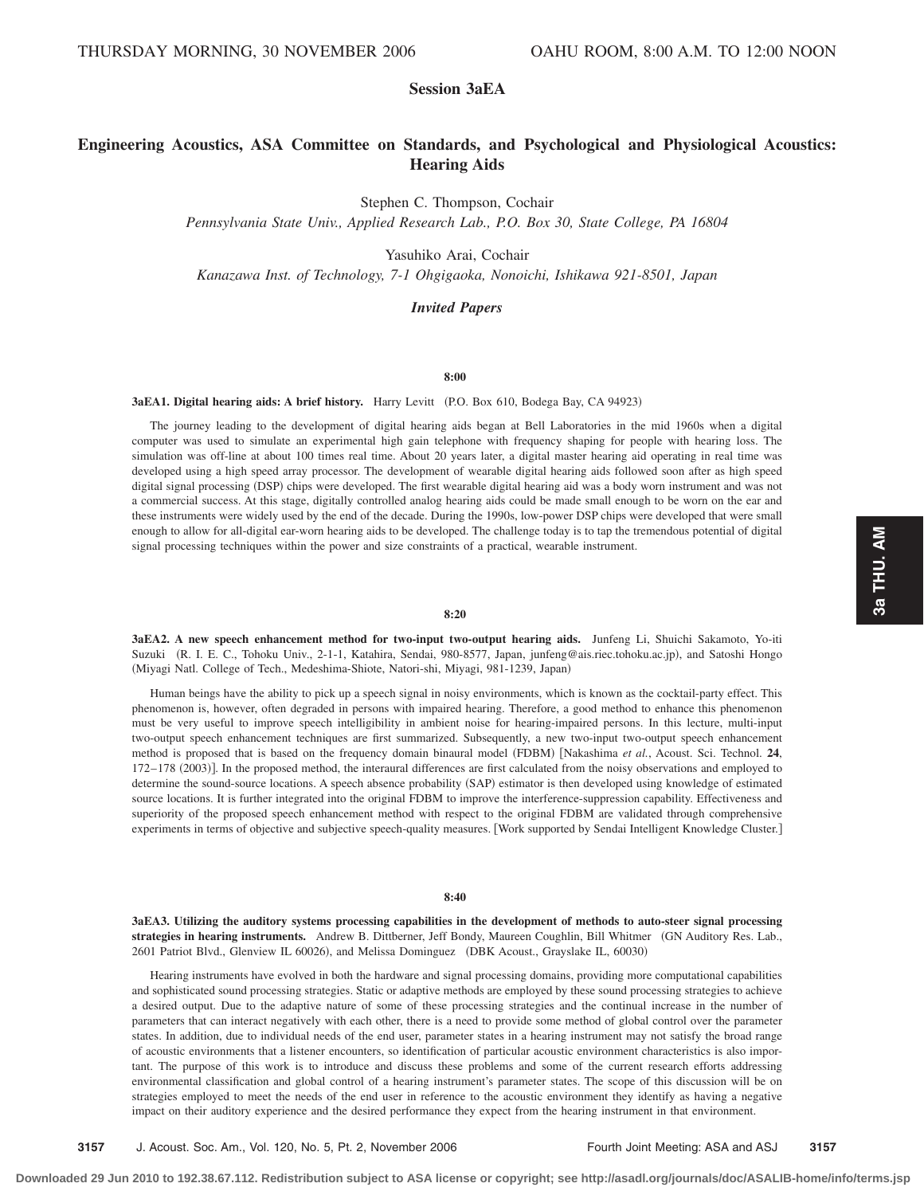THURSDAY MORNING, 30 NOVEMBER 2006 OAHU ROOM, 8:00 A.M. TO 12:00 NOON

## Session 3aEA

## Engineering Acoustics, ASA Committee on Standards, and Psychological and Physiological Acoustics: Hearing Aids

Stephen C. Thompson, Cochair
*Pennsylvania State Univ., Applied Research Lab., P.O. Box 30, State College, PA 16804*

Yasuhiko Arai, Cochair
*Kanazawa Inst. of Technology, 7-1 Ohgigaoka, Nonoichi, Ishikawa 921-8501, Japan*

### *Invited Papers*

**8:00**

**3aEA1. Digital hearing aids: A brief history.** Harry Levitt (P.O. Box 610, Bodega Bay, CA 94923)

The journey leading to the development of digital hearing aids began at Bell Laboratories in the mid 1960s when a digital computer was used to simulate an experimental high gain telephone with frequency shaping for people with hearing loss. The simulation was off-line at about 100 times real time. About 20 years later, a digital master hearing aid operating in real time was developed using a high speed array processor. The development of wearable digital hearing aids followed soon after as high speed digital signal processing (DSP) chips were developed. The first wearable digital hearing aid was a body worn instrument and was not a commercial success. At this stage, digitally controlled analog hearing aids could be made small enough to be worn on the ear and these instruments were widely used by the end of the decade. During the 1990s, low-power DSP chips were developed that were small enough to allow for all-digital ear-worn hearing aids to be developed. The challenge today is to tap the tremendous potential of digital signal processing techniques within the power and size constraints of a practical, wearable instrument.

**8:20**

**3aEA2. A new speech enhancement method for two-input two-output hearing aids.** Junfeng Li, Shuichi Sakamoto, Yo-iti Suzuki (R. I. E. C., Tohoku Univ., 2-1-1, Katahira, Sendai, 980-8577, Japan, junfeng@ais.riec.tohoku.ac.jp), and Satoshi Hongo (Miyagi Natl. College of Tech., Medeshima-Shiote, Natori-shi, Miyagi, 981-1239, Japan)

Human beings have the ability to pick up a speech signal in noisy environments, which is known as the cocktail-party effect. This phenomenon is, however, often degraded in persons with impaired hearing. Therefore, a good method to enhance this phenomenon must be very useful to improve speech intelligibility in ambient noise for hearing-impaired persons. In this lecture, multi-input two-output speech enhancement techniques are first summarized. Subsequently, a new two-input two-output speech enhancement method is proposed that is based on the frequency domain binaural model (FDBM) [Nakashima *et al.*, Acoust. Sci. Technol. **24**, 172–178 (2003)]. In the proposed method, the interaural differences are first calculated from the noisy observations and employed to determine the sound-source locations. A speech absence probability (SAP) estimator is then developed using knowledge of estimated source locations. It is further integrated into the original FDBM to improve the interference-suppression capability. Effectiveness and superiority of the proposed speech enhancement method with respect to the original FDBM are validated through comprehensive experiments in terms of objective and subjective speech-quality measures. [Work supported by Sendai Intelligent Knowledge Cluster.]

**8:40**

**3aEA3. Utilizing the auditory systems processing capabilities in the development of methods to auto-steer signal processing strategies in hearing instruments.** Andrew B. Dittberner, Jeff Bondy, Maureen Coughlin, Bill Whitmer (GN Auditory Res. Lab., 2601 Patriot Blvd., Glenview IL 60026), and Melissa Dominguez (DBK Acoust., Grayslake IL, 60030)

Hearing instruments have evolved in both the hardware and signal processing domains, providing more computational capabilities and sophisticated sound processing strategies. Static or adaptive methods are employed by these sound processing strategies to achieve a desired output. Due to the adaptive nature of some of these processing strategies and the continual increase in the number of parameters that can interact negatively with each other, there is a need to provide some method of global control over the parameter states. In addition, due to individual needs of the end user, parameter states in a hearing instrument may not satisfy the broad range of acoustic environments that a listener encounters, so identification of particular acoustic environment characteristics is also important. The purpose of this work is to introduce and discuss these problems and some of the current research efforts addressing environmental classification and global control of a hearing instrument's parameter states. The scope of this discussion will be on strategies employed to meet the needs of the end user in reference to the acoustic environment they identify as having a negative impact on their auditory experience and the desired performance they expect from the hearing instrument in that environment.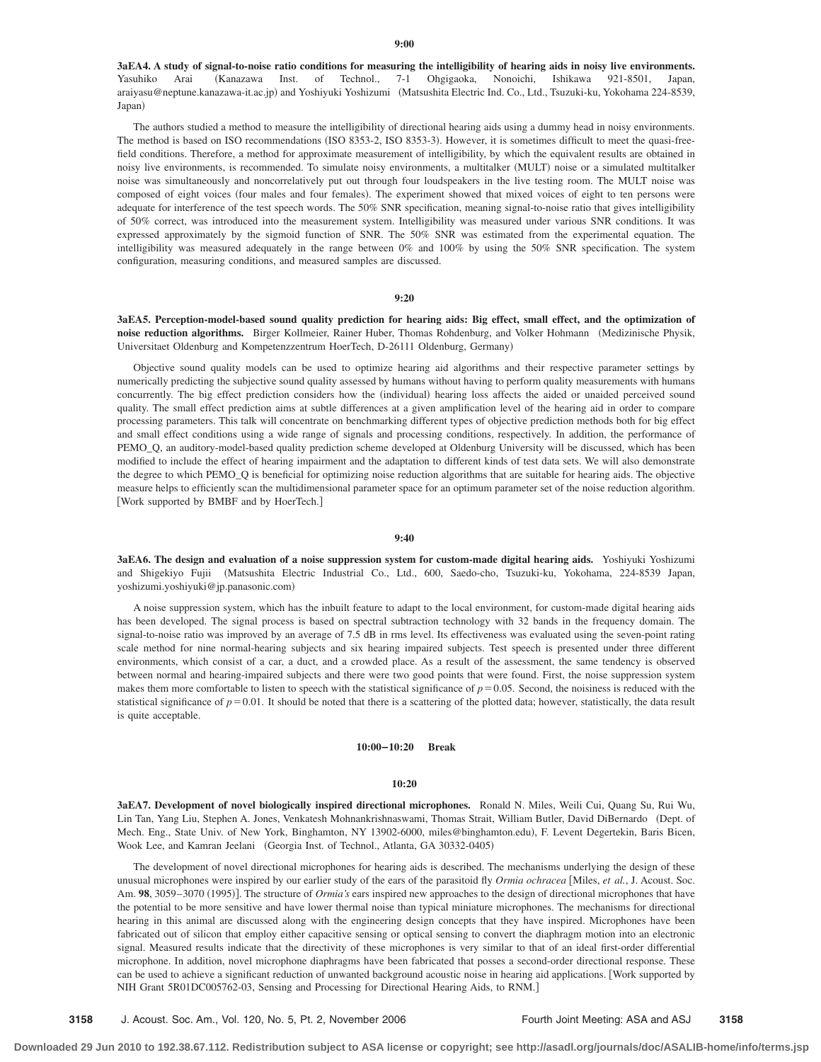**9:00**

**3aEA4. A study of signal-to-noise ratio conditions for measuring the intelligibility of hearing aids in noisy live environments.** Yasuhiko Arai (Kanazawa Inst. of Technol., 7-1 Ohgigaoka, Nonoichi, Ishikawa 921-8501, Japan, araiyasu@neptune.kanazawa-it.ac.jp) and Yoshiyuki Yoshizumi (Matsushita Electric Ind. Co., Ltd., Tsuzuki-ku, Yokohama 224-8539, Japan)

The authors studied a method to measure the intelligibility of directional hearing aids using a dummy head in noisy environments. The method is based on ISO recommendations (ISO 8353-2, ISO 8353-3). However, it is sometimes difficult to meet the quasi-free-field conditions. Therefore, a method for approximate measurement of intelligibility, by which the equivalent results are obtained in noisy live environments, is recommended. To simulate noisy environments, a multitalker (MULT) noise or a simulated multitalker noise was simultaneously and noncorrelatively put out through four loudspeakers in the live testing room. The MULT noise was composed of eight voices (four males and four females). The experiment showed that mixed voices of eight to ten persons were adequate for interference of the test speech words. The 50% SNR specification, meaning signal-to-noise ratio that gives intelligibility of 50% correct, was introduced into the measurement system. Intelligibility was measured under various SNR conditions. It was expressed approximately by the sigmoid function of SNR. The 50% SNR was estimated from the experimental equation. The intelligibility was measured adequately in the range between 0% and 100% by using the 50% SNR specification. The system configuration, measuring conditions, and measured samples are discussed.

**9:20**

**3aEA5. Perception-model-based sound quality prediction for hearing aids: Big effect, small effect, and the optimization of noise reduction algorithms.** Birger Kollmeier, Rainer Huber, Thomas Rohdenburg, and Volker Hohmann (Medizinische Physik, Universitaet Oldenburg and Kompetenzzentrum HoerTech, D-26111 Oldenburg, Germany)

Objective sound quality models can be used to optimize hearing aid algorithms and their respective parameter settings by numerically predicting the subjective sound quality assessed by humans without having to perform quality measurements with humans concurrently. The big effect prediction considers how the (individual) hearing loss affects the aided or unaided perceived sound quality. The small effect prediction aims at subtle differences at a given amplification level of the hearing aid in order to compare processing parameters. This talk will concentrate on benchmarking different types of objective prediction methods both for big effect and small effect conditions using a wide range of signals and processing conditions, respectively. In addition, the performance of PEMO_Q, an auditory-model-based quality prediction scheme developed at Oldenburg University will be discussed, which has been modified to include the effect of hearing impairment and the adaptation to different kinds of test data sets. We will also demonstrate the degree to which PEMO_Q is beneficial for optimizing noise reduction algorithms that are suitable for hearing aids. The objective measure helps to efficiently scan the multidimensional parameter space for an optimum parameter set of the noise reduction algorithm. [Work supported by BMBF and by HoerTech.]

**9:40**

**3aEA6. The design and evaluation of a noise suppression system for custom-made digital hearing aids.** Yoshiyuki Yoshizumi and Shigekiyo Fujii (Matsushita Electric Industrial Co., Ltd., 600, Saedo-cho, Tsuzuki-ku, Yokohama, 224-8539 Japan, yoshizumi.yoshiyuki@jp.panasonic.com)

A noise suppression system, which has the inbuilt feature to adapt to the local environment, for custom-made digital hearing aids has been developed. The signal process is based on spectral subtraction technology with 32 bands in the frequency domain. The signal-to-noise ratio was improved by an average of 7.5 dB in rms level. Its effectiveness was evaluated using the seven-point rating scale method for nine normal-hearing subjects and six hearing impaired subjects. Test speech is presented under three different environments, which consist of a car, a duct, and a crowded place. As a result of the assessment, the same tendency is observed between normal and hearing-impaired subjects and there were two good points that were found. First, the noise suppression system makes them more comfortable to listen to speech with the statistical significance of $p=0.05$. Second, the noisiness is reduced with the statistical significance of $p=0.01$. It should be noted that there is a scattering of the plotted data; however, statistically, the data result is quite acceptable.

**10:00–10:20 Break**

**10:20**

**3aEA7. Development of novel biologically inspired directional microphones.** Ronald N. Miles, Weili Cui, Quang Su, Rui Wu, Lin Tan, Yang Liu, Stephen A. Jones, Venkatesh Mohnankrishnaswami, Thomas Strait, William Butler, David DiBernardo (Dept. of Mech. Eng., State Univ. of New York, Binghamton, NY 13902-6000, miles@binghamton.edu), F. Levent Degertekin, Baris Bicen, Wook Lee, and Kamran Jeelani (Georgia Inst. of Technol., Atlanta, GA 30332-0405)

The development of novel directional microphones for hearing aids is described. The mechanisms underlying the design of these unusual microphones were inspired by our earlier study of the ears of the parasitoid fly *Ormia ochracea* [Miles, *et al.*, J. Acoust. Soc. Am. **98**, 3059–3070 (1995)]. The structure of *Ormia's* ears inspired new approaches to the design of directional microphones that have the potential to be more sensitive and have lower thermal noise than typical miniature microphones. The mechanisms for directional hearing in this animal are discussed along with the engineering design concepts that they have inspired. Microphones have been fabricated out of silicon that employ either capacitive sensing or optical sensing to convert the diaphragm motion into an electronic signal. Measured results indicate that the directivity of these microphones is very similar to that of an ideal first-order differential microphone. In addition, novel microphone diaphragms have been fabricated that posses a second-order directional response. These can be used to achieve a significant reduction of unwanted background acoustic noise in hearing aid applications. [Work supported by NIH Grant 5R01DC005762-03, Sensing and Processing for Directional Hearing Aids, to RNM.]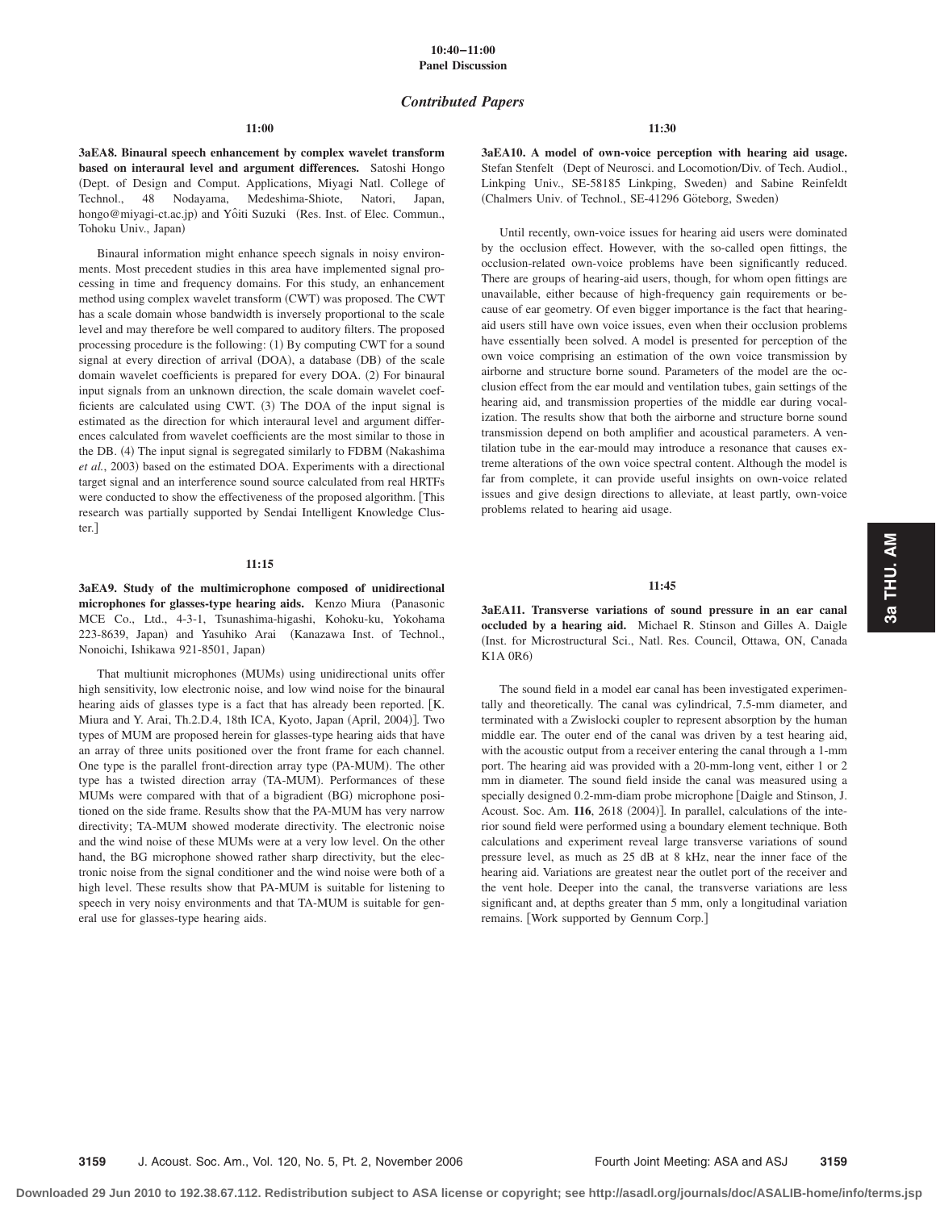**10:40–11:00**
**Panel Discussion**

## *Contributed Papers*

**11:00**

**3aEA8. Binaural speech enhancement by complex wavelet transform based on interaural level and argument differences.** Satoshi Hongo (Dept. of Design and Comput. Applications, Miyagi Natl. College of Technol., 48 Nodayama, Medeshima-Shiote, Natori, Japan, hongo@miyagi-ct.ac.jp) and Yôiti Suzuki (Res. Inst. of Elec. Commun., Tohoku Univ., Japan)

Binaural information might enhance speech signals in noisy environments. Most precedent studies in this area have implemented signal processing in time and frequency domains. For this study, an enhancement method using complex wavelet transform (CWT) was proposed. The CWT has a scale domain whose bandwidth is inversely proportional to the scale level and may therefore be well compared to auditory filters. The proposed processing procedure is the following: (1) By computing CWT for a sound signal at every direction of arrival (DOA), a database (DB) of the scale domain wavelet coefficients is prepared for every DOA. (2) For binaural input signals from an unknown direction, the scale domain wavelet coefficients are calculated using CWT. (3) The DOA of the input signal is estimated as the direction for which interaural level and argument differences calculated from wavelet coefficients are the most similar to those in the DB. (4) The input signal is segregated similarly to FDBM (Nakashima *et al.*, 2003) based on the estimated DOA. Experiments with a directional target signal and an interference sound source calculated from real HRTFs were conducted to show the effectiveness of the proposed algorithm. [This research was partially supported by Sendai Intelligent Knowledge Cluster.]

**11:15**

**3aEA9. Study of the multimicrophone composed of unidirectional microphones for glasses-type hearing aids.** Kenzo Miura (Panasonic MCE Co., Ltd., 4-3-1, Tsunashima-higashi, Kohoku-ku, Yokohama 223-8639, Japan) and Yasuhiko Arai (Kanazawa Inst. of Technol., Nonoichi, Ishikawa 921-8501, Japan)

That multiunit microphones (MUMs) using unidirectional units offer high sensitivity, low electronic noise, and low wind noise for the binaural hearing aids of glasses type is a fact that has already been reported. [K. Miura and Y. Arai, Th.2.D.4, 18th ICA, Kyoto, Japan (April, 2004)]. Two types of MUM are proposed herein for glasses-type hearing aids that have an array of three units positioned over the front frame for each channel. One type is the parallel front-direction array type (PA-MUM). The other type has a twisted direction array (TA-MUM). Performances of these MUMs were compared with that of a bigradient (BG) microphone positioned on the side frame. Results show that the PA-MUM has very narrow directivity; TA-MUM showed moderate directivity. The electronic noise and the wind noise of these MUMs were at a very low level. On the other hand, the BG microphone showed rather sharp directivity, but the electronic noise from the signal conditioner and the wind noise were both of a high level. These results show that PA-MUM is suitable for listening to speech in very noisy environments and that TA-MUM is suitable for general use for glasses-type hearing aids.

**11:30**

**3aEA10. A model of own-voice perception with hearing aid usage.** Stefan Stenfelt (Dept of Neurosci. and Locomotion/Div. of Tech. Audiol., Linkping Univ., SE-58185 Linkping, Sweden) and Sabine Reinfeldt (Chalmers Univ. of Technol., SE-41296 Göteborg, Sweden)

Until recently, own-voice issues for hearing aid users were dominated by the occlusion effect. However, with the so-called open fittings, the occlusion-related own-voice problems have been significantly reduced. There are groups of hearing-aid users, though, for whom open fittings are unavailable, either because of high-frequency gain requirements or because of ear geometry. Of even bigger importance is the fact that hearing-aid users still have own voice issues, even when their occlusion problems have essentially been solved. A model is presented for perception of the own voice comprising an estimation of the own voice transmission by airborne and structure borne sound. Parameters of the model are the occlusion effect from the ear mould and ventilation tubes, gain settings of the hearing aid, and transmission properties of the middle ear during vocalization. The results show that both the airborne and structure borne sound transmission depend on both amplifier and acoustical parameters. A ventilation tube in the ear-mould may introduce a resonance that causes extreme alterations of the own voice spectral content. Although the model is far from complete, it can provide useful insights on own-voice related issues and give design directions to alleviate, at least partly, own-voice problems related to hearing aid usage.

**11:45**

**3aEA11. Transverse variations of sound pressure in an ear canal occluded by a hearing aid.** Michael R. Stinson and Gilles A. Daigle (Inst. for Microstructural Sci., Natl. Res. Council, Ottawa, ON, Canada K1A 0R6)

The sound field in a model ear canal has been investigated experimentally and theoretically. The canal was cylindrical, 7.5-mm diameter, and terminated with a Zwislocki coupler to represent absorption by the human middle ear. The outer end of the canal was driven by a test hearing aid, with the acoustic output from a receiver entering the canal through a 1-mm port. The hearing aid was provided with a 20-mm-long vent, either 1 or 2 mm in diameter. The sound field inside the canal was measured using a specially designed 0.2-mm-diam probe microphone [Daigle and Stinson, J. Acoust. Soc. Am. **116**, 2618 (2004)]. In parallel, calculations of the interior sound field were performed using a boundary element technique. Both calculations and experiment reveal large transverse variations of sound pressure level, as much as 25 dB at 8 kHz, near the inner face of the hearing aid. Variations are greatest near the outlet port of the receiver and the vent hole. Deeper into the canal, the transverse variations are less significant and, at depths greater than 5 mm, only a longitudinal variation remains. [Work supported by Gennum Corp.]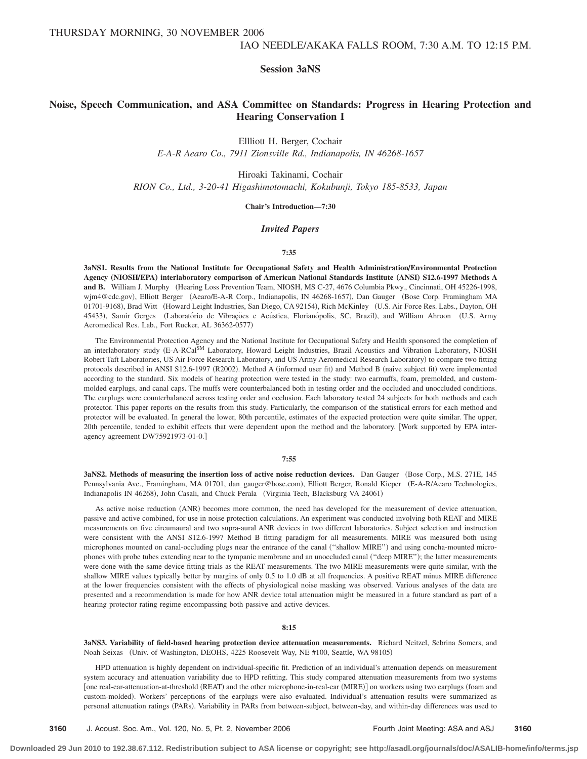THURSDAY MORNING, 30 NOVEMBER 2006

IAO NEEDLE/AKAKA FALLS ROOM, 7:30 A.M. TO 12:15 P.M.

## Session 3aNS

## Noise, Speech Communication, and ASA Committee on Standards: Progress in Hearing Protection and Hearing Conservation I

Ellliott H. Berger, Cochair
*E-A-R Aearo Co., 7911 Zionsville Rd., Indianapolis, IN 46268-1657*

Hiroaki Takinami, Cochair
*RION Co., Ltd., 3-20-41 Higashimotomachi, Kokubunji, Tokyo 185-8533, Japan*

**Chair's Introduction—7:30**

### *Invited Papers*

**7:35**

**3aNS1. Results from the National Institute for Occupational Safety and Health Administration/Environmental Protection Agency (NIOSH/EPA) interlaboratory comparison of American National Standards Institute (ANSI) S12.6-1997 Methods A and B.** William J. Murphy (Hearing Loss Prevention Team, NIOSH, MS C-27, 4676 Columbia Pkwy., Cincinnati, OH 45226-1998, wjm4@cdc.gov), Elliott Berger (Aearo/E-A-R Corp., Indianapolis, IN 46268-1657), Dan Gauger (Bose Corp. Framingham MA 01701-9168), Brad Witt (Howard Leight Industries, San Diego, CA 92154), Rich McKinley (U.S. Air Force Res. Labs., Dayton, OH 45433), Samir Gerges (Laboratório de Vibrações e Acústica, Florianópolis, SC, Brazil), and William Ahroon (U.S. Army Aeromedical Res. Lab., Fort Rucker, AL 36362-0577)

The Environmental Protection Agency and the National Institute for Occupational Safety and Health sponsored the completion of an interlaboratory study (E-A-RCal[SM] Laboratory, Howard Leight Industries, Brazil Acoustics and Vibration Laboratory, NIOSH Robert Taft Laboratories, US Air Force Research Laboratory, and US Army Aeromedical Research Laboratory) to compare two fitting protocols described in ANSI S12.6-1997 (R2002). Method A (informed user fit) and Method B (naive subject fit) were implemented according to the standard. Six models of hearing protection were tested in the study: two earmuffs, foam, premolded, and custom-molded earplugs, and canal caps. The muffs were counterbalanced both in testing order and the occluded and unoccluded conditions. The earplugs were counterbalanced across testing order and occlusion. Each laboratory tested 24 subjects for both methods and each protector. This paper reports on the results from this study. Particularly, the comparison of the statistical errors for each method and protector will be evaluated. In general the lower, 80th percentile, estimates of the expected protection were quite similar. The upper, 20th percentile, tended to exhibit effects that were dependent upon the method and the laboratory. [Work supported by EPA interagency agreement DW75921973-01-0.]

**7:55**

**3aNS2. Methods of measuring the insertion loss of active noise reduction devices.** Dan Gauger (Bose Corp., M.S. 271E, 145 Pennsylvania Ave., Framingham, MA 01701, dan_gauger@bose.com), Elliott Berger, Ronald Kieper (E-A-R/Aearo Technologies, Indianapolis IN 46268), John Casali, and Chuck Perala (Virginia Tech, Blacksburg VA 24061)

As active noise reduction (ANR) becomes more common, the need has developed for the measurement of device attenuation, passive and active combined, for use in noise protection calculations. An experiment was conducted involving both REAT and MIRE measurements on five circumaural and two supra-aural ANR devices in two different laboratories. Subject selection and instruction were consistent with the ANSI S12.6-1997 Method B fitting paradigm for all measurements. MIRE was measured both using microphones mounted on canal-occluding plugs near the entrance of the canal ("shallow MIRE") and using concha-mounted microphones with probe tubes extending near to the tympanic membrane and an unoccluded canal ("deep MIRE"); the latter measurements were done with the same device fitting trials as the REAT measurements. The two MIRE measurements were quite similar, with the shallow MIRE values typically better by margins of only 0.5 to 1.0 dB at all frequencies. A positive REAT minus MIRE difference at the lower frequencies consistent with the effects of physiological noise masking was observed. Various analyses of the data are presented and a recommendation is made for how ANR device total attenuation might be measured in a future standard as part of a hearing protector rating regime encompassing both passive and active devices.

**8:15**

**3aNS3. Variability of field-based hearing protection device attenuation measurements.** Richard Neitzel, Sebrina Somers, and Noah Seixas (Univ. of Washington, DEOHS, 4225 Roosevelt Way, NE #100, Seattle, WA 98105)

HPD attenuation is highly dependent on individual-specific fit. Prediction of an individual's attenuation depends on measurement system accuracy and attenuation variability due to HPD refitting. This study compared attenuation measurements from two systems [one real-ear-attenuation-at-threshold (REAT) and the other microphone-in-real-ear (MIRE)] on workers using two earplugs (foam and custom-molded). Workers' perceptions of the earplugs were also evaluated. Individual's attenuation results were summarized as personal attenuation ratings (PARs). Variability in PARs from between-subject, between-day, and within-day differences was used to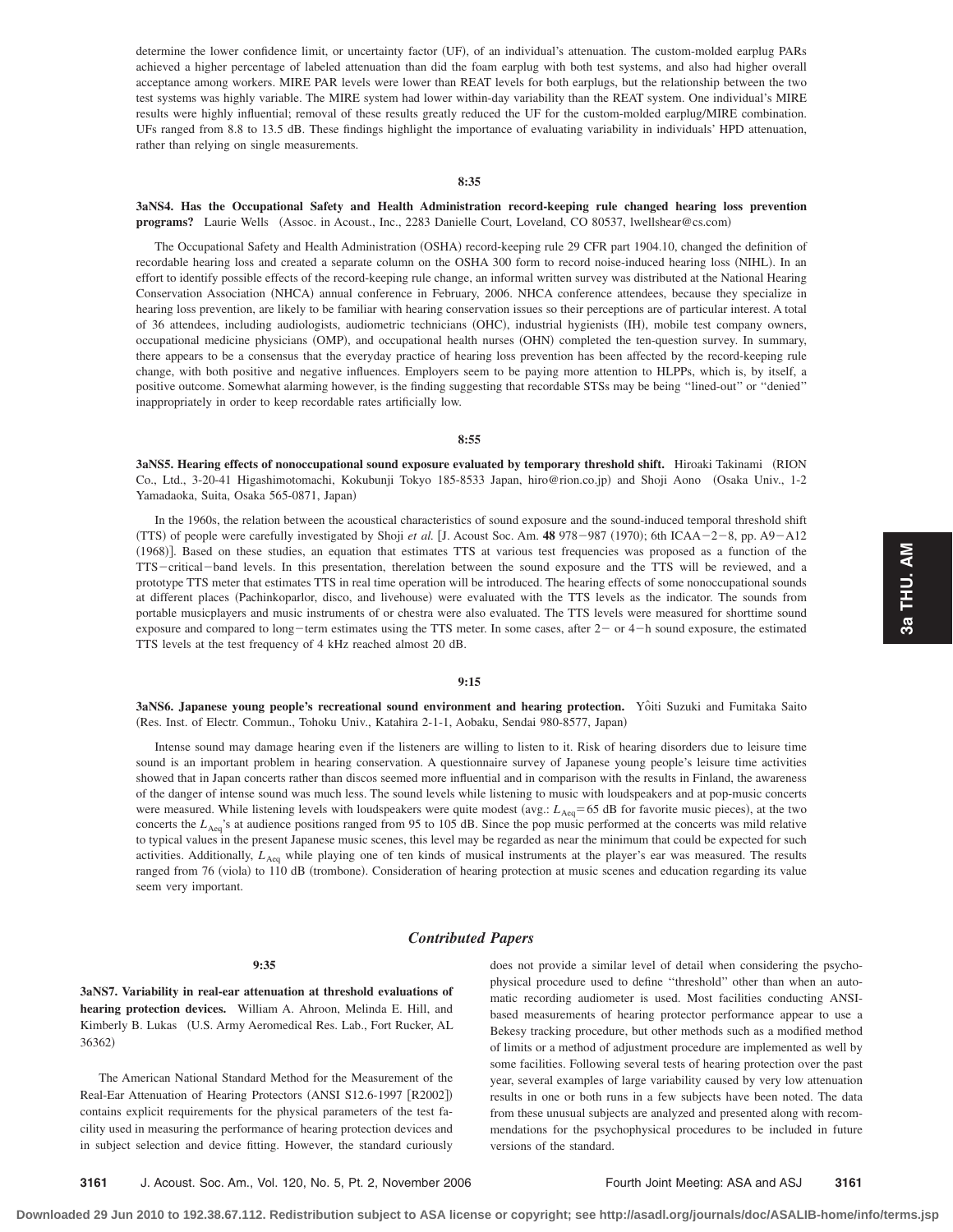determine the lower confidence limit, or uncertainty factor (UF), of an individual's attenuation. The custom-molded earplug PARs achieved a higher percentage of labeled attenuation than did the foam earplug with both test systems, and also had higher overall acceptance among workers. MIRE PAR levels were lower than REAT levels for both earplugs, but the relationship between the two test systems was highly variable. The MIRE system had lower within-day variability than the REAT system. One individual's MIRE results were highly influential; removal of these results greatly reduced the UF for the custom-molded earplug/MIRE combination. UFs ranged from 8.8 to 13.5 dB. These findings highlight the importance of evaluating variability in individuals' HPD attenuation, rather than relying on single measurements.

**8:35**

**3aNS4. Has the Occupational Safety and Health Administration record-keeping rule changed hearing loss prevention programs?** Laurie Wells (Assoc. in Acoust., Inc., 2283 Danielle Court, Loveland, CO 80537, lwellshear@cs.com)

The Occupational Safety and Health Administration (OSHA) record-keeping rule 29 CFR part 1904.10, changed the definition of recordable hearing loss and created a separate column on the OSHA 300 form to record noise-induced hearing loss (NIHL). In an effort to identify possible effects of the record-keeping rule change, an informal written survey was distributed at the National Hearing Conservation Association (NHCA) annual conference in February, 2006. NHCA conference attendees, because they specialize in hearing loss prevention, are likely to be familiar with hearing conservation issues so their perceptions are of particular interest. A total of 36 attendees, including audiologists, audiometric technicians (OHC), industrial hygienists (IH), mobile test company owners, occupational medicine physicians (OMP), and occupational health nurses (OHN) completed the ten-question survey. In summary, there appears to be a consensus that the everyday practice of hearing loss prevention has been affected by the record-keeping rule change, with both positive and negative influences. Employers seem to be paying more attention to HLPPs, which is, by itself, a positive outcome. Somewhat alarming however, is the finding suggesting that recordable STSs may be being ''lined-out'' or ''denied'' inappropriately in order to keep recordable rates artificially low.

**8:55**

**3aNS5. Hearing effects of nonoccupational sound exposure evaluated by temporary threshold shift.** Hiroaki Takinami (RION Co., Ltd., 3-20-41 Higashimotomachi, Kokubunji Tokyo 185-8533 Japan, hiro@rion.co.jp) and Shoji Aono (Osaka Univ., 1-2 Yamadaoka, Suita, Osaka 565-0871, Japan)

In the 1960s, the relation between the acoustical characteristics of sound exposure and the sound-induced temporal threshold shift (TTS) of people were carefully investigated by Shoji *et al.* [J. Acoust Soc. Am. **48** 978−987 (1970); 6th ICAA−2−8, pp. A9−A12 (1968)]. Based on these studies, an equation that estimates TTS at various test frequencies was proposed as a function of the TTS−critical−band levels. In this presentation, therelation between the sound exposure and the TTS will be reviewed, and a prototype TTS meter that estimates TTS in real time operation will be introduced. The hearing effects of some nonoccupational sounds at different places (Pachinkoparlor, disco, and livehouse) were evaluated with the TTS levels as the indicator. The sounds from portable musicplayers and music instruments of or chestra were also evaluated. The TTS levels were measured for shorttime sound exposure and compared to long−term estimates using the TTS meter. In some cases, after 2− or 4−h sound exposure, the estimated TTS levels at the test frequency of 4 kHz reached almost 20 dB.

**9:15**

**3aNS6. Japanese young people's recreational sound environment and hearing protection.** Yôiti Suzuki and Fumitaka Saito (Res. Inst. of Electr. Commun., Tohoku Univ., Katahira 2-1-1, Aobaku, Sendai 980-8577, Japan)

Intense sound may damage hearing even if the listeners are willing to listen to it. Risk of hearing disorders due to leisure time sound is an important problem in hearing conservation. A questionnaire survey of Japanese young people's leisure time activities showed that in Japan concerts rather than discos seemed more influential and in comparison with the results in Finland, the awareness of the danger of intense sound was much less. The sound levels while listening to music with loudspeakers and at pop-music concerts were measured. While listening levels with loudspeakers were quite modest (avg.: $L_{\mathrm{Aeq}}$ = 65 dB for favorite music pieces), at the two concerts the $L_{\mathrm{Aeq}}$'s at audience positions ranged from 95 to 105 dB. Since the pop music performed at the concerts was mild relative to typical values in the present Japanese music scenes, this level may be regarded as near the minimum that could be expected for such activities. Additionally, $L_{\mathrm{Aeq}}$ while playing one of ten kinds of musical instruments at the player's ear was measured. The results ranged from 76 (viola) to 110 dB (trombone). Consideration of hearing protection at music scenes and education regarding its value seem very important.

## *Contributed Papers*

**9:35**

**3aNS7. Variability in real-ear attenuation at threshold evaluations of hearing protection devices.** William A. Ahroon, Melinda E. Hill, and Kimberly B. Lukas (U.S. Army Aeromedical Res. Lab., Fort Rucker, AL 36362)

The American National Standard Method for the Measurement of the Real-Ear Attenuation of Hearing Protectors (ANSI S12.6-1997 [R2002]) contains explicit requirements for the physical parameters of the test facility used in measuring the performance of hearing protection devices and in subject selection and device fitting. However, the standard curiously does not provide a similar level of detail when considering the psychophysical procedure used to define ''threshold'' other than when an automatic recording audiometer is used. Most facilities conducting ANSI-based measurements of hearing protector performance appear to use a Bekesy tracking procedure, but other methods such as a modified method of limits or a method of adjustment procedure are implemented as well by some facilities. Following several tests of hearing protection over the past year, several examples of large variability caused by very low attenuation results in one or both runs in a few subjects have been noted. The data from these unusual subjects are analyzed and presented along with recommendations for the psychophysical procedures to be included in future versions of the standard.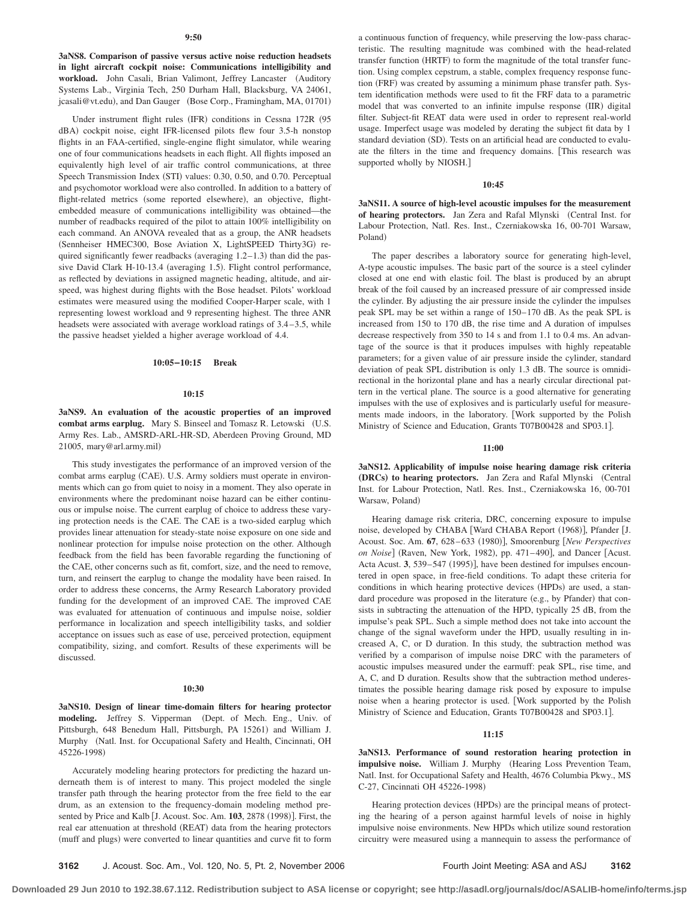**9:50**

**3aNS8. Comparison of passive versus active noise reduction headsets in light aircraft cockpit noise: Communications intelligibility and workload.** John Casali, Brian Valimont, Jeffrey Lancaster (Auditory Systems Lab., Virginia Tech, 250 Durham Hall, Blacksburg, VA 24061, jcasali@vt.edu), and Dan Gauger (Bose Corp., Framingham, MA, 01701)

Under instrument flight rules (IFR) conditions in Cessna 172R (95 dBA) cockpit noise, eight IFR-licensed pilots flew four 3.5-h nonstop flights in an FAA-certified, single-engine flight simulator, while wearing one of four communications headsets in each flight. All flights imposed an equivalently high level of air traffic control communications, at three Speech Transmission Index (STI) values: 0.30, 0.50, and 0.70. Perceptual and psychomotor workload were also controlled. In addition to a battery of flight-related metrics (some reported elsewhere), an objective, flight-embedded measure of communications intelligibility was obtained—the number of readbacks required of the pilot to attain 100% intelligibility on each command. An ANOVA revealed that as a group, the ANR headsets (Sennheiser HMEC300, Bose Aviation X, LightSPEED Thirty3G) required significantly fewer readbacks (averaging 1.2–1.3) than did the passive David Clark H-10-13.4 (averaging 1.5). Flight control performance, as reflected by deviations in assigned magnetic heading, altitude, and airspeed, was highest during flights with the Bose headset. Pilots' workload estimates were measured using the modified Cooper-Harper scale, with 1 representing lowest workload and 9 representing highest. The three ANR headsets were associated with average workload ratings of 3.4–3.5, while the passive headset yielded a higher average workload of 4.4.

**10:05–10:15 Break**

**10:15**

**3aNS9. An evaluation of the acoustic properties of an improved combat arms earplug.** Mary S. Binseel and Tomasz R. Letowski (U.S. Army Res. Lab., AMSRD-ARL-HR-SD, Aberdeen Proving Ground, MD 21005, mary@arl.army.mil)

This study investigates the performance of an improved version of the combat arms earplug (CAE). U.S. Army soldiers must operate in environments which can go from quiet to noisy in a moment. They also operate in environments where the predominant noise hazard can be either continuous or impulse noise. The current earplug of choice to address these varying protection needs is the CAE. The CAE is a two-sided earplug which provides linear attenuation for steady-state noise exposure on one side and nonlinear protection for impulse noise protection on the other. Although feedback from the field has been favorable regarding the functioning of the CAE, other concerns such as fit, comfort, size, and the need to remove, turn, and reinsert the earplug to change the modality have been raised. In order to address these concerns, the Army Research Laboratory provided funding for the development of an improved CAE. The improved CAE was evaluated for attenuation of continuous and impulse noise, soldier performance in localization and speech intelligibility tasks, and soldier acceptance on issues such as ease of use, perceived protection, equipment compatibility, sizing, and comfort. Results of these experiments will be discussed.

**10:30**

**3aNS10. Design of linear time-domain filters for hearing protector modeling.** Jeffrey S. Vipperman (Dept. of Mech. Eng., Univ. of Pittsburgh, 648 Benedum Hall, Pittsburgh, PA 15261) and William J. Murphy (Natl. Inst. for Occupational Safety and Health, Cincinnati, OH 45226-1998)

Accurately modeling hearing protectors for predicting the hazard underneath them is of interest to many. This project modeled the single transfer path through the hearing protector from the free field to the ear drum, as an extension to the frequency-domain modeling method presented by Price and Kalb [J. Acoust. Soc. Am. **103**, 2878 (1998)]. First, the real ear attenuation at threshold (REAT) data from the hearing protectors (muff and plugs) were converted to linear quantities and curve fit to form a continuous function of frequency, while preserving the low-pass characteristic. The resulting magnitude was combined with the head-related transfer function (HRTF) to form the magnitude of the total transfer function. Using complex cepstrum, a stable, complex frequency response function (FRF) was created by assuming a minimum phase transfer path. System identification methods were used to fit the FRF data to a parametric model that was converted to an infinite impulse response (IIR) digital filter. Subject-fit REAT data were used in order to represent real-world usage. Imperfect usage was modeled by derating the subject fit data by 1 standard deviation (SD). Tests on an artificial head are conducted to evaluate the filters in the time and frequency domains. [This research was supported wholly by NIOSH.]

**10:45**

**3aNS11. A source of high-level acoustic impulses for the measurement of hearing protectors.** Jan Zera and Rafal Mlynski (Central Inst. for Labour Protection, Natl. Res. Inst., Czerniakowska 16, 00-701 Warsaw, Poland)

The paper describes a laboratory source for generating high-level, A-type acoustic impulses. The basic part of the source is a steel cylinder closed at one end with elastic foil. The blast is produced by an abrupt break of the foil caused by an increased pressure of air compressed inside the cylinder. By adjusting the air pressure inside the cylinder the impulses peak SPL may be set within a range of 150–170 dB. As the peak SPL is increased from 150 to 170 dB, the rise time and A duration of impulses decrease respectively from 350 to 14 s and from 1.1 to 0.4 ms. An advantage of the source is that it produces impulses with highly repeatable parameters; for a given value of air pressure inside the cylinder, standard deviation of peak SPL distribution is only 1.3 dB. The source is omnidirectional in the horizontal plane and has a nearly circular directional pattern in the vertical plane. The source is a good alternative for generating impulses with the use of explosives and is particularly useful for measurements made indoors, in the laboratory. [Work supported by the Polish Ministry of Science and Education, Grants T07B00428 and SP03.1].

**11:00**

**3aNS12. Applicability of impulse noise hearing damage risk criteria (DRCs) to hearing protectors.** Jan Zera and Rafal Mlynski (Central Inst. for Labour Protection, Natl. Res. Inst., Czerniakowska 16, 00-701 Warsaw, Poland)

Hearing damage risk criteria, DRC, concerning exposure to impulse noise, developed by CHABA [Ward CHABA Report (1968)], Pfander [J. Acoust. Soc. Am. **67**, 628–633 (1980)], Smoorenburg [*New Perspectives on Noise*] (Raven, New York, 1982), pp. 471–490], and Dancer [Acust. Acta Acust. **3**, 539–547 (1995)], have been destined for impulses encountered in open space, in free-field conditions. To adapt these criteria for conditions in which hearing protective devices (HPDs) are used, a standard procedure was proposed in the literature (e.g., by Pfander) that consists in subtracting the attenuation of the HPD, typically 25 dB, from the impulse's peak SPL. Such a simple method does not take into account the change of the signal waveform under the HPD, usually resulting in increased A, C, or D duration. In this study, the subtraction method was verified by a comparison of impulse noise DRC with the parameters of acoustic impulses measured under the earmuff: peak SPL, rise time, and A, C, and D duration. Results show that the subtraction method underestimates the possible hearing damage risk posed by exposure to impulse noise when a hearing protector is used. [Work supported by the Polish Ministry of Science and Education, Grants T07B00428 and SP03.1].

**11:15**

**3aNS13. Performance of sound restoration hearing protection in impulsive noise.** William J. Murphy (Hearing Loss Prevention Team, Natl. Inst. for Occupational Safety and Health, 4676 Columbia Pkwy., MS C-27, Cincinnati OH 45226-1998)

Hearing protection devices (HPDs) are the principal means of protecting the hearing of a person against harmful levels of noise in highly impulsive noise environments. New HPDs which utilize sound restoration circuitry were measured using a mannequin to assess the performance of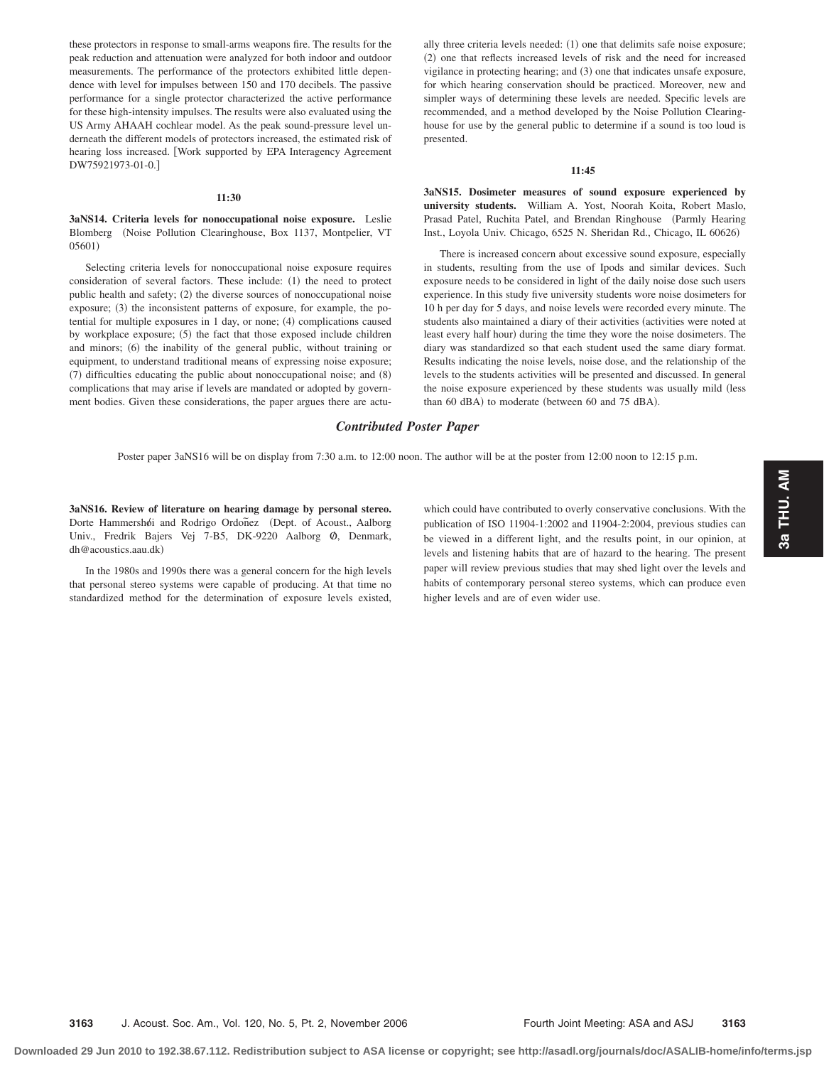these protectors in response to small-arms weapons fire. The results for the peak reduction and attenuation were analyzed for both indoor and outdoor measurements. The performance of the protectors exhibited little dependence with level for impulses between 150 and 170 decibels. The passive performance for a single protector characterized the active performance for these high-intensity impulses. The results were also evaluated using the US Army AHAAH cochlear model. As the peak sound-pressure level underneath the different models of protectors increased, the estimated risk of hearing loss increased. [Work supported by EPA Interagency Agreement DW75921973-01-0.]

**11:30**

**3aNS14. Criteria levels for nonoccupational noise exposure.** Leslie Blomberg (Noise Pollution Clearinghouse, Box 1137, Montpelier, VT 05601)

Selecting criteria levels for nonoccupational noise exposure requires consideration of several factors. These include: (1) the need to protect public health and safety; (2) the diverse sources of nonoccupational noise exposure; (3) the inconsistent patterns of exposure, for example, the potential for multiple exposures in 1 day, or none; (4) complications caused by workplace exposure; (5) the fact that those exposed include children and minors; (6) the inability of the general public, without training or equipment, to understand traditional means of expressing noise exposure; (7) difficulties educating the public about nonoccupational noise; and (8) complications that may arise if levels are mandated or adopted by government bodies. Given these considerations, the paper argues there are actually three criteria levels needed: (1) one that delimits safe noise exposure; (2) one that reflects increased levels of risk and the need for increased vigilance in protecting hearing; and (3) one that indicates unsafe exposure, for which hearing conservation should be practiced. Moreover, new and simpler ways of determining these levels are needed. Specific levels are recommended, and a method developed by the Noise Pollution Clearinghouse for use by the general public to determine if a sound is too loud is presented.

**11:45**

**3aNS15. Dosimeter measures of sound exposure experienced by university students.** William A. Yost, Noorah Koita, Robert Maslo, Prasad Patel, Ruchita Patel, and Brendan Ringhouse (Parmly Hearing Inst., Loyola Univ. Chicago, 6525 N. Sheridan Rd., Chicago, IL 60626)

There is increased concern about excessive sound exposure, especially in students, resulting from the use of Ipods and similar devices. Such exposure needs to be considered in light of the daily noise dose such users experience. In this study five university students wore noise dosimeters for 10 h per day for 5 days, and noise levels were recorded every minute. The students also maintained a diary of their activities (activities were noted at least every half hour) during the time they wore the noise dosimeters. The diary was standardized so that each student used the same diary format. Results indicating the noise levels, noise dose, and the relationship of the levels to the students activities will be presented and discussed. In general the noise exposure experienced by these students was usually mild (less than 60 dBA) to moderate (between 60 and 75 dBA).

## *Contributed Poster Paper*

Poster paper 3aNS16 will be on display from 7:30 a.m. to 12:00 noon. The author will be at the poster from 12:00 noon to 12:15 p.m.

**3aNS16. Review of literature on hearing damage by personal stereo.** Dorte Hammershøi and Rodrigo Ordoñez (Dept. of Acoust., Aalborg Univ., Fredrik Bajers Vej 7-B5, DK-9220 Aalborg Ø, Denmark, dh@acoustics.aau.dk)

In the 1980s and 1990s there was a general concern for the high levels that personal stereo systems were capable of producing. At that time no standardized method for the determination of exposure levels existed, which could have contributed to overly conservative conclusions. With the publication of ISO 11904-1:2002 and 11904-2:2004, previous studies can be viewed in a different light, and the results point, in our opinion, at levels and listening habits that are of hazard to the hearing. The present paper will review previous studies that may shed light over the levels and habits of contemporary personal stereo systems, which can produce even higher levels and are of even wider use.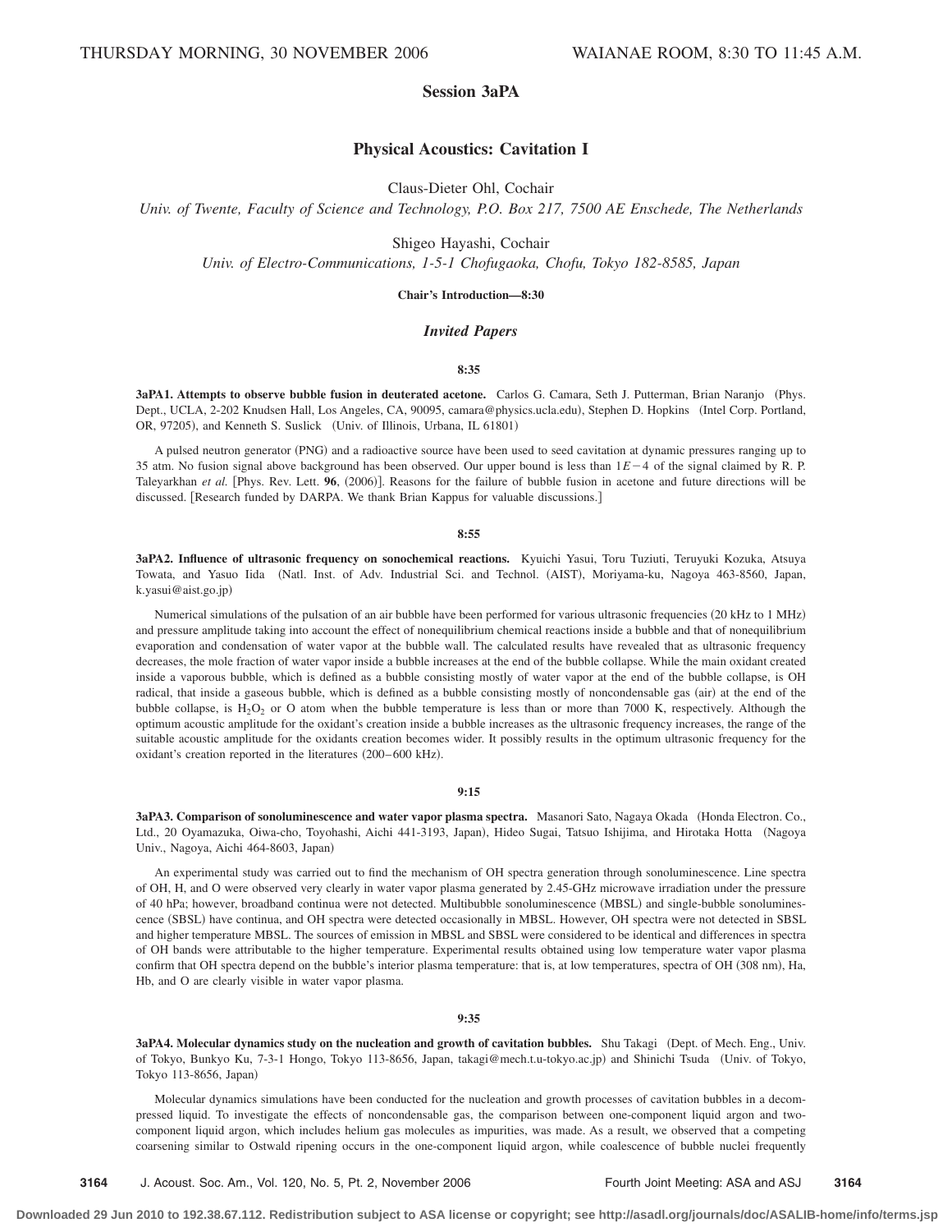THURSDAY MORNING, 30 NOVEMBER 2006 WAIANAE ROOM, 8:30 TO 11:45 A.M.

# Session 3aPA

## Physical Acoustics: Cavitation I

Claus-Dieter Ohl, Cochair

*Univ. of Twente, Faculty of Science and Technology, P.O. Box 217, 7500 AE Enschede, The Netherlands*

Shigeo Hayashi, Cochair

*Univ. of Electro-Communications, 1-5-1 Chofugaoka, Chofu, Tokyo 182-8585, Japan*

**Chair's Introduction—8:30**

### *Invited Papers*

**8:35**

**3aPA1. Attempts to observe bubble fusion in deuterated acetone.** Carlos G. Camara, Seth J. Putterman, Brian Naranjo (Phys. Dept., UCLA, 2-202 Knudsen Hall, Los Angeles, CA, 90095, camara@physics.ucla.edu), Stephen D. Hopkins (Intel Corp. Portland, OR, 97205), and Kenneth S. Suslick (Univ. of Illinois, Urbana, IL 61801)

A pulsed neutron generator (PNG) and a radioactive source have been used to seed cavitation at dynamic pressures ranging up to 35 atm. No fusion signal above background has been observed. Our upper bound is less than $1E-4$ of the signal claimed by R. P. Taleyarkhan *et al.* [Phys. Rev. Lett. **96**, (2006)]. Reasons for the failure of bubble fusion in acetone and future directions will be discussed. [Research funded by DARPA. We thank Brian Kappus for valuable discussions.]

**8:55**

**3aPA2. Influence of ultrasonic frequency on sonochemical reactions.** Kyuichi Yasui, Toru Tuziuti, Teruyuki Kozuka, Atsuya Towata, and Yasuo Iida (Natl. Inst. of Adv. Industrial Sci. and Technol. (AIST), Moriyama-ku, Nagoya 463-8560, Japan, k.yasui@aist.go.jp)

Numerical simulations of the pulsation of an air bubble have been performed for various ultrasonic frequencies (20 kHz to 1 MHz) and pressure amplitude taking into account the effect of nonequilibrium chemical reactions inside a bubble and that of nonequilibrium evaporation and condensation of water vapor at the bubble wall. The calculated results have revealed that as ultrasonic frequency decreases, the mole fraction of water vapor inside a bubble increases at the end of the bubble collapse. While the main oxidant created inside a vaporous bubble, which is defined as a bubble consisting mostly of water vapor at the end of the bubble collapse, is OH radical, that inside a gaseous bubble, which is defined as a bubble consisting mostly of noncondensable gas (air) at the end of the bubble collapse, is $H_2O_2$ or O atom when the bubble temperature is less than or more than 7000 K, respectively. Although the optimum acoustic amplitude for the oxidant's creation inside a bubble increases as the ultrasonic frequency increases, the range of the suitable acoustic amplitude for the oxidants creation becomes wider. It possibly results in the optimum ultrasonic frequency for the oxidant's creation reported in the literatures (200–600 kHz).

**9:15**

**3aPA3. Comparison of sonoluminescence and water vapor plasma spectra.** Masanori Sato, Nagaya Okada (Honda Electron. Co., Ltd., 20 Oyamazuka, Oiwa-cho, Toyohashi, Aichi 441-3193, Japan), Hideo Sugai, Tatsuo Ishijima, and Hirotaka Hotta (Nagoya Univ., Nagoya, Aichi 464-8603, Japan)

An experimental study was carried out to find the mechanism of OH spectra generation through sonoluminescence. Line spectra of OH, H, and O were observed very clearly in water vapor plasma generated by 2.45-GHz microwave irradiation under the pressure of 40 hPa; however, broadband continua were not detected. Multibubble sonoluminescence (MBSL) and single-bubble sonoluminescence (SBSL) have continua, and OH spectra were detected occasionally in MBSL. However, OH spectra were not detected in SBSL and higher temperature MBSL. The sources of emission in MBSL and SBSL were considered to be identical and differences in spectra of OH bands were attributable to the higher temperature. Experimental results obtained using low temperature water vapor plasma confirm that OH spectra depend on the bubble's interior plasma temperature: that is, at low temperatures, spectra of OH (308 nm), Ha, Hb, and O are clearly visible in water vapor plasma.

**9:35**

**3aPA4. Molecular dynamics study on the nucleation and growth of cavitation bubbles.** Shu Takagi (Dept. of Mech. Eng., Univ. of Tokyo, Bunkyo Ku, 7-3-1 Hongo, Tokyo 113-8656, Japan, takagi@mech.t.u-tokyo.ac.jp) and Shinichi Tsuda (Univ. of Tokyo, Tokyo 113-8656, Japan)

Molecular dynamics simulations have been conducted for the nucleation and growth processes of cavitation bubbles in a decompressed liquid. To investigate the effects of noncondensable gas, the comparison between one-component liquid argon and two-component liquid argon, which includes helium gas molecules as impurities, was made. As a result, we observed that a competing coarsening similar to Ostwald ripening occurs in the one-component liquid argon, while coalescence of bubble nuclei frequently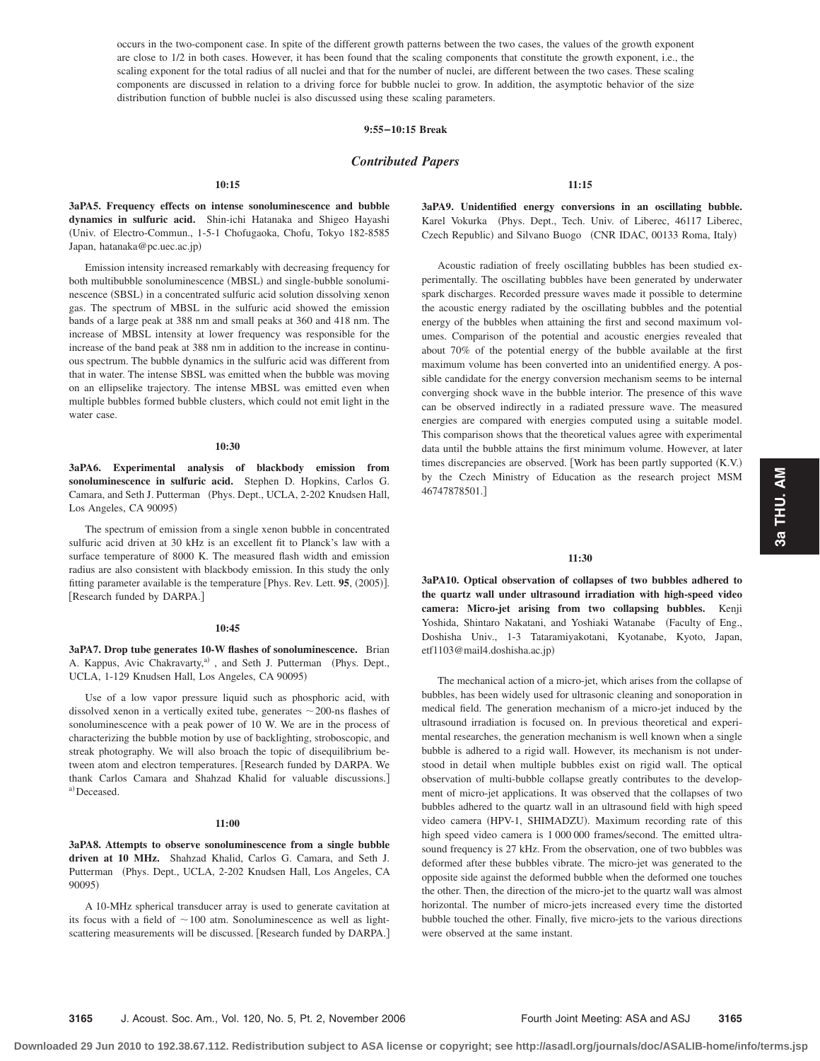occurs in the two-component case. In spite of the different growth patterns between the two cases, the values of the growth exponent are close to 1/2 in both cases. However, it has been found that the scaling components that constitute the growth exponent, i.e., the scaling exponent for the total radius of all nuclei and that for the number of nuclei, are different between the two cases. These scaling components are discussed in relation to a driving force for bubble nuclei to grow. In addition, the asymptotic behavior of the size distribution function of bubble nuclei is also discussed using these scaling parameters.

**9:55–10:15 Break**

## *Contributed Papers*

**10:15**

**3aPA5. Frequency effects on intense sonoluminescence and bubble dynamics in sulfuric acid.** Shin-ichi Hatanaka and Shigeo Hayashi (Univ. of Electro-Commun., 1-5-1 Chofugaoka, Chofu, Tokyo 182-8585 Japan, hatanaka@pc.uec.ac.jp)

Emission intensity increased remarkably with decreasing frequency for both multibubble sonoluminescence (MBSL) and single-bubble sonoluminescence (SBSL) in a concentrated sulfuric acid solution dissolving xenon gas. The spectrum of MBSL in the sulfuric acid showed the emission bands of a large peak at 388 nm and small peaks at 360 and 418 nm. The increase of MBSL intensity at lower frequency was responsible for the increase of the band peak at 388 nm in addition to the increase in continuous spectrum. The bubble dynamics in the sulfuric acid was different from that in water. The intense SBSL was emitted when the bubble was moving on an ellipselike trajectory. The intense MBSL was emitted even when multiple bubbles formed bubble clusters, which could not emit light in the water case.

**10:30**

**3aPA6. Experimental analysis of blackbody emission from sonoluminescence in sulfuric acid.** Stephen D. Hopkins, Carlos G. Camara, and Seth J. Putterman (Phys. Dept., UCLA, 2-202 Knudsen Hall, Los Angeles, CA 90095)

The spectrum of emission from a single xenon bubble in concentrated sulfuric acid driven at 30 kHz is an excellent fit to Planck's law with a surface temperature of 8000 K. The measured flash width and emission radius are also consistent with blackbody emission. In this study the only fitting parameter available is the temperature [Phys. Rev. Lett. **95**, (2005)]. [Research funded by DARPA.]

**10:45**

**3aPA7. Drop tube generates 10-W flashes of sonoluminescence.** Brian A. Kappus, Avic Chakravarty,[a] , and Seth J. Putterman (Phys. Dept., UCLA, 1-129 Knudsen Hall, Los Angeles, CA 90095)

Use of a low vapor pressure liquid such as phosphoric acid, with dissolved xenon in a vertically exited tube, generates ~200-ns flashes of sonoluminescence with a peak power of 10 W. We are in the process of characterizing the bubble motion by use of backlighting, stroboscopic, and streak photography. We will also broach the topic of disequilibrium between atom and electron temperatures. [Research funded by DARPA. We thank Carlos Camara and Shahzad Khalid for valuable discussions.]

[a] Deceased.

**11:00**

**3aPA8. Attempts to observe sonoluminescence from a single bubble driven at 10 MHz.** Shahzad Khalid, Carlos G. Camara, and Seth J. Putterman (Phys. Dept., UCLA, 2-202 Knudsen Hall, Los Angeles, CA 90095)

A 10-MHz spherical transducer array is used to generate cavitation at its focus with a field of ~100 atm. Sonoluminescence as well as light-scattering measurements will be discussed. [Research funded by DARPA.]

**11:15**

**3aPA9. Unidentified energy conversions in an oscillating bubble.** Karel Vokurka (Phys. Dept., Tech. Univ. of Liberec, 46117 Liberec, Czech Republic) and Silvano Buogo (CNR IDAC, 00133 Roma, Italy)

Acoustic radiation of freely oscillating bubbles has been studied experimentally. The oscillating bubbles have been generated by underwater spark discharges. Recorded pressure waves made it possible to determine the acoustic energy radiated by the oscillating bubbles and the potential energy of the bubbles when attaining the first and second maximum volumes. Comparison of the potential and acoustic energies revealed that about 70% of the potential energy of the bubble available at the first maximum volume has been converted into an unidentified energy. A possible candidate for the energy conversion mechanism seems to be internal converging shock wave in the bubble interior. The presence of this wave can be observed indirectly in a radiated pressure wave. The measured energies are compared with energies computed using a suitable model. This comparison shows that the theoretical values agree with experimental data until the bubble attains the first minimum volume. However, at later times discrepancies are observed. [Work has been partly supported (K.V.) by the Czech Ministry of Education as the research project MSM 46747878501.]

**11:30**

**3aPA10. Optical observation of collapses of two bubbles adhered to the quartz wall under ultrasound irradiation with high-speed video camera: Micro-jet arising from two collapsing bubbles.** Kenji Yoshida, Shintaro Nakatani, and Yoshiaki Watanabe (Faculty of Eng., Doshisha Univ., 1-3 Tataramiyakotani, Kyotanabe, Kyoto, Japan, etf1103@mail4.doshisha.ac.jp)

The mechanical action of a micro-jet, which arises from the collapse of bubbles, has been widely used for ultrasonic cleaning and sonoporation in medical field. The generation mechanism of a micro-jet induced by the ultrasound irradiation is focused on. In previous theoretical and experimental researches, the generation mechanism is well known when a single bubble is adhered to a rigid wall. However, its mechanism is not understood in detail when multiple bubbles exist on rigid wall. The optical observation of multi-bubble collapse greatly contributes to the development of micro-jet applications. It was observed that the collapses of two bubbles adhered to the quartz wall in an ultrasound field with high speed video camera (HPV-1, SHIMADZU). Maximum recording rate of this high speed video camera is 1 000 000 frames/second. The emitted ultrasound frequency is 27 kHz. From the observation, one of two bubbles was deformed after these bubbles vibrate. The micro-jet was generated to the opposite side against the deformed bubble when the deformed one touches the other. Then, the direction of the micro-jet to the quartz wall was almost horizontal. The number of micro-jets increased every time the distorted bubble touched the other. Finally, five micro-jets to the various directions were observed at the same instant.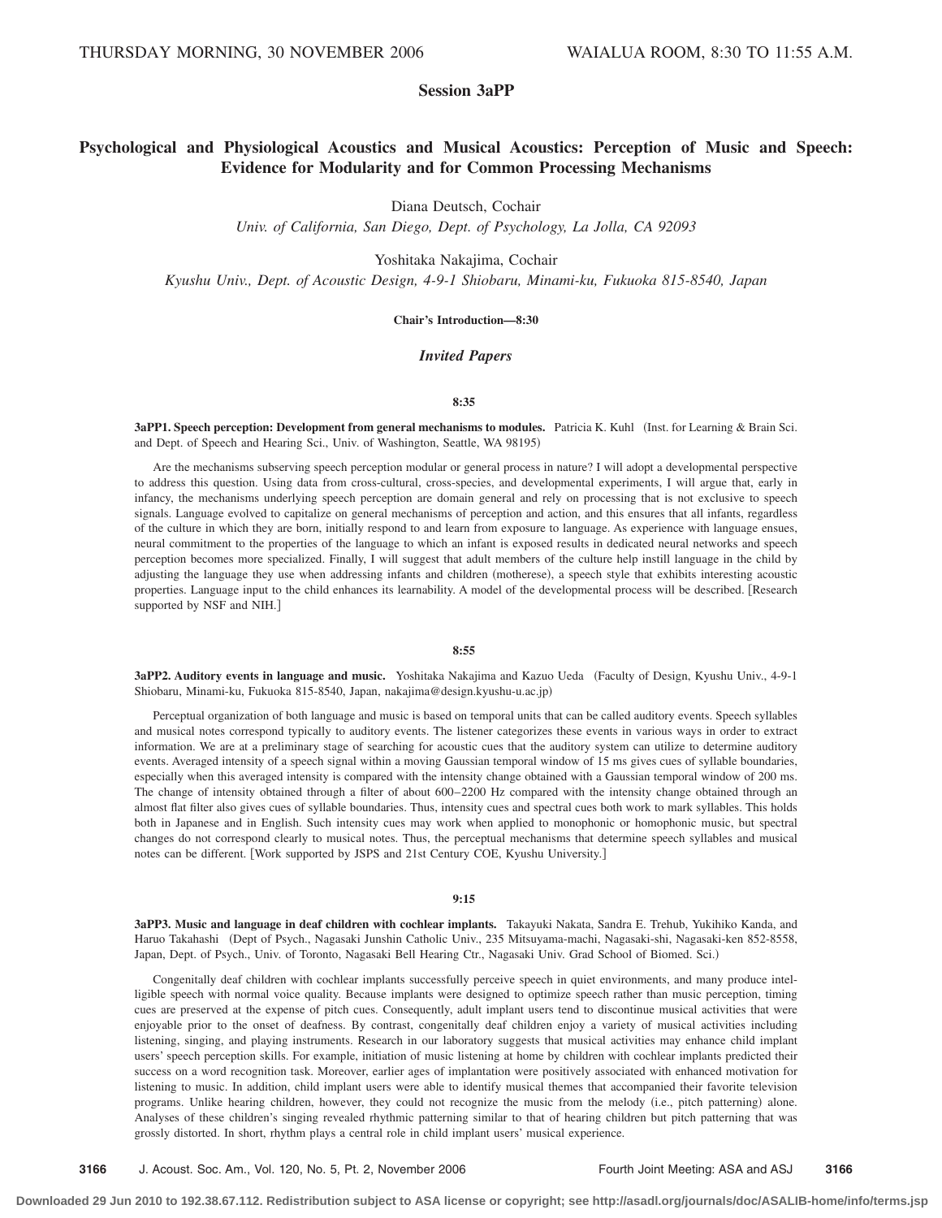THURSDAY MORNING, 30 NOVEMBER 2006 WAIALUA ROOM, 8:30 TO 11:55 A.M.

## Session 3aPP

## Psychological and Physiological Acoustics and Musical Acoustics: Perception of Music and Speech: Evidence for Modularity and for Common Processing Mechanisms

Diana Deutsch, Cochair
*Univ. of California, San Diego, Dept. of Psychology, La Jolla, CA 92093*

Yoshitaka Nakajima, Cochair
*Kyushu Univ., Dept. of Acoustic Design, 4-9-1 Shiobaru, Minami-ku, Fukuoka 815-8540, Japan*

**Chair's Introduction—8:30**

### *Invited Papers*

**8:35**

**3aPP1. Speech perception: Development from general mechanisms to modules.** Patricia K. Kuhl (Inst. for Learning & Brain Sci. and Dept. of Speech and Hearing Sci., Univ. of Washington, Seattle, WA 98195)

Are the mechanisms subserving speech perception modular or general process in nature? I will adopt a developmental perspective to address this question. Using data from cross-cultural, cross-species, and developmental experiments, I will argue that, early in infancy, the mechanisms underlying speech perception are domain general and rely on processing that is not exclusive to speech signals. Language evolved to capitalize on general mechanisms of perception and action, and this ensures that all infants, regardless of the culture in which they are born, initially respond to and learn from exposure to language. As experience with language ensues, neural commitment to the properties of the language to which an infant is exposed results in dedicated neural networks and speech perception becomes more specialized. Finally, I will suggest that adult members of the culture help instill language in the child by adjusting the language they use when addressing infants and children (motherese), a speech style that exhibits interesting acoustic properties. Language input to the child enhances its learnability. A model of the developmental process will be described. [Research supported by NSF and NIH.]

**8:55**

**3aPP2. Auditory events in language and music.** Yoshitaka Nakajima and Kazuo Ueda (Faculty of Design, Kyushu Univ., 4-9-1 Shiobaru, Minami-ku, Fukuoka 815-8540, Japan, nakajima@design.kyushu-u.ac.jp)

Perceptual organization of both language and music is based on temporal units that can be called auditory events. Speech syllables and musical notes correspond typically to auditory events. The listener categorizes these events in various ways in order to extract information. We are at a preliminary stage of searching for acoustic cues that the auditory system can utilize to determine auditory events. Averaged intensity of a speech signal within a moving Gaussian temporal window of 15 ms gives cues of syllable boundaries, especially when this averaged intensity is compared with the intensity change obtained with a Gaussian temporal window of 200 ms. The change of intensity obtained through a filter of about 600–2200 Hz compared with the intensity change obtained through an almost flat filter also gives cues of syllable boundaries. Thus, intensity cues and spectral cues both work to mark syllables. This holds both in Japanese and in English. Such intensity cues may work when applied to monophonic or homophonic music, but spectral changes do not correspond clearly to musical notes. Thus, the perceptual mechanisms that determine speech syllables and musical notes can be different. [Work supported by JSPS and 21st Century COE, Kyushu University.]

**9:15**

**3aPP3. Music and language in deaf children with cochlear implants.** Takayuki Nakata, Sandra E. Trehub, Yukihiko Kanda, and Haruo Takahashi (Dept of Psych., Nagasaki Junshin Catholic Univ., 235 Mitsuyama-machi, Nagasaki-shi, Nagasaki-ken 852-8558, Japan, Dept. of Psych., Univ. of Toronto, Nagasaki Bell Hearing Ctr., Nagasaki Univ. Grad School of Biomed. Sci.)

Congenitally deaf children with cochlear implants successfully perceive speech in quiet environments, and many produce intelligible speech with normal voice quality. Because implants were designed to optimize speech rather than music perception, timing cues are preserved at the expense of pitch cues. Consequently, adult implant users tend to discontinue musical activities that were enjoyable prior to the onset of deafness. By contrast, congenitally deaf children enjoy a variety of musical activities including listening, singing, and playing instruments. Research in our laboratory suggests that musical activities may enhance child implant users' speech perception skills. For example, initiation of music listening at home by children with cochlear implants predicted their success on a word recognition task. Moreover, earlier ages of implantation were positively associated with enhanced motivation for listening to music. In addition, child implant users were able to identify musical themes that accompanied their favorite television programs. Unlike hearing children, however, they could not recognize the music from the melody (i.e., pitch patterning) alone. Analyses of these children's singing revealed rhythmic patterning similar to that of hearing children but pitch patterning that was grossly distorted. In short, rhythm plays a central role in child implant users' musical experience.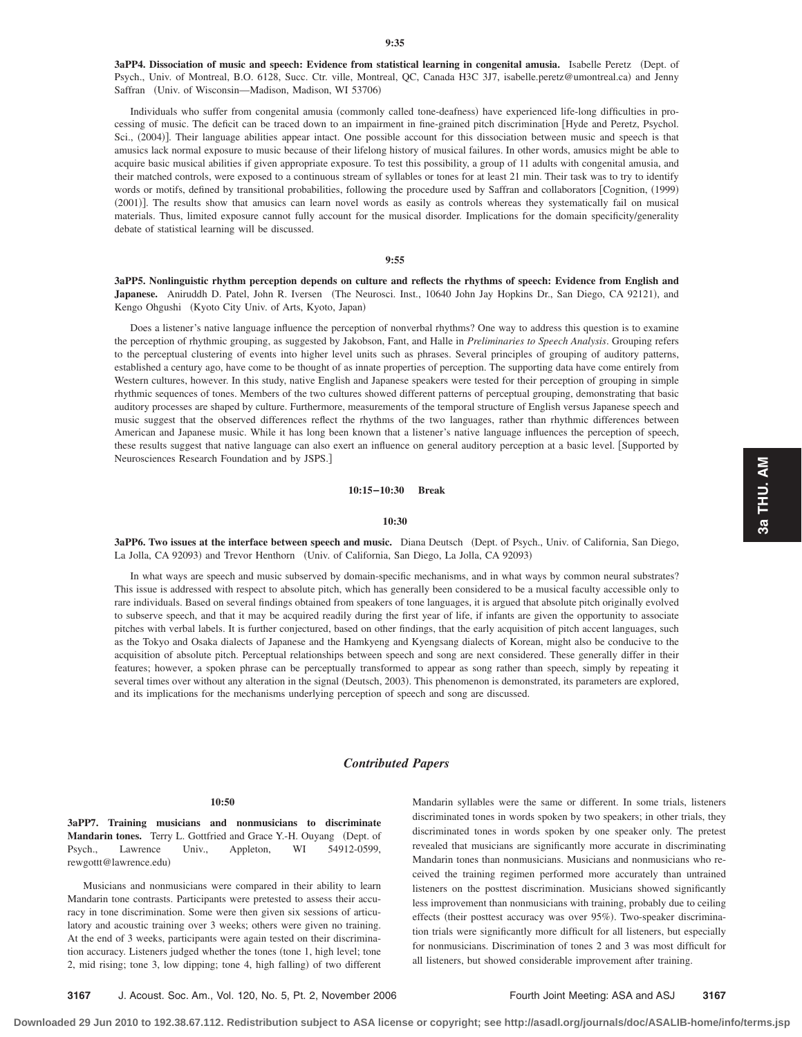**9:35**

**3aPP4. Dissociation of music and speech: Evidence from statistical learning in congenital amusia.** Isabelle Peretz (Dept. of Psych., Univ. of Montreal, B.O. 6128, Succ. Ctr. ville, Montreal, QC, Canada H3C 3J7, isabelle.peretz@umontreal.ca) and Jenny Saffran (Univ. of Wisconsin—Madison, Madison, WI 53706)

Individuals who suffer from congenital amusia (commonly called tone-deafness) have experienced life-long difficulties in processing of music. The deficit can be traced down to an impairment in fine-grained pitch discrimination [Hyde and Peretz, Psychol. Sci., (2004)]. Their language abilities appear intact. One possible account for this dissociation between music and speech is that amusics lack normal exposure to music because of their lifelong history of musical failures. In other words, amusics might be able to acquire basic musical abilities if given appropriate exposure. To test this possibility, a group of 11 adults with congenital amusia, and their matched controls, were exposed to a continuous stream of syllables or tones for at least 21 min. Their task was to try to identify words or motifs, defined by transitional probabilities, following the procedure used by Saffran and collaborators [Cognition, (1999) (2001)]. The results show that amusics can learn novel words as easily as controls whereas they systematically fail on musical materials. Thus, limited exposure cannot fully account for the musical disorder. Implications for the domain specificity/generality debate of statistical learning will be discussed.

**9:55**

**3aPP5. Nonlinguistic rhythm perception depends on culture and reflects the rhythms of speech: Evidence from English and Japanese.** Aniruddh D. Patel, John R. Iversen (The Neurosci. Inst., 10640 John Jay Hopkins Dr., San Diego, CA 92121), and Kengo Ohgushi (Kyoto City Univ. of Arts, Kyoto, Japan)

Does a listener's native language influence the perception of nonverbal rhythms? One way to address this question is to examine the perception of rhythmic grouping, as suggested by Jakobson, Fant, and Halle in *Preliminaries to Speech Analysis*. Grouping refers to the perceptual clustering of events into higher level units such as phrases. Several principles of grouping of auditory patterns, established a century ago, have come to be thought of as innate properties of perception. The supporting data have come entirely from Western cultures, however. In this study, native English and Japanese speakers were tested for their perception of grouping in simple rhythmic sequences of tones. Members of the two cultures showed different patterns of perceptual grouping, demonstrating that basic auditory processes are shaped by culture. Furthermore, measurements of the temporal structure of English versus Japanese speech and music suggest that the observed differences reflect the rhythms of the two languages, rather than rhythmic differences between American and Japanese music. While it has long been known that a listener's native language influences the perception of speech, these results suggest that native language can also exert an influence on general auditory perception at a basic level. [Supported by Neurosciences Research Foundation and by JSPS.]

**10:15–10:30 Break**

**10:30**

**3aPP6. Two issues at the interface between speech and music.** Diana Deutsch (Dept. of Psych., Univ. of California, San Diego, La Jolla, CA 92093) and Trevor Henthorn (Univ. of California, San Diego, La Jolla, CA 92093)

In what ways are speech and music subserved by domain-specific mechanisms, and in what ways by common neural substrates? This issue is addressed with respect to absolute pitch, which has generally been considered to be a musical faculty accessible only to rare individuals. Based on several findings obtained from speakers of tone languages, it is argued that absolute pitch originally evolved to subserve speech, and that it may be acquired readily during the first year of life, if infants are given the opportunity to associate pitches with verbal labels. It is further conjectured, based on other findings, that the early acquisition of pitch accent languages, such as the Tokyo and Osaka dialects of Japanese and the Hamkyeng and Kyengsang dialects of Korean, might also be conducive to the acquisition of absolute pitch. Perceptual relationships between speech and song are next considered. These generally differ in their features; however, a spoken phrase can be perceptually transformed to appear as song rather than speech, simply by repeating it several times over without any alteration in the signal (Deutsch, 2003). This phenomenon is demonstrated, its parameters are explored, and its implications for the mechanisms underlying perception of speech and song are discussed.

## *Contributed Papers*

**10:50**

**3aPP7. Training musicians and nonmusicians to discriminate Mandarin tones.** Terry L. Gottfried and Grace Y.-H. Ouyang (Dept. of Psych., Lawrence Univ., Appleton, WI 54912-0599, rewgottt@lawrence.edu)

Musicians and nonmusicians were compared in their ability to learn Mandarin tone contrasts. Participants were pretested to assess their accuracy in tone discrimination. Some were then given six sessions of articulatory and acoustic training over 3 weeks; others were given no training. At the end of 3 weeks, participants were again tested on their discrimination accuracy. Listeners judged whether the tones (tone 1, high level; tone 2, mid rising; tone 3, low dipping; tone 4, high falling) of two different Mandarin syllables were the same or different. In some trials, listeners discriminated tones in words spoken by two speakers; in other trials, they discriminated tones in words spoken by one speaker only. The pretest revealed that musicians are significantly more accurate in discriminating Mandarin tones than nonmusicians. Musicians and nonmusicians who received the training regimen performed more accurately than untrained listeners on the posttest discrimination. Musicians showed significantly less improvement than nonmusicians with training, probably due to ceiling effects (their posttest accuracy was over 95%). Two-speaker discrimination trials were significantly more difficult for all listeners, but especially for nonmusicians. Discrimination of tones 2 and 3 was most difficult for all listeners, but showed considerable improvement after training.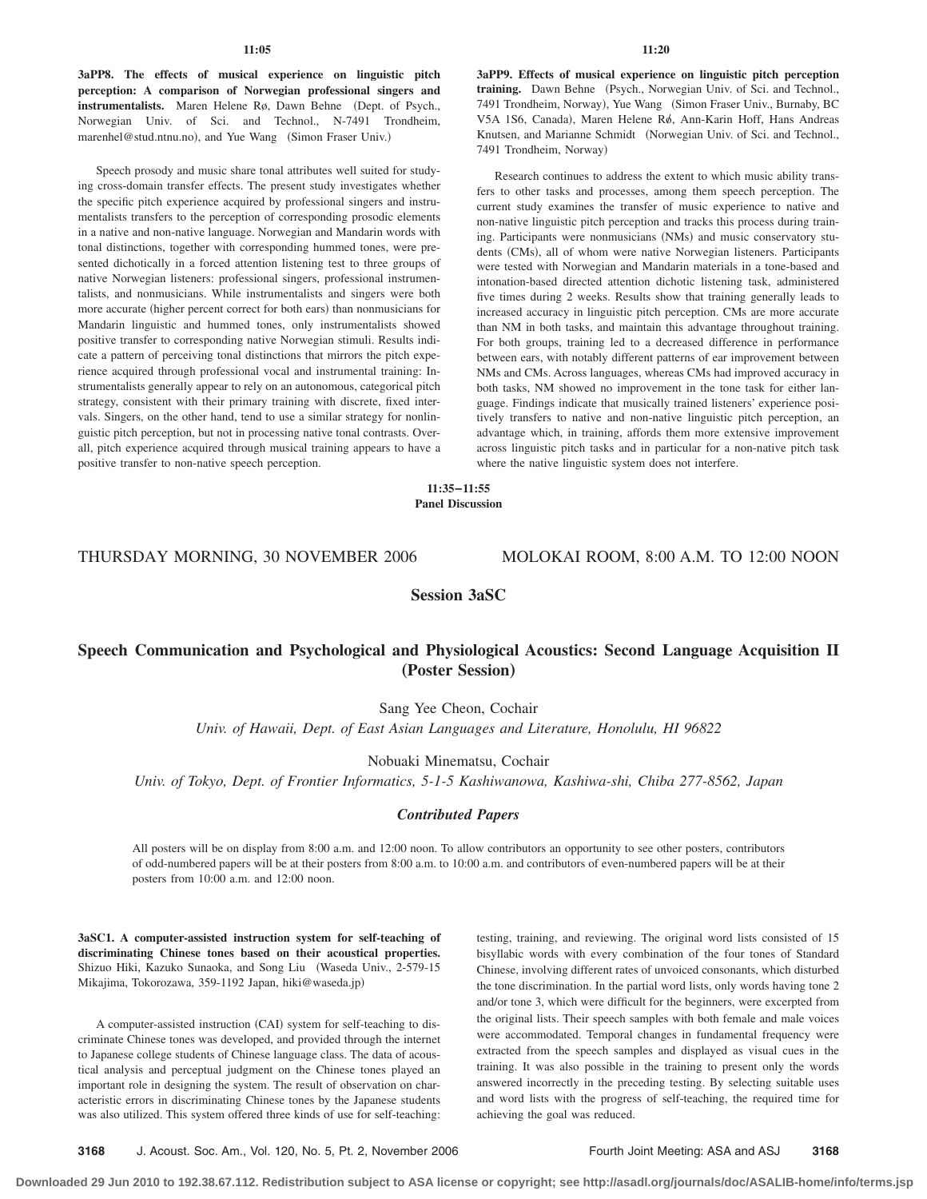**11:05**

**3aPP8. The effects of musical experience on linguistic pitch perception: A comparison of Norwegian professional singers and instrumentalists.** Maren Helene Rø, Dawn Behne (Dept. of Psych., Norwegian Univ. of Sci. and Technol., N-7491 Trondheim, marenhel@stud.ntnu.no), and Yue Wang (Simon Fraser Univ.)

Speech prosody and music share tonal attributes well suited for studying cross-domain transfer effects. The present study investigates whether the specific pitch experience acquired by professional singers and instrumentalists transfers to the perception of corresponding prosodic elements in a native and non-native language. Norwegian and Mandarin words with tonal distinctions, together with corresponding hummed tones, were presented dichotically in a forced attention listening test to three groups of native Norwegian listeners: professional singers, professional instrumentalists, and nonmusicians. While instrumentalists and singers were both more accurate (higher percent correct for both ears) than nonmusicians for Mandarin linguistic and hummed tones, only instrumentalists showed positive transfer to corresponding native Norwegian stimuli. Results indicate a pattern of perceiving tonal distinctions that mirrors the pitch experience acquired through professional vocal and instrumental training: Instrumentalists generally appear to rely on an autonomous, categorical pitch strategy, consistent with their primary training with discrete, fixed intervals. Singers, on the other hand, tend to use a similar strategy for nonlinguistic pitch perception, but not in processing native tonal contrasts. Overall, pitch experience acquired through musical training appears to have a positive transfer to non-native speech perception.

**11:20**

**3aPP9. Effects of musical experience on linguistic pitch perception training.** Dawn Behne (Psych., Norwegian Univ. of Sci. and Technol., 7491 Trondheim, Norway), Yue Wang (Simon Fraser Univ., Burnaby, BC V5A 1S6, Canada), Maren Helene Rø, Ann-Karin Hoff, Hans Andreas Knutsen, and Marianne Schmidt (Norwegian Univ. of Sci. and Technol., 7491 Trondheim, Norway)

Research continues to address the extent to which music ability transfers to other tasks and processes, among them speech perception. The current study examines the transfer of music experience to native and non-native linguistic pitch perception and tracks this process during training. Participants were nonmusicians (NMs) and music conservatory students (CMs), all of whom were native Norwegian listeners. Participants were tested with Norwegian and Mandarin materials in a tone-based and intonation-based directed attention dichotic listening task, administered five times during 2 weeks. Results show that training generally leads to increased accuracy in linguistic pitch perception. CMs are more accurate than NM in both tasks, and maintain this advantage throughout training. For both groups, training led to a decreased difference in performance between ears, with notably different patterns of ear improvement between NMs and CMs. Across languages, whereas CMs had improved accuracy in both tasks, NM showed no improvement in the tone task for either language. Findings indicate that musically trained listeners' experience positively transfers to native and non-native linguistic pitch perception, an advantage which, in training, affords them more extensive improvement across linguistic pitch tasks and in particular for a non-native pitch task where the native linguistic system does not interfere.

**11:35–11:55**
**Panel Discussion**

THURSDAY MORNING, 30 NOVEMBER 2006 — MOLOKAI ROOM, 8:00 A.M. TO 12:00 NOON

## Session 3aSC

## Speech Communication and Psychological and Physiological Acoustics: Second Language Acquisition II (Poster Session)

Sang Yee Cheon, Cochair
*Univ. of Hawaii, Dept. of East Asian Languages and Literature, Honolulu, HI 96822*

Nobuaki Minematsu, Cochair
*Univ. of Tokyo, Dept. of Frontier Informatics, 5-1-5 Kashiwanowa, Kashiwa-shi, Chiba 277-8562, Japan*

### *Contributed Papers*

All posters will be on display from 8:00 a.m. and 12:00 noon. To allow contributors an opportunity to see other posters, contributors of odd-numbered papers will be at their posters from 8:00 a.m. to 10:00 a.m. and contributors of even-numbered papers will be at their posters from 10:00 a.m. and 12:00 noon.

**3aSC1. A computer-assisted instruction system for self-teaching of discriminating Chinese tones based on their acoustical properties.** Shizuo Hiki, Kazuko Sunaoka, and Song Liu (Waseda Univ., 2-579-15 Mikajima, Tokorozawa, 359-1192 Japan, hiki@waseda.jp)

A computer-assisted instruction (CAI) system for self-teaching to discriminate Chinese tones was developed, and provided through the internet to Japanese college students of Chinese language class. The data of acoustical analysis and perceptual judgment on the Chinese tones played an important role in designing the system. The result of observation on characteristic errors in discriminating Chinese tones by the Japanese students was also utilized. This system offered three kinds of use for self-teaching: testing, training, and reviewing. The original word lists consisted of 15 bisyllabic words with every combination of the four tones of Standard Chinese, involving different rates of unvoiced consonants, which disturbed the tone discrimination. In the partial word lists, only words having tone 2 and/or tone 3, which were difficult for the beginners, were excerpted from the original lists. Their speech samples with both female and male voices were accommodated. Temporal changes in fundamental frequency were extracted from the speech samples and displayed as visual cues in the training. It was also possible in the training to present only the words answered incorrectly in the preceding testing. By selecting suitable uses and word lists with the progress of self-teaching, the required time for achieving the goal was reduced.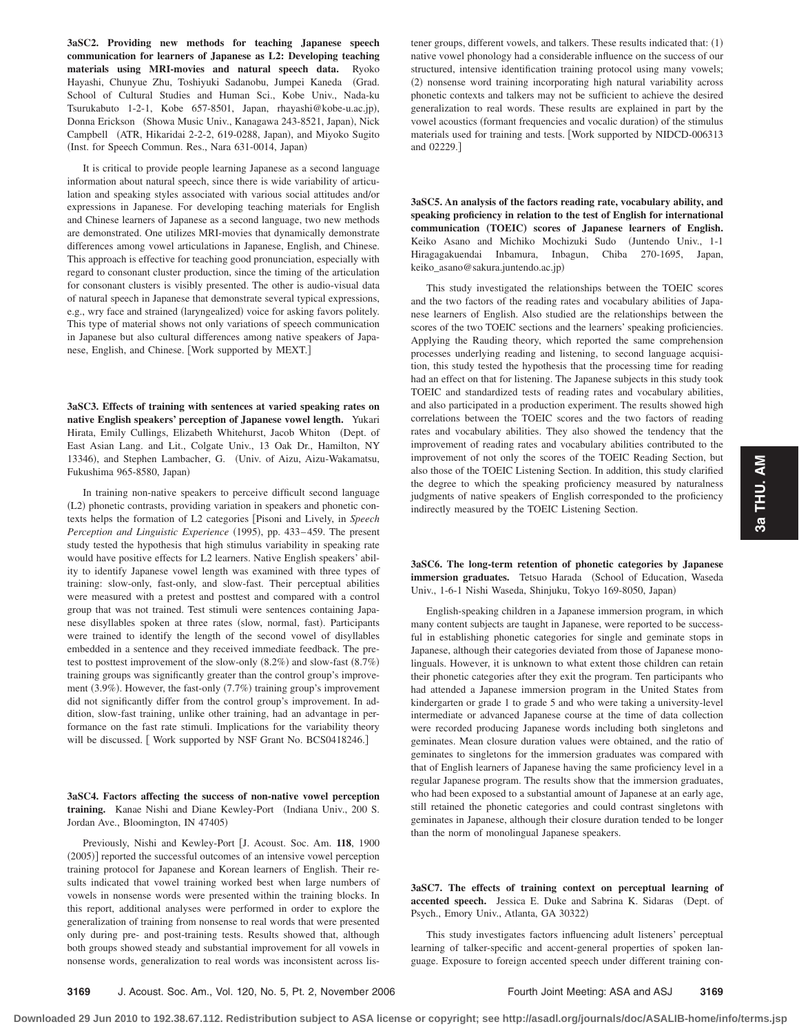**3aSC2. Providing new methods for teaching Japanese speech communication for learners of Japanese as L2: Developing teaching materials using MRI-movies and natural speech data.** Ryoko Hayashi, Chunyue Zhu, Toshiyuki Sadanobu, Jumpei Kaneda (Grad. School of Cultural Studies and Human Sci., Kobe Univ., Nada-ku Tsurukabuto 1-2-1, Kobe 657-8501, Japan, rhayashi@kobe-u.ac.jp), Donna Erickson (Showa Music Univ., Kanagawa 243-8521, Japan), Nick Campbell (ATR, Hikaridai 2-2-2, 619-0288, Japan), and Miyoko Sugito (Inst. for Speech Commun. Res., Nara 631-0014, Japan)

It is critical to provide people learning Japanese as a second language information about natural speech, since there is wide variability of articulation and speaking styles associated with various social attitudes and/or expressions in Japanese. For developing teaching materials for English and Chinese learners of Japanese as a second language, two new methods are demonstrated. One utilizes MRI-movies that dynamically demonstrate differences among vowel articulations in Japanese, English, and Chinese. This approach is effective for teaching good pronunciation, especially with regard to consonant cluster production, since the timing of the articulation for consonant clusters is visibly presented. The other is audio-visual data of natural speech in Japanese that demonstrate several typical expressions, e.g., wry face and strained (laryngealized) voice for asking favors politely. This type of material shows not only variations of speech communication in Japanese but also cultural differences among native speakers of Japanese, English, and Chinese. [Work supported by MEXT.]

**3aSC3. Effects of training with sentences at varied speaking rates on native English speakers' perception of Japanese vowel length.** Yukari Hirata, Emily Cullings, Elizabeth Whitehurst, Jacob Whiton (Dept. of East Asian Lang. and Lit., Colgate Univ., 13 Oak Dr., Hamilton, NY 13346), and Stephen Lambacher, G. (Univ. of Aizu, Aizu-Wakamatsu, Fukushima 965-8580, Japan)

In training non-native speakers to perceive difficult second language (L2) phonetic contrasts, providing variation in speakers and phonetic contexts helps the formation of L2 categories [Pisoni and Lively, in *Speech Perception and Linguistic Experience* (1995), pp. 433–459. The present study tested the hypothesis that high stimulus variability in speaking rate would have positive effects for L2 learners. Native English speakers' ability to identify Japanese vowel length was examined with three types of training: slow-only, fast-only, and slow-fast. Their perceptual abilities were measured with a pretest and posttest and compared with a control group that was not trained. Test stimuli were sentences containing Japanese disyllables spoken at three rates (slow, normal, fast). Participants were trained to identify the length of the second vowel of disyllables embedded in a sentence and they received immediate feedback. The pretest to posttest improvement of the slow-only (8.2%) and slow-fast (8.7%) training groups was significantly greater than the control group's improvement (3.9%). However, the fast-only (7.7%) training group's improvement did not significantly differ from the control group's improvement. In addition, slow-fast training, unlike other training, had an advantage in performance on the fast rate stimuli. Implications for the variability theory will be discussed. [ Work supported by NSF Grant No. BCS0418246.]

**3aSC4. Factors affecting the success of non-native vowel perception training.** Kanae Nishi and Diane Kewley-Port (Indiana Univ., 200 S. Jordan Ave., Bloomington, IN 47405)

Previously, Nishi and Kewley-Port [J. Acoust. Soc. Am. **118**, 1900 (2005)] reported the successful outcomes of an intensive vowel perception training protocol for Japanese and Korean learners of English. Their results indicated that vowel training worked best when large numbers of vowels in nonsense words were presented within the training blocks. In this report, additional analyses were performed in order to explore the generalization of training from nonsense to real words that were presented only during pre- and post-training tests. Results showed that, although both groups showed steady and substantial improvement for all vowels in nonsense words, generalization to real words was inconsistent across listener groups, different vowels, and talkers. These results indicated that: (1) native vowel phonology had a considerable influence on the success of our structured, intensive identification training protocol using many vowels; (2) nonsense word training incorporating high natural variability across phonetic contexts and talkers may not be sufficient to achieve the desired generalization to real words. These results are explained in part by the vowel acoustics (formant frequencies and vocalic duration) of the stimulus materials used for training and tests. [Work supported by NIDCD-006313 and 02229.]

**3aSC5. An analysis of the factors reading rate, vocabulary ability, and speaking proficiency in relation to the test of English for international communication (TOEIC) scores of Japanese learners of English.** Keiko Asano and Michiko Mochizuki Sudo (Juntendo Univ., 1-1 Hiragagakuendai Inbamura, Inbagun, Chiba 270-1695, Japan, keiko_asano@sakura.juntendo.ac.jp)

This study investigated the relationships between the TOEIC scores and the two factors of the reading rates and vocabulary abilities of Japanese learners of English. Also studied are the relationships between the scores of the two TOEIC sections and the learners' speaking proficiencies. Applying the Rauding theory, which reported the same comprehension processes underlying reading and listening, to second language acquisition, this study tested the hypothesis that the processing time for reading had an effect on that for listening. The Japanese subjects in this study took TOEIC and standardized tests of reading rates and vocabulary abilities, and also participated in a production experiment. The results showed high correlations between the TOEIC scores and the two factors of reading rates and vocabulary abilities. They also showed the tendency that the improvement of reading rates and vocabulary abilities contributed to the improvement of not only the scores of the TOEIC Reading Section, but also those of the TOEIC Listening Section. In addition, this study clarified the degree to which the speaking proficiency measured by naturalness judgments of native speakers of English corresponded to the proficiency indirectly measured by the TOEIC Listening Section.

**3aSC6. The long-term retention of phonetic categories by Japanese immersion graduates.** Tetsuo Harada (School of Education, Waseda Univ., 1-6-1 Nishi Waseda, Shinjuku, Tokyo 169-8050, Japan)

English-speaking children in a Japanese immersion program, in which many content subjects are taught in Japanese, were reported to be successful in establishing phonetic categories for single and geminate stops in Japanese, although their categories deviated from those of Japanese monolinguals. However, it is unknown to what extent those children can retain their phonetic categories after they exit the program. Ten participants who had attended a Japanese immersion program in the United States from kindergarten or grade 1 to grade 5 and who were taking a university-level intermediate or advanced Japanese course at the time of data collection were recorded producing Japanese words including both singletons and geminates. Mean closure duration values were obtained, and the ratio of geminates to singletons for the immersion graduates was compared with that of English learners of Japanese having the same proficiency level in a regular Japanese program. The results show that the immersion graduates, who had been exposed to a substantial amount of Japanese at an early age, still retained the phonetic categories and could contrast singletons with geminates in Japanese, although their closure duration tended to be longer than the norm of monolingual Japanese speakers.

**3aSC7. The effects of training context on perceptual learning of accented speech.** Jessica E. Duke and Sabrina K. Sidaras (Dept. of Psych., Emory Univ., Atlanta, GA 30322)

This study investigates factors influencing adult listeners' perceptual learning of talker-specific and accent-general properties of spoken language. Exposure to foreign accented speech under different training con-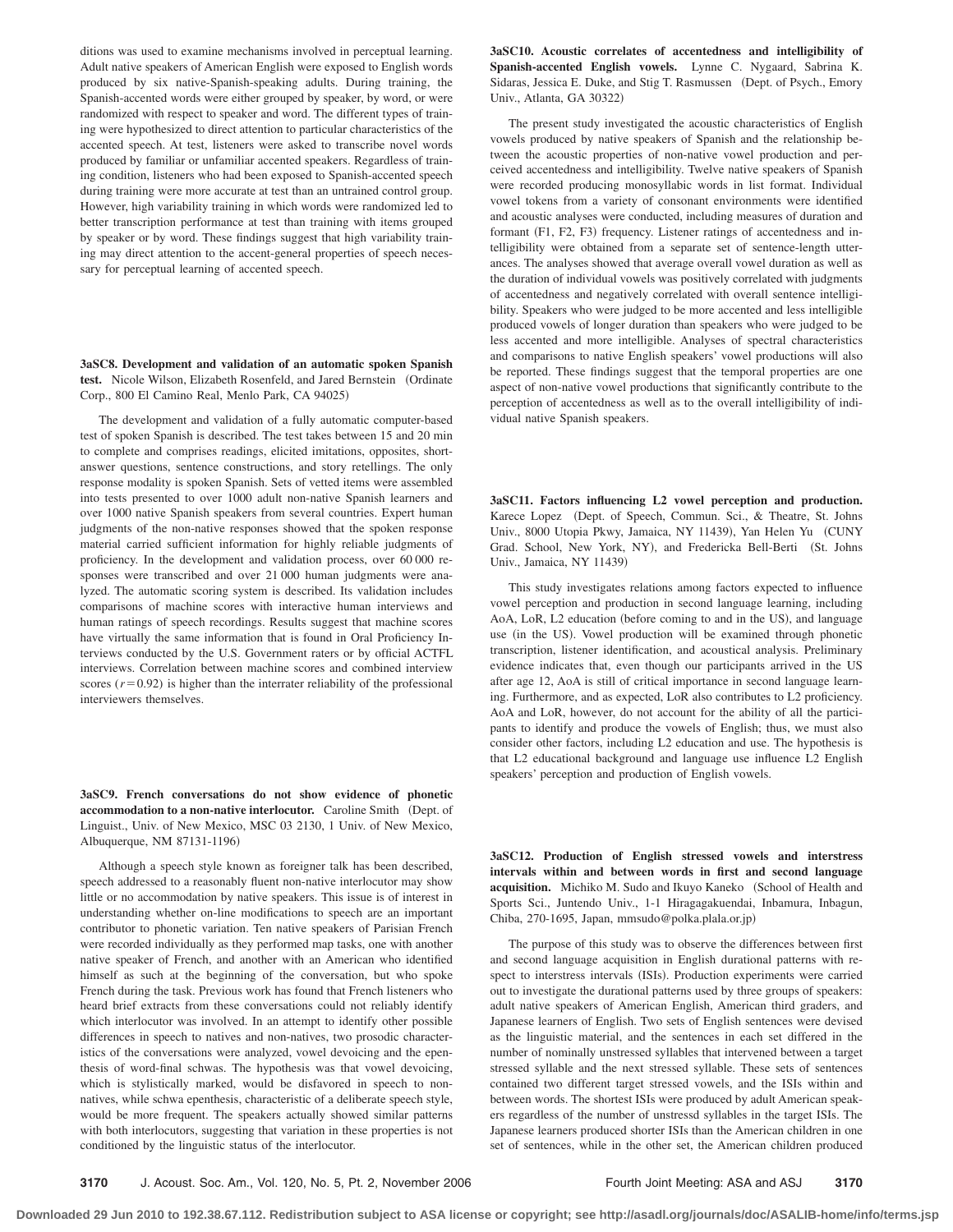ditions was used to examine mechanisms involved in perceptual learning. Adult native speakers of American English were exposed to English words produced by six native-Spanish-speaking adults. During training, the Spanish-accented words were either grouped by speaker, by word, or were randomized with respect to speaker and word. The different types of training were hypothesized to direct attention to particular characteristics of the accented speech. At test, listeners were asked to transcribe novel words produced by familiar or unfamiliar accented speakers. Regardless of training condition, listeners who had been exposed to Spanish-accented speech during training were more accurate at test than an untrained control group. However, high variability training in which words were randomized led to better transcription performance at test than training with items grouped by speaker or by word. These findings suggest that high variability training may direct attention to the accent-general properties of speech necessary for perceptual learning of accented speech.

**3aSC8. Development and validation of an automatic spoken Spanish test.** Nicole Wilson, Elizabeth Rosenfeld, and Jared Bernstein (Ordinate Corp., 800 El Camino Real, Menlo Park, CA 94025)

The development and validation of a fully automatic computer-based test of spoken Spanish is described. The test takes between 15 and 20 min to complete and comprises readings, elicited imitations, opposites, short-answer questions, sentence constructions, and story retellings. The only response modality is spoken Spanish. Sets of vetted items were assembled into tests presented to over 1000 adult non-native Spanish learners and over 1000 native Spanish speakers from several countries. Expert human judgments of the non-native responses showed that the spoken response material carried sufficient information for highly reliable judgments of proficiency. In the development and validation process, over 60 000 responses were transcribed and over 21 000 human judgments were analyzed. The automatic scoring system is described. Its validation includes comparisons of machine scores with interactive human interviews and human ratings of speech recordings. Results suggest that machine scores have virtually the same information that is found in Oral Proficiency Interviews conducted by the U.S. Government raters or by official ACTFL interviews. Correlation between machine scores and combined interview scores ($r=0.92$) is higher than the interrater reliability of the professional interviewers themselves.

**3aSC9. French conversations do not show evidence of phonetic accommodation to a non-native interlocutor.** Caroline Smith (Dept. of Linguist., Univ. of New Mexico, MSC 03 2130, 1 Univ. of New Mexico, Albuquerque, NM 87131-1196)

Although a speech style known as foreigner talk has been described, speech addressed to a reasonably fluent non-native interlocutor may show little or no accommodation by native speakers. This issue is of interest in understanding whether on-line modifications to speech are an important contributor to phonetic variation. Ten native speakers of Parisian French were recorded individually as they performed map tasks, one with another native speaker of French, and another with an American who identified himself as such at the beginning of the conversation, but who spoke French during the task. Previous work has found that French listeners who heard brief extracts from these conversations could not reliably identify which interlocutor was involved. In an attempt to identify other possible differences in speech to natives and non-natives, two prosodic characteristics of the conversations were analyzed, vowel devoicing and the epenthesis of word-final schwas. The hypothesis was that vowel devoicing, which is stylistically marked, would be disfavored in speech to non-natives, while schwa epenthesis, characteristic of a deliberate speech style, would be more frequent. The speakers actually showed similar patterns with both interlocutors, suggesting that variation in these properties is not conditioned by the linguistic status of the interlocutor.

**3aSC10. Acoustic correlates of accentedness and intelligibility of Spanish-accented English vowels.** Lynne C. Nygaard, Sabrina K. Sidaras, Jessica E. Duke, and Stig T. Rasmussen (Dept. of Psych., Emory Univ., Atlanta, GA 30322)

The present study investigated the acoustic characteristics of English vowels produced by native speakers of Spanish and the relationship between the acoustic properties of non-native vowel production and perceived accentedness and intelligibility. Twelve native speakers of Spanish were recorded producing monosyllabic words in list format. Individual vowel tokens from a variety of consonant environments were identified and acoustic analyses were conducted, including measures of duration and formant (F1, F2, F3) frequency. Listener ratings of accentedness and intelligibility were obtained from a separate set of sentence-length utterances. The analyses showed that average overall vowel duration as well as the duration of individual vowels was positively correlated with judgments of accentedness and negatively correlated with overall sentence intelligibility. Speakers who were judged to be more accented and less intelligible produced vowels of longer duration than speakers who were judged to be less accented and more intelligible. Analyses of spectral characteristics and comparisons to native English speakers' vowel productions will also be reported. These findings suggest that the temporal properties are one aspect of non-native vowel productions that significantly contribute to the perception of accentedness as well as to the overall intelligibility of individual native Spanish speakers.

**3aSC11. Factors influencing L2 vowel perception and production.** Karece Lopez (Dept. of Speech, Commun. Sci., & Theatre, St. Johns Univ., 8000 Utopia Pkwy, Jamaica, NY 11439), Yan Helen Yu (CUNY Grad. School, New York, NY), and Fredericka Bell-Berti (St. Johns Univ., Jamaica, NY 11439)

This study investigates relations among factors expected to influence vowel perception and production in second language learning, including AoA, LoR, L2 education (before coming to and in the US), and language use (in the US). Vowel production will be examined through phonetic transcription, listener identification, and acoustical analysis. Preliminary evidence indicates that, even though our participants arrived in the US after age 12, AoA is still of critical importance in second language learning. Furthermore, and as expected, LoR also contributes to L2 proficiency. AoA and LoR, however, do not account for the ability of all the participants to identify and produce the vowels of English; thus, we must also consider other factors, including L2 education and use. The hypothesis is that L2 educational background and language use influence L2 English speakers' perception and production of English vowels.

**3aSC12. Production of English stressed vowels and interstress intervals within and between words in first and second language acquisition.** Michiko M. Sudo and Ikuyo Kaneko (School of Health and Sports Sci., Juntendo Univ., 1-1 Hiragagakuendai, Inbamura, Inbagun, Chiba, 270-1695, Japan, mmsudo@polka.plala.or.jp)

The purpose of this study was to observe the differences between first and second language acquisition in English durational patterns with respect to interstress intervals (ISIs). Production experiments were carried out to investigate the durational patterns used by three groups of speakers: adult native speakers of American English, American third graders, and Japanese learners of English. Two sets of English sentences were devised as the linguistic material, and the sentences in each set differed in the number of nominally unstressed syllables that intervened between a target stressed syllable and the next stressed syllable. These sets of sentences contained two different target stressed vowels, and the ISIs within and between words. The shortest ISIs were produced by adult American speakers regardless of the number of unstressd syllables in the target ISIs. The Japanese learners produced shorter ISIs than the American children in one set of sentences, while in the other set, the American children produced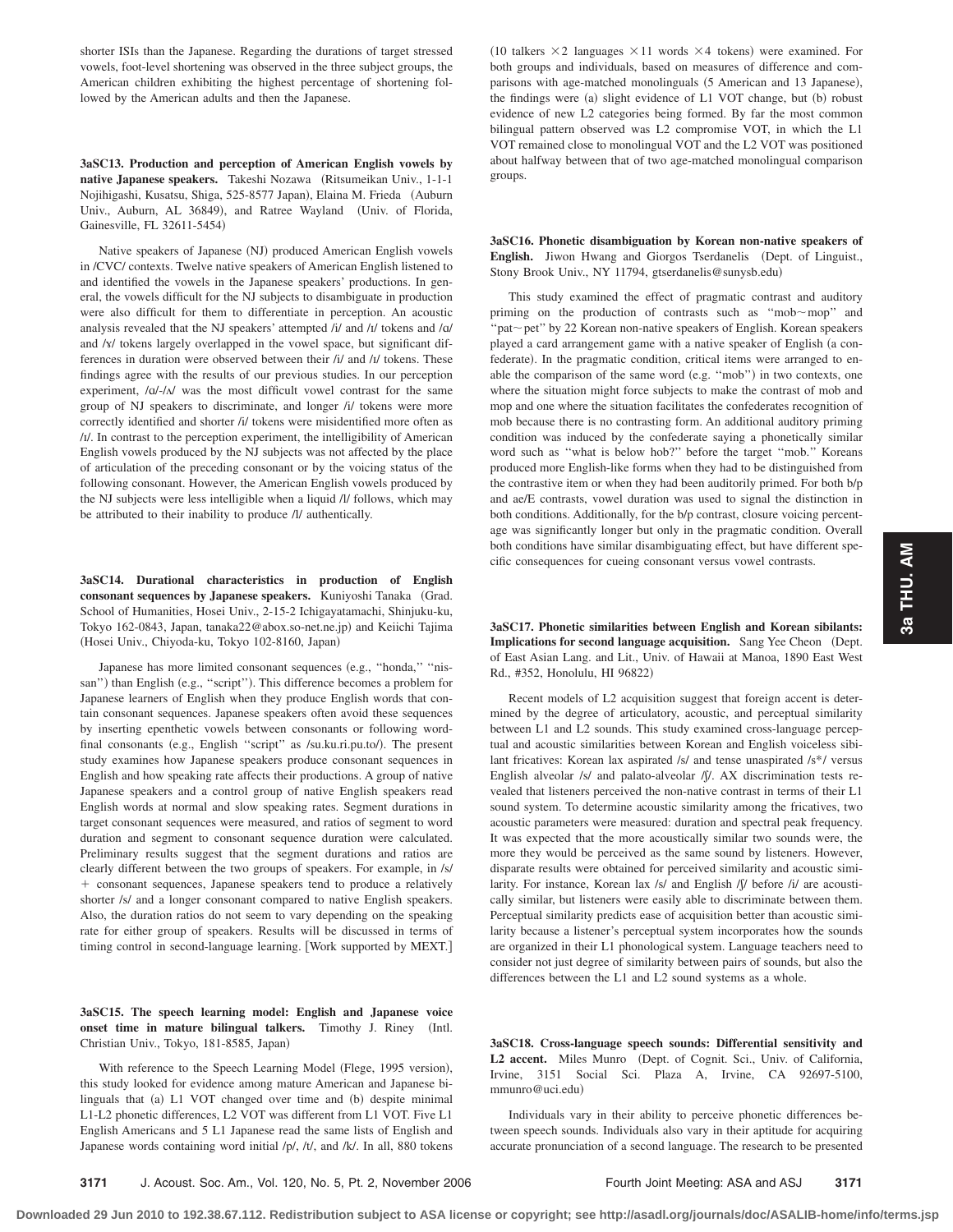shorter ISIs than the Japanese. Regarding the durations of target stressed vowels, foot-level shortening was observed in the three subject groups, the American children exhibiting the highest percentage of shortening followed by the American adults and then the Japanese.

**3aSC13. Production and perception of American English vowels by native Japanese speakers.** Takeshi Nozawa (Ritsumeikan Univ., 1-1-1 Nojihigashi, Kusatsu, Shiga, 525-8577 Japan), Elaina M. Frieda (Auburn Univ., Auburn, AL 36849), and Ratree Wayland (Univ. of Florida, Gainesville, FL 32611-5454)

Native speakers of Japanese (NJ) produced American English vowels in /CVC/ contexts. Twelve native speakers of American English listened to and identified the vowels in the Japanese speakers' productions. In general, the vowels difficult for the NJ subjects to disambiguate in production were also difficult for them to differentiate in perception. An acoustic analysis revealed that the NJ speakers' attempted /i/ and /ɪ/ tokens and /ɑ/ and /ɤ/ tokens largely overlapped in the vowel space, but significant differences in duration were observed between their /i/ and /ɪ/ tokens. These findings agree with the results of our previous studies. In our perception experiment, /ɑ/-/ʌ/ was the most difficult vowel contrast for the same group of NJ speakers to discriminate, and longer /i/ tokens were more correctly identified and shorter /i/ tokens were misidentified more often as /ɪ/. In contrast to the perception experiment, the intelligibility of American English vowels produced by the NJ subjects was not affected by the place of articulation of the preceding consonant or by the voicing status of the following consonant. However, the American English vowels produced by the NJ subjects were less intelligible when a liquid /l/ follows, which may be attributed to their inability to produce /l/ authentically.

**3aSC14. Durational characteristics in production of English consonant sequences by Japanese speakers.** Kuniyoshi Tanaka (Grad. School of Humanities, Hosei Univ., 2-15-2 Ichigayatamachi, Shinjuku-ku, Tokyo 162-0843, Japan, tanaka22@abox.so-net.ne.jp) and Keiichi Tajima (Hosei Univ., Chiyoda-ku, Tokyo 102-8160, Japan)

Japanese has more limited consonant sequences (e.g., "honda," "nissan") than English (e.g., "script"). This difference becomes a problem for Japanese learners of English when they produce English words that contain consonant sequences. Japanese speakers often avoid these sequences by inserting epenthetic vowels between consonants or following word-final consonants (e.g., English "script" as /su.ku.ri.pu.to/). The present study examines how Japanese speakers produce consonant sequences in English and how speaking rate affects their productions. A group of native Japanese speakers and a control group of native English speakers read English words at normal and slow speaking rates. Segment durations in target consonant sequences were measured, and ratios of segment to word duration and segment to consonant sequence duration were calculated. Preliminary results suggest that the segment durations and ratios are clearly different between the two groups of speakers. For example, in /s/ + consonant sequences, Japanese speakers tend to produce a relatively shorter /s/ and a longer consonant compared to native English speakers. Also, the duration ratios do not seem to vary depending on the speaking rate for either group of speakers. Results will be discussed in terms of timing control in second-language learning. [Work supported by MEXT.]

**3aSC15. The speech learning model: English and Japanese voice onset time in mature bilingual talkers.** Timothy J. Riney (Intl. Christian Univ., Tokyo, 181-8585, Japan)

With reference to the Speech Learning Model (Flege, 1995 version), this study looked for evidence among mature American and Japanese bilinguals that (a) L1 VOT changed over time and (b) despite minimal L1-L2 phonetic differences, L2 VOT was different from L1 VOT. Five L1 English Americans and 5 L1 Japanese read the same lists of English and Japanese words containing word initial /p/, /t/, and /k/. In all, 880 tokens (10 talkers $\times 2$ languages $\times 11$ words $\times 4$ tokens) were examined. For both groups and individuals, based on measures of difference and comparisons with age-matched monolinguals (5 American and 13 Japanese), the findings were (a) slight evidence of L1 VOT change, but (b) robust evidence of new L2 categories being formed. By far the most common bilingual pattern observed was L2 compromise VOT, in which the L1 VOT remained close to monolingual VOT and the L2 VOT was positioned about halfway between that of two age-matched monolingual comparison groups.

**3aSC16. Phonetic disambiguation by Korean non-native speakers of English.** Jiwon Hwang and Giorgos Tserdanelis (Dept. of Linguist., Stony Brook Univ., NY 11794, gtserdanelis@sunysb.edu)

This study examined the effect of pragmatic contrast and auditory priming on the production of contrasts such as "mob~mop" and "pat~pet" by 22 Korean non-native speakers of English. Korean speakers played a card arrangement game with a native speaker of English (a confederate). In the pragmatic condition, critical items were arranged to enable the comparison of the same word (e.g. "mob") in two contexts, one where the situation might force subjects to make the contrast of mob and mop and one where the situation facilitates the confederates recognition of mob because there is no contrasting form. An additional auditory priming condition was induced by the confederate saying a phonetically similar word such as "what is below hob?" before the target "mob." Koreans produced more English-like forms when they had to be distinguished from the contrastive item or when they had been auditorily primed. For both b/p and ae/E contrasts, vowel duration was used to signal the distinction in both conditions. Additionally, for the b/p contrast, closure voicing percentage was significantly longer but only in the pragmatic condition. Overall both conditions have similar disambiguating effect, but have different specific consequences for cueing consonant versus vowel contrasts.

**3aSC17. Phonetic similarities between English and Korean sibilants: Implications for second language acquisition.** Sang Yee Cheon (Dept. of East Asian Lang. and Lit., Univ. of Hawaii at Manoa, 1890 East West Rd., #352, Honolulu, HI 96822)

Recent models of L2 acquisition suggest that foreign accent is determined by the degree of articulatory, acoustic, and perceptual similarity between L1 and L2 sounds. This study examined cross-language perceptual and acoustic similarities between Korean and English voiceless sibilant fricatives: Korean lax aspirated /s/ and tense unaspirated /s*/ versus English alveolar /s/ and palato-alveolar /ʃ/. AX discrimination tests revealed that listeners perceived the non-native contrast in terms of their L1 sound system. To determine acoustic similarity among the fricatives, two acoustic parameters were measured: duration and spectral peak frequency. It was expected that the more acoustically similar two sounds were, the more they would be perceived as the same sound by listeners. However, disparate results were obtained for perceived similarity and acoustic similarity. For instance, Korean lax /s/ and English /ʃ/ before /i/ are acoustically similar, but listeners were easily able to discriminate between them. Perceptual similarity predicts ease of acquisition better than acoustic similarity because a listener's perceptual system incorporates how the sounds are organized in their L1 phonological system. Language teachers need to consider not just degree of similarity between pairs of sounds, but also the differences between the L1 and L2 sound systems as a whole.

**3aSC18. Cross-language speech sounds: Differential sensitivity and L2 accent.** Miles Munro (Dept. of Cognit. Sci., Univ. of California, Irvine, 3151 Social Sci. Plaza A, Irvine, CA 92697-5100, mmunro@uci.edu)

Individuals vary in their ability to perceive phonetic differences between speech sounds. Individuals also vary in their aptitude for acquiring accurate pronunciation of a second language. The research to be presented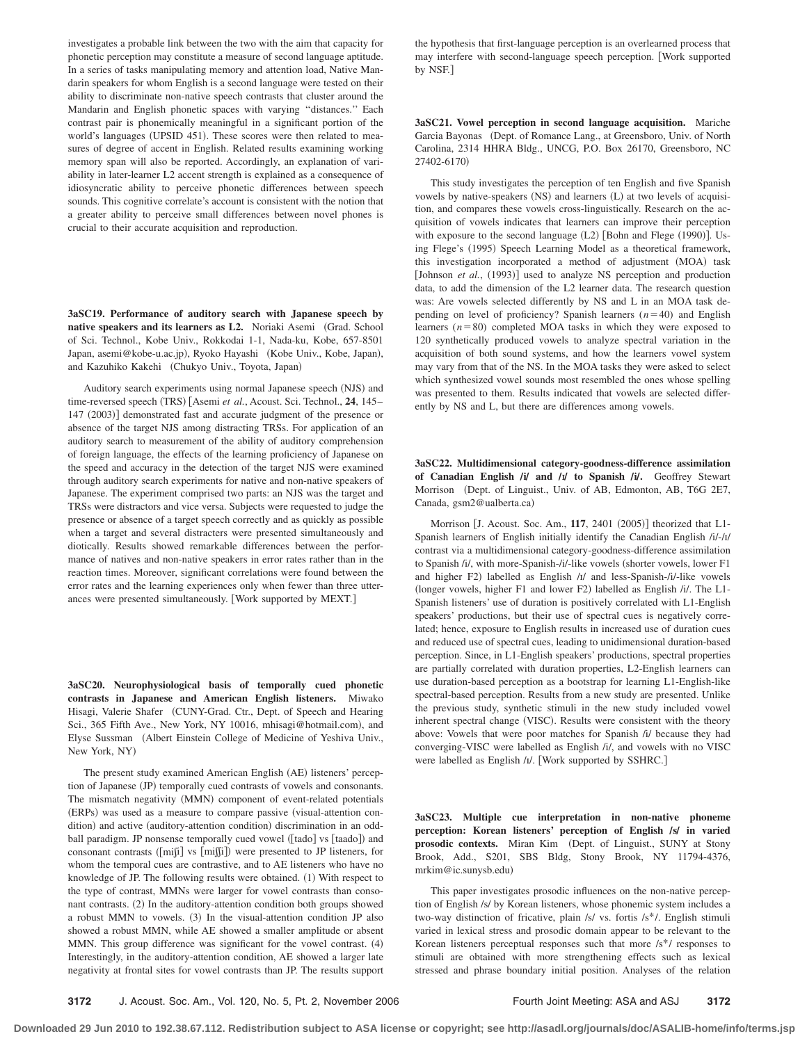investigates a probable link between the two with the aim that capacity for phonetic perception may constitute a measure of second language aptitude. In a series of tasks manipulating memory and attention load, Native Mandarin speakers for whom English is a second language were tested on their ability to discriminate non-native speech contrasts that cluster around the Mandarin and English phonetic spaces with varying "distances." Each contrast pair is phonemically meaningful in a significant portion of the world's languages (UPSID 451). These scores were then related to measures of degree of accent in English. Related results examining working memory span will also be reported. Accordingly, an explanation of variability in later-learner L2 accent strength is explained as a consequence of idiosyncratic ability to perceive phonetic differences between speech sounds. This cognitive correlate's account is consistent with the notion that a greater ability to perceive small differences between novel phones is crucial to their accurate acquisition and reproduction.

**3aSC19. Performance of auditory search with Japanese speech by native speakers and its learners as L2.** Noriaki Asemi (Grad. School of Sci. Technol., Kobe Univ., Rokkodai 1-1, Nada-ku, Kobe, 657-8501 Japan, asemi@kobe-u.ac.jp), Ryoko Hayashi (Kobe Univ., Kobe, Japan), and Kazuhiko Kakehi (Chukyo Univ., Toyota, Japan)

Auditory search experiments using normal Japanese speech (NJS) and time-reversed speech (TRS) [Asemi *et al.*, Acoust. Sci. Technol., **24**, 145–147 (2003)] demonstrated fast and accurate judgment of the presence or absence of the target NJS among distracting TRSs. For application of an auditory search to measurement of the ability of auditory comprehension of foreign language, the effects of the learning proficiency of Japanese on the speed and accuracy in the detection of the target NJS were examined through auditory search experiments for native and non-native speakers of Japanese. The experiment comprised two parts: an NJS was the target and TRSs were distractors and vice versa. Subjects were requested to judge the presence or absence of a target speech correctly and as quickly as possible when a target and several distracters were presented simultaneously and diotically. Results showed remarkable differences between the performance of natives and non-native speakers in error rates rather than in the reaction times. Moreover, significant correlations were found between the error rates and the learning experiences only when fewer than three utterances were presented simultaneously. [Work supported by MEXT.]

**3aSC20. Neurophysiological basis of temporally cued phonetic contrasts in Japanese and American English listeners.** Miwako Hisagi, Valerie Shafer (CUNY-Grad. Ctr., Dept. of Speech and Hearing Sci., 365 Fifth Ave., New York, NY 10016, mhisagi@hotmail.com), and Elyse Sussman (Albert Einstein College of Medicine of Yeshiva Univ., New York, NY)

The present study examined American English (AE) listeners' perception of Japanese (JP) temporally cued contrasts of vowels and consonants. The mismatch negativity (MMN) component of event-related potentials (ERPs) was used as a measure to compare passive (visual-attention condition) and active (auditory-attention condition) discrimination in an oddball paradigm. JP nonsense temporally cued vowel ([tado] vs [taado]) and consonant contrasts ([miʃi] vs [miʃʃi]) were presented to JP listeners, for whom the temporal cues are contrastive, and to AE listeners who have no knowledge of JP. The following results were obtained. (1) With respect to the type of contrast, MMNs were larger for vowel contrasts than consonant contrasts. (2) In the auditory-attention condition both groups showed a robust MMN to vowels. (3) In the visual-attention condition JP also showed a robust MMN, while AE showed a smaller amplitude or absent MMN. This group difference was significant for the vowel contrast. (4) Interestingly, in the auditory-attention condition, AE showed a larger late negativity at frontal sites for vowel contrasts than JP. The results support the hypothesis that first-language perception is an overlearned process that may interfere with second-language speech perception. [Work supported by NSF.]

**3aSC21. Vowel perception in second language acquisition.** Mariche Garcia Bayonas (Dept. of Romance Lang., at Greensboro, Univ. of North Carolina, 2314 HHRA Bldg., UNCG, P.O. Box 26170, Greensboro, NC 27402-6170)

This study investigates the perception of ten English and five Spanish vowels by native-speakers (NS) and learners (L) at two levels of acquisition, and compares these vowels cross-linguistically. Research on the acquisition of vowels indicates that learners can improve their perception with exposure to the second language (L2) [Bohn and Flege (1990)]. Using Flege's (1995) Speech Learning Model as a theoretical framework, this investigation incorporated a method of adjustment (MOA) task [Johnson *et al.*, (1993)] used to analyze NS perception and production data, to add the dimension of the L2 learner data. The research question was: Are vowels selected differently by NS and L in an MOA task depending on level of proficiency? Spanish learners ($n=40$) and English learners ($n=80$) completed MOA tasks in which they were exposed to 120 synthetically produced vowels to analyze spectral variation in the acquisition of both sound systems, and how the learners vowel system may vary from that of the NS. In the MOA tasks they were asked to select which synthesized vowel sounds most resembled the ones whose spelling was presented to them. Results indicated that vowels are selected differently by NS and L, but there are differences among vowels.

**3aSC22. Multidimensional category-goodness-difference assimilation of Canadian English /i/ and /ɪ/ to Spanish /i/.** Geoffrey Stewart Morrison (Dept. of Linguist., Univ. of AB, Edmonton, AB, T6G 2E7, Canada, gsm2@ualberta.ca)

Morrison [J. Acoust. Soc. Am., **117**, 2401 (2005)] theorized that L1-Spanish learners of English initially identify the Canadian English /i/-/ɪ/ contrast via a multidimensional category-goodness-difference assimilation to Spanish /i/, with more-Spanish-/i/-like vowels (shorter vowels, lower F1 and higher F2) labelled as English /ɪ/ and less-Spanish-/i/-like vowels (longer vowels, higher F1 and lower F2) labelled as English /i/. The L1-Spanish listeners' use of duration is positively correlated with L1-English speakers' productions, but their use of spectral cues is negatively correlated; hence, exposure to English results in increased use of duration cues and reduced use of spectral cues, leading to unidimensional duration-based perception. Since, in L1-English speakers' productions, spectral properties are partially correlated with duration properties, L2-English learners can use duration-based perception as a bootstrap for learning L1-English-like spectral-based perception. Results from a new study are presented. Unlike the previous study, synthetic stimuli in the new study included vowel inherent spectral change (VISC). Results were consistent with the theory above: Vowels that were poor matches for Spanish /i/ because they had converging-VISC were labelled as English /i/, and vowels with no VISC were labelled as English /ɪ/. [Work supported by SSHRC.]

**3aSC23. Multiple cue interpretation in non-native phoneme perception: Korean listeners' perception of English /s/ in varied prosodic contexts.** Miran Kim (Dept. of Linguist., SUNY at Stony Brook, Add., S201, SBS Bldg, Stony Brook, NY 11794-4376, mrkim@ic.sunysb.edu)

This paper investigates prosodic influences on the non-native perception of English /s/ by Korean listeners, whose phonemic system includes a two-way distinction of fricative, plain /s/ vs. fortis /s*/. English stimuli varied in lexical stress and prosodic domain appear to be relevant to the Korean listeners perceptual responses such that more /s*/ responses to stimuli are obtained with more strengthening effects such as lexical stressed and phrase boundary initial position. Analyses of the relation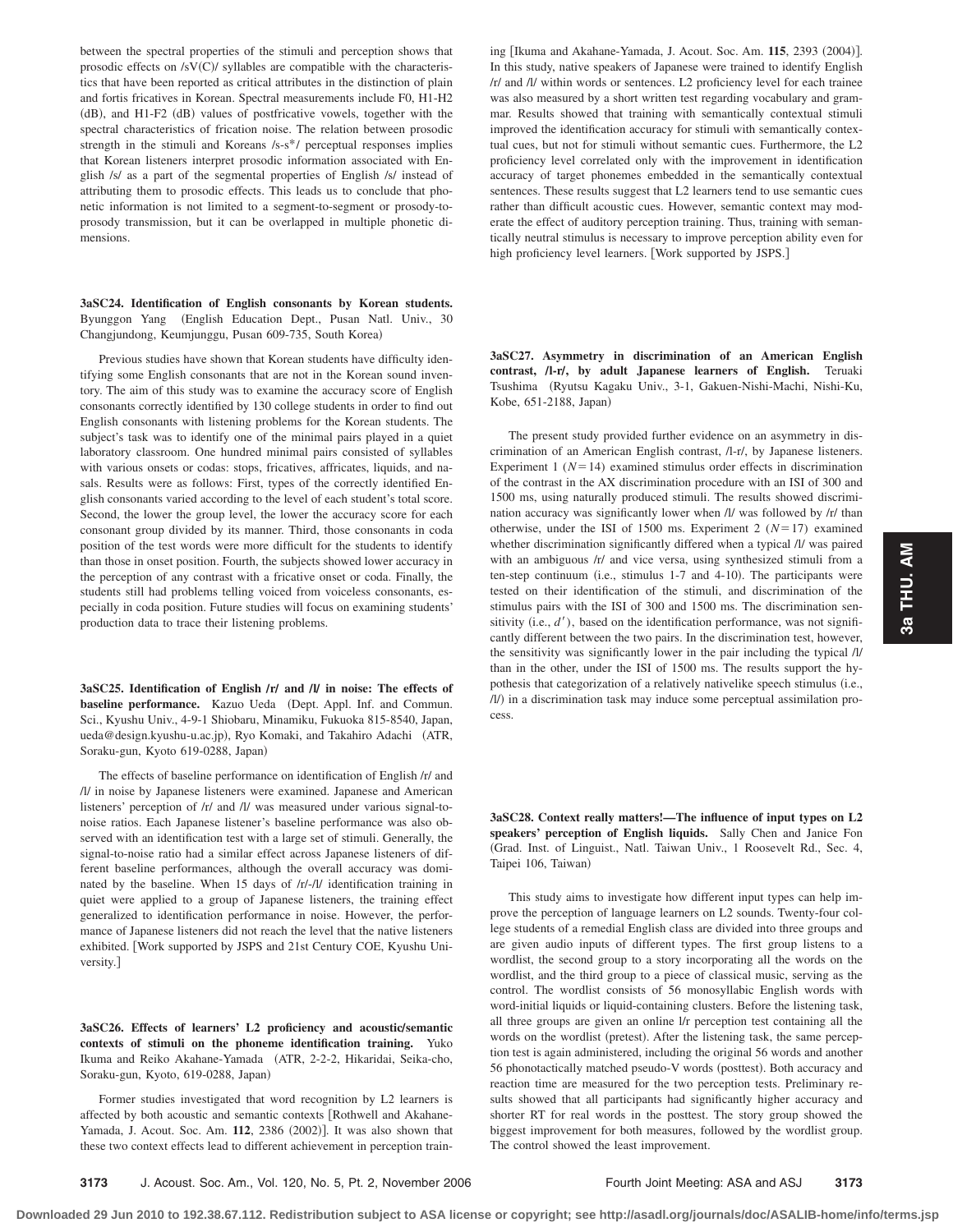between the spectral properties of the stimuli and perception shows that prosodic effects on /sV(C)/ syllables are compatible with the characteristics that have been reported as critical attributes in the distinction of plain and fortis fricatives in Korean. Spectral measurements include F0, H1-H2 (dB), and H1-F2 (dB) values of postfricative vowels, together with the spectral characteristics of frication noise. The relation between prosodic strength in the stimuli and Koreans /s-s*/ perceptual responses implies that Korean listeners interpret prosodic information associated with English /s/ as a part of the segmental properties of English /s/ instead of attributing them to prosodic effects. This leads us to conclude that phonetic information is not limited to a segment-to-segment or prosody-to-prosody transmission, but it can be overlapped in multiple phonetic dimensions.

**3aSC24. Identification of English consonants by Korean students.** Byunggon Yang (English Education Dept., Pusan Natl. Univ., 30 Changjundong, Keumjunggu, Pusan 609-735, South Korea)

Previous studies have shown that Korean students have difficulty identifying some English consonants that are not in the Korean sound inventory. The aim of this study was to examine the accuracy score of English consonants correctly identified by 130 college students in order to find out English consonants with listening problems for the Korean students. The subject's task was to identify one of the minimal pairs played in a quiet laboratory classroom. One hundred minimal pairs consisted of syllables with various onsets or codas: stops, fricatives, affricates, liquids, and nasals. Results were as follows: First, types of the correctly identified English consonants varied according to the level of each student's total score. Second, the lower the group level, the lower the accuracy score for each consonant group divided by its manner. Third, those consonants in coda position of the test words were more difficult for the students to identify than those in onset position. Fourth, the subjects showed lower accuracy in the perception of any contrast with a fricative onset or coda. Finally, the students still had problems telling voiced from voiceless consonants, especially in coda position. Future studies will focus on examining students' production data to trace their listening problems.

**3aSC25. Identification of English /r/ and /l/ in noise: The effects of baseline performance.** Kazuo Ueda (Dept. Appl. Inf. and Commun. Sci., Kyushu Univ., 4-9-1 Shiobaru, Minamiku, Fukuoka 815-8540, Japan, ueda@design.kyushu-u.ac.jp), Ryo Komaki, and Takahiro Adachi (ATR, Soraku-gun, Kyoto 619-0288, Japan)

The effects of baseline performance on identification of English /r/ and /l/ in noise by Japanese listeners were examined. Japanese and American listeners' perception of /r/ and /l/ was measured under various signal-to-noise ratios. Each Japanese listener's baseline performance was also observed with an identification test with a large set of stimuli. Generally, the signal-to-noise ratio had a similar effect across Japanese listeners of different baseline performances, although the overall accuracy was dominated by the baseline. When 15 days of /r/-/l/ identification training in quiet were applied to a group of Japanese listeners, the training effect generalized to identification performance in noise. However, the performance of Japanese listeners did not reach the level that the native listeners exhibited. [Work supported by JSPS and 21st Century COE, Kyushu University.]

**3aSC26. Effects of learners' L2 proficiency and acoustic/semantic contexts of stimuli on the phoneme identification training.** Yuko Ikuma and Reiko Akahane-Yamada (ATR, 2-2-2, Hikaridai, Seika-cho, Soraku-gun, Kyoto, 619-0288, Japan)

Former studies investigated that word recognition by L2 learners is affected by both acoustic and semantic contexts [Rothwell and Akahane-Yamada, J. Acoust. Soc. Am. **112**, 2386 (2002)]. It was also shown that these two context effects lead to different achievement in perception training [Ikuma and Akahane-Yamada, J. Acout. Soc. Am. **115**, 2393 (2004)]. In this study, native speakers of Japanese were trained to identify English /r/ and /l/ within words or sentences. L2 proficiency level for each trainee was also measured by a short written test regarding vocabulary and grammar. Results showed that training with semantically contextual stimuli improved the identification accuracy for stimuli with semantically contextual cues, but not for stimuli without semantic cues. Furthermore, the L2 proficiency level correlated only with the improvement in identification accuracy of target phonemes embedded in the semantically contextual sentences. These results suggest that L2 learners tend to use semantic cues rather than difficult acoustic cues. However, semantic context may moderate the effect of auditory perception training. Thus, training with semantically neutral stimulus is necessary to improve perception ability even for high proficiency level learners. [Work supported by JSPS.]

**3aSC27. Asymmetry in discrimination of an American English contrast, /l-r/, by adult Japanese learners of English.** Teruaki Tsushima (Ryutsu Kagaku Univ., 3-1, Gakuen-Nishi-Machi, Nishi-Ku, Kobe, 651-2188, Japan)

The present study provided further evidence on an asymmetry in discrimination of an American English contrast, /l-r/, by Japanese listeners. Experiment 1 ($N=14$) examined stimulus order effects in discrimination of the contrast in the AX discrimination procedure with an ISI of 300 and 1500 ms, using naturally produced stimuli. The results showed discrimination accuracy was significantly lower when /l/ was followed by /r/ than otherwise, under the ISI of 1500 ms. Experiment 2 ($N=17$) examined whether discrimination significantly differed when a typical /l/ was paired with an ambiguous /r/ and vice versa, using synthesized stimuli from a ten-step continuum (i.e., stimulus 1-7 and 4-10). The participants were tested on their identification of the stimuli, and discrimination of the stimulus pairs with the ISI of 300 and 1500 ms. The discrimination sensitivity (i.e., $d'$), based on the identification performance, was not significantly different between the two pairs. In the discrimination test, however, the sensitivity was significantly lower in the pair including the typical /l/ than in the other, under the ISI of 1500 ms. The results support the hypothesis that categorization of a relatively nativelike speech stimulus (i.e., /l/) in a discrimination task may induce some perceptual assimilation process.

**3aSC28. Context really matters!—The influence of input types on L2 speakers' perception of English liquids.** Sally Chen and Janice Fon (Grad. Inst. of Linguist., Natl. Taiwan Univ., 1 Roosevelt Rd., Sec. 4, Taipei 106, Taiwan)

This study aims to investigate how different input types can help improve the perception of language learners on L2 sounds. Twenty-four college students of a remedial English class are divided into three groups and are given audio inputs of different types. The first group listens to a wordlist, the second group to a story incorporating all the words on the wordlist, and the third group to a piece of classical music, serving as the control. The wordlist consists of 56 monosyllabic English words with word-initial liquids or liquid-containing clusters. Before the listening task, all three groups are given an online l/r perception test containing all the words on the wordlist (pretest). After the listening task, the same perception test is again administered, including the original 56 words and another 56 phonotactically matched pseudo-V words (posttest). Both accuracy and reaction time are measured for the two perception tests. Preliminary results showed that all participants had significantly higher accuracy and shorter RT for real words in the posttest. The story group showed the biggest improvement for both measures, followed by the wordlist group. The control showed the least improvement.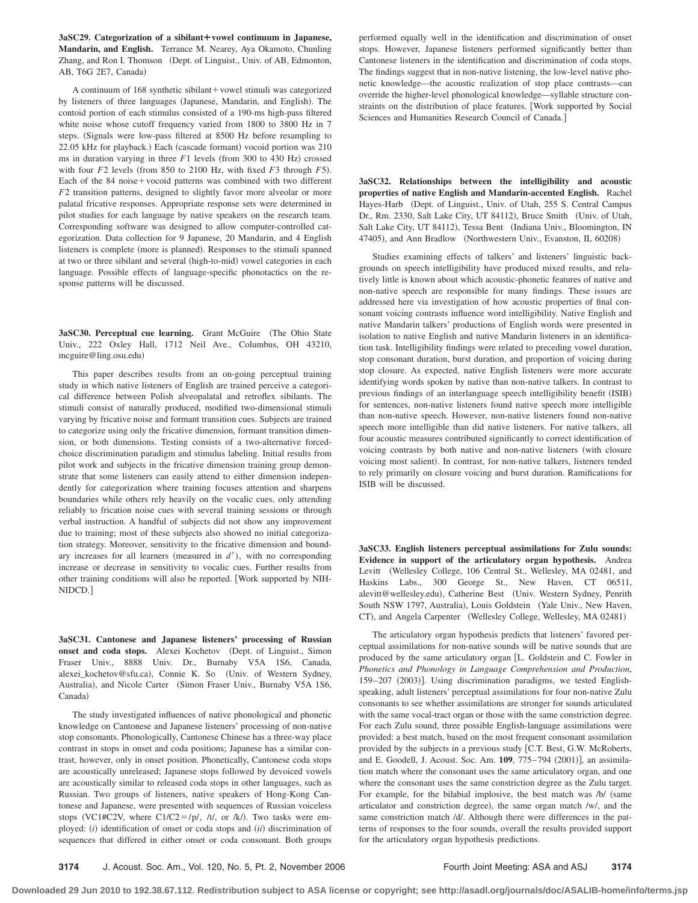**3aSC29. Categorization of a sibilant+vowel continuum in Japanese, Mandarin, and English.** Terrance M. Nearey, Aya Okamoto, Chunling Zhang, and Ron I. Thomson (Dept. of Linguist., Univ. of AB, Edmonton, AB, T6G 2E7, Canada)

A continuum of 168 synthetic sibilant+vowel stimuli was categorized by listeners of three languages (Japanese, Mandarin, and English). The contoid portion of each stimulus consisted of a 190-ms high-pass filtered white noise whose cutoff frequency varied from 1800 to 3800 Hz in 7 steps. (Signals were low-pass filtered at 8500 Hz before resampling to 22.05 kHz for playback.) Each (cascade formant) vocoid portion was 210 ms in duration varying in three $F1$ levels (from 300 to 430 Hz) crossed with four $F2$ levels (from 850 to 2100 Hz, with fixed $F3$ through $F5$). Each of the 84 noise+vocoid patterns was combined with two different $F2$ transition patterns, designed to slightly favor more alveolar or more palatal fricative responses. Appropriate response sets were determined in pilot studies for each language by native speakers on the research team. Corresponding software was designed to allow computer-controlled categorization. Data collection for 9 Japanese, 20 Mandarin, and 4 English listeners is complete (more is planned). Responses to the stimuli spanned at two or three sibilant and several (high-to-mid) vowel categories in each language. Possible effects of language-specific phonotactics on the response patterns will be discussed.

**3aSC30. Perceptual cue learning.** Grant McGuire (The Ohio State Univ., 222 Oxley Hall, 1712 Neil Ave., Columbus, OH 43210, mcguire@ling.osu.edu)

This paper describes results from an on-going perceptual training study in which native listeners of English are trained perceive a categorical difference between Polish alveopalatal and retroflex sibilants. The stimuli consist of naturally produced, modified two-dimensional stimuli varying by fricative noise and formant transition cues. Subjects are trained to categorize using only the fricative dimension, formant transition dimension, or both dimensions. Testing consists of a two-alternative forced-choice discrimination paradigm and stimulus labeling. Initial results from pilot work and subjects in the fricative dimension training group demonstrate that some listeners can easily attend to either dimension independently for categorization where training focuses attention and sharpens boundaries while others rely heavily on the vocalic cues, only attending reliably to frication noise cues with several training sessions or through verbal instruction. A handful of subjects did not show any improvement due to training; most of these subjects also showed no initial categorization strategy. Moreover, sensitivity to the fricative dimension and boundary increases for all learners (measured in $d'$), with no corresponding increase or decrease in sensitivity to vocalic cues. Further results from other training conditions will also be reported. [Work supported by NIH-NIDCD.]

**3aSC31. Cantonese and Japanese listeners' processing of Russian onset and coda stops.** Alexei Kochetov (Dept. of Linguist., Simon Fraser Univ., 8888 Univ. Dr., Burnaby V5A 1S6, Canada, alexei_kochetov@sfu.ca), Connie K. So (Univ. of Western Sydney, Australia), and Nicole Carter (Simon Fraser Univ., Burnaby V5A 1S6, Canada)

The study investigated influences of native phonological and phonetic knowledge on Cantonese and Japanese listeners' processing of non-native stop consonants. Phonologically, Cantonese Chinese has a three-way place contrast in stops in onset and coda positions; Japanese has a similar contrast, however, only in onset position. Phonetically, Cantonese coda stops are acoustically unreleased; Japanese stops followed by devoiced vowels are acoustically similar to released coda stops in other languages, such as Russian. Two groups of listeners, native speakers of Hong-Kong Cantonese and Japanese, were presented with sequences of Russian voiceless stops (VC1#C2V, where C1/C2=/p/, /t/, or /k/). Two tasks were employed: (*i*) identification of onset or coda stops and (*ii*) discrimination of sequences that differed in either onset or coda consonant. Both groups performed equally well in the identification and discrimination of onset stops. However, Japanese listeners performed significantly better than Cantonese listeners in the identification and discrimination of coda stops. The findings suggest that in non-native listening, the low-level native phonetic knowledge—the acoustic realization of stop place contrasts—can override the higher-level phonological knowledge—syllable structure constraints on the distribution of place features. [Work supported by Social Sciences and Humanities Research Council of Canada.]

**3aSC32. Relationships between the intelligibility and acoustic properties of native English and Mandarin-accented English.** Rachel Hayes-Harb (Dept. of Linguist., Univ. of Utah, 255 S. Central Campus Dr., Rm. 2330, Salt Lake City, UT 84112), Bruce Smith (Univ. of Utah, Salt Lake City, UT 84112), Tessa Bent (Indiana Univ., Bloomington, IN 47405), and Ann Bradlow (Northwestern Univ., Evanston, IL 60208)

Studies examining effects of talkers' and listeners' linguistic backgrounds on speech intelligibility have produced mixed results, and relatively little is known about which acoustic-phonetic features of native and non-native speech are responsible for many findings. These issues are addressed here via investigation of how acoustic properties of final consonant voicing contrasts influence word intelligibility. Native English and native Mandarin talkers' productions of English words were presented in isolation to native English and native Mandarin listeners in an identification task. Intelligibility findings were related to preceding vowel duration, stop consonant duration, burst duration, and proportion of voicing during stop closure. As expected, native English listeners were more accurate identifying words spoken by native than non-native talkers. In contrast to previous findings of an interlanguage speech intelligibility benefit (ISIB) for sentences, non-native listeners found native speech more intelligible than non-native speech. However, non-native listeners found non-native speech more intelligible than did native listeners. For native talkers, all four acoustic measures contributed significantly to correct identification of voicing contrasts by both native and non-native listeners (with closure voicing most salient). In contrast, for non-native talkers, listeners tended to rely primarily on closure voicing and burst duration. Ramifications for ISIB will be discussed.

**3aSC33. English listeners perceptual assimilations for Zulu sounds: Evidence in support of the articulatory organ hypothesis.** Andrea Levitt (Wellesley College, 106 Central St., Wellesley, MA 02481, and Haskins Labs., 300 George St., New Haven, CT 06511, alevitt@wellesley.edu), Catherine Best (Univ. Western Sydney, Penrith South NSW 1797, Australia), Louis Goldstein (Yale Univ., New Haven, CT), and Angela Carpenter (Wellesley College, Wellesley, MA 02481)

The articulatory organ hypothesis predicts that listeners' favored perceptual assimilations for non-native sounds will be native sounds that are produced by the same articulatory organ [L. Goldstein and C. Fowler in *Phonetics and Phonology in Language Comprehension and Production*, 159–207 (2003)]. Using discrimination paradigms, we tested English-speaking, adult listeners' perceptual assimilations for four non-native Zulu consonants to see whether assimilations are stronger for sounds articulated with the same vocal-tract organ or those with the same constriction degree. For each Zulu sound, three possible English-language assimilations were provided: a best match, based on the most frequent consonant assimilation provided by the subjects in a previous study [C.T. Best, G.W. McRoberts, and E. Goodell, J. Acoust. Soc. Am. **109**, 775–794 (2001)], an assimilation match where the consonant uses the same articulatory organ, and one where the consonant uses the same constriction degree as the Zulu target. For example, for the bilabial implosive, the best match was /b/ (same articulator and constriction degree), the same organ match /w/, and the same constriction match /d/. Although there were differences in the patterns of responses to the four sounds, overall the results provided support for the articulatory organ hypothesis predictions.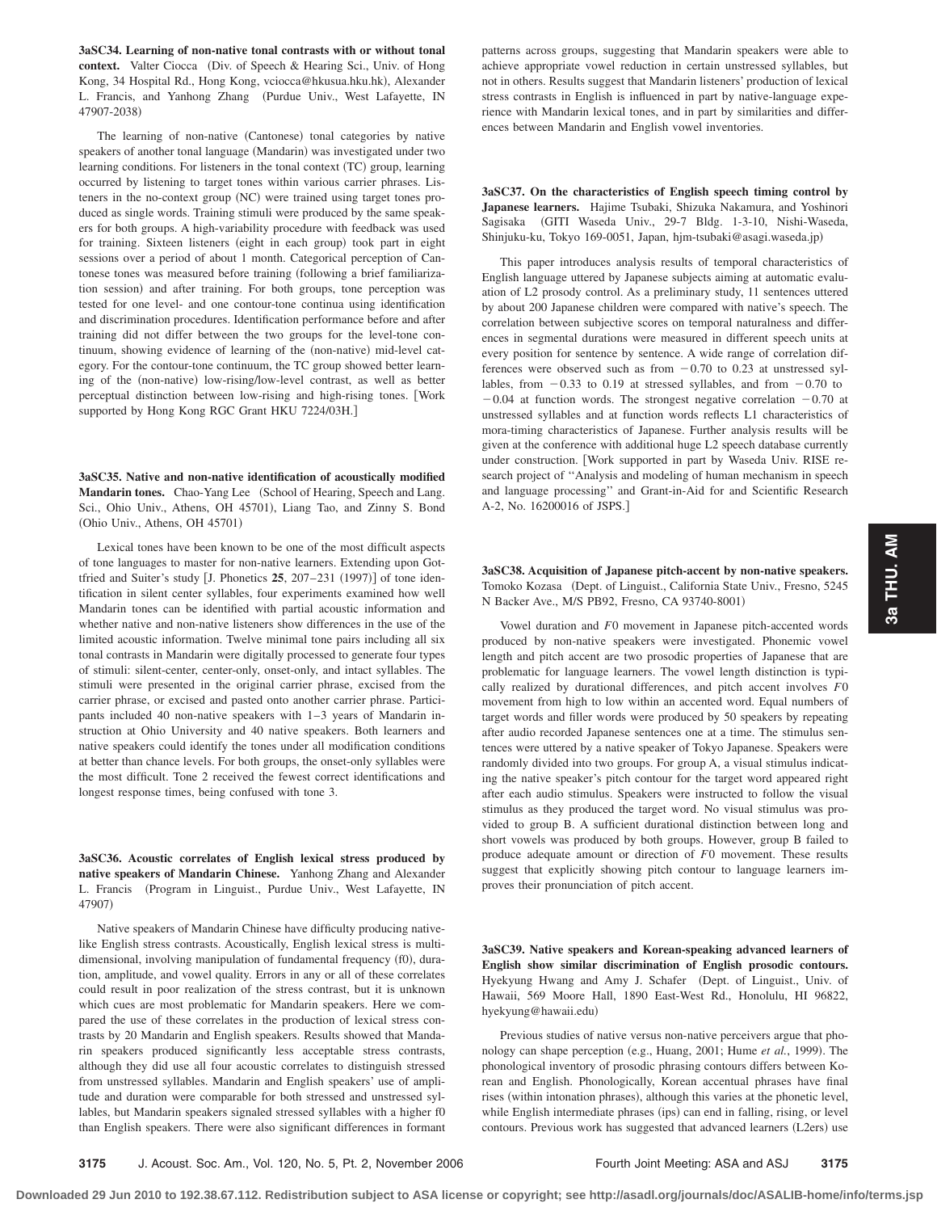**3aSC34. Learning of non-native tonal contrasts with or without tonal context.** Valter Ciocca (Div. of Speech & Hearing Sci., Univ. of Hong Kong, 34 Hospital Rd., Hong Kong, vciocca@hkusua.hku.hk), Alexander L. Francis, and Yanhong Zhang (Purdue Univ., West Lafayette, IN 47907-2038)

The learning of non-native (Cantonese) tonal categories by native speakers of another tonal language (Mandarin) was investigated under two learning conditions. For listeners in the tonal context (TC) group, learning occurred by listening to target tones within various carrier phrases. Listeners in the no-context group (NC) were trained using target tones produced as single words. Training stimuli were produced by the same speakers for both groups. A high-variability procedure with feedback was used for training. Sixteen listeners (eight in each group) took part in eight sessions over a period of about 1 month. Categorical perception of Cantonese tones was measured before training (following a brief familiarization session) and after training. For both groups, tone perception was tested for one level- and one contour-tone continua using identification and discrimination procedures. Identification performance before and after training did not differ between the two groups for the level-tone continuum, showing evidence of learning of the (non-native) mid-level category. For the contour-tone continuum, the TC group showed better learning of the (non-native) low-rising/low-level contrast, as well as better perceptual distinction between low-rising and high-rising tones. [Work supported by Hong Kong RGC Grant HKU 7224/03H.]

**3aSC35. Native and non-native identification of acoustically modified Mandarin tones.** Chao-Yang Lee (School of Hearing, Speech and Lang. Sci., Ohio Univ., Athens, OH 45701), Liang Tao, and Zinny S. Bond (Ohio Univ., Athens, OH 45701)

Lexical tones have been known to be one of the most difficult aspects of tone languages to master for non-native learners. Extending upon Gottfried and Suiter's study [J. Phonetics **25**, 207–231 (1997)] of tone identification in silent center syllables, four experiments examined how well Mandarin tones can be identified with partial acoustic information and whether native and non-native listeners show differences in the use of the limited acoustic information. Twelve minimal tone pairs including all six tonal contrasts in Mandarin were digitally processed to generate four types of stimuli: silent-center, center-only, onset-only, and intact syllables. The stimuli were presented in the original carrier phrase, excised from the carrier phrase, or excised and pasted onto another carrier phrase. Participants included 40 non-native speakers with 1–3 years of Mandarin instruction at Ohio University and 40 native speakers. Both learners and native speakers could identify the tones under all modification conditions at better than chance levels. For both groups, the onset-only syllables were the most difficult. Tone 2 received the fewest correct identifications and longest response times, being confused with tone 3.

**3aSC36. Acoustic correlates of English lexical stress produced by native speakers of Mandarin Chinese.** Yanhong Zhang and Alexander L. Francis (Program in Linguist., Purdue Univ., West Lafayette, IN 47907)

Native speakers of Mandarin Chinese have difficulty producing native-like English stress contrasts. Acoustically, English lexical stress is multidimensional, involving manipulation of fundamental frequency (f0), duration, amplitude, and vowel quality. Errors in any or all of these correlates could result in poor realization of the stress contrast, but it is unknown which cues are most problematic for Mandarin speakers. Here we compared the use of these correlates in the production of lexical stress contrasts by 20 Mandarin and English speakers. Results showed that Mandarin speakers produced significantly less acceptable stress contrasts, although they did use all four acoustic correlates to distinguish stressed from unstressed syllables. Mandarin and English speakers' use of amplitude and duration were comparable for both stressed and unstressed syllables, but Mandarin speakers signaled stressed syllables with a higher f0 than English speakers. There were also significant differences in formant patterns across groups, suggesting that Mandarin speakers were able to achieve appropriate vowel reduction in certain unstressed syllables, but not in others. Results suggest that Mandarin listeners' production of lexical stress contrasts in English is influenced in part by native-language experience with Mandarin lexical tones, and in part by similarities and differences between Mandarin and English vowel inventories.

**3aSC37. On the characteristics of English speech timing control by Japanese learners.** Hajime Tsubaki, Shizuka Nakamura, and Yoshinori Sagisaka (GITI Waseda Univ., 29-7 Bldg. 1-3-10, Nishi-Waseda, Shinjuku-ku, Tokyo 169-0051, Japan, hjm-tsubaki@asagi.waseda.jp)

This paper introduces analysis results of temporal characteristics of English language uttered by Japanese subjects aiming at automatic evaluation of L2 prosody control. As a preliminary study, 11 sentences uttered by about 200 Japanese children were compared with native's speech. The correlation between subjective scores on temporal naturalness and differences in segmental durations were measured in different speech units at every position for sentence by sentence. A wide range of correlation differences were observed such as from $-0.70$ to $0.23$ at unstressed syllables, from $-0.33$ to $0.19$ at stressed syllables, and from $-0.70$ to $-0.04$ at function words. The strongest negative correlation $-0.70$ at unstressed syllables and at function words reflects L1 characteristics of mora-timing characteristics of Japanese. Further analysis results will be given at the conference with additional huge L2 speech database currently under construction. [Work supported in part by Waseda Univ. RISE research project of "Analysis and modeling of human mechanism in speech and language processing" and Grant-in-Aid for and Scientific Research A-2, No. 16200016 of JSPS.]

**3aSC38. Acquisition of Japanese pitch-accent by non-native speakers.** Tomoko Kozasa (Dept. of Linguist., California State Univ., Fresno, 5245 N Backer Ave., M/S PB92, Fresno, CA 93740-8001)

Vowel duration and $F0$ movement in Japanese pitch-accented words produced by non-native speakers were investigated. Phonemic vowel length and pitch accent are two prosodic properties of Japanese that are problematic for language learners. The vowel length distinction is typically realized by durational differences, and pitch accent involves $F0$ movement from high to low within an accented word. Equal numbers of target words and filler words were produced by 50 speakers by repeating after audio recorded Japanese sentences one at a time. The stimulus sentences were uttered by a native speaker of Tokyo Japanese. Speakers were randomly divided into two groups. For group A, a visual stimulus indicating the native speaker's pitch contour for the target word appeared right after each audio stimulus. Speakers were instructed to follow the visual stimulus as they produced the target word. No visual stimulus was provided to group B. A sufficient durational distinction between long and short vowels was produced by both groups. However, group B failed to produce adequate amount or direction of $F0$ movement. These results suggest that explicitly showing pitch contour to language learners improves their pronunciation of pitch accent.

**3aSC39. Native speakers and Korean-speaking advanced learners of English show similar discrimination of English prosodic contours.** Hyekyung Hwang and Amy J. Schafer (Dept. of Linguist., Univ. of Hawaii, 569 Moore Hall, 1890 East-West Rd., Honolulu, HI 96822, hyekyung@hawaii.edu)

Previous studies of native versus non-native perceivers argue that phonology can shape perception (e.g., Huang, 2001; Hume *et al.*, 1999). The phonological inventory of prosodic phrasing contours differs between Korean and English. Phonologically, Korean accentual phrases have final rises (within intonation phrases), although this varies at the phonetic level, while English intermediate phrases (ips) can end in falling, rising, or level contours. Previous work has suggested that advanced learners (L2ers) use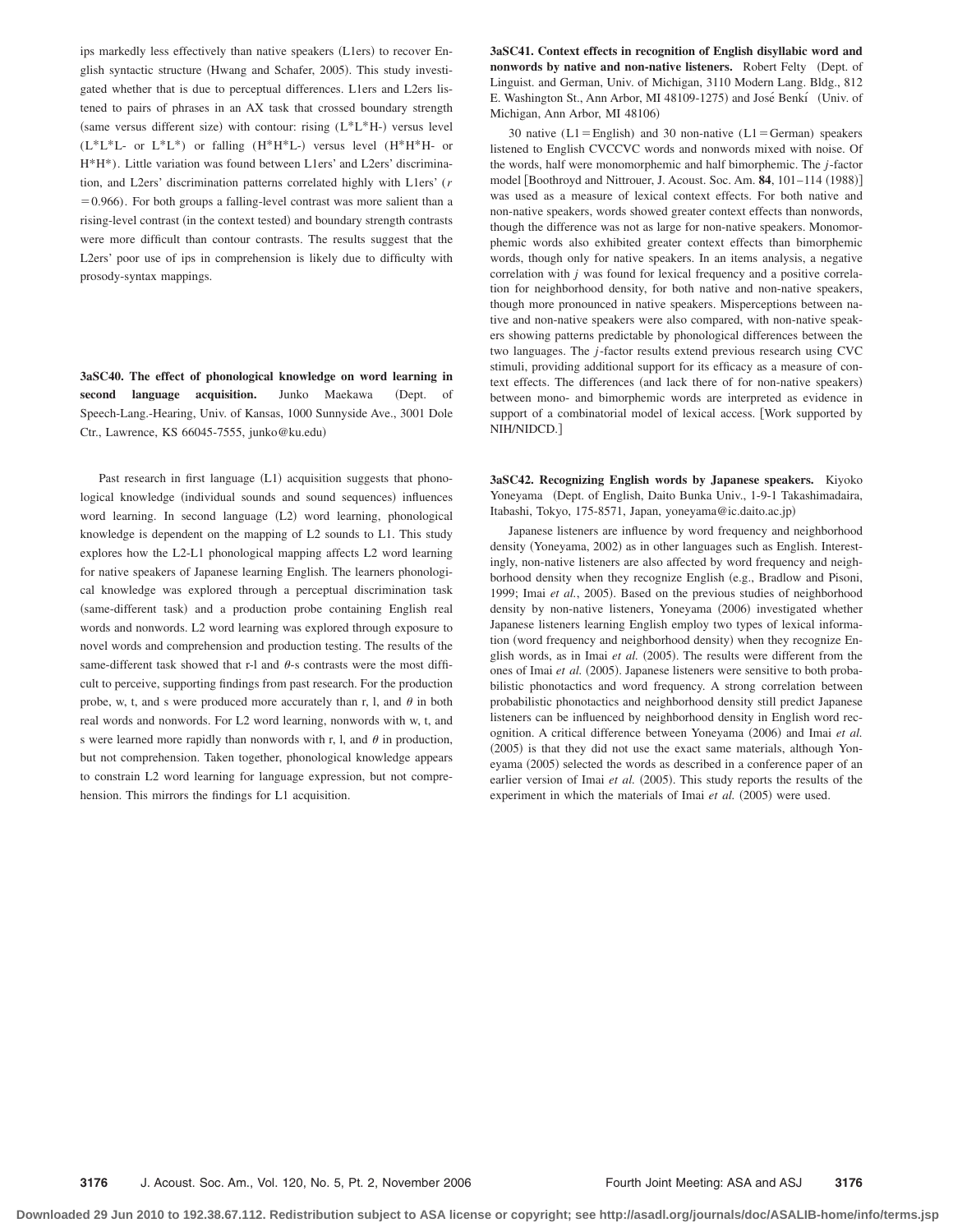ips markedly less effectively than native speakers (L1ers) to recover English syntactic structure (Hwang and Schafer, 2005). This study investigated whether that is due to perceptual differences. L1ers and L2ers listened to pairs of phrases in an AX task that crossed boundary strength (same versus different size) with contour: rising (L*L*H-) versus level (L*L*L- or L*L*) or falling (H*H*L-) versus level (H*H*H- or H*H*). Little variation was found between L1ers' and L2ers' discrimination, and L2ers' discrimination patterns correlated highly with L1ers' ($r = 0.966$). For both groups a falling-level contrast was more salient than a rising-level contrast (in the context tested) and boundary strength contrasts were more difficult than contour contrasts. The results suggest that the L2ers' poor use of ips in comprehension is likely due to difficulty with prosody-syntax mappings.

**3aSC40. The effect of phonological knowledge on word learning in second language acquisition.** Junko Maekawa (Dept. of Speech-Lang.-Hearing, Univ. of Kansas, 1000 Sunnyside Ave., 3001 Dole Ctr., Lawrence, KS 66045-7555, junko@ku.edu)

Past research in first language (L1) acquisition suggests that phonological knowledge (individual sounds and sound sequences) influences word learning. In second language (L2) word learning, phonological knowledge is dependent on the mapping of L2 sounds to L1. This study explores how the L2-L1 phonological mapping affects L2 word learning for native speakers of Japanese learning English. The learners phonological knowledge was explored through a perceptual discrimination task (same-different task) and a production probe containing English real words and nonwords. L2 word learning was explored through exposure to novel words and comprehension and production testing. The results of the same-different task showed that r-l and $\theta$-s contrasts were the most difficult to perceive, supporting findings from past research. For the production probe, w, t, and s were produced more accurately than r, l, and $\theta$ in both real words and nonwords. For L2 word learning, nonwords with w, t, and s were learned more rapidly than nonwords with r, l, and $\theta$ in production, but not comprehension. Taken together, phonological knowledge appears to constrain L2 word learning for language expression, but not comprehension. This mirrors the findings for L1 acquisition.

**3aSC41. Context effects in recognition of English disyllabic word and nonwords by native and non-native listeners.** Robert Felty (Dept. of Linguist. and German, Univ. of Michigan, 3110 Modern Lang. Bldg., 812 E. Washington St., Ann Arbor, MI 48109-1275) and José Benkí (Univ. of Michigan, Ann Arbor, MI 48106)

30 native (L1 = English) and 30 non-native (L1 = German) speakers listened to English CVCCVC words and nonwords mixed with noise. Of the words, half were monomorphemic and half bimorphemic. The $j$-factor model [Boothroyd and Nittrouer, J. Acoust. Soc. Am. **84**, 101–114 (1988)] was used as a measure of lexical context effects. For both native and non-native speakers, words showed greater context effects than nonwords, though the difference was not as large for non-native speakers. Monomorphemic words also exhibited greater context effects than bimorphemic words, though only for native speakers. In an items analysis, a negative correlation with $j$ was found for lexical frequency and a positive correlation for neighborhood density, for both native and non-native speakers, though more pronounced in native speakers. Misperceptions between native and non-native speakers were also compared, with non-native speakers showing patterns predictable by phonological differences between the two languages. The $j$-factor results extend previous research using CVC stimuli, providing additional support for its efficacy as a measure of context effects. The differences (and lack there of for non-native speakers) between mono- and bimorphemic words are interpreted as evidence in support of a combinatorial model of lexical access. [Work supported by NIH/NIDCD.]

**3aSC42. Recognizing English words by Japanese speakers.** Kiyoko Yoneyama (Dept. of English, Daito Bunka Univ., 1-9-1 Takashimadaira, Itabashi, Tokyo, 175-8571, Japan, yoneyama@ic.daito.ac.jp)

Japanese listeners are influence by word frequency and neighborhood density (Yoneyama, 2002) as in other languages such as English. Interestingly, non-native listeners are also affected by word frequency and neighborhood density when they recognize English (e.g., Bradlow and Pisoni, 1999; Imai *et al.*, 2005). Based on the previous studies of neighborhood density by non-native listeners, Yoneyama (2006) investigated whether Japanese listeners learning English employ two types of lexical information (word frequency and neighborhood density) when they recognize English words, as in Imai *et al.* (2005). The results were different from the ones of Imai *et al.* (2005). Japanese listeners were sensitive to both probabilistic phonotactics and word frequency. A strong correlation between probabilistic phonotactics and neighborhood density still predict Japanese listeners can be influenced by neighborhood density in English word recognition. A critical difference between Yoneyama (2006) and Imai *et al.* (2005) is that they did not use the exact same materials, although Yoneyama (2005) selected the words as described in a conference paper of an earlier version of Imai *et al.* (2005). This study reports the results of the experiment in which the materials of Imai *et al.* (2005) were used.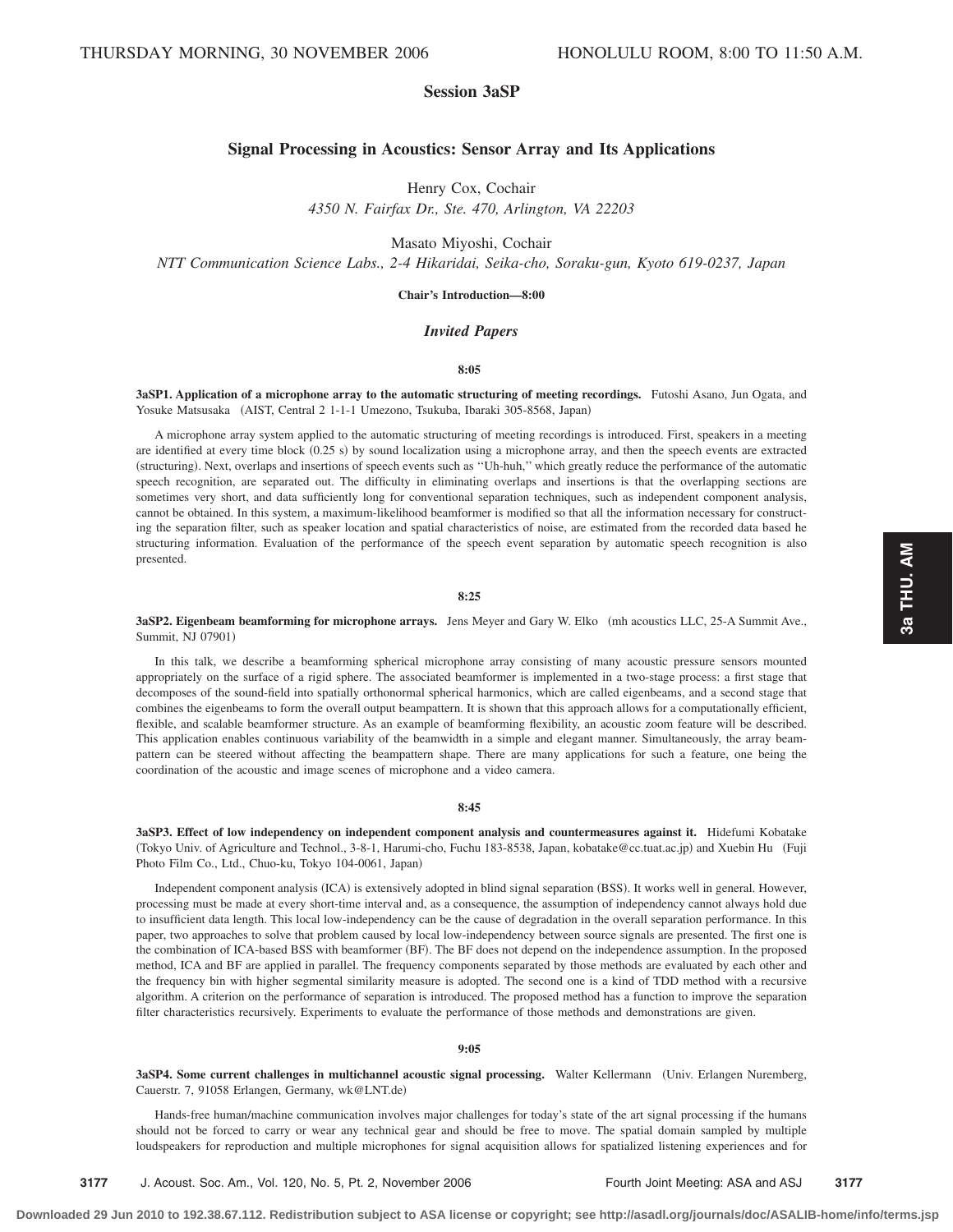## Session 3aSP

### Signal Processing in Acoustics: Sensor Array and Its Applications

Henry Cox, Cochair
*4350 N. Fairfax Dr., Ste. 470, Arlington, VA 22203*

Masato Miyoshi, Cochair
*NTT Communication Science Labs., 2-4 Hikaridai, Seika-cho, Soraku-gun, Kyoto 619-0237, Japan*

**Chair's Introduction—8:00**

### *Invited Papers*

**8:05**

**3aSP1. Application of a microphone array to the automatic structuring of meeting recordings.** Futoshi Asano, Jun Ogata, and Yosuke Matsusaka (AIST, Central 2 1-1-1 Umezono, Tsukuba, Ibaraki 305-8568, Japan)

A microphone array system applied to the automatic structuring of meeting recordings is introduced. First, speakers in a meeting are identified at every time block (0.25 s) by sound localization using a microphone array, and then the speech events are extracted (structuring). Next, overlaps and insertions of speech events such as ''Uh-huh,'' which greatly reduce the performance of the automatic speech recognition, are separated out. The difficulty in eliminating overlaps and insertions is that the overlapping sections are sometimes very short, and data sufficiently long for conventional separation techniques, such as independent component analysis, cannot be obtained. In this system, a maximum-likelihood beamformer is modified so that all the information necessary for constructing the separation filter, such as speaker location and spatial characteristics of noise, are estimated from the recorded data based he structuring information. Evaluation of the performance of the speech event separation by automatic speech recognition is also presented.

**8:25**

**3aSP2. Eigenbeam beamforming for microphone arrays.** Jens Meyer and Gary W. Elko (mh acoustics LLC, 25-A Summit Ave., Summit, NJ 07901)

In this talk, we describe a beamforming spherical microphone array consisting of many acoustic pressure sensors mounted appropriately on the surface of a rigid sphere. The associated beamformer is implemented in a two-stage process: a first stage that decomposes of the sound-field into spatially orthonormal spherical harmonics, which are called eigenbeams, and a second stage that combines the eigenbeams to form the overall output beampattern. It is shown that this approach allows for a computationally efficient, flexible, and scalable beamformer structure. As an example of beamforming flexibility, an acoustic zoom feature will be described. This application enables continuous variability of the beamwidth in a simple and elegant manner. Simultaneously, the array beampattern can be steered without affecting the beampattern shape. There are many applications for such a feature, one being the coordination of the acoustic and image scenes of microphone and a video camera.

**8:45**

**3aSP3. Effect of low independency on independent component analysis and countermeasures against it.** Hidefumi Kobatake (Tokyo Univ. of Agriculture and Technol., 3-8-1, Harumi-cho, Fuchu 183-8538, Japan, kobatake@cc.tuat.ac.jp) and Xuebin Hu (Fuji Photo Film Co., Ltd., Chuo-ku, Tokyo 104-0061, Japan)

Independent component analysis (ICA) is extensively adopted in blind signal separation (BSS). It works well in general. However, processing must be made at every short-time interval and, as a consequence, the assumption of independency cannot always hold due to insufficient data length. This local low-independency can be the cause of degradation in the overall separation performance. In this paper, two approaches to solve that problem caused by local low-independency between source signals are presented. The first one is the combination of ICA-based BSS with beamformer (BF). The BF does not depend on the independence assumption. In the proposed method, ICA and BF are applied in parallel. The frequency components separated by those methods are evaluated by each other and the frequency bin with higher segmental similarity measure is adopted. The second one is a kind of TDD method with a recursive algorithm. A criterion on the performance of separation is introduced. The proposed method has a function to improve the separation filter characteristics recursively. Experiments to evaluate the performance of those methods and demonstrations are given.

**9:05**

**3aSP4. Some current challenges in multichannel acoustic signal processing.** Walter Kellermann (Univ. Erlangen Nuremberg, Cauerstr. 7, 91058 Erlangen, Germany, wk@LNT.de)

Hands-free human/machine communication involves major challenges for today's state of the art signal processing if the humans should not be forced to carry or wear any technical gear and should be free to move. The spatial domain sampled by multiple loudspeakers for reproduction and multiple microphones for signal acquisition allows for spatialized listening experiences and for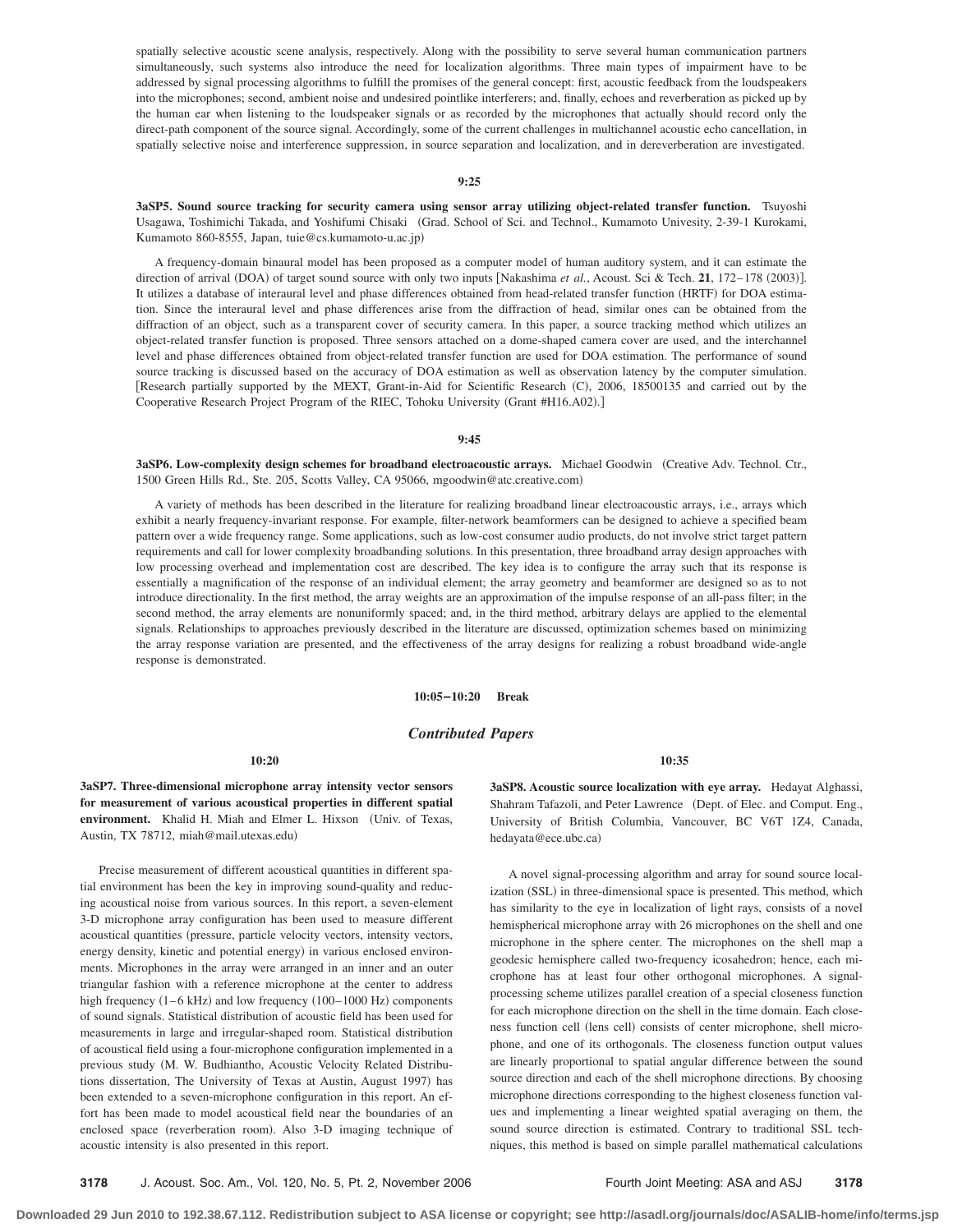spatially selective acoustic scene analysis, respectively. Along with the possibility to serve several human communication partners simultaneously, such systems also introduce the need for localization algorithms. Three main types of impairment have to be addressed by signal processing algorithms to fulfill the promises of the general concept: first, acoustic feedback from the loudspeakers into the microphones; second, ambient noise and undesired pointlike interferers; and, finally, echoes and reverberation as picked up by the human ear when listening to the loudspeaker signals or as recorded by the microphones that actually should record only the direct-path component of the source signal. Accordingly, some of the current challenges in multichannel acoustic echo cancellation, in spatially selective noise and interference suppression, in source separation and localization, and in dereverberation are investigated.

**9:25**

**3aSP5. Sound source tracking for security camera using sensor array utilizing object-related transfer function.** Tsuyoshi Usagawa, Toshimichi Takada, and Yoshifumi Chisaki (Grad. School of Sci. and Technol., Kumamoto Univesity, 2-39-1 Kurokami, Kumamoto 860-8555, Japan, tuie@cs.kumamoto-u.ac.jp)

A frequency-domain binaural model has been proposed as a computer model of human auditory system, and it can estimate the direction of arrival (DOA) of target sound source with only two inputs [Nakashima *et al.*, Acoust. Sci & Tech. **21**, 172–178 (2003)]. It utilizes a database of interaural level and phase differences obtained from head-related transfer function (HRTF) for DOA estimation. Since the interaural level and phase differences arise from the diffraction of head, similar ones can be obtained from the diffraction of an object, such as a transparent cover of security camera. In this paper, a source tracking method which utilizes an object-related transfer function is proposed. Three sensors attached on a dome-shaped camera cover are used, and the interchannel level and phase differences obtained from object-related transfer function are used for DOA estimation. The performance of sound source tracking is discussed based on the accuracy of DOA estimation as well as observation latency by the computer simulation. [Research partially supported by the MEXT, Grant-in-Aid for Scientific Research (C), 2006, 18500135 and carried out by the Cooperative Research Project Program of the RIEC, Tohoku University (Grant #H16.A02).]

**9:45**

**3aSP6. Low-complexity design schemes for broadband electroacoustic arrays.** Michael Goodwin (Creative Adv. Technol. Ctr., 1500 Green Hills Rd., Ste. 205, Scotts Valley, CA 95066, mgoodwin@atc.creative.com)

A variety of methods has been described in the literature for realizing broadband linear electroacoustic arrays, i.e., arrays which exhibit a nearly frequency-invariant response. For example, filter-network beamformers can be designed to achieve a specified beam pattern over a wide frequency range. Some applications, such as low-cost consumer audio products, do not involve strict target pattern requirements and call for lower complexity broadbanding solutions. In this presentation, three broadband array design approaches with low processing overhead and implementation cost are described. The key idea is to configure the array such that its response is essentially a magnification of the response of an individual element; the array geometry and beamformer are designed so as to not introduce directionality. In the first method, the array weights are an approximation of the impulse response of an all-pass filter; in the second method, the array elements are nonuniformly spaced; and, in the third method, arbitrary delays are applied to the elemental signals. Relationships to approaches previously described in the literature are discussed, optimization schemes based on minimizing the array response variation are presented, and the effectiveness of the array designs for realizing a robust broadband wide-angle response is demonstrated.

**10:05–10:20 Break**

## *Contributed Papers*

**10:20**

**3aSP7. Three-dimensional microphone array intensity vector sensors for measurement of various acoustical properties in different spatial environment.** Khalid H. Miah and Elmer L. Hixson (Univ. of Texas, Austin, TX 78712, miah@mail.utexas.edu)

Precise measurement of different acoustical quantities in different spatial environment has been the key in improving sound-quality and reducing acoustical noise from various sources. In this report, a seven-element 3-D microphone array configuration has been used to measure different acoustical quantities (pressure, particle velocity vectors, intensity vectors, energy density, kinetic and potential energy) in various enclosed environments. Microphones in the array were arranged in an inner and an outer triangular fashion with a reference microphone at the center to address high frequency (1–6 kHz) and low frequency (100–1000 Hz) components of sound signals. Statistical distribution of acoustic field has been used for measurements in large and irregular-shaped room. Statistical distribution of acoustical field using a four-microphone configuration implemented in a previous study (M. W. Budhiantho, Acoustic Velocity Related Distributions dissertation, The University of Texas at Austin, August 1997) has been extended to a seven-microphone configuration in this report. An effort has been made to model acoustical field near the boundaries of an enclosed space (reverberation room). Also 3-D imaging technique of acoustic intensity is also presented in this report.

**10:35**

**3aSP8. Acoustic source localization with eye array.** Hedayat Alghassi, Shahram Tafazoli, and Peter Lawrence (Dept. of Elec. and Comput. Eng., University of British Columbia, Vancouver, BC V6T 1Z4, Canada, hedayata@ece.ubc.ca)

A novel signal-processing algorithm and array for sound source localization (SSL) in three-dimensional space is presented. This method, which has similarity to the eye in localization of light rays, consists of a novel hemispherical microphone array with 26 microphones on the shell and one microphone in the sphere center. The microphones on the shell map a geodesic hemisphere called two-frequency icosahedron; hence, each microphone has at least four other orthogonal microphones. A signal-processing scheme utilizes parallel creation of a special closeness function for each microphone direction on the shell in the time domain. Each closeness function cell (lens cell) consists of center microphone, shell microphone, and one of its orthogonals. The closeness function output values are linearly proportional to spatial angular difference between the sound source direction and each of the shell microphone directions. By choosing microphone directions corresponding to the highest closeness function values and implementing a linear weighted spatial averaging on them, the sound source direction is estimated. Contrary to traditional SSL techniques, this method is based on simple parallel mathematical calculations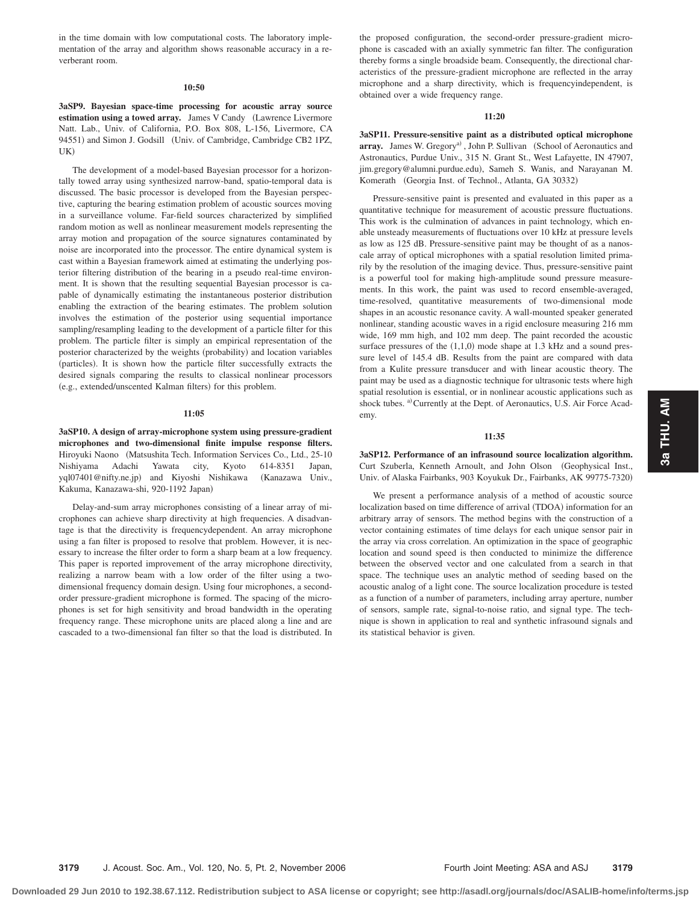in the time domain with low computational costs. The laboratory implementation of the array and algorithm shows reasonable accuracy in a reverberant room.

**10:50**

**3aSP9. Bayesian space-time processing for acoustic array source estimation using a towed array.** James V Candy (Lawrence Livermore Natt. Lab., Univ. of California, P.O. Box 808, L-156, Livermore, CA 94551) and Simon J. Godsill (Univ. of Cambridge, Cambridge CB2 1PZ, UK)

The development of a model-based Bayesian processor for a horizontally towed array using synthesized narrow-band, spatio-temporal data is discussed. The basic processor is developed from the Bayesian perspective, capturing the bearing estimation problem of acoustic sources moving in a surveillance volume. Far-field sources characterized by simplified random motion as well as nonlinear measurement models representing the array motion and propagation of the source signatures contaminated by noise are incorporated into the processor. The entire dynamical system is cast within a Bayesian framework aimed at estimating the underlying posterior filtering distribution of the bearing in a pseudo real-time environment. It is shown that the resulting sequential Bayesian processor is capable of dynamically estimating the instantaneous posterior distribution enabling the extraction of the bearing estimates. The problem solution involves the estimation of the posterior using sequential importance sampling/resampling leading to the development of a particle filter for this problem. The particle filter is simply an empirical representation of the posterior characterized by the weights (probability) and location variables (particles). It is shown how the particle filter successfully extracts the desired signals comparing the results to classical nonlinear processors (e.g., extended/unscented Kalman filters) for this problem.

**11:05**

**3aSP10. A design of array-microphone system using pressure-gradient microphones and two-dimensional finite impulse response filters.** Hiroyuki Naono (Matsushita Tech. Information Services Co., Ltd., 25-10 Nishiyama Adachi Yawata city, Kyoto 614-8351 Japan, yql07401@nifty.ne.jp) and Kiyoshi Nishikawa (Kanazawa Univ., Kakuma, Kanazawa-shi, 920-1192 Japan)

Delay-and-sum array microphones consisting of a linear array of microphones can achieve sharp directivity at high frequencies. A disadvantage is that the directivity is frequencydependent. An array microphone using a fan filter is proposed to resolve that problem. However, it is necessary to increase the filter order to form a sharp beam at a low frequency. This paper is reported improvement of the array microphone directivity, realizing a narrow beam with a low order of the filter using a two-dimensional frequency domain design. Using four microphones, a second-order pressure-gradient microphone is formed. The spacing of the microphones is set for high sensitivity and broad bandwidth in the operating frequency range. These microphone units are placed along a line and are cascaded to a two-dimensional fan filter so that the load is distributed. In the proposed configuration, the second-order pressure-gradient microphone is cascaded with an axially symmetric fan filter. The configuration thereby forms a single broadside beam. Consequently, the directional characteristics of the pressure-gradient microphone are reflected in the array microphone and a sharp directivity, which is frequencyindependent, is obtained over a wide frequency range.

**11:20**

**3aSP11. Pressure-sensitive paint as a distributed optical microphone array.** James W. Gregory[a], John P. Sullivan (School of Aeronautics and Astronautics, Purdue Univ., 315 N. Grant St., West Lafayette, IN 47907, jim.gregory@alumni.purdue.edu), Sameh S. Wanis, and Narayanan M. Komerath (Georgia Inst. of Technol., Atlanta, GA 30332)

Pressure-sensitive paint is presented and evaluated in this paper as a quantitative technique for measurement of acoustic pressure fluctuations. This work is the culmination of advances in paint technology, which enable unsteady measurements of fluctuations over 10 kHz at pressure levels as low as 125 dB. Pressure-sensitive paint may be thought of as a nanoscale array of optical microphones with a spatial resolution limited primarily by the resolution of the imaging device. Thus, pressure-sensitive paint is a powerful tool for making high-amplitude sound pressure measurements. In this work, the paint was used to record ensemble-averaged, time-resolved, quantitative measurements of two-dimensional mode shapes in an acoustic resonance cavity. A wall-mounted speaker generated nonlinear, standing acoustic waves in a rigid enclosure measuring 216 mm wide, 169 mm high, and 102 mm deep. The paint recorded the acoustic surface pressures of the (1,1,0) mode shape at 1.3 kHz and a sound pressure level of 145.4 dB. Results from the paint are compared with data from a Kulite pressure transducer and with linear acoustic theory. The paint may be used as a diagnostic technique for ultrasonic tests where high spatial resolution is essential, or in nonlinear acoustic applications such as shock tubes. [a] Currently at the Dept. of Aeronautics, U.S. Air Force Academy.

**11:35**

**3aSP12. Performance of an infrasound source localization algorithm.** Curt Szuberla, Kenneth Arnoult, and John Olson (Geophysical Inst., Univ. of Alaska Fairbanks, 903 Koyukuk Dr., Fairbanks, AK 99775-7320)

We present a performance analysis of a method of acoustic source localization based on time difference of arrival (TDOA) information for an arbitrary array of sensors. The method begins with the construction of a vector containing estimates of time delays for each unique sensor pair in the array via cross correlation. An optimization in the space of geographic location and sound speed is then conducted to minimize the difference between the observed vector and one calculated from a search in that space. The technique uses an analytic method of seeding based on the acoustic analog of a light cone. The source localization procedure is tested as a function of a number of parameters, including array aperture, number of sensors, sample rate, signal-to-noise ratio, and signal type. The technique is shown in application to real and synthetic infrasound signals and its statistical behavior is given.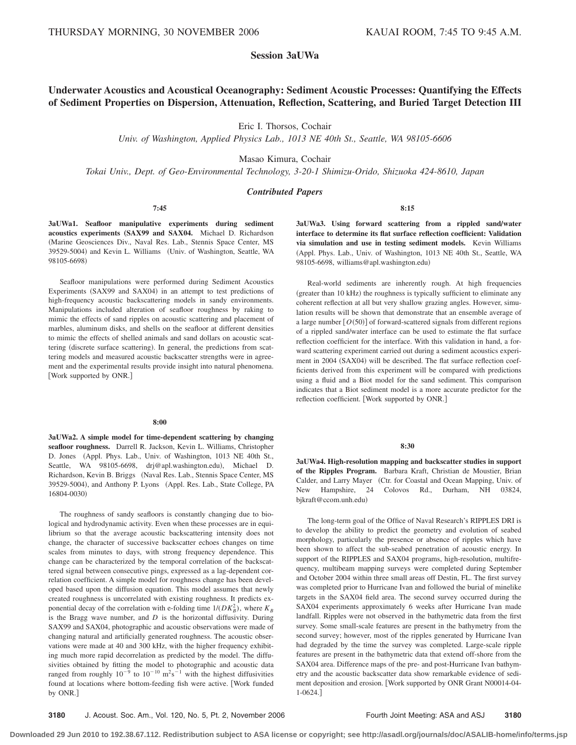THURSDAY MORNING, 30 NOVEMBER 2006 KAUAI ROOM, 7:45 TO 9:45 A.M.

## Session 3aUWa

## Underwater Acoustics and Acoustical Oceanography: Sediment Acoustic Processes: Quantifying the Effects of Sediment Properties on Dispersion, Attenuation, Reflection, Scattering, and Buried Target Detection III

Eric I. Thorsos, Cochair

*Univ. of Washington, Applied Physics Lab., 1013 NE 40th St., Seattle, WA 98105-6606*

Masao Kimura, Cochair

*Tokai Univ., Dept. of Geo-Environmental Technology, 3-20-1 Shimizu-Orido, Shizuoka 424-8610, Japan*

### *Contributed Papers*

**7:45**

**3aUWa1. Seafloor manipulative experiments during sediment acoustics experiments (SAX99 and SAX04).** Michael D. Richardson (Marine Geosciences Div., Naval Res. Lab., Stennis Space Center, MS 39529-5004) and Kevin L. Williams (Univ. of Washington, Seattle, WA 98105-6698)

Seafloor manipulations were performed during Sediment Acoustics Experiments (SAX99 and SAX04) in an attempt to test predictions of high-frequency acoustic backscattering models in sandy environments. Manipulations included alteration of seafloor roughness by raking to mimic the effects of sand ripples on acoustic scattering and placement of marbles, aluminum disks, and shells on the seafloor at different densities to mimic the effects of shelled animals and sand dollars on acoustic scattering (discrete surface scattering). In general, the predictions from scattering models and measured acoustic backscatter strengths were in agreement and the experimental results provide insight into natural phenomena. [Work supported by ONR.]

**8:00**

**3aUWa2. A simple model for time-dependent scattering by changing seafloor roughness.** Darrell R. Jackson, Kevin L. Williams, Christopher D. Jones (Appl. Phys. Lab., Univ. of Washington, 1013 NE 40th St., Seattle, WA 98105-6698, drj@apl.washington.edu), Michael D. Richardson, Kevin B. Briggs (Naval Res. Lab., Stennis Space Center, MS 39529-5004), and Anthony P. Lyons (Appl. Res. Lab., State College, PA 16804-0030)

The roughness of sandy seafloors is constantly changing due to biological and hydrodynamic activity. Even when these processes are in equilibrium so that the average acoustic backscattering intensity does not change, the character of successive backscatter echoes changes on time scales from minutes to days, with strong frequency dependence. This change can be characterized by the temporal correlation of the backscattered signal between consecutive pings, expressed as a lag-dependent correlation coefficient. A simple model for roughness change has been developed based upon the diffusion equation. This model assumes that newly created roughness is uncorrelated with existing roughness. It predicts exponential decay of the correlation with e-folding time $1/(DK_B^2)$, where $K_B$ is the Bragg wave number, and $D$ is the horizontal diffusivity. During SAX99 and SAX04, photographic and acoustic observations were made of changing natural and artificially generated roughness. The acoustic observations were made at 40 and 300 kHz, with the higher frequency exhibiting much more rapid decorrelation as predicted by the model. The diffusivities obtained by fitting the model to photographic and acoustic data ranged from roughly $10^{-9}$ to $10^{-10}$ $\mathrm{m^2 s^{-1}}$ with the highest diffusivities found at locations where bottom-feeding fish were active. [Work funded by ONR.]

**8:15**

**3aUWa3. Using forward scattering from a rippled sand/water interface to determine its flat surface reflection coefficient: Validation via simulation and use in testing sediment models.** Kevin Williams (Appl. Phys. Lab., Univ. of Washington, 1013 NE 40th St., Seattle, WA 98105-6698, williams@apl.washington.edu)

Real-world sediments are inherently rough. At high frequencies (greater than 10 kHz) the roughness is typically sufficient to eliminate any coherent reflection at all but very shallow grazing angles. However, simulation results will be shown that demonstrate that an ensemble average of a large number [$O(50)$] of forward-scattered signals from different regions of a rippled sand/water interface can be used to estimate the flat surface reflection coefficient for the interface. With this validation in hand, a forward scattering experiment carried out during a sediment acoustics experiment in 2004 (SAX04) will be described. The flat surface reflection coefficients derived from this experiment will be compared with predictions using a fluid and a Biot model for the sand sediment. This comparison indicates that a Biot sediment model is a more accurate predictor for the reflection coefficient. [Work supported by ONR.]

**8:30**

**3aUWa4. High-resolution mapping and backscatter studies in support of the Ripples Program.** Barbara Kraft, Christian de Moustier, Brian Calder, and Larry Mayer (Ctr. for Coastal and Ocean Mapping, Univ. of New Hampshire, 24 Colovos Rd., Durham, NH 03824, bjkraft@ccom.unh.edu)

The long-term goal of the Office of Naval Research's RIPPLES DRI is to develop the ability to predict the geometry and evolution of seabed morphology, particularly the presence or absence of ripples which have been shown to affect the sub-seabed penetration of acoustic energy. In support of the RIPPLES and SAX04 programs, high-resolution, multifrequency, multibeam mapping surveys were completed during September and October 2004 within three small areas off Destin, FL. The first survey was completed prior to Hurricane Ivan and followed the burial of minelike targets in the SAX04 field area. The second survey occurred during the SAX04 experiments approximately 6 weeks after Hurricane Ivan made landfall. Ripples were not observed in the bathymetric data from the first survey. Some small-scale features are present in the bathymetry from the second survey; however, most of the ripples generated by Hurricane Ivan had degraded by the time the survey was completed. Large-scale ripple features are present in the bathymetric data that extend off-shore from the SAX04 area. Difference maps of the pre- and post-Hurricane Ivan bathymetry and the acoustic backscatter data show remarkable evidence of sediment deposition and erosion. [Work supported by ONR Grant N00014-04-1-0624.]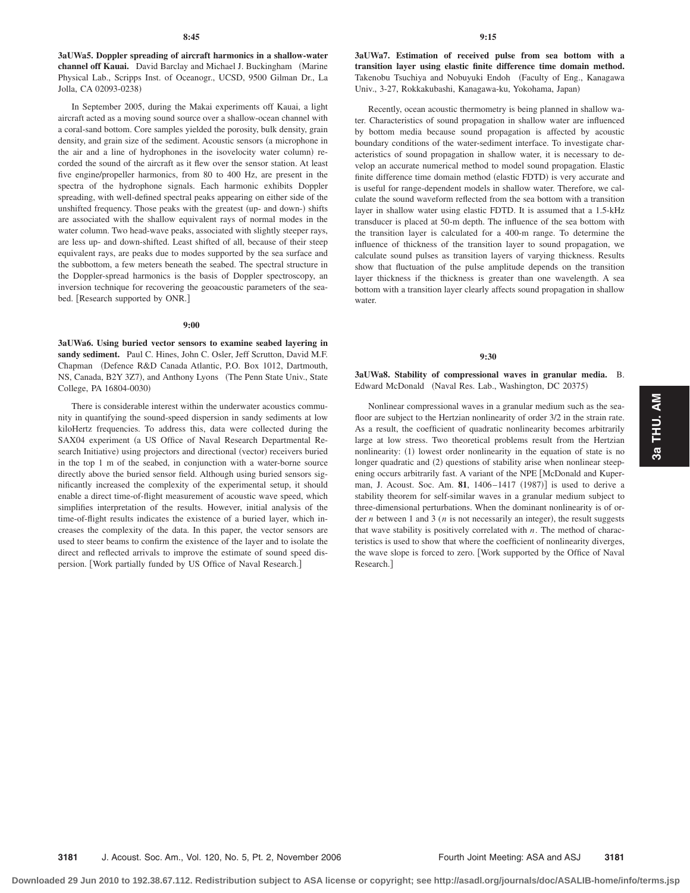**8:45**

**3aUWa5. Doppler spreading of aircraft harmonics in a shallow-water channel off Kauai.** David Barclay and Michael J. Buckingham (Marine Physical Lab., Scripps Inst. of Oceanogr., UCSD, 9500 Gilman Dr., La Jolla, CA 02093-0238)

In September 2005, during the Makai experiments off Kauai, a light aircraft acted as a moving sound source over a shallow-ocean channel with a coral-sand bottom. Core samples yielded the porosity, bulk density, grain density, and grain size of the sediment. Acoustic sensors (a microphone in the air and a line of hydrophones in the isovelocity water column) recorded the sound of the aircraft as it flew over the sensor station. At least five engine/propeller harmonics, from 80 to 400 Hz, are present in the spectra of the hydrophone signals. Each harmonic exhibits Doppler spreading, with well-defined spectral peaks appearing on either side of the unshifted frequency. Those peaks with the greatest (up- and down-) shifts are associated with the shallow equivalent rays of normal modes in the water column. Two head-wave peaks, associated with slightly steeper rays, are less up- and down-shifted. Least shifted of all, because of their steep equivalent rays, are peaks due to modes supported by the sea surface and the subbottom, a few meters beneath the seabed. The spectral structure in the Doppler-spread harmonics is the basis of Doppler spectroscopy, an inversion technique for recovering the geoacoustic parameters of the seabed. [Research supported by ONR.]

**9:00**

**3aUWa6. Using buried vector sensors to examine seabed layering in sandy sediment.** Paul C. Hines, John C. Osler, Jeff Scrutton, David M.F. Chapman (Defence R&D Canada Atlantic, P.O. Box 1012, Dartmouth, NS, Canada, B2Y 3Z7), and Anthony Lyons (The Penn State Univ., State College, PA 16804-0030)

There is considerable interest within the underwater acoustics community in quantifying the sound-speed dispersion in sandy sediments at low kiloHertz frequencies. To address this, data were collected during the SAX04 experiment (a US Office of Naval Research Departmental Research Initiative) using projectors and directional (vector) receivers buried in the top 1 m of the seabed, in conjunction with a water-borne source directly above the buried sensor field. Although using buried sensors significantly increased the complexity of the experimental setup, it should enable a direct time-of-flight measurement of acoustic wave speed, which simplifies interpretation of the results. However, initial analysis of the time-of-flight results indicates the existence of a buried layer, which increases the complexity of the data. In this paper, the vector sensors are used to steer beams to confirm the existence of the layer and to isolate the direct and reflected arrivals to improve the estimate of sound speed dispersion. [Work partially funded by US Office of Naval Research.]

**9:15**

**3aUWa7. Estimation of received pulse from sea bottom with a transition layer using elastic finite difference time domain method.** Takenobu Tsuchiya and Nobuyuki Endoh (Faculty of Eng., Kanagawa Univ., 3-27, Rokkakubashi, Kanagawa-ku, Yokohama, Japan)

Recently, ocean acoustic thermometry is being planned in shallow water. Characteristics of sound propagation in shallow water are influenced by bottom media because sound propagation is affected by acoustic boundary conditions of the water-sediment interface. To investigate characteristics of sound propagation in shallow water, it is necessary to develop an accurate numerical method to model sound propagation. Elastic finite difference time domain method (elastic FDTD) is very accurate and is useful for range-dependent models in shallow water. Therefore, we calculate the sound waveform reflected from the sea bottom with a transition layer in shallow water using elastic FDTD. It is assumed that a 1.5-kHz transducer is placed at 50-m depth. The influence of the sea bottom with the transition layer is calculated for a 400-m range. To determine the influence of thickness of the transition layer to sound propagation, we calculate sound pulses as transition layers of varying thickness. Results show that fluctuation of the pulse amplitude depends on the transition layer thickness if the thickness is greater than one wavelength. A sea bottom with a transition layer clearly affects sound propagation in shallow water.

**9:30**

**3aUWa8. Stability of compressional waves in granular media.** B. Edward McDonald (Naval Res. Lab., Washington, DC 20375)

Nonlinear compressional waves in a granular medium such as the seafloor are subject to the Hertzian nonlinearity of order 3/2 in the strain rate. As a result, the coefficient of quadratic nonlinearity becomes arbitrarily large at low stress. Two theoretical problems result from the Hertzian nonlinearity: (1) lowest order nonlinearity in the equation of state is no longer quadratic and (2) questions of stability arise when nonlinear steepening occurs arbitrarily fast. A variant of the NPE [McDonald and Kuperman, J. Acoust. Soc. Am. **81**, 1406–1417 (1987)] is used to derive a stability theorem for self-similar waves in a granular medium subject to three-dimensional perturbations. When the dominant nonlinearity is of order $n$ between 1 and 3 ($n$ is not necessarily an integer), the result suggests that wave stability is positively correlated with $n$. The method of characteristics is used to show that where the coefficient of nonlinearity diverges, the wave slope is forced to zero. [Work supported by the Office of Naval Research.]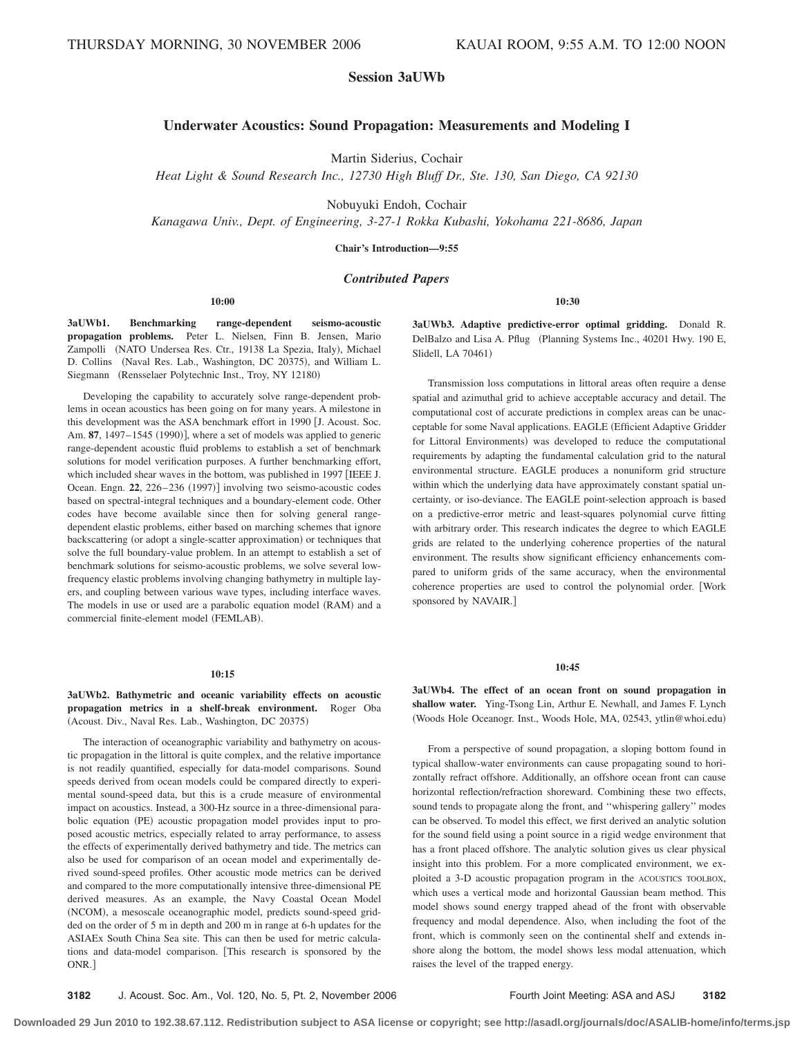THURSDAY MORNING, 30 NOVEMBER 2006 KAUAI ROOM, 9:55 A.M. TO 12:00 NOON

## Session 3aUWb

## Underwater Acoustics: Sound Propagation: Measurements and Modeling I

Martin Siderius, Cochair

*Heat Light & Sound Research Inc., 12730 High Bluff Dr., Ste. 130, San Diego, CA 92130*

Nobuyuki Endoh, Cochair

*Kanagawa Univ., Dept. of Engineering, 3-27-1 Rokka Kubashi, Yokohama 221-8686, Japan*

**Chair's Introduction—9:55**

### *Contributed Papers*

**10:00**

**3aUWb1. Benchmarking range-dependent seismo-acoustic propagation problems.** Peter L. Nielsen, Finn B. Jensen, Mario Zampolli (NATO Undersea Res. Ctr., 19138 La Spezia, Italy), Michael D. Collins (Naval Res. Lab., Washington, DC 20375), and William L. Siegmann (Rensselaer Polytechnic Inst., Troy, NY 12180)

Developing the capability to accurately solve range-dependent problems in ocean acoustics has been going on for many years. A milestone in this development was the ASA benchmark effort in 1990 [J. Acoust. Soc. Am. **87**, 1497–1545 (1990)], where a set of models was applied to generic range-dependent acoustic fluid problems to establish a set of benchmark solutions for model verification purposes. A further benchmarking effort, which included shear waves in the bottom, was published in 1997 [IEEE J. Ocean. Engn. **22**, 226–236 (1997)] involving two seismo-acoustic codes based on spectral-integral techniques and a boundary-element code. Other codes have become available since then for solving general range-dependent elastic problems, either based on marching schemes that ignore backscattering (or adopt a single-scatter approximation) or techniques that solve the full boundary-value problem. In an attempt to establish a set of benchmark solutions for seismo-acoustic problems, we solve several low-frequency elastic problems involving changing bathymetry in multiple layers, and coupling between various wave types, including interface waves. The models in use or used are a parabolic equation model (RAM) and a commercial finite-element model (FEMLAB).

**10:15**

**3aUWb2. Bathymetric and oceanic variability effects on acoustic propagation metrics in a shelf-break environment.** Roger Oba (Acoust. Div., Naval Res. Lab., Washington, DC 20375)

The interaction of oceanographic variability and bathymetry on acoustic propagation in the littoral is quite complex, and the relative importance is not readily quantified, especially for data-model comparisons. Sound speeds derived from ocean models could be compared directly to experimental sound-speed data, but this is a crude measure of environmental impact on acoustics. Instead, a 300-Hz source in a three-dimensional parabolic equation (PE) acoustic propagation model provides input to proposed acoustic metrics, especially related to array performance, to assess the effects of experimentally derived bathymetry and tide. The metrics can also be used for comparison of an ocean model and experimentally derived sound-speed profiles. Other acoustic mode metrics can be derived and compared to the more computationally intensive three-dimensional PE derived measures. As an example, the Navy Coastal Ocean Model (NCOM), a mesoscale oceanographic model, predicts sound-speed gridded on the order of 5 m in depth and 200 m in range at 6-h updates for the ASIAEx South China Sea site. This can then be used for metric calculations and data-model comparison. [This research is sponsored by the ONR.]

**10:30**

**3aUWb3. Adaptive predictive-error optimal gridding.** Donald R. DelBalzo and Lisa A. Pflug (Planning Systems Inc., 40201 Hwy. 190 E, Slidell, LA 70461)

Transmission loss computations in littoral areas often require a dense spatial and azimuthal grid to achieve acceptable accuracy and detail. The computational cost of accurate predictions in complex areas can be unacceptable for some Naval applications. EAGLE (Efficient Adaptive Gridder for Littoral Environments) was developed to reduce the computational requirements by adapting the fundamental calculation grid to the natural environmental structure. EAGLE produces a nonuniform grid structure within which the underlying data have approximately constant spatial uncertainty, or iso-deviance. The EAGLE point-selection approach is based on a predictive-error metric and least-squares polynomial curve fitting with arbitrary order. This research indicates the degree to which EAGLE grids are related to the underlying coherence properties of the natural environment. The results show significant efficiency enhancements compared to uniform grids of the same accuracy, when the environmental coherence properties are used to control the polynomial order. [Work sponsored by NAVAIR.]

**10:45**

**3aUWb4. The effect of an ocean front on sound propagation in shallow water.** Ying-Tsong Lin, Arthur E. Newhall, and James F. Lynch (Woods Hole Oceanogr. Inst., Woods Hole, MA, 02543, ytlin@whoi.edu)

From a perspective of sound propagation, a sloping bottom found in typical shallow-water environments can cause propagating sound to horizontally refract offshore. Additionally, an offshore ocean front can cause horizontal reflection/refraction shoreward. Combining these two effects, sound tends to propagate along the front, and "whispering gallery" modes can be observed. To model this effect, we first derived an analytic solution for the sound field using a point source in a rigid wedge environment that has a front placed offshore. The analytic solution gives us clear physical insight into this problem. For a more complicated environment, we exploited a 3-D acoustic propagation program in the ACOUSTICS TOOLBOX, which uses a vertical mode and horizontal Gaussian beam method. This model shows sound energy trapped ahead of the front with observable frequency and modal dependence. Also, when including the foot of the front, which is commonly seen on the continental shelf and extends inshore along the bottom, the model shows less modal attenuation, which raises the level of the trapped energy.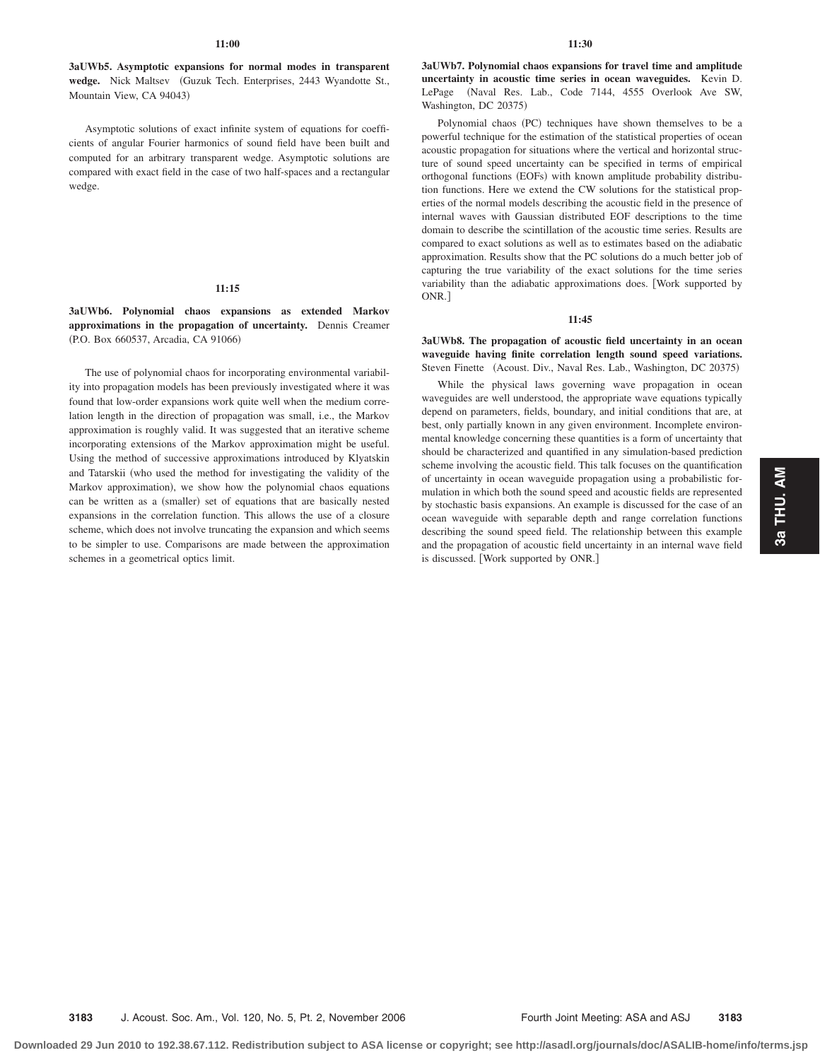**11:00**

**3aUWb5. Asymptotic expansions for normal modes in transparent wedge.** Nick Maltsev (Guzuk Tech. Enterprises, 2443 Wyandotte St., Mountain View, CA 94043)

Asymptotic solutions of exact infinite system of equations for coefficients of angular Fourier harmonics of sound field have been built and computed for an arbitrary transparent wedge. Asymptotic solutions are compared with exact field in the case of two half-spaces and a rectangular wedge.

**11:15**

**3aUWb6. Polynomial chaos expansions as extended Markov approximations in the propagation of uncertainty.** Dennis Creamer (P.O. Box 660537, Arcadia, CA 91066)

The use of polynomial chaos for incorporating environmental variability into propagation models has been previously investigated where it was found that low-order expansions work quite well when the medium correlation length in the direction of propagation was small, i.e., the Markov approximation is roughly valid. It was suggested that an iterative scheme incorporating extensions of the Markov approximation might be useful. Using the method of successive approximations introduced by Klyatskin and Tatarskii (who used the method for investigating the validity of the Markov approximation), we show how the polynomial chaos equations can be written as a (smaller) set of equations that are basically nested expansions in the correlation function. This allows the use of a closure scheme, which does not involve truncating the expansion and which seems to be simpler to use. Comparisons are made between the approximation schemes in a geometrical optics limit.

**11:30**

**3aUWb7. Polynomial chaos expansions for travel time and amplitude uncertainty in acoustic time series in ocean waveguides.** Kevin D. LePage (Naval Res. Lab., Code 7144, 4555 Overlook Ave SW, Washington, DC 20375)

Polynomial chaos (PC) techniques have shown themselves to be a powerful technique for the estimation of the statistical properties of ocean acoustic propagation for situations where the vertical and horizontal structure of sound speed uncertainty can be specified in terms of empirical orthogonal functions (EOFs) with known amplitude probability distribution functions. Here we extend the CW solutions for the statistical properties of the normal models describing the acoustic field in the presence of internal waves with Gaussian distributed EOF descriptions to the time domain to describe the scintillation of the acoustic time series. Results are compared to exact solutions as well as to estimates based on the adiabatic approximation. Results show that the PC solutions do a much better job of capturing the true variability of the exact solutions for the time series variability than the adiabatic approximations does. [Work supported by ONR.]

**11:45**

**3aUWb8. The propagation of acoustic field uncertainty in an ocean waveguide having finite correlation length sound speed variations.** Steven Finette (Acoust. Div., Naval Res. Lab., Washington, DC 20375)

While the physical laws governing wave propagation in ocean waveguides are well understood, the appropriate wave equations typically depend on parameters, fields, boundary, and initial conditions that are, at best, only partially known in any given environment. Incomplete environmental knowledge concerning these quantities is a form of uncertainty that should be characterized and quantified in any simulation-based prediction scheme involving the acoustic field. This talk focuses on the quantification of uncertainty in ocean waveguide propagation using a probabilistic formulation in which both the sound speed and acoustic fields are represented by stochastic basis expansions. An example is discussed for the case of an ocean waveguide with separable depth and range correlation functions describing the sound speed field. The relationship between this example and the propagation of acoustic field uncertainty in an internal wave field is discussed. [Work supported by ONR.]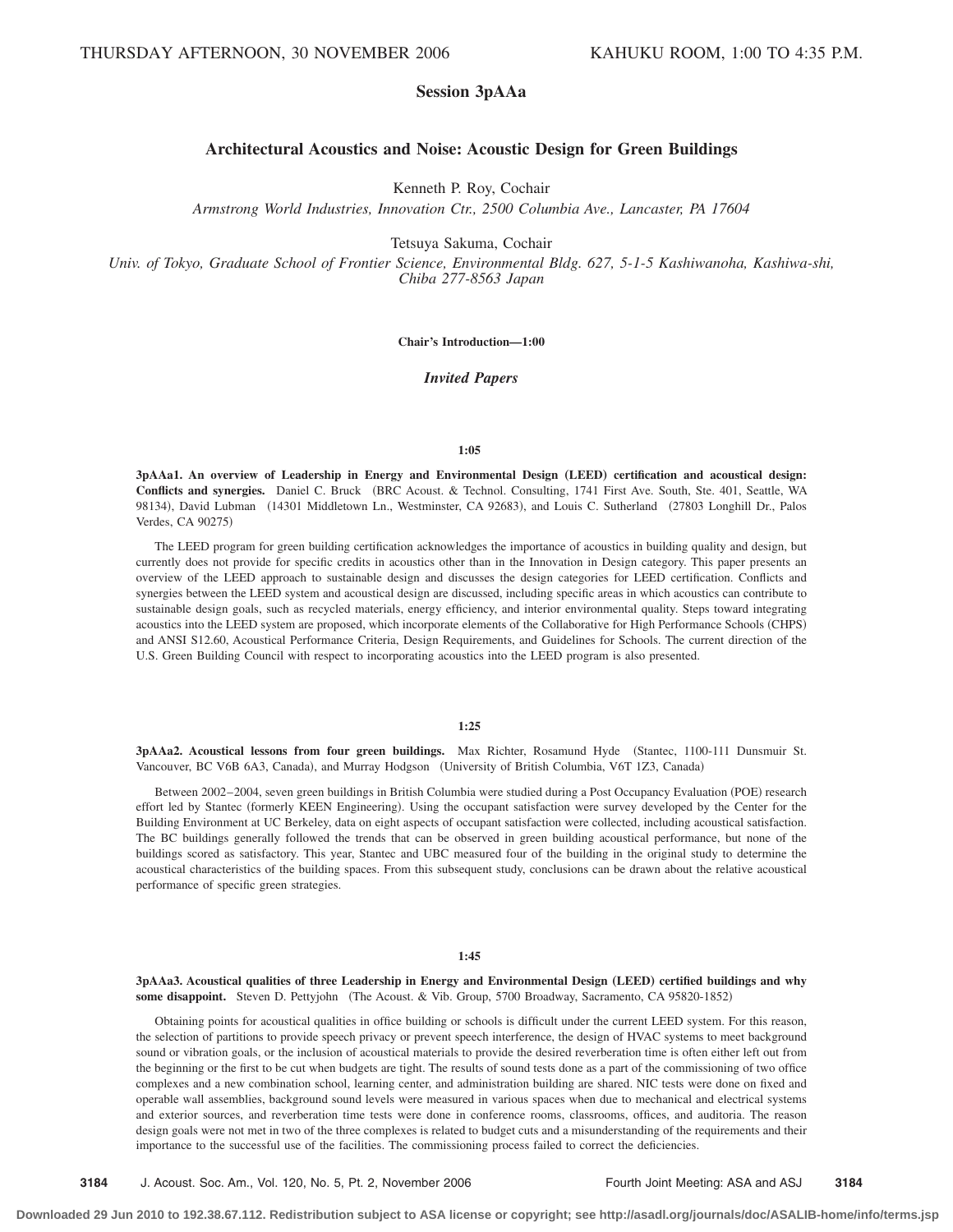THURSDAY AFTERNOON, 30 NOVEMBER 2006 KAHUKU ROOM, 1:00 TO 4:35 P.M.

## Session 3pAAa

## Architectural Acoustics and Noise: Acoustic Design for Green Buildings

Kenneth P. Roy, Cochair
*Armstrong World Industries, Innovation Ctr., 2500 Columbia Ave., Lancaster, PA 17604*

Tetsuya Sakuma, Cochair
*Univ. of Tokyo, Graduate School of Frontier Science, Environmental Bldg. 627, 5-1-5 Kashiwanoha, Kashiwa-shi, Chiba 277-8563 Japan*

**Chair's Introduction—1:00**

### *Invited Papers*

**1:05**

**3pAAa1. An overview of Leadership in Energy and Environmental Design (LEED) certification and acoustical design: Conflicts and synergies.** Daniel C. Bruck (BRC Acoust. & Technol. Consulting, 1741 First Ave. South, Ste. 401, Seattle, WA 98134), David Lubman (14301 Middletown Ln., Westminster, CA 92683), and Louis C. Sutherland (27803 Longhill Dr., Palos Verdes, CA 90275)

The LEED program for green building certification acknowledges the importance of acoustics in building quality and design, but currently does not provide for specific credits in acoustics other than in the Innovation in Design category. This paper presents an overview of the LEED approach to sustainable design and discusses the design categories for LEED certification. Conflicts and synergies between the LEED system and acoustical design are discussed, including specific areas in which acoustics can contribute to sustainable design goals, such as recycled materials, energy efficiency, and interior environmental quality. Steps toward integrating acoustics into the LEED system are proposed, which incorporate elements of the Collaborative for High Performance Schools (CHPS) and ANSI S12.60, Acoustical Performance Criteria, Design Requirements, and Guidelines for Schools. The current direction of the U.S. Green Building Council with respect to incorporating acoustics into the LEED program is also presented.

**1:25**

**3pAAa2. Acoustical lessons from four green buildings.** Max Richter, Rosamund Hyde (Stantec, 1100-111 Dunsmuir St. Vancouver, BC V6B 6A3, Canada), and Murray Hodgson (University of British Columbia, V6T 1Z3, Canada)

Between 2002–2004, seven green buildings in British Columbia were studied during a Post Occupancy Evaluation (POE) research effort led by Stantec (formerly KEEN Engineering). Using the occupant satisfaction were survey developed by the Center for the Building Environment at UC Berkeley, data on eight aspects of occupant satisfaction were collected, including acoustical satisfaction. The BC buildings generally followed the trends that can be observed in green building acoustical performance, but none of the buildings scored as satisfactory. This year, Stantec and UBC measured four of the building in the original study to determine the acoustical characteristics of the building spaces. From this subsequent study, conclusions can be drawn about the relative acoustical performance of specific green strategies.

**1:45**

**3pAAa3. Acoustical qualities of three Leadership in Energy and Environmental Design (LEED) certified buildings and why some disappoint.** Steven D. Pettyjohn (The Acoust. & Vib. Group, 5700 Broadway, Sacramento, CA 95820-1852)

Obtaining points for acoustical qualities in office building or schools is difficult under the current LEED system. For this reason, the selection of partitions to provide speech privacy or prevent speech interference, the design of HVAC systems to meet background sound or vibration goals, or the inclusion of acoustical materials to provide the desired reverberation time is often either left out from the beginning or the first to be cut when budgets are tight. The results of sound tests done as a part of the commissioning of two office complexes and a new combination school, learning center, and administration building are shared. NIC tests were done on fixed and operable wall assemblies, background sound levels were measured in various spaces when due to mechanical and electrical systems and exterior sources, and reverberation time tests were done in conference rooms, classrooms, offices, and auditoria. The reason design goals were not met in two of the three complexes is related to budget cuts and a misunderstanding of the requirements and their importance to the successful use of the facilities. The commissioning process failed to correct the deficiencies.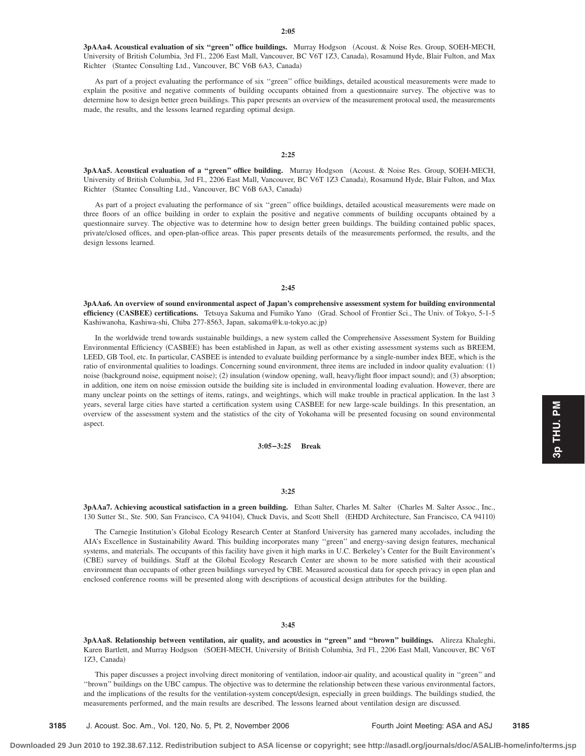**2:05**

**3pAAa4. Acoustical evaluation of six "green" office buildings.** Murray Hodgson (Acoust. & Noise Res. Group, SOEH-MECH, University of British Columbia, 3rd Fl., 2206 East Mall, Vancouver, BC V6T 1Z3, Canada), Rosamund Hyde, Blair Fulton, and Max Richter (Stantec Consulting Ltd., Vancouver, BC V6B 6A3, Canada)

As part of a project evaluating the performance of six "green" office buildings, detailed acoustical measurements were made to explain the positive and negative comments of building occupants obtained from a questionnaire survey. The objective was to determine how to design better green buildings. This paper presents an overview of the measurement protocal used, the measurements made, the results, and the lessons learned regarding optimal design.

**2:25**

**3pAAa5. Acoustical evaluation of a "green" office building.** Murray Hodgson (Acoust. & Noise Res. Group, SOEH-MECH, University of British Columbia, 3rd Fl., 2206 East Mall, Vancouver, BC V6T 1Z3 Canada), Rosamund Hyde, Blair Fulton, and Max Richter (Stantec Consulting Ltd., Vancouver, BC V6B 6A3, Canada)

As part of a project evaluating the performance of six "green" office buildings, detailed acoustical measurements were made on three floors of an office building in order to explain the positive and negative comments of building occupants obtained by a questionnaire survey. The objective was to determine how to design better green buildings. The building contained public spaces, private/closed offices, and open-plan-office areas. This paper presents details of the measurements performed, the results, and the design lessons learned.

**2:45**

**3pAAa6. An overview of sound environmental aspect of Japan's comprehensive assessment system for building environmental efficiency (CASBEE) certifications.** Tetsuya Sakuma and Fumiko Yano (Grad. School of Frontier Sci., The Univ. of Tokyo, 5-1-5 Kashiwanoha, Kashiwa-shi, Chiba 277-8563, Japan, sakuma@k.u-tokyo.ac.jp)

In the worldwide trend towards sustainable buildings, a new system called the Comprehensive Assessment System for Building Environmental Efficiency (CASBEE) has been established in Japan, as well as other existing assessment systems such as BREEM, LEED, GB Tool, etc. In particular, CASBEE is intended to evaluate building performance by a single-number index BEE, which is the ratio of environmental qualities to loadings. Concerning sound environment, three items are included in indoor quality evaluation: (1) noise (background noise, equipment noise); (2) insulation (window opening, wall, heavy/light floor impact sound); and (3) absorption; in addition, one item on noise emission outside the building site is included in environmental loading evaluation. However, there are many unclear points on the settings of items, ratings, and weightings, which will make trouble in practical application. In the last 3 years, several large cities have started a certification system using CASBEE for new large-scale buildings. In this presentation, an overview of the assessment system and the statistics of the city of Yokohama will be presented focusing on sound environmental aspect.

**3:05–3:25 Break**

**3:25**

**3pAAa7. Achieving acoustical satisfaction in a green building.** Ethan Salter, Charles M. Salter (Charles M. Salter Assoc., Inc., 130 Sutter St., Ste. 500, San Francisco, CA 94104), Chuck Davis, and Scott Shell (EHDD Architecture, San Francisco, CA 94110)

The Carnegie Institution's Global Ecology Research Center at Stanford University has garnered many accolades, including the AIA's Excellence in Sustainability Award. This building incorporates many "green" and energy-saving design features, mechanical systems, and materials. The occupants of this facility have given it high marks in U.C. Berkeley's Center for the Built Environment's (CBE) survey of buildings. Staff at the Global Ecology Research Center are shown to be more satisfied with their acoustical environment than occupants of other green buildings surveyed by CBE. Measured acoustical data for speech privacy in open plan and enclosed conference rooms will be presented along with descriptions of acoustical design attributes for the building.

**3:45**

**3pAAa8. Relationship between ventilation, air quality, and acoustics in "green" and "brown" buildings.** Alireza Khaleghi, Karen Bartlett, and Murray Hodgson (SOEH-MECH, University of British Columbia, 3rd Fl., 2206 East Mall, Vancouver, BC V6T 1Z3, Canada)

This paper discusses a project involving direct monitoring of ventilation, indoor-air quality, and acoustical quality in "green" and "brown" buildings on the UBC campus. The objective was to determine the relationship between these various environmental factors, and the implications of the results for the ventilation-system concept/design, especially in green buildings. The buildings studied, the measurements performed, and the main results are described. The lessons learned about ventilation design are discussed.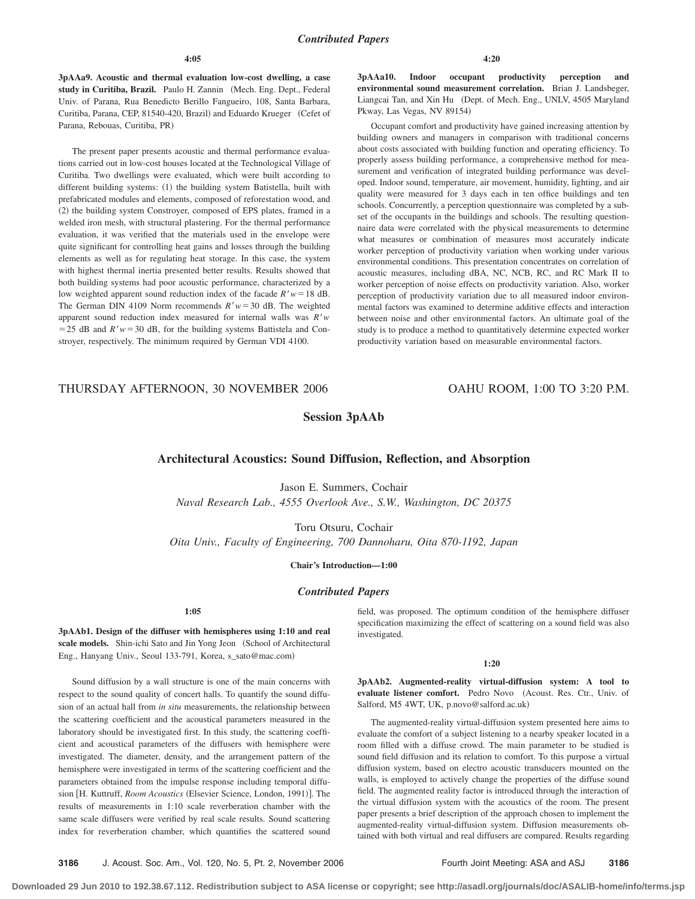## Contributed Papers

**4:05**

**3pAAa9. Acoustic and thermal evaluation low-cost dwelling, a case study in Curitiba, Brazil.** Paulo H. Zannin (Mech. Eng. Dept., Federal Univ. of Parana, Rua Benedicto Berillo Fangueiro, 108, Santa Barbara, Curitiba, Parana, CEP, 81540-420, Brazil) and Eduardo Krueger (Cefet of Parana, Rebouas, Curitiba, PR)

The present paper presents acoustic and thermal performance evaluations carried out in low-cost houses located at the Technological Village of Curitiba. Two dwellings were evaluated, which were built according to different building systems: (1) the building system Batistella, built with prefabricated modules and elements, composed of reforestation wood, and (2) the building system Constroyer, composed of EPS plates, framed in a welded iron mesh, with structural plastering. For the thermal performance evaluation, it was verified that the materials used in the envelope were quite significant for controlling heat gains and losses through the building elements as well as for regulating heat storage. In this case, the system with highest thermal inertia presented better results. Results showed that both building systems had poor acoustic performance, characterized by a low weighted apparent sound reduction index of the facade $R'w = 18$ dB. The German DIN 4109 Norm recommends $R'w = 30$ dB. The weighted apparent sound reduction index measured for internal walls was $R'w = 25$ dB and $R'w = 30$ dB, for the building systems Battistela and Constroyer, respectively. The minimum required by German VDI 4100.

**4:20**

**3pAAa10. Indoor occupant productivity perception and environmental sound measurement correlation.** Brian J. Landsbeger, Liangcai Tan, and Xin Hu (Dept. of Mech. Eng., UNLV, 4505 Maryland Pkway, Las Vegas, NV 89154)

Occupant comfort and productivity have gained increasing attention by building owners and managers in comparison with traditional concerns about costs associated with building function and operating efficiency. To properly assess building performance, a comprehensive method for measurement and verification of integrated building performance was developed. Indoor sound, temperature, air movement, humidity, lighting, and air quality were measured for 3 days each in ten office buildings and ten schools. Concurrently, a perception questionnaire was completed by a subset of the occupants in the buildings and schools. The resulting questionnaire data were correlated with the physical measurements to determine what measures or combination of measures most accurately indicate worker perception of productivity variation when working under various environmental conditions. This presentation concentrates on correlation of acoustic measures, including dBA, NC, NCB, RC, and RC Mark II to worker perception of noise effects on productivity variation. Also, worker perception of productivity variation due to all measured indoor environmental factors was examined to determine additive effects and interaction between noise and other environmental factors. An ultimate goal of the study is to produce a method to quantitatively determine expected worker productivity variation based on measurable environmental factors.

THURSDAY AFTERNOON, 30 NOVEMBER 2006 — OAHU ROOM, 1:00 TO 3:20 P.M.

# Session 3pAAb

## Architectural Acoustics: Sound Diffusion, Reflection, and Absorption

Jason E. Summers, Cochair
*Naval Research Lab., 4555 Overlook Ave., S.W., Washington, DC 20375*

Toru Otsuru, Cochair
*Oita Univ., Faculty of Engineering, 700 Dannoharu, Oita 870-1192, Japan*

**Chair's Introduction—1:00**

## Contributed Papers

**1:05**

**3pAAb1. Design of the diffuser with hemispheres using 1:10 and real scale models.** Shin-ichi Sato and Jin Yong Jeon (School of Architectural Eng., Hanyang Univ., Seoul 133-791, Korea, s_sato@mac.com)

Sound diffusion by a wall structure is one of the main concerns with respect to the sound quality of concert halls. To quantify the sound diffusion of an actual hall from *in situ* measurements, the relationship between the scattering coefficient and the acoustical parameters measured in the laboratory should be investigated first. In this study, the scattering coefficient and acoustical parameters of the diffusers with hemisphere were investigated. The diameter, density, and the arrangement pattern of the hemisphere were investigated in terms of the scattering coefficient and the parameters obtained from the impulse response including temporal diffusion [H. Kuttruff, *Room Acoustics* (Elsevier Science, London, 1991)]. The results of measurements in 1:10 scale reverberation chamber with the same scale diffusers were verified by real scale results. Sound scattering index for reverberation chamber, which quantifies the scattered sound field, was proposed. The optimum condition of the hemisphere diffuser specification maximizing the effect of scattering on a sound field was also investigated.

**1:20**

**3pAAb2. Augmented-reality virtual-diffusion system: A tool to evaluate listener comfort.** Pedro Novo (Acoust. Res. Ctr., Univ. of Salford, M5 4WT, UK, p.novo@salford.ac.uk)

The augmented-reality virtual-diffusion system presented here aims to evaluate the comfort of a subject listening to a nearby speaker located in a room filled with a diffuse crowd. The main parameter to be studied is sound field diffusion and its relation to comfort. To this purpose a virtual diffusion system, based on electro acoustic transducers mounted on the walls, is employed to actively change the properties of the diffuse sound field. The augmented reality factor is introduced through the interaction of the virtual diffusion system with the acoustics of the room. The present paper presents a brief description of the approach chosen to implement the augmented-reality virtual-diffusion system. Diffusion measurements obtained with both virtual and real diffusers are compared. Results regarding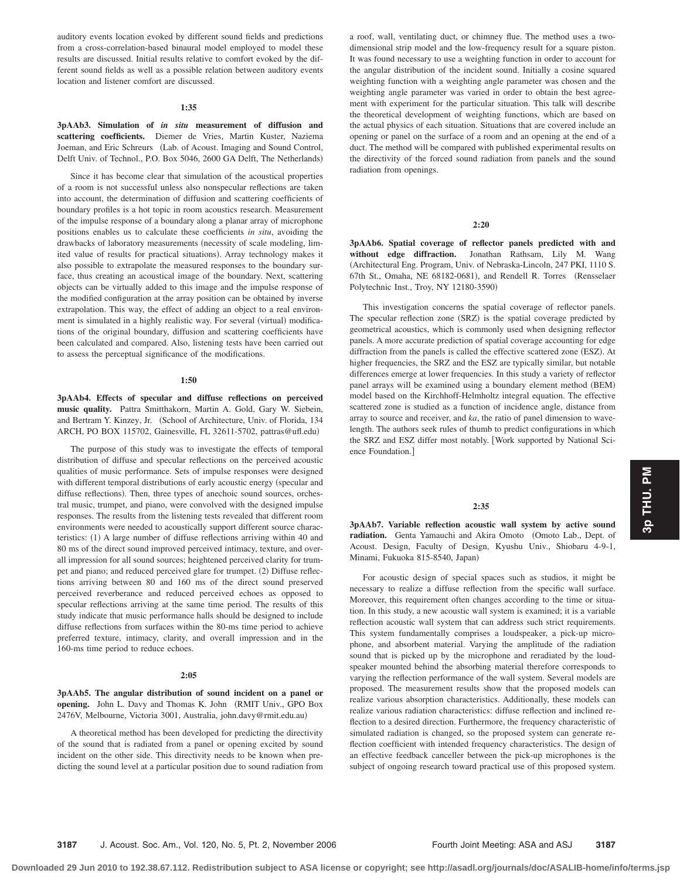auditory events location evoked by different sound fields and predictions from a cross-correlation-based binaural model employed to model these results are discussed. Initial results relative to comfort evoked by the different sound fields as well as a possible relation between auditory events location and listener comfort are discussed.

**1:35**

**3pAAb3. Simulation of *in situ* measurement of diffusion and scattering coefficients.** Diemer de Vries, Martin Kuster, Naziema Joeman, and Eric Schreurs (Lab. of Acoust. Imaging and Sound Control, Delft Univ. of Technol., P.O. Box 5046, 2600 GA Delft, The Netherlands)

Since it has become clear that simulation of the acoustical properties of a room is not successful unless also nonspecular reflections are taken into account, the determination of diffusion and scattering coefficients of boundary profiles is a hot topic in room acoustics research. Measurement of the impulse response of a boundary along a planar array of microphone positions enables us to calculate these coefficients *in situ*, avoiding the drawbacks of laboratory measurements (necessity of scale modeling, limited value of results for practical situations). Array technology makes it also possible to extrapolate the measured responses to the boundary surface, thus creating an acoustical image of the boundary. Next, scattering objects can be virtually added to this image and the impulse response of the modified configuration at the array position can be obtained by inverse extrapolation. This way, the effect of adding an object to a real environment is simulated in a highly realistic way. For several (virtual) modifications of the original boundary, diffusion and scattering coefficients have been calculated and compared. Also, listening tests have been carried out to assess the perceptual significance of the modifications.

**1:50**

**3pAAb4. Effects of specular and diffuse reflections on perceived music quality.** Pattra Smitthakorn, Martin A. Gold, Gary W. Siebein, and Bertram Y. Kinzey, Jr. (School of Architecture, Univ. of Florida, 134 ARCH, PO BOX 115702, Gainesville, FL 32611-5702, pattras@ufl.edu)

The purpose of this study was to investigate the effects of temporal distribution of diffuse and specular reflections on the perceived acoustic qualities of music performance. Sets of impulse responses were designed with different temporal distributions of early acoustic energy (specular and diffuse reflections). Then, three types of anechoic sound sources, orchestral music, trumpet, and piano, were convolved with the designed impulse responses. The results from the listening tests revealed that different room environments were needed to acoustically support different source characteristics: (1) A large number of diffuse reflections arriving within 40 and 80 ms of the direct sound improved perceived intimacy, texture, and overall impression for all sound sources; heightened perceived clarity for trumpet and piano; and reduced perceived glare for trumpet. (2) Diffuse reflections arriving between 80 and 160 ms of the direct sound preserved perceived reverberance and reduced perceived echoes as opposed to specular reflections arriving at the same time period. The results of this study indicate that music performance halls should be designed to include diffuse reflections from surfaces within the 80-ms time period to achieve preferred texture, intimacy, clarity, and overall impression and in the 160-ms time period to reduce echoes.

**2:05**

**3pAAb5. The angular distribution of sound incident on a panel or opening.** John L. Davy and Thomas K. John (RMIT Univ., GPO Box 2476V, Melbourne, Victoria 3001, Australia, john.davy@rmit.edu.au)

A theoretical method has been developed for predicting the directivity of the sound that is radiated from a panel or opening excited by sound incident on the other side. This directivity needs to be known when predicting the sound level at a particular position due to sound radiation from a roof, wall, ventilating duct, or chimney flue. The method uses a two-dimensional strip model and the low-frequency result for a square piston. It was found necessary to use a weighting function in order to account for the angular distribution of the incident sound. Initially a cosine squared weighting function with a weighting angle parameter was chosen and the weighting angle parameter was varied in order to obtain the best agreement with experiment for the particular situation. This talk will describe the theoretical development of weighting functions, which are based on the actual physics of each situation. Situations that are covered include an opening or panel on the surface of a room and an opening at the end of a duct. The method will be compared with published experimental results on the directivity of the forced sound radiation from panels and the sound radiation from openings.

**2:20**

**3pAAb6. Spatial coverage of reflector panels predicted with and without edge diffraction.** Jonathan Rathsam, Lily M. Wang (Architectural Eng. Program, Univ. of Nebraska-Lincoln, 247 PKI, 1110 S. 67th St., Omaha, NE 68182-0681), and Rendell R. Torres (Rensselaer Polytechnic Inst., Troy, NY 12180-3590)

This investigation concerns the spatial coverage of reflector panels. The specular reflection zone (SRZ) is the spatial coverage predicted by geometrical acoustics, which is commonly used when designing reflector panels. A more accurate prediction of spatial coverage accounting for edge diffraction from the panels is called the effective scattered zone (ESZ). At higher frequencies, the SRZ and the ESZ are typically similar, but notable differences emerge at lower frequencies. In this study a variety of reflector panel arrays will be examined using a boundary element method (BEM) model based on the Kirchhoff-Helmholtz integral equation. The effective scattered zone is studied as a function of incidence angle, distance from array to source and receiver, and *ka*, the ratio of panel dimension to wavelength. The authors seek rules of thumb to predict configurations in which the SRZ and ESZ differ most notably. [Work supported by National Science Foundation.]

**2:35**

**3pAAb7. Variable reflection acoustic wall system by active sound radiation.** Genta Yamauchi and Akira Omoto (Omoto Lab., Dept. of Acoust. Design, Faculty of Design, Kyushu Univ., Shiobaru 4-9-1, Minami, Fukuoka 815-8540, Japan)

For acoustic design of special spaces such as studios, it might be necessary to realize a diffuse reflection from the specific wall surface. Moreover, this requirement often changes according to the time or situation. In this study, a new acoustic wall system is examined; it is a variable reflection acoustic wall system that can address such strict requirements. This system fundamentally comprises a loudspeaker, a pick-up microphone, and absorbent material. Varying the amplitude of the radiation sound that is picked up by the microphone and reradiated by the loudspeaker mounted behind the absorbing material therefore corresponds to varying the reflection performance of the wall system. Several models are proposed. The measurement results show that the proposed models can realize various absorption characteristics. Additionally, these models can realize various radiation characteristics: diffuse reflection and inclined reflection to a desired direction. Furthermore, the frequency characteristic of simulated radiation is changed, so the proposed system can generate reflection coefficient with intended frequency characteristics. The design of an effective feedback canceller between the pick-up microphones is the subject of ongoing research toward practical use of this proposed system.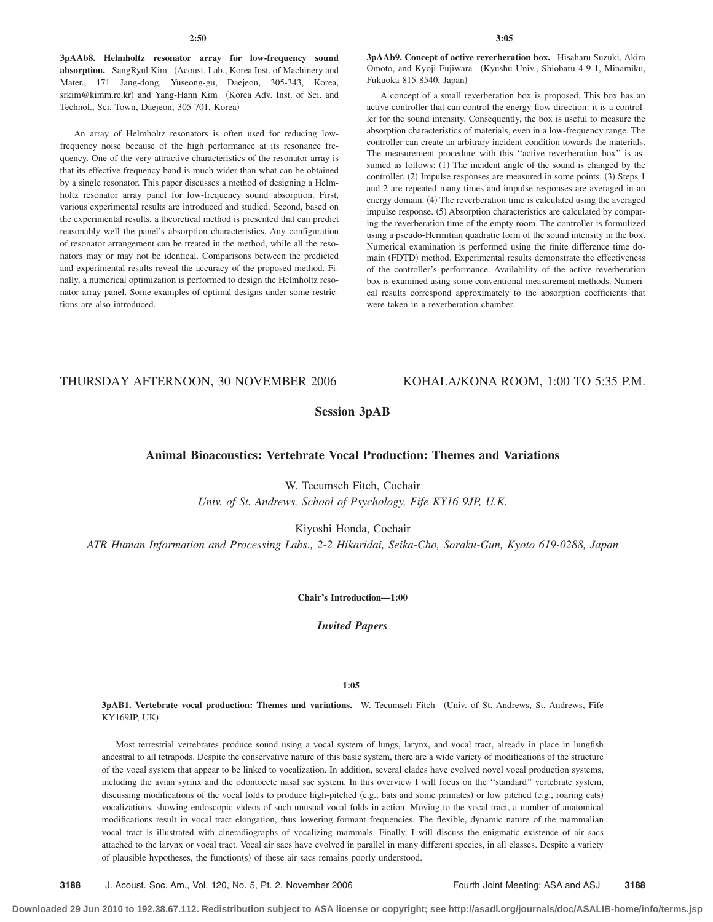2:50

**3pAAb8. Helmholtz resonator array for low-frequency sound absorption.** SangRyul Kim (Acoust. Lab., Korea Inst. of Machinery and Mater., 171 Jang-dong, Yuseong-gu, Daejeon, 305-343, Korea, srkim@kimm.re.kr) and Yang-Hann Kim (Korea Adv. Inst. of Sci. and Technol., Sci. Town, Daejeon, 305-701, Korea)

An array of Helmholtz resonators is often used for reducing low-frequency noise because of the high performance at its resonance frequency. One of the very attractive characteristics of the resonator array is that its effective frequency band is much wider than what can be obtained by a single resonator. This paper discusses a method of designing a Helmholtz resonator array panel for low-frequency sound absorption. First, various experimental results are introduced and studied. Second, based on the experimental results, a theoretical method is presented that can predict reasonably well the panel's absorption characteristics. Any configuration of resonator arrangement can be treated in the method, while all the resonators may or may not be identical. Comparisons between the predicted and experimental results reveal the accuracy of the proposed method. Finally, a numerical optimization is performed to design the Helmholtz resonator array panel. Some examples of optimal designs under some restrictions are also introduced.

3:05

**3pAAb9. Concept of active reverberation box.** Hisaharu Suzuki, Akira Omoto, and Kyoji Fujiwara (Kyushu Univ., Shiobaru 4-9-1, Minamiku, Fukuoka 815-8540, Japan)

A concept of a small reverberation box is proposed. This box has an active controller that can control the energy flow direction: it is a controller for the sound intensity. Consequently, the box is useful to measure the absorption characteristics of materials, even in a low-frequency range. The controller can create an arbitrary incident condition towards the materials. The measurement procedure with this "active reverberation box" is assumed as follows: (1) The incident angle of the sound is changed by the controller. (2) Impulse responses are measured in some points. (3) Steps 1 and 2 are repeated many times and impulse responses are averaged in an energy domain. (4) The reverberation time is calculated using the averaged impulse response. (5) Absorption characteristics are calculated by comparing the reverberation time of the empty room. The controller is formulized using a pseudo-Hermitian quadratic form of the sound intensity in the box. Numerical examination is performed using the finite difference time domain (FDTD) method. Experimental results demonstrate the effectiveness of the controller's performance. Availability of the active reverberation box is examined using some conventional measurement methods. Numerical results correspond approximately to the absorption coefficients that were taken in a reverberation chamber.

THURSDAY AFTERNOON, 30 NOVEMBER 2006 KOHALA/KONA ROOM, 1:00 TO 5:35 P.M.

## Session 3pAB

### Animal Bioacoustics: Vertebrate Vocal Production: Themes and Variations

W. Tecumseh Fitch, Cochair
*Univ. of St. Andrews, School of Psychology, Fife KY16 9JP, U.K.*

Kiyoshi Honda, Cochair
*ATR Human Information and Processing Labs., 2-2 Hikaridai, Seika-Cho, Soraku-Gun, Kyoto 619-0288, Japan*

**Chair's Introduction—1:00**

***Invited Papers***

1:05

**3pAB1. Vertebrate vocal production: Themes and variations.** W. Tecumseh Fitch (Univ. of St. Andrews, St. Andrews, Fife KY169JP, UK)

Most terrestrial vertebrates produce sound using a vocal system of lungs, larynx, and vocal tract, already in place in lungfish ancestral to all tetrapods. Despite the conservative nature of this basic system, there are a wide variety of modifications of the structure of the vocal system that appear to be linked to vocalization. In addition, several clades have evolved novel vocal production systems, including the avian syrinx and the odontocete nasal sac system. In this overview I will focus on the "standard" vertebrate system, discussing modifications of the vocal folds to produce high-pitched (e.g., bats and some primates) or low pitched (e.g., roaring cats) vocalizations, showing endoscopic videos of such unusual vocal folds in action. Moving to the vocal tract, a number of anatomical modifications result in vocal tract elongation, thus lowering formant frequencies. The flexible, dynamic nature of the mammalian vocal tract is illustrated with cineradiographs of vocalizing mammals. Finally, I will discuss the enigmatic existence of air sacs attached to the larynx or vocal tract. Vocal air sacs have evolved in parallel in many different species, in all classes. Despite a variety of plausible hypotheses, the function(s) of these air sacs remains poorly understood.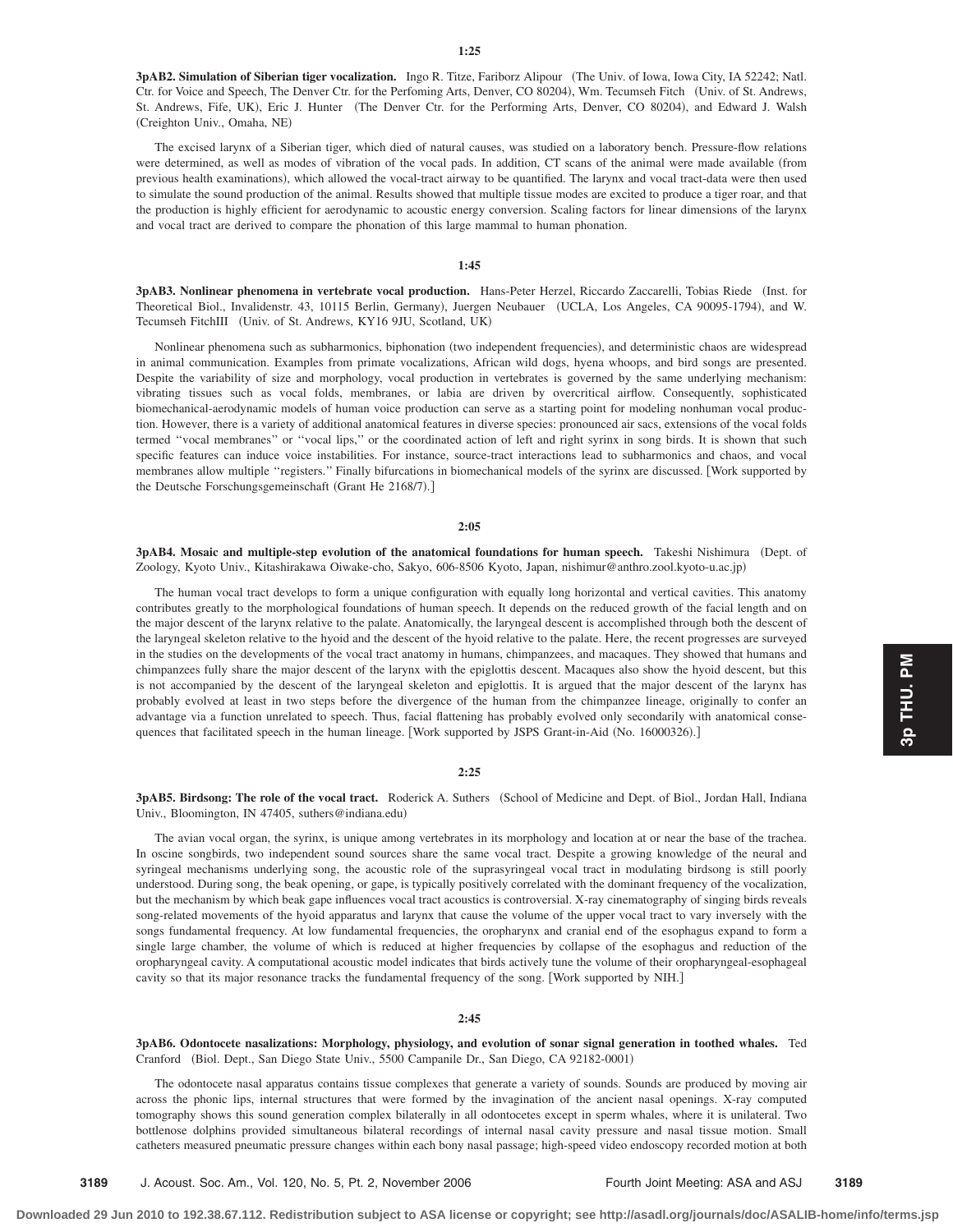**1:25**

**3pAB2. Simulation of Siberian tiger vocalization.** Ingo R. Titze, Fariborz Alipour (The Univ. of Iowa, Iowa City, IA 52242; Natl. Ctr. for Voice and Speech, The Denver Ctr. for the Perfoming Arts, Denver, CO 80204), Wm. Tecumseh Fitch (Univ. of St. Andrews, St. Andrews, Fife, UK), Eric J. Hunter (The Denver Ctr. for the Performing Arts, Denver, CO 80204), and Edward J. Walsh (Creighton Univ., Omaha, NE)

The excised larynx of a Siberian tiger, which died of natural causes, was studied on a laboratory bench. Pressure-flow relations were determined, as well as modes of vibration of the vocal pads. In addition, CT scans of the animal were made available (from previous health examinations), which allowed the vocal-tract airway to be quantified. The larynx and vocal tract-data were then used to simulate the sound production of the animal. Results showed that multiple tissue modes are excited to produce a tiger roar, and that the production is highly efficient for aerodynamic to acoustic energy conversion. Scaling factors for linear dimensions of the larynx and vocal tract are derived to compare the phonation of this large mammal to human phonation.

**1:45**

**3pAB3. Nonlinear phenomena in vertebrate vocal production.** Hans-Peter Herzel, Riccardo Zaccarelli, Tobias Riede (Inst. for Theoretical Biol., Invalidenstr. 43, 10115 Berlin, Germany), Juergen Neubauer (UCLA, Los Angeles, CA 90095-1794), and W. Tecumseh FitchIII (Univ. of St. Andrews, KY16 9JU, Scotland, UK)

Nonlinear phenomena such as subharmonics, biphonation (two independent frequencies), and deterministic chaos are widespread in animal communication. Examples from primate vocalizations, African wild dogs, hyena whoops, and bird songs are presented. Despite the variability of size and morphology, vocal production in vertebrates is governed by the same underlying mechanism: vibrating tissues such as vocal folds, membranes, or labia are driven by overcritical airflow. Consequently, sophisticated biomechanical-aerodynamic models of human voice production can serve as a starting point for modeling nonhuman vocal production. However, there is a variety of additional anatomical features in diverse species: pronounced air sacs, extensions of the vocal folds termed "vocal membranes" or "vocal lips," or the coordinated action of left and right syrinx in song birds. It is shown that such specific features can induce voice instabilities. For instance, source-tract interactions lead to subharmonics and chaos, and vocal membranes allow multiple "registers." Finally bifurcations in biomechanical models of the syrinx are discussed. [Work supported by the Deutsche Forschungsgemeinschaft (Grant He 2168/7).]

**2:05**

**3pAB4. Mosaic and multiple-step evolution of the anatomical foundations for human speech.** Takeshi Nishimura (Dept. of Zoology, Kyoto Univ., Kitashirakawa Oiwake-cho, Sakyo, 606-8506 Kyoto, Japan, nishimur@anthro.zool.kyoto-u.ac.jp)

The human vocal tract develops to form a unique configuration with equally long horizontal and vertical cavities. This anatomy contributes greatly to the morphological foundations of human speech. It depends on the reduced growth of the facial length and on the major descent of the larynx relative to the palate. Anatomically, the laryngeal descent is accomplished through both the descent of the laryngeal skeleton relative to the hyoid and the descent of the hyoid relative to the palate. Here, the recent progresses are surveyed in the studies on the developments of the vocal tract anatomy in humans, chimpanzees, and macaques. They showed that humans and chimpanzees fully share the major descent of the larynx with the epiglottis descent. Macaques also show the hyoid descent, but this is not accompanied by the descent of the laryngeal skeleton and epiglottis. It is argued that the major descent of the larynx has probably evolved at least in two steps before the divergence of the human from the chimpanzee lineage, originally to confer an advantage via a function unrelated to speech. Thus, facial flattening has probably evolved only secondarily with anatomical consequences that facilitated speech in the human lineage. [Work supported by JSPS Grant-in-Aid (No. 16000326).]

**2:25**

**3pAB5. Birdsong: The role of the vocal tract.** Roderick A. Suthers (School of Medicine and Dept. of Biol., Jordan Hall, Indiana Univ., Bloomington, IN 47405, suthers@indiana.edu)

The avian vocal organ, the syrinx, is unique among vertebrates in its morphology and location at or near the base of the trachea. In oscine songbirds, two independent sound sources share the same vocal tract. Despite a growing knowledge of the neural and syringeal mechanisms underlying song, the acoustic role of the suprasyringeal vocal tract in modulating birdsong is still poorly understood. During song, the beak opening, or gape, is typically positively correlated with the dominant frequency of the vocalization, but the mechanism by which beak gape influences vocal tract acoustics is controversial. X-ray cinematography of singing birds reveals song-related movements of the hyoid apparatus and larynx that cause the volume of the upper vocal tract to vary inversely with the songs fundamental frequency. At low fundamental frequencies, the oropharynx and cranial end of the esophagus expand to form a single large chamber, the volume of which is reduced at higher frequencies by collapse of the esophagus and reduction of the oropharyngeal cavity. A computational acoustic model indicates that birds actively tune the volume of their oropharyngeal-esophageal cavity so that its major resonance tracks the fundamental frequency of the song. [Work supported by NIH.]

**2:45**

**3pAB6. Odontocete nasalizations: Morphology, physiology, and evolution of sonar signal generation in toothed whales.** Ted Cranford (Biol. Dept., San Diego State Univ., 5500 Campanile Dr., San Diego, CA 92182-0001)

The odontocete nasal apparatus contains tissue complexes that generate a variety of sounds. Sounds are produced by moving air across the phonic lips, internal structures that were formed by the invagination of the ancient nasal openings. X-ray computed tomography shows this sound generation complex bilaterally in all odontocetes except in sperm whales, where it is unilateral. Two bottlenose dolphins provided simultaneous bilateral recordings of internal nasal cavity pressure and nasal tissue motion. Small catheters measured pneumatic pressure changes within each bony nasal passage; high-speed video endoscopy recorded motion at both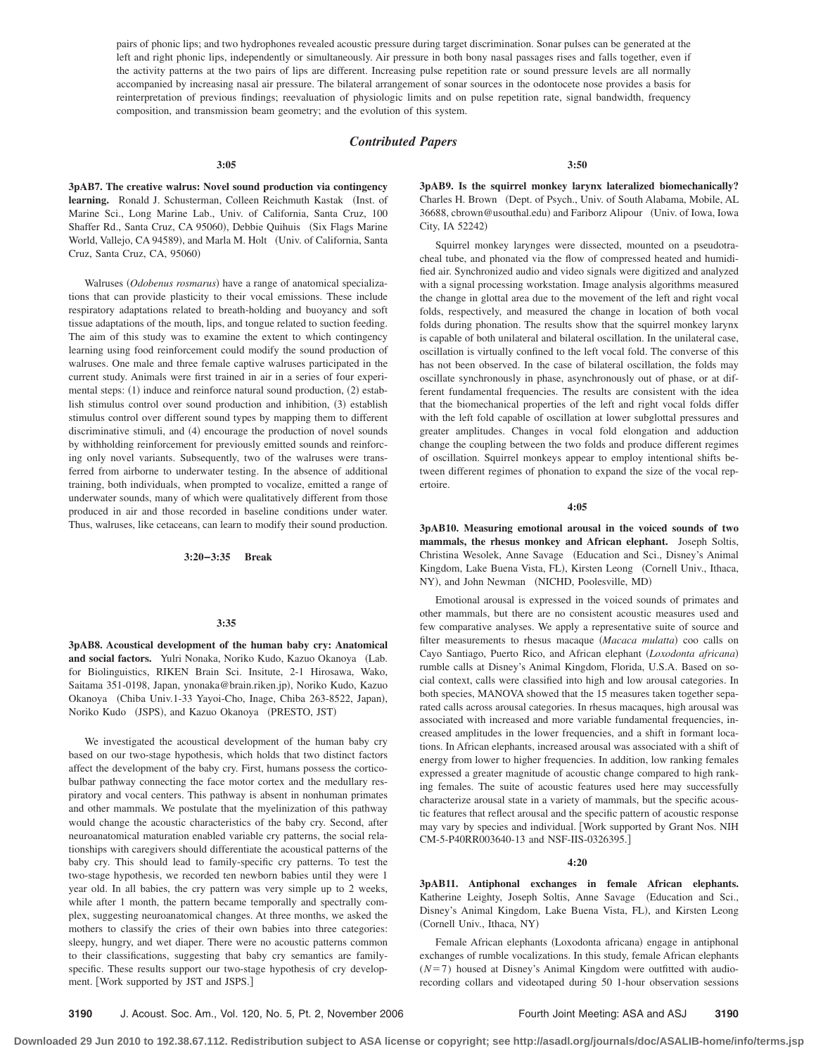pairs of phonic lips; and two hydrophones revealed acoustic pressure during target discrimination. Sonar pulses can be generated at the left and right phonic lips, independently or simultaneously. Air pressure in both bony nasal passages rises and falls together, even if the activity patterns at the two pairs of lips are different. Increasing pulse repetition rate or sound pressure levels are all normally accompanied by increasing nasal air pressure. The bilateral arrangement of sonar sources in the odontocete nose provides a basis for reinterpretation of previous findings; reevaluation of physiologic limits and on pulse repetition rate, signal bandwidth, frequency composition, and transmission beam geometry; and the evolution of this system.

## *Contributed Papers*

**3:05**

**3pAB7. The creative walrus: Novel sound production via contingency learning.** Ronald J. Schusterman, Colleen Reichmuth Kastak (Inst. of Marine Sci., Long Marine Lab., Univ. of California, Santa Cruz, 100 Shaffer Rd., Santa Cruz, CA 95060), Debbie Quihuis (Six Flags Marine World, Vallejo, CA 94589), and Marla M. Holt (Univ. of California, Santa Cruz, Santa Cruz, CA, 95060)

Walruses (*Odobenus rosmarus*) have a range of anatomical specializations that can provide plasticity to their vocal emissions. These include respiratory adaptations related to breath-holding and buoyancy and soft tissue adaptations of the mouth, lips, and tongue related to suction feeding. The aim of this study was to examine the extent to which contingency learning using food reinforcement could modify the sound production of walruses. One male and three female captive walruses participated in the current study. Animals were first trained in air in a series of four experimental steps: (1) induce and reinforce natural sound production, (2) establish stimulus control over sound production and inhibition, (3) establish stimulus control over different sound types by mapping them to different discriminative stimuli, and (4) encourage the production of novel sounds by withholding reinforcement for previously emitted sounds and reinforcing only novel variants. Subsequently, two of the walruses were transferred from airborne to underwater testing. In the absence of additional training, both individuals, when prompted to vocalize, emitted a range of underwater sounds, many of which were qualitatively different from those produced in air and those recorded in baseline conditions under water. Thus, walruses, like cetaceans, can learn to modify their sound production.

**3:20–3:35 Break**

**3:35**

**3pAB8. Acoustical development of the human baby cry: Anatomical and social factors.** Yulri Nonaka, Noriko Kudo, Kazuo Okanoya (Lab. for Biolinguistics, RIKEN Brain Sci. Insitute, 2-1 Hirosawa, Wako, Saitama 351-0198, Japan, ynonaka@brain.riken.jp), Noriko Kudo, Kazuo Okanoya (Chiba Univ.1-33 Yayoi-Cho, Inage, Chiba 263-8522, Japan), Noriko Kudo (JSPS), and Kazuo Okanoya (PRESTO, JST)

We investigated the acoustical development of the human baby cry based on our two-stage hypothesis, which holds that two distinct factors affect the development of the baby cry. First, humans possess the corticobulbar pathway connecting the face motor cortex and the medullary respiratory and vocal centers. This pathway is absent in nonhuman primates and other mammals. We postulate that the myelinization of this pathway would change the acoustic characteristics of the baby cry. Second, after neuroanatomical maturation enabled variable cry patterns, the social relationships with caregivers should differentiate the acoustical patterns of the baby cry. This should lead to family-specific cry patterns. To test the two-stage hypothesis, we recorded ten newborn babies until they were 1 year old. In all babies, the cry pattern was very simple up to 2 weeks, while after 1 month, the pattern became temporally and spectrally complex, suggesting neuroanatomical changes. At three months, we asked the mothers to classify the cries of their own babies into three categories: sleepy, hungry, and wet diaper. There were no acoustic patterns common to their classifications, suggesting that baby cry semantics are family-specific. These results support our two-stage hypothesis of cry development. [Work supported by JST and JSPS.]

**3:50**

**3pAB9. Is the squirrel monkey larynx lateralized biomechanically?** Charles H. Brown (Dept. of Psych., Univ. of South Alabama, Mobile, AL 36688, cbrown@usouthal.edu) and Fariborz Alipour (Univ. of Iowa, Iowa City, IA 52242)

Squirrel monkey larynges were dissected, mounted on a pseudotracheal tube, and phonated via the flow of compressed heated and humidified air. Synchronized audio and video signals were digitized and analyzed with a signal processing workstation. Image analysis algorithms measured the change in glottal area due to the movement of the left and right vocal folds, respectively, and measured the change in location of both vocal folds during phonation. The results show that the squirrel monkey larynx is capable of both unilateral and bilateral oscillation. In the unilateral case, oscillation is virtually confined to the left vocal fold. The converse of this has not been observed. In the case of bilateral oscillation, the folds may oscillate synchronously in phase, asynchronously out of phase, or at different fundamental frequencies. The results are consistent with the idea that the biomechanical properties of the left and right vocal folds differ with the left fold capable of oscillation at lower subglottal pressures and greater amplitudes. Changes in vocal fold elongation and adduction change the coupling between the two folds and produce different regimes of oscillation. Squirrel monkeys appear to employ intentional shifts between different regimes of phonation to expand the size of the vocal repertoire.

**4:05**

**3pAB10. Measuring emotional arousal in the voiced sounds of two mammals, the rhesus monkey and African elephant.** Joseph Soltis, Christina Wesolek, Anne Savage (Education and Sci., Disney's Animal Kingdom, Lake Buena Vista, FL), Kirsten Leong (Cornell Univ., Ithaca, NY), and John Newman (NICHD, Poolesville, MD)

Emotional arousal is expressed in the voiced sounds of primates and other mammals, but there are no consistent acoustic measures used and few comparative analyses. We apply a representative suite of source and filter measurements to rhesus macaque (*Macaca mulatta*) coo calls on Cayo Santiago, Puerto Rico, and African elephant (*Loxodonta africana*) rumble calls at Disney's Animal Kingdom, Florida, U.S.A. Based on social context, calls were classified into high and low arousal categories. In both species, MANOVA showed that the 15 measures taken together separated calls across arousal categories. In rhesus macaques, high arousal was associated with increased and more variable fundamental frequencies, increased amplitudes in the lower frequencies, and a shift in formant locations. In African elephants, increased arousal was associated with a shift of energy from lower to higher frequencies. In addition, low ranking females expressed a greater magnitude of acoustic change compared to high ranking females. The suite of acoustic features used here may successfully characterize arousal state in a variety of mammals, but the specific acoustic features that reflect arousal and the specific pattern of acoustic response may vary by species and individual. [Work supported by Grant Nos. NIH CM-5-P40RR003640-13 and NSF-IIS-0326395.]

**4:20**

**3pAB11. Antiphonal exchanges in female African elephants.** Katherine Leighty, Joseph Soltis, Anne Savage (Education and Sci., Disney's Animal Kingdom, Lake Buena Vista, FL), and Kirsten Leong (Cornell Univ., Ithaca, NY)

Female African elephants (Loxodonta africana) engage in antiphonal exchanges of rumble vocalizations. In this study, female African elephants ($N=7$) housed at Disney's Animal Kingdom were outfitted with audio-recording collars and videotaped during 50 1-hour observation sessions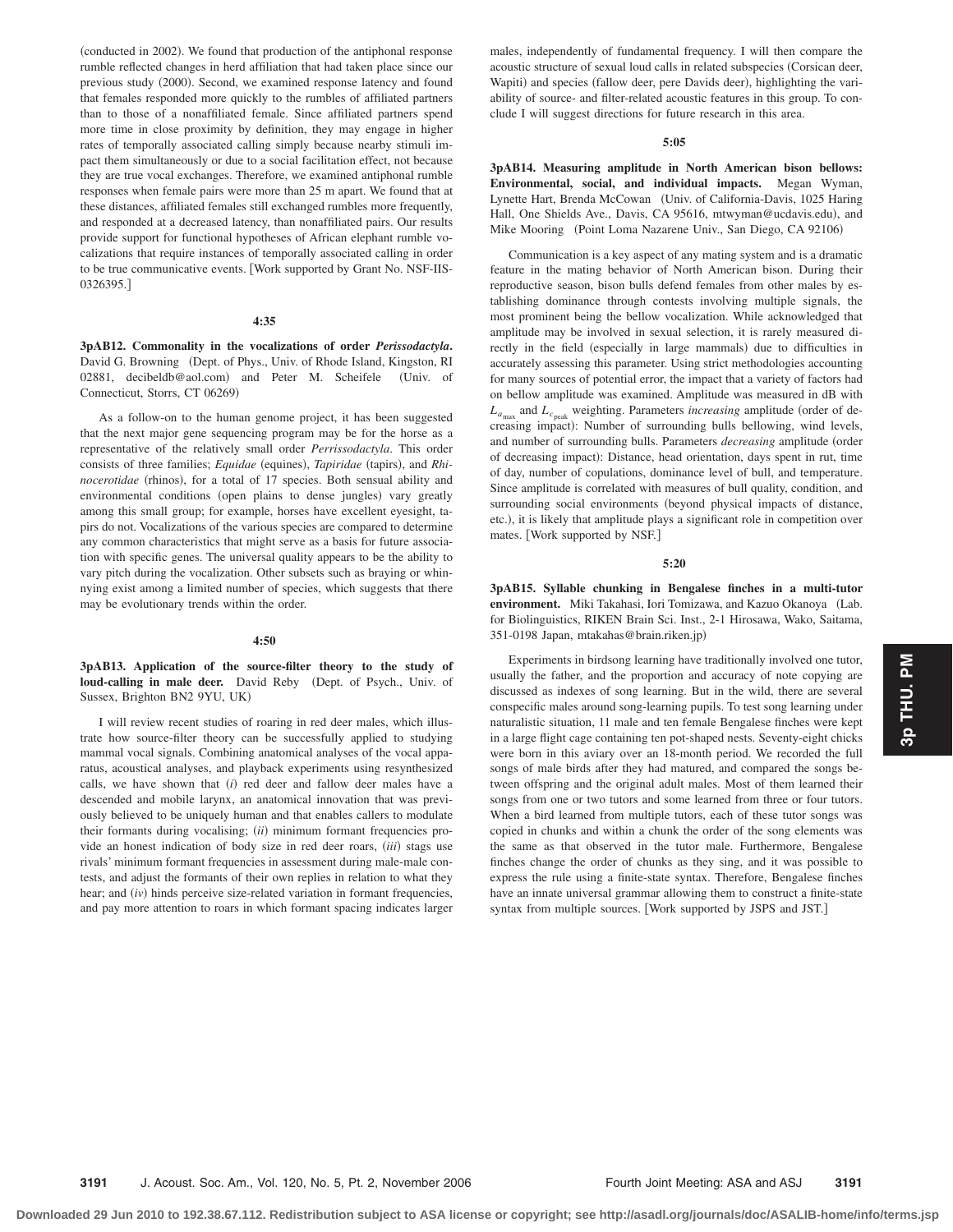(conducted in 2002). We found that production of the antiphonal response rumble reflected changes in herd affiliation that had taken place since our previous study (2000). Second, we examined response latency and found that females responded more quickly to the rumbles of affiliated partners than to those of a nonaffiliated female. Since affiliated partners spend more time in close proximity by definition, they may engage in higher rates of temporally associated calling simply because nearby stimuli impact them simultaneously or due to a social facilitation effect, not because they are true vocal exchanges. Therefore, we examined antiphonal rumble responses when female pairs were more than 25 m apart. We found that at these distances, affiliated females still exchanged rumbles more frequently, and responded at a decreased latency, than nonaffiliated pairs. Our results provide support for functional hypotheses of African elephant rumble vocalizations that require instances of temporally associated calling in order to be true communicative events. [Work supported by Grant No. NSF-IIS-0326395.]

**4:35**

**3pAB12. Commonality in the vocalizations of order *Perissodactyla*.** David G. Browning (Dept. of Phys., Univ. of Rhode Island, Kingston, RI 02881, decibeldb@aol.com) and Peter M. Scheifele (Univ. of Connecticut, Storrs, CT 06269)

As a follow-on to the human genome project, it has been suggested that the next major gene sequencing program may be for the horse as a representative of the relatively small order *Perrissodactyla*. This order consists of three families; *Equidae* (equines), *Tapiridae* (tapirs), and *Rhinocerotidae* (rhinos), for a total of 17 species. Both sensual ability and environmental conditions (open plains to dense jungles) vary greatly among this small group; for example, horses have excellent eyesight, tapirs do not. Vocalizations of the various species are compared to determine any common characteristics that might serve as a basis for future association with specific genes. The universal quality appears to be the ability to vary pitch during the vocalization. Other subsets such as braying or whinnying exist among a limited number of species, which suggests that there may be evolutionary trends within the order.

**4:50**

**3pAB13. Application of the source-filter theory to the study of loud-calling in male deer.** David Reby (Dept. of Psych., Univ. of Sussex, Brighton BN2 9YU, UK)

I will review recent studies of roaring in red deer males, which illustrate how source-filter theory can be successfully applied to studying mammal vocal signals. Combining anatomical analyses of the vocal apparatus, acoustical analyses, and playback experiments using resynthesized calls, we have shown that (*i*) red deer and fallow deer males have a descended and mobile larynx, an anatomical innovation that was previously believed to be uniquely human and that enables callers to modulate their formants during vocalising; (*ii*) minimum formant frequencies provide an honest indication of body size in red deer roars, (*iii*) stags use rivals' minimum formant frequencies in assessment during male-male contests, and adjust the formants of their own replies in relation to what they hear; and (*iv*) hinds perceive size-related variation in formant frequencies, and pay more attention to roars in which formant spacing indicates larger males, independently of fundamental frequency. I will then compare the acoustic structure of sexual loud calls in related subspecies (Corsican deer, Wapiti) and species (fallow deer, pere Davids deer), highlighting the variability of source- and filter-related acoustic features in this group. To conclude I will suggest directions for future research in this area.

**5:05**

**3pAB14. Measuring amplitude in North American bison bellows: Environmental, social, and individual impacts.** Megan Wyman, Lynette Hart, Brenda McCowan (Univ. of California-Davis, 1025 Haring Hall, One Shields Ave., Davis, CA 95616, mtwyman@ucdavis.edu), and Mike Mooring (Point Loma Nazarene Univ., San Diego, CA 92106)

Communication is a key aspect of any mating system and is a dramatic feature in the mating behavior of North American bison. During their reproductive season, bison bulls defend females from other males by establishing dominance through contests involving multiple signals, the most prominent being the bellow vocalization. While acknowledged that amplitude may be involved in sexual selection, it is rarely measured directly in the field (especially in large mammals) due to difficulties in accurately assessing this parameter. Using strict methodologies accounting for many sources of potential error, the impact that a variety of factors had on bellow amplitude was examined. Amplitude was measured in dB with $L_{a_{\max}}$ and $L_{c_{\text{peak}}}$ weighting. Parameters *increasing* amplitude (order of decreasing impact): Number of surrounding bulls bellowing, wind levels, and number of surrounding bulls. Parameters *decreasing* amplitude (order of decreasing impact): Distance, head orientation, days spent in rut, time of day, number of copulations, dominance level of bull, and temperature. Since amplitude is correlated with measures of bull quality, condition, and surrounding social environments (beyond physical impacts of distance, etc.), it is likely that amplitude plays a significant role in competition over mates. [Work supported by NSF.]

**5:20**

**3pAB15. Syllable chunking in Bengalese finches in a multi-tutor environment.** Miki Takahasi, Iori Tomizawa, and Kazuo Okanoya (Lab. for Biolinguistics, RIKEN Brain Sci. Inst., 2-1 Hirosawa, Wako, Saitama, 351-0198 Japan, mtakahas@brain.riken.jp)

Experiments in birdsong learning have traditionally involved one tutor, usually the father, and the proportion and accuracy of note copying are discussed as indexes of song learning. But in the wild, there are several conspecific males around song-learning pupils. To test song learning under naturalistic situation, 11 male and ten female Bengalese finches were kept in a large flight cage containing ten pot-shaped nests. Seventy-eight chicks were born in this aviary over an 18-month period. We recorded the full songs of male birds after they had matured, and compared the songs between offspring and the original adult males. Most of them learned their songs from one or two tutors and some learned from three or four tutors. When a bird learned from multiple tutors, each of these tutor songs was copied in chunks and within a chunk the order of the song elements was the same as that observed in the tutor male. Furthermore, Bengalese finches change the order of chunks as they sing, and it was possible to express the rule using a finite-state syntax. Therefore, Bengalese finches have an innate universal grammar allowing them to construct a finite-state syntax from multiple sources. [Work supported by JSPS and JST.]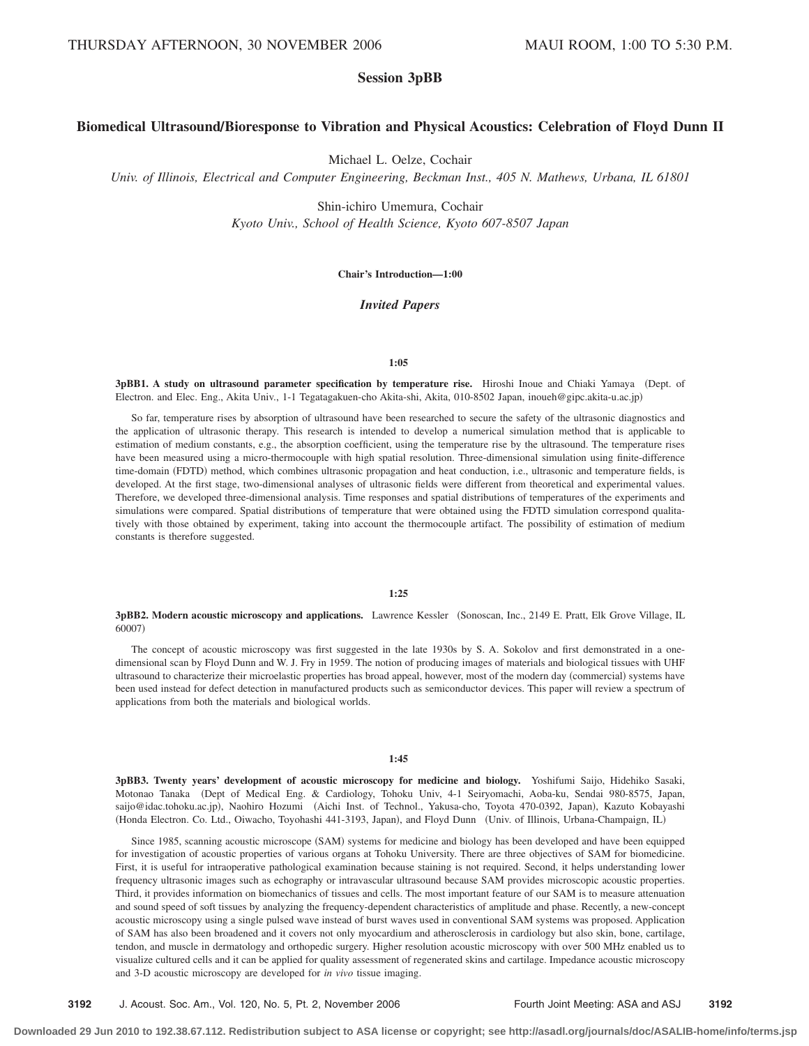THURSDAY AFTERNOON, 30 NOVEMBER 2006 MAUI ROOM, 1:00 TO 5:30 P.M.

## Session 3pBB

## Biomedical Ultrasound/Bioresponse to Vibration and Physical Acoustics: Celebration of Floyd Dunn II

Michael L. Oelze, Cochair

*Univ. of Illinois, Electrical and Computer Engineering, Beckman Inst., 405 N. Mathews, Urbana, IL 61801*

Shin-ichiro Umemura, Cochair

*Kyoto Univ., School of Health Science, Kyoto 607-8507 Japan*

**Chair's Introduction—1:00**

### *Invited Papers*

**1:05**

**3pBB1. A study on ultrasound parameter specification by temperature rise.** Hiroshi Inoue and Chiaki Yamaya (Dept. of Electron. and Elec. Eng., Akita Univ., 1-1 Tegatagakuen-cho Akita-shi, Akita, 010-8502 Japan, inoueh@gipc.akita-u.ac.jp)

So far, temperature rises by absorption of ultrasound have been researched to secure the safety of the ultrasonic diagnostics and the application of ultrasonic therapy. This research is intended to develop a numerical simulation method that is applicable to estimation of medium constants, e.g., the absorption coefficient, using the temperature rise by the ultrasound. The temperature rises have been measured using a micro-thermocouple with high spatial resolution. Three-dimensional simulation using finite-difference time-domain (FDTD) method, which combines ultrasonic propagation and heat conduction, i.e., ultrasonic and temperature fields, is developed. At the first stage, two-dimensional analyses of ultrasonic fields were different from theoretical and experimental values. Therefore, we developed three-dimensional analysis. Time responses and spatial distributions of temperatures of the experiments and simulations were compared. Spatial distributions of temperature that were obtained using the FDTD simulation correspond qualitatively with those obtained by experiment, taking into account the thermocouple artifact. The possibility of estimation of medium constants is therefore suggested.

**1:25**

**3pBB2. Modern acoustic microscopy and applications.** Lawrence Kessler (Sonoscan, Inc., 2149 E. Pratt, Elk Grove Village, IL 60007)

The concept of acoustic microscopy was first suggested in the late 1930s by S. A. Sokolov and first demonstrated in a one-dimensional scan by Floyd Dunn and W. J. Fry in 1959. The notion of producing images of materials and biological tissues with UHF ultrasound to characterize their microelastic properties has broad appeal, however, most of the modern day (commercial) systems have been used instead for defect detection in manufactured products such as semiconductor devices. This paper will review a spectrum of applications from both the materials and biological worlds.

**1:45**

**3pBB3. Twenty years' development of acoustic microscopy for medicine and biology.** Yoshifumi Saijo, Hidehiko Sasaki, Motonao Tanaka (Dept of Medical Eng. & Cardiology, Tohoku Univ, 4-1 Seiryomachi, Aoba-ku, Sendai 980-8575, Japan, saijo@idac.tohoku.ac.jp), Naohiro Hozumi (Aichi Inst. of Technol., Yakusa-cho, Toyota 470-0392, Japan), Kazuto Kobayashi (Honda Electron. Co. Ltd., Oiwacho, Toyohashi 441-3193, Japan), and Floyd Dunn (Univ. of Illinois, Urbana-Champaign, IL)

Since 1985, scanning acoustic microscope (SAM) systems for medicine and biology has been developed and have been equipped for investigation of acoustic properties of various organs at Tohoku University. There are three objectives of SAM for biomedicine. First, it is useful for intraoperative pathological examination because staining is not required. Second, it helps understanding lower frequency ultrasonic images such as echography or intravascular ultrasound because SAM provides microscopic acoustic properties. Third, it provides information on biomechanics of tissues and cells. The most important feature of our SAM is to measure attenuation and sound speed of soft tissues by analyzing the frequency-dependent characteristics of amplitude and phase. Recently, a new-concept acoustic microscopy using a single pulsed wave instead of burst waves used in conventional SAM systems was proposed. Application of SAM has also been broadened and it covers not only myocardium and atherosclerosis in cardiology but also skin, bone, cartilage, tendon, and muscle in dermatology and orthopedic surgery. Higher resolution acoustic microscopy with over 500 MHz enabled us to visualize cultured cells and it can be applied for quality assessment of regenerated skins and cartilage. Impedance acoustic microscopy and 3-D acoustic microscopy are developed for *in vivo* tissue imaging.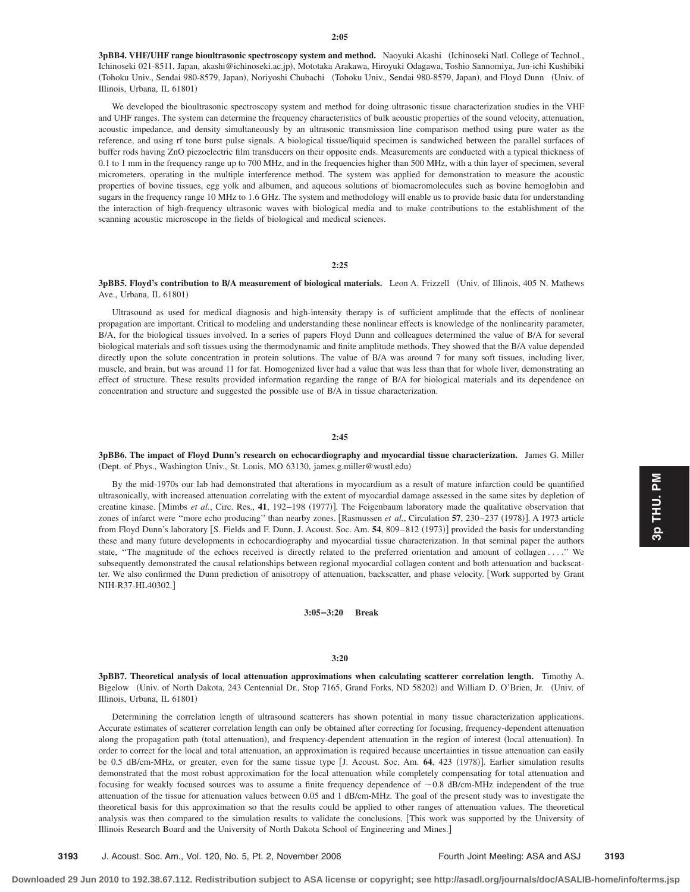**2:05**

**3pBB4. VHF/UHF range bioultrasonic spectroscopy system and method.** Naoyuki Akashi (Ichinoseki Natl. College of Technol., Ichinoseki 021-8511, Japan, akashi@ichinoseki.ac.jp), Mototaka Arakawa, Hiroyuki Odagawa, Toshio Sannomiya, Jun-ichi Kushibiki (Tohoku Univ., Sendai 980-8579, Japan), Noriyoshi Chubachi (Tohoku Univ., Sendai 980-8579, Japan), and Floyd Dunn (Univ. of Illinois, Urbana, IL 61801)

We developed the bioultrasonic spectroscopy system and method for doing ultrasonic tissue characterization studies in the VHF and UHF ranges. The system can determine the frequency characteristics of bulk acoustic properties of the sound velocity, attenuation, acoustic impedance, and density simultaneously by an ultrasonic transmission line comparison method using pure water as the reference, and using rf tone burst pulse signals. A biological tissue/liquid specimen is sandwiched between the parallel surfaces of buffer rods having ZnO piezoelectric film transducers on their opposite ends. Measurements are conducted with a typical thickness of 0.1 to 1 mm in the frequency range up to 700 MHz, and in the frequencies higher than 500 MHz, with a thin layer of specimen, several micrometers, operating in the multiple interference method. The system was applied for demonstration to measure the acoustic properties of bovine tissues, egg yolk and albumen, and aqueous solutions of biomacromolecules such as bovine hemoglobin and sugars in the frequency range 10 MHz to 1.6 GHz. The system and methodology will enable us to provide basic data for understanding the interaction of high-frequency ultrasonic waves with biological media and to make contributions to the establishment of the scanning acoustic microscope in the fields of biological and medical sciences.

**2:25**

**3pBB5. Floyd's contribution to B/A measurement of biological materials.** Leon A. Frizzell (Univ. of Illinois, 405 N. Mathews Ave., Urbana, IL 61801)

Ultrasound as used for medical diagnosis and high-intensity therapy is of sufficient amplitude that the effects of nonlinear propagation are important. Critical to modeling and understanding these nonlinear effects is knowledge of the nonlinearity parameter, B/A, for the biological tissues involved. In a series of papers Floyd Dunn and colleagues determined the value of B/A for several biological materials and soft tissues using the thermodynamic and finite amplitude methods. They showed that the B/A value depended directly upon the solute concentration in protein solutions. The value of B/A was around 7 for many soft tissues, including liver, muscle, and brain, but was around 11 for fat. Homogenized liver had a value that was less than that for whole liver, demonstrating an effect of structure. These results provided information regarding the range of B/A for biological materials and its dependence on concentration and structure and suggested the possible use of B/A in tissue characterization.

**2:45**

**3pBB6. The impact of Floyd Dunn's research on echocardiography and myocardial tissue characterization.** James G. Miller (Dept. of Phys., Washington Univ., St. Louis, MO 63130, james.g.miller@wustl.edu)

By the mid-1970s our lab had demonstrated that alterations in myocardium as a result of mature infarction could be quantified ultrasonically, with increased attenuation correlating with the extent of myocardial damage assessed in the same sites by depletion of creatine kinase. [Mimbs *et al.*, Circ. Res., **41**, 192–198 (1977)]. The Feigenbaum laboratory made the qualitative observation that zones of infarct were "more echo producing" than nearby zones. [Rasmussen *et al.*, Circulation **57**, 230–237 (1978)]. A 1973 article from Floyd Dunn's laboratory [S. Fields and F. Dunn, J. Acoust. Soc. Am. **54**, 809–812 (1973)] provided the basis for understanding these and many future developments in echocardiography and myocardial tissue characterization. In that seminal paper the authors state, "The magnitude of the echoes received is directly related to the preferred orientation and amount of collagen . . . ." We subsequently demonstrated the causal relationships between regional myocardial collagen content and both attenuation and backscatter. We also confirmed the Dunn prediction of anisotropy of attenuation, backscatter, and phase velocity. [Work supported by Grant NIH-R37-HL40302.]

**3:05–3:20 Break**

**3:20**

**3pBB7. Theoretical analysis of local attenuation approximations when calculating scatterer correlation length.** Timothy A. Bigelow (Univ. of North Dakota, 243 Centennial Dr., Stop 7165, Grand Forks, ND 58202) and William D. O'Brien, Jr. (Univ. of Illinois, Urbana, IL 61801)

Determining the correlation length of ultrasound scatterers has shown potential in many tissue characterization applications. Accurate estimates of scatterer correlation length can only be obtained after correcting for focusing, frequency-dependent attenuation along the propagation path (total attenuation), and frequency-dependent attenuation in the region of interest (local attenuation). In order to correct for the local and total attenuation, an approximation is required because uncertainties in tissue attenuation can easily be 0.5 dB/cm-MHz, or greater, even for the same tissue type [J. Acoust. Soc. Am. **64**, 423 (1978)]. Earlier simulation results demonstrated that the most robust approximation for the local attenuation while completely compensating for total attenuation and focusing for weakly focused sources was to assume a finite frequency dependence of ~0.8 dB/cm-MHz independent of the true attenuation of the tissue for attenuation values between 0.05 and 1 dB/cm-MHz. The goal of the present study was to investigate the theoretical basis for this approximation so that the results could be applied to other ranges of attenuation values. The theoretical analysis was then compared to the simulation results to validate the conclusions. [This work was supported by the University of Illinois Research Board and the University of North Dakota School of Engineering and Mines.]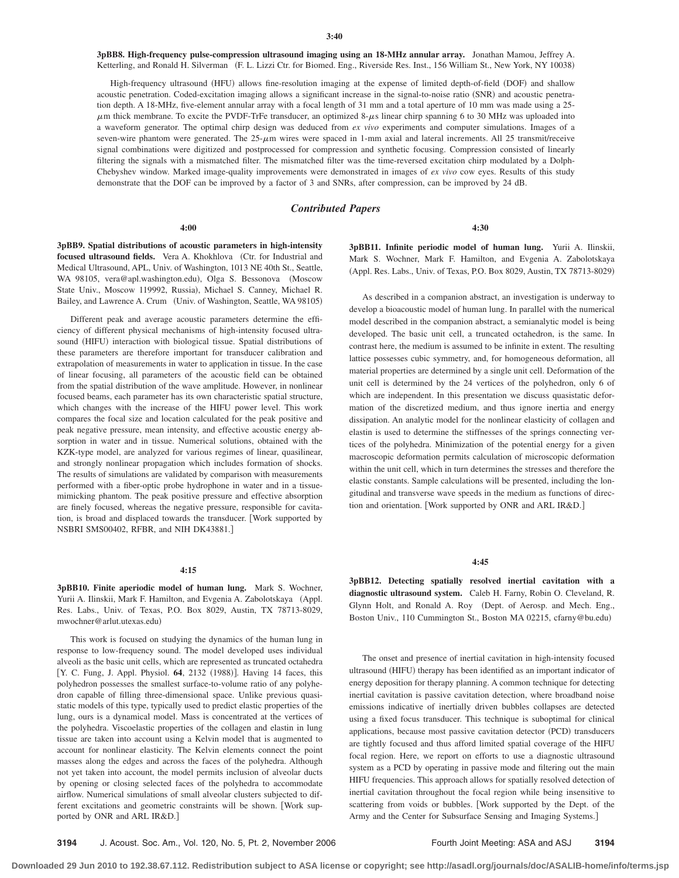**3:40**

**3pBB8. High-frequency pulse-compression ultrasound imaging using an 18-MHz annular array.** Jonathan Mamou, Jeffrey A. Ketterling, and Ronald H. Silverman (F. L. Lizzi Ctr. for Biomed. Eng., Riverside Res. Inst., 156 William St., New York, NY 10038)

High-frequency ultrasound (HFU) allows fine-resolution imaging at the expense of limited depth-of-field (DOF) and shallow acoustic penetration. Coded-excitation imaging allows a significant increase in the signal-to-noise ratio (SNR) and acoustic penetration depth. A 18-MHz, five-element annular array with a focal length of 31 mm and a total aperture of 10 mm was made using a 25-$\mu$m thick membrane. To excite the PVDF-TrFe transducer, an optimized 8-$\mu$s linear chirp spanning 6 to 30 MHz was uploaded into a waveform generator. The optimal chirp design was deduced from *ex vivo* experiments and computer simulations. Images of a seven-wire phantom were generated. The 25-$\mu$m wires were spaced in 1-mm axial and lateral increments. All 25 transmit/receive signal combinations were digitized and postprocessed for compression and synthetic focusing. Compression consisted of linearly filtering the signals with a mismatched filter. The mismatched filter was the time-reversed excitation chirp modulated by a Dolph-Chebyshev window. Marked image-quality improvements were demonstrated in images of *ex vivo* cow eyes. Results of this study demonstrate that the DOF can be improved by a factor of 3 and SNRs, after compression, can be improved by 24 dB.

## *Contributed Papers*

**4:00**

**3pBB9. Spatial distributions of acoustic parameters in high-intensity focused ultrasound fields.** Vera A. Khokhlova (Ctr. for Industrial and Medical Ultrasound, APL, Univ. of Washington, 1013 NE 40th St., Seattle, WA 98105, vera@apl.washington.edu), Olga S. Bessonova (Moscow State Univ., Moscow 119992, Russia), Michael S. Canney, Michael R. Bailey, and Lawrence A. Crum (Univ. of Washington, Seattle, WA 98105)

Different peak and average acoustic parameters determine the efficiency of different physical mechanisms of high-intensity focused ultrasound (HIFU) interaction with biological tissue. Spatial distributions of these parameters are therefore important for transducer calibration and extrapolation of measurements in water to application in tissue. In the case of linear focusing, all parameters of the acoustic field can be obtained from the spatial distribution of the wave amplitude. However, in nonlinear focused beams, each parameter has its own characteristic spatial structure, which changes with the increase of the HIFU power level. This work compares the focal size and location calculated for the peak positive and peak negative pressure, mean intensity, and effective acoustic energy absorption in water and in tissue. Numerical solutions, obtained with the KZK-type model, are analyzed for various regimes of linear, quasilinear, and strongly nonlinear propagation which includes formation of shocks. The results of simulations are validated by comparison with measurements performed with a fiber-optic probe hydrophone in water and in a tissue-mimicking phantom. The peak positive pressure and effective absorption are finely focused, whereas the negative pressure, responsible for cavitation, is broad and displaced towards the transducer. [Work supported by NSBRI SMS00402, RFBR, and NIH DK43881.]

**4:15**

**3pBB10. Finite aperiodic model of human lung.** Mark S. Wochner, Yurii A. Ilinskii, Mark F. Hamilton, and Evgenia A. Zabolotskaya (Appl. Res. Labs., Univ. of Texas, P.O. Box 8029, Austin, TX 78713-8029, mwochner@arlut.utexas.edu)

This work is focused on studying the dynamics of the human lung in response to low-frequency sound. The model developed uses individual alveoli as the basic unit cells, which are represented as truncated octahedra [Y. C. Fung, J. Appl. Physiol. **64**, 2132 (1988)]. Having 14 faces, this polyhedron possesses the smallest surface-to-volume ratio of any polyhedron capable of filling three-dimensional space. Unlike previous quasistatic models of this type, typically used to predict elastic properties of the lung, ours is a dynamical model. Mass is concentrated at the vertices of the polyhedra. Viscoelastic properties of the collagen and elastin in lung tissue are taken into account using a Kelvin model that is augmented to account for nonlinear elasticity. The Kelvin elements connect the point masses along the edges and across the faces of the polyhedra. Although not yet taken into account, the model permits inclusion of alveolar ducts by opening or closing selected faces of the polyhedra to accommodate airflow. Numerical simulations of small alveolar clusters subjected to different excitations and geometric constraints will be shown. [Work supported by ONR and ARL IR&D.]

**4:30**

**3pBB11. Infinite periodic model of human lung.** Yurii A. Ilinskii, Mark S. Wochner, Mark F. Hamilton, and Evgenia A. Zabolotskaya (Appl. Res. Labs., Univ. of Texas, P.O. Box 8029, Austin, TX 78713-8029)

As described in a companion abstract, an investigation is underway to develop a bioacoustic model of human lung. In parallel with the numerical model described in the companion abstract, a semianalytic model is being developed. The basic unit cell, a truncated octahedron, is the same. In contrast here, the medium is assumed to be infinite in extent. The resulting lattice possesses cubic symmetry, and, for homogeneous deformation, all material properties are determined by a single unit cell. Deformation of the unit cell is determined by the 24 vertices of the polyhedron, only 6 of which are independent. In this presentation we discuss quasistatic deformation of the discretized medium, and thus ignore inertia and energy dissipation. An analytic model for the nonlinear elasticity of collagen and elastin is used to determine the stiffnesses of the springs connecting vertices of the polyhedra. Minimization of the potential energy for a given macroscopic deformation permits calculation of microscopic deformation within the unit cell, which in turn determines the stresses and therefore the elastic constants. Sample calculations will be presented, including the longitudinal and transverse wave speeds in the medium as functions of direction and orientation. [Work supported by ONR and ARL IR&D.]

**4:45**

**3pBB12. Detecting spatially resolved inertial cavitation with a diagnostic ultrasound system.** Caleb H. Farny, Robin O. Cleveland, R. Glynn Holt, and Ronald A. Roy (Dept. of Aerosp. and Mech. Eng., Boston Univ., 110 Cummington St., Boston MA 02215, cfarny@bu.edu)

The onset and presence of inertial cavitation in high-intensity focused ultrasound (HIFU) therapy has been identified as an important indicator of energy deposition for therapy planning. A common technique for detecting inertial cavitation is passive cavitation detection, where broadband noise emissions indicative of inertially driven bubbles collapses are detected using a fixed focus transducer. This technique is suboptimal for clinical applications, because most passive cavitation detector (PCD) transducers are tightly focused and thus afford limited spatial coverage of the HIFU focal region. Here, we report on efforts to use a diagnostic ultrasound system as a PCD by operating in passive mode and filtering out the main HIFU frequencies. This approach allows for spatially resolved detection of inertial cavitation throughout the focal region while being insensitive to scattering from voids or bubbles. [Work supported by the Dept. of the Army and the Center for Subsurface Sensing and Imaging Systems.]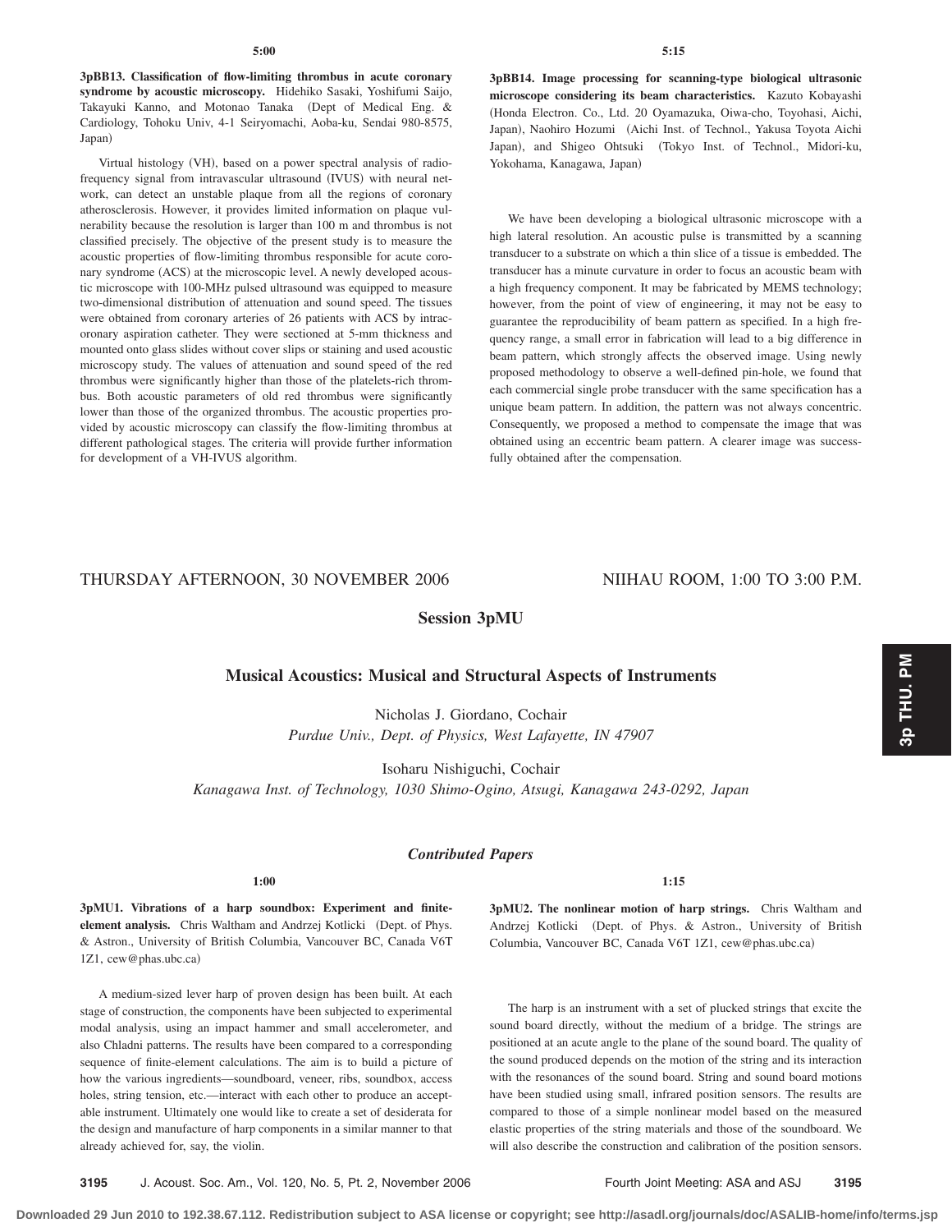**5:00**

**3pBB13. Classification of flow-limiting thrombus in acute coronary syndrome by acoustic microscopy.** Hidehiko Sasaki, Yoshifumi Saijo, Takayuki Kanno, and Motonao Tanaka (Dept of Medical Eng. & Cardiology, Tohoku Univ, 4-1 Seiryomachi, Aoba-ku, Sendai 980-8575, Japan)

Virtual histology (VH), based on a power spectral analysis of radio-frequency signal from intravascular ultrasound (IVUS) with neural network, can detect an unstable plaque from all the regions of coronary atherosclerosis. However, it provides limited information on plaque vulnerability because the resolution is larger than 100 m and thrombus is not classified precisely. The objective of the present study is to measure the acoustic properties of flow-limiting thrombus responsible for acute coronary syndrome (ACS) at the microscopic level. A newly developed acoustic microscope with 100-MHz pulsed ultrasound was equipped to measure two-dimensional distribution of attenuation and sound speed. The tissues were obtained from coronary arteries of 26 patients with ACS by intracoronary aspiration catheter. They were sectioned at 5-mm thickness and mounted onto glass slides without cover slips or staining and used acoustic microscopy study. The values of attenuation and sound speed of the red thrombus were significantly higher than those of the platelets-rich thrombus. Both acoustic parameters of old red thrombus were significantly lower than those of the organized thrombus. The acoustic properties provided by acoustic microscopy can classify the flow-limiting thrombus at different pathological stages. The criteria will provide further information for development of a VH-IVUS algorithm.

**5:15**

**3pBB14. Image processing for scanning-type biological ultrasonic microscope considering its beam characteristics.** Kazuto Kobayashi (Honda Electron. Co., Ltd. 20 Oyamazuka, Oiwa-cho, Toyohasi, Aichi, Japan), Naohiro Hozumi (Aichi Inst. of Technol., Yakusa Toyota Aichi Japan), and Shigeo Ohtsuki (Tokyo Inst. of Technol., Midori-ku, Yokohama, Kanagawa, Japan)

We have been developing a biological ultrasonic microscope with a high lateral resolution. An acoustic pulse is transmitted by a scanning transducer to a substrate on which a thin slice of a tissue is embedded. The transducer has a minute curvature in order to focus an acoustic beam with a high frequency component. It may be fabricated by MEMS technology; however, from the point of view of engineering, it may not be easy to guarantee the reproducibility of beam pattern as specified. In a high frequency range, a small error in fabrication will lead to a big difference in beam pattern, which strongly affects the observed image. Using newly proposed methodology to observe a well-defined pin-hole, we found that each commercial single probe transducer with the same specification has a unique beam pattern. In addition, the pattern was not always concentric. Consequently, we proposed a method to compensate the image that was obtained using an eccentric beam pattern. A clearer image was successfully obtained after the compensation.

THURSDAY AFTERNOON, 30 NOVEMBER 2006 NIIHAU ROOM, 1:00 TO 3:00 P.M.

## Session 3pMU

### Musical Acoustics: Musical and Structural Aspects of Instruments

Nicholas J. Giordano, Cochair
*Purdue Univ., Dept. of Physics, West Lafayette, IN 47907*

Isoharu Nishiguchi, Cochair
*Kanagawa Inst. of Technology, 1030 Shimo-Ogino, Atsugi, Kanagawa 243-0292, Japan*

### *Contributed Papers*

**1:00**

**3pMU1. Vibrations of a harp soundbox: Experiment and finite-element analysis.** Chris Waltham and Andrzej Kotlicki (Dept. of Phys. & Astron., University of British Columbia, Vancouver BC, Canada V6T 1Z1, cew@phas.ubc.ca)

A medium-sized lever harp of proven design has been built. At each stage of construction, the components have been subjected to experimental modal analysis, using an impact hammer and small accelerometer, and also Chladni patterns. The results have been compared to a corresponding sequence of finite-element calculations. The aim is to build a picture of how the various ingredients—soundboard, veneer, ribs, soundbox, access holes, string tension, etc.—interact with each other to produce an acceptable instrument. Ultimately one would like to create a set of desiderata for the design and manufacture of harp components in a similar manner to that already achieved for, say, the violin.

**1:15**

**3pMU2. The nonlinear motion of harp strings.** Chris Waltham and Andrzej Kotlicki (Dept. of Phys. & Astron., University of British Columbia, Vancouver BC, Canada V6T 1Z1, cew@phas.ubc.ca)

The harp is an instrument with a set of plucked strings that excite the sound board directly, without the medium of a bridge. The strings are positioned at an acute angle to the plane of the sound board. The quality of the sound produced depends on the motion of the string and its interaction with the resonances of the sound board. String and sound board motions have been studied using small, infrared position sensors. The results are compared to those of a simple nonlinear model based on the measured elastic properties of the string materials and those of the soundboard. We will also describe the construction and calibration of the position sensors.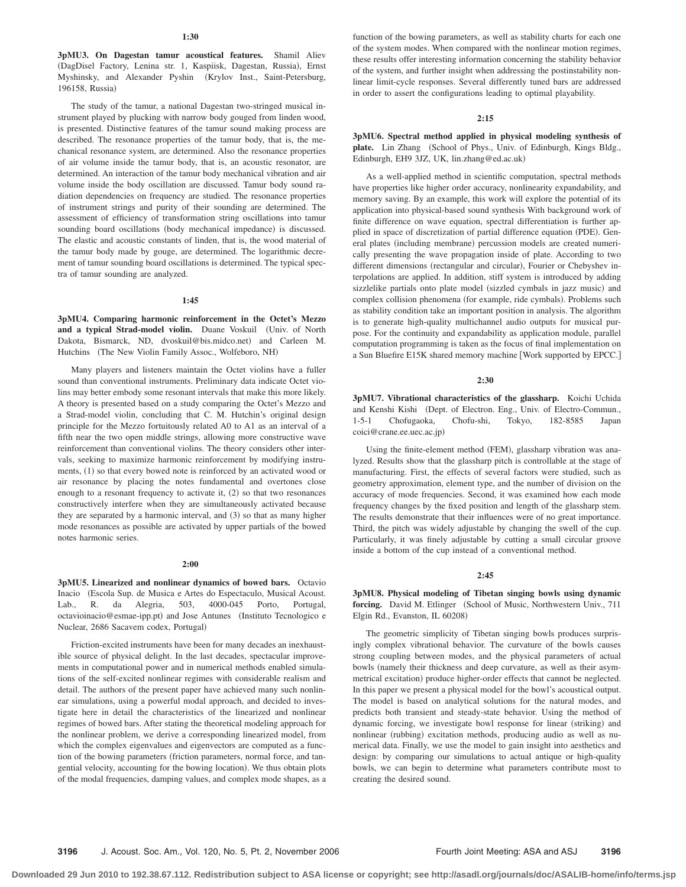**1:30**

**3pMU3. On Dagestan tamur acoustical features.** Shamil Aliev (DagDisel Factory, Lenina str. 1, Kaspiisk, Dagestan, Russia), Ernst Myshinsky, and Alexander Pyshin (Krylov Inst., Saint-Petersburg, 196158, Russia)

The study of the tamur, a national Dagestan two-stringed musical instrument played by plucking with narrow body gouged from linden wood, is presented. Distinctive features of the tamur sound making process are described. The resonance properties of the tamur body, that is, the mechanical resonance system, are determined. Also the resonance properties of air volume inside the tamur body, that is, an acoustic resonator, are determined. An interaction of the tamur body mechanical vibration and air volume inside the body oscillation are discussed. Tamur body sound radiation dependencies on frequency are studied. The resonance properties of instrument strings and purity of their sounding are determined. The assessment of efficiency of transformation string oscillations into tamur sounding board oscillations (body mechanical impedance) is discussed. The elastic and acoustic constants of linden, that is, the wood material of the tamur body made by gouge, are determined. The logarithmic decrement of tamur sounding board oscillations is determined. The typical spectra of tamur sounding are analyzed.

**1:45**

**3pMU4. Comparing harmonic reinforcement in the Octet's Mezzo and a typical Strad-model violin.** Duane Voskuil (Univ. of North Dakota, Bismarck, ND, dvoskuil@bis.midco.net) and Carleen M. Hutchins (The New Violin Family Assoc., Wolfeboro, NH)

Many players and listeners maintain the Octet violins have a fuller sound than conventional instruments. Preliminary data indicate Octet violins may better embody some resonant intervals that make this more likely. A theory is presented based on a study comparing the Octet's Mezzo and a Strad-model violin, concluding that C. M. Hutchin's original design principle for the Mezzo fortuitously related A0 to A1 as an interval of a fifth near the two open middle strings, allowing more constructive wave reinforcement than conventional violins. The theory considers other intervals, seeking to maximize harmonic reinforcement by modifying instruments, (1) so that every bowed note is reinforced by an activated wood or air resonance by placing the notes fundamental and overtones close enough to a resonant frequency to activate it, (2) so that two resonances constructively interfere when they are simultaneously activated because they are separated by a harmonic interval, and (3) so that as many higher mode resonances as possible are activated by upper partials of the bowed notes harmonic series.

**2:00**

**3pMU5. Linearized and nonlinear dynamics of bowed bars.** Octavio Inacio (Escola Sup. de Musica e Artes do Espectaculo, Musical Acoust. Lab., R. da Alegria, 503, 4000-045 Porto, Portugal, octavioinacio@esmae-ipp.pt) and Jose Antunes (Instituto Tecnologico e Nuclear, 2686 Sacavem codex, Portugal)

Friction-excited instruments have been for many decades an inexhaustible source of physical delight. In the last decades, spectacular improvements in computational power and in numerical methods enabled simulations of the self-excited nonlinear regimes with considerable realism and detail. The authors of the present paper have achieved many such nonlinear simulations, using a powerful modal approach, and decided to investigate here in detail the characteristics of the linearized and nonlinear regimes of bowed bars. After stating the theoretical modeling approach for the nonlinear problem, we derive a corresponding linearized model, from which the complex eigenvalues and eigenvectors are computed as a function of the bowing parameters (friction parameters, normal force, and tangential velocity, accounting for the bowing location). We thus obtain plots of the modal frequencies, damping values, and complex mode shapes, as a function of the bowing parameters, as well as stability charts for each one of the system modes. When compared with the nonlinear motion regimes, these results offer interesting information concerning the stability behavior of the system, and further insight when addressing the postinstability nonlinear limit-cycle responses. Several differently tuned bars are addressed in order to assert the configurations leading to optimal playability.

**2:15**

**3pMU6. Spectral method applied in physical modeling synthesis of plate.** Lin Zhang (School of Phys., Univ. of Edinburgh, Kings Bldg., Edinburgh, EH9 3JZ, UK, lin.zhang@ed.ac.uk)

As a well-applied method in scientific computation, spectral methods have properties like higher order accuracy, nonlinearity expandability, and memory saving. By an example, this work will explore the potential of its application into physical-based sound synthesis With background work of finite difference on wave equation, spectral differentiation is further applied in space of discretization of partial difference equation (PDE). General plates (including membrane) percussion models are created numerically presenting the wave propagation inside of plate. According to two different dimensions (rectangular and circular), Fourier or Chebyshev interpolations are applied. In addition, stiff system is introduced by adding sizzlelike partials onto plate model (sizzled cymbals in jazz music) and complex collision phenomena (for example, ride cymbals). Problems such as stability condition take an important position in analysis. The algorithm is to generate high-quality multichannel audio outputs for musical purpose. For the continuity and expandability as application module, parallel computation programming is taken as the focus of final implementation on a Sun Bluefire E15K shared memory machine [Work supported by EPCC.]

**2:30**

**3pMU7. Vibrational characteristics of the glassharp.** Koichi Uchida and Kenshi Kishi (Dept. of Electron. Eng., Univ. of Electro-Commun., 1-5-1 Chofugaoka, Chofu-shi, Tokyo, 182-8585 Japan coici@crane.ee.uec.ac.jp)

Using the finite-element method (FEM), glassharp vibration was analyzed. Results show that the glassharp pitch is controllable at the stage of manufacturing. First, the effects of several factors were studied, such as geometry approximation, element type, and the number of division on the accuracy of mode frequencies. Second, it was examined how each mode frequency changes by the fixed position and length of the glassharp stem. The results demonstrate that their influences were of no great importance. Third, the pitch was widely adjustable by changing the swell of the cup. Particularly, it was finely adjustable by cutting a small circular groove inside a bottom of the cup instead of a conventional method.

**2:45**

**3pMU8. Physical modeling of Tibetan singing bowls using dynamic forcing.** David M. Etlinger (School of Music, Northwestern Univ., 711 Elgin Rd., Evanston, IL 60208)

The geometric simplicity of Tibetan singing bowls produces surprisingly complex vibrational behavior. The curvature of the bowls causes strong coupling between modes, and the physical parameters of actual bowls (namely their thickness and deep curvature, as well as their asymmetrical excitation) produce higher-order effects that cannot be neglected. In this paper we present a physical model for the bowl's acoustical output. The model is based on analytical solutions for the natural modes, and predicts both transient and steady-state behavior. Using the method of dynamic forcing, we investigate bowl response for linear (striking) and nonlinear (rubbing) excitation methods, producing audio as well as numerical data. Finally, we use the model to gain insight into aesthetics and design: by comparing our simulations to actual antique or high-quality bowls, we can begin to determine what parameters contribute most to creating the desired sound.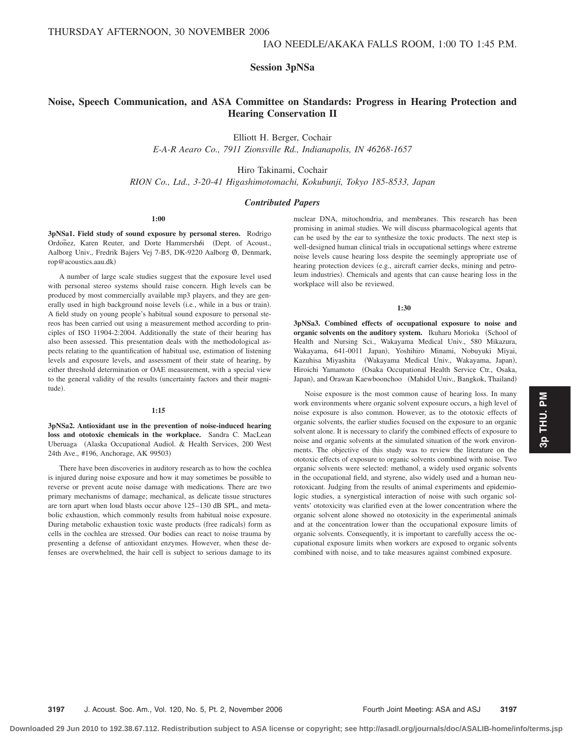THURSDAY AFTERNOON, 30 NOVEMBER 2006

IAO NEEDLE/AKAKA FALLS ROOM, 1:00 TO 1:45 P.M.

## Session 3pNSa

## Noise, Speech Communication, and ASA Committee on Standards: Progress in Hearing Protection and Hearing Conservation II

Elliott H. Berger, Cochair
*E-A-R Aearo Co., 7911 Zionsville Rd., Indianapolis, IN 46268-1657*

Hiro Takinami, Cochair
*RION Co., Ltd., 3-20-41 Higashimotomachi, Kokubunji, Tokyo 185-8533, Japan*

### *Contributed Papers*

**1:00**

**3pNSa1. Field study of sound exposure by personal stereo.** Rodrigo Ordoñez, Karen Reuter, and Dorte Hammershøi (Dept. of Acoust., Aalborg Univ., Fredrik Bajers Vej 7-B5, DK-9220 Aalborg Ø, Denmark, rop@acoustics.aau.dk)

A number of large scale studies suggest that the exposure level used with personal stereo systems should raise concern. High levels can be produced by most commercially available mp3 players, and they are generally used in high background noise levels (i.e., while in a bus or train). A field study on young people's habitual sound exposure to personal stereos has been carried out using a measurement method according to principles of ISO 11904-2:2004. Additionally the state of their hearing has also been assessed. This presentation deals with the methodological aspects relating to the quantification of habitual use, estimation of listening levels and exposure levels, and assessment of their state of hearing, by either threshold determination or OAE measurement, with a special view to the general validity of the results (uncertainty factors and their magnitude).

**1:15**

**3pNSa2. Antioxidant use in the prevention of noise-induced hearing loss and ototoxic chemicals in the workplace.** Sandra C. MacLean Uberuaga (Alaska Occupational Audiol. & Health Services, 200 West 24th Ave., #196, Anchorage, AK 99503)

There have been discoveries in auditory research as to how the cochlea is injured during noise exposure and how it may sometimes be possible to reverse or prevent acute noise damage with medications. There are two primary mechanisms of damage; mechanical, as delicate tissue structures are torn apart when loud blasts occur above 125–130 dB SPL, and metabolic exhaustion, which commonly results from habitual noise exposure. During metabolic exhaustion toxic waste products (free radicals) form as cells in the cochlea are stressed. Our bodies can react to noise trauma by presenting a defense of antioxidant enzymes. However, when these defenses are overwhelmed, the hair cell is subject to serious damage to its nuclear DNA, mitochondria, and membranes. This research has been promising in animal studies. We will discuss pharmacological agents that can be used by the ear to synthesize the toxic products. The next step is well-designed human clinical trials in occupational settings where extreme noise levels cause hearing loss despite the seemingly appropriate use of hearing protection devices (e.g., aircraft carrier decks, mining and petroleum industries). Chemicals and agents that can cause hearing loss in the workplace will also be reviewed.

**1:30**

**3pNSa3. Combined effects of occupational exposure to noise and organic solvents on the auditory system.** Ikuharu Morioka (School of Health and Nursing Sci., Wakayama Medical Univ., 580 Mikazura, Wakayama, 641-0011 Japan), Yoshihiro Minami, Nobuyuki Miyai, Kazuhisa Miyashita (Wakayama Medical Univ., Wakayama, Japan), Hiroichi Yamamoto (Osaka Occupational Health Service Ctr., Osaka, Japan), and Orawan Kaewboonchoo (Mahidol Univ., Bangkok, Thailand)

Noise exposure is the most common cause of hearing loss. In many work environments where organic solvent exposure occurs, a high level of noise exposure is also common. However, as to the ototoxic effects of organic solvents, the earlier studies focused on the exposure to an organic solvent alone. It is necessary to clarify the combined effects of exposure to noise and organic solvents at the simulated situation of the work environments. The objective of this study was to review the literature on the ototoxic effects of exposure to organic solvents combined with noise. Two organic solvents were selected: methanol, a widely used organic solvents in the occupational field, and styrene, also widely used and a human neurotoxicant. Judging from the results of animal experiments and epidemiologic studies, a synergistical interaction of noise with such organic solvents' ototoxicity was clarified even at the lower concentration where the organic solvent alone showed no ototoxicity in the experimental animals and at the concentration lower than the occupational exposure limits of organic solvents. Consequently, it is important to carefully access the occupational exposure limits when workers are exposed to organic solvents combined with noise, and to take measures against combined exposure.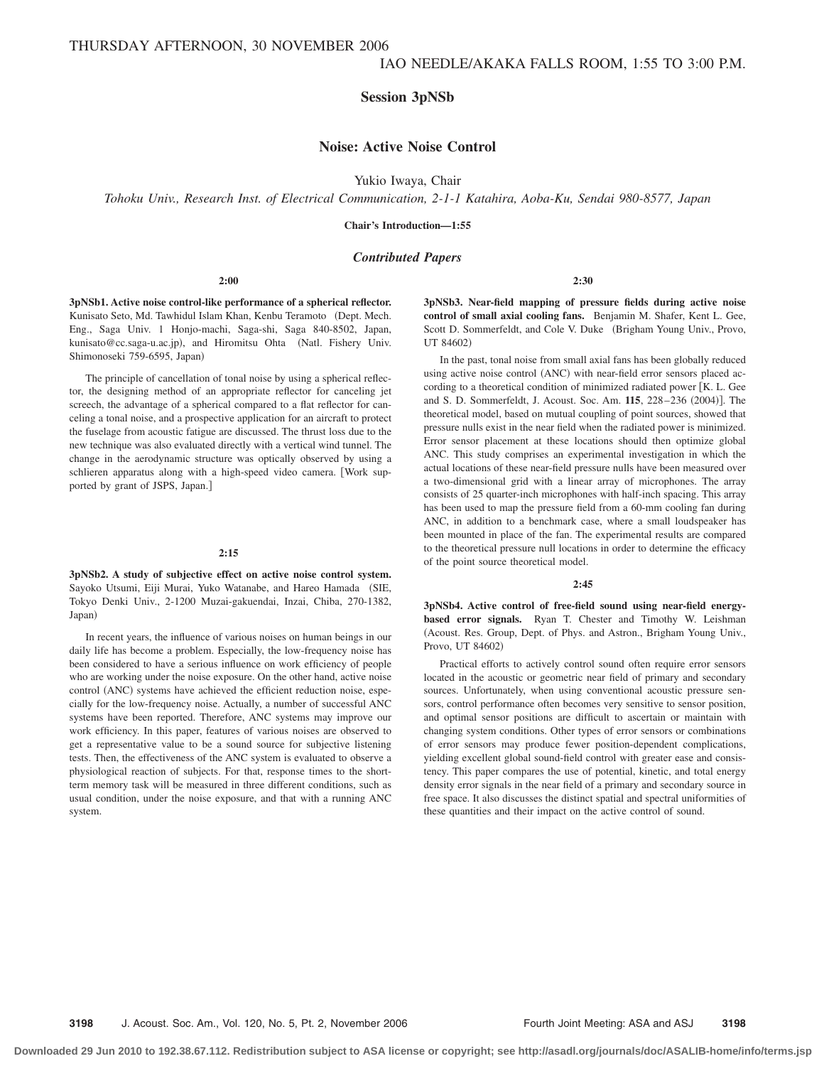THURSDAY AFTERNOON, 30 NOVEMBER 2006

IAO NEEDLE/AKAKA FALLS ROOM, 1:55 TO 3:00 P.M.

## Session 3pNSb

## Noise: Active Noise Control

Yukio Iwaya, Chair

*Tohoku Univ., Research Inst. of Electrical Communication, 2-1-1 Katahira, Aoba-Ku, Sendai 980-8577, Japan*

**Chair's Introduction—1:55**

### *Contributed Papers*

**2:00**

**3pNSb1. Active noise control-like performance of a spherical reflector.** Kunisato Seto, Md. Tawhidul Islam Khan, Kenbu Teramoto (Dept. Mech. Eng., Saga Univ. 1 Honjo-machi, Saga-shi, Saga 840-8502, Japan, kunisato@cc.saga-u.ac.jp), and Hiromitsu Ohta (Natl. Fishery Univ. Shimonoseki 759-6595, Japan)

The principle of cancellation of tonal noise by using a spherical reflector, the designing method of an appropriate reflector for canceling jet screech, the advantage of a spherical compared to a flat reflector for canceling a tonal noise, and a prospective application for an aircraft to protect the fuselage from acoustic fatigue are discussed. The thrust loss due to the new technique was also evaluated directly with a vertical wind tunnel. The change in the aerodynamic structure was optically observed by using a schlieren apparatus along with a high-speed video camera. [Work supported by grant of JSPS, Japan.]

**2:15**

**3pNSb2. A study of subjective effect on active noise control system.** Sayoko Utsumi, Eiji Murai, Yuko Watanabe, and Hareo Hamada (SIE, Tokyo Denki Univ., 2-1200 Muzai-gakuendai, Inzai, Chiba, 270-1382, Japan)

In recent years, the influence of various noises on human beings in our daily life has become a problem. Especially, the low-frequency noise has been considered to have a serious influence on work efficiency of people who are working under the noise exposure. On the other hand, active noise control (ANC) systems have achieved the efficient reduction noise, especially for the low-frequency noise. Actually, a number of successful ANC systems have been reported. Therefore, ANC systems may improve our work efficiency. In this paper, features of various noises are observed to get a representative value to be a sound source for subjective listening tests. Then, the effectiveness of the ANC system is evaluated to observe a physiological reaction of subjects. For that, response times to the short-term memory task will be measured in three different conditions, such as usual condition, under the noise exposure, and that with a running ANC system.

**2:30**

**3pNSb3. Near-field mapping of pressure fields during active noise control of small axial cooling fans.** Benjamin M. Shafer, Kent L. Gee, Scott D. Sommerfeldt, and Cole V. Duke (Brigham Young Univ., Provo, UT 84602)

In the past, tonal noise from small axial fans has been globally reduced using active noise control (ANC) with near-field error sensors placed according to a theoretical condition of minimized radiated power [K. L. Gee and S. D. Sommerfeldt, J. Acoust. Soc. Am. **115**, 228–236 (2004)]. The theoretical model, based on mutual coupling of point sources, showed that pressure nulls exist in the near field when the radiated power is minimized. Error sensor placement at these locations should then optimize global ANC. This study comprises an experimental investigation in which the actual locations of these near-field pressure nulls have been measured over a two-dimensional grid with a linear array of microphones. The array consists of 25 quarter-inch microphones with half-inch spacing. This array has been used to map the pressure field from a 60-mm cooling fan during ANC, in addition to a benchmark case, where a small loudspeaker has been mounted in place of the fan. The experimental results are compared to the theoretical pressure null locations in order to determine the efficacy of the point source theoretical model.

**2:45**

**3pNSb4. Active control of free-field sound using near-field energy-based error signals.** Ryan T. Chester and Timothy W. Leishman (Acoust. Res. Group, Dept. of Phys. and Astron., Brigham Young Univ., Provo, UT 84602)

Practical efforts to actively control sound often require error sensors located in the acoustic or geometric near field of primary and secondary sources. Unfortunately, when using conventional acoustic pressure sensors, control performance often becomes very sensitive to sensor position, and optimal sensor positions are difficult to ascertain or maintain with changing system conditions. Other types of error sensors or combinations of error sensors may produce fewer position-dependent complications, yielding excellent global sound-field control with greater ease and consistency. This paper compares the use of potential, kinetic, and total energy density error signals in the near field of a primary and secondary source in free space. It also discusses the distinct spatial and spectral uniformities of these quantities and their impact on the active control of sound.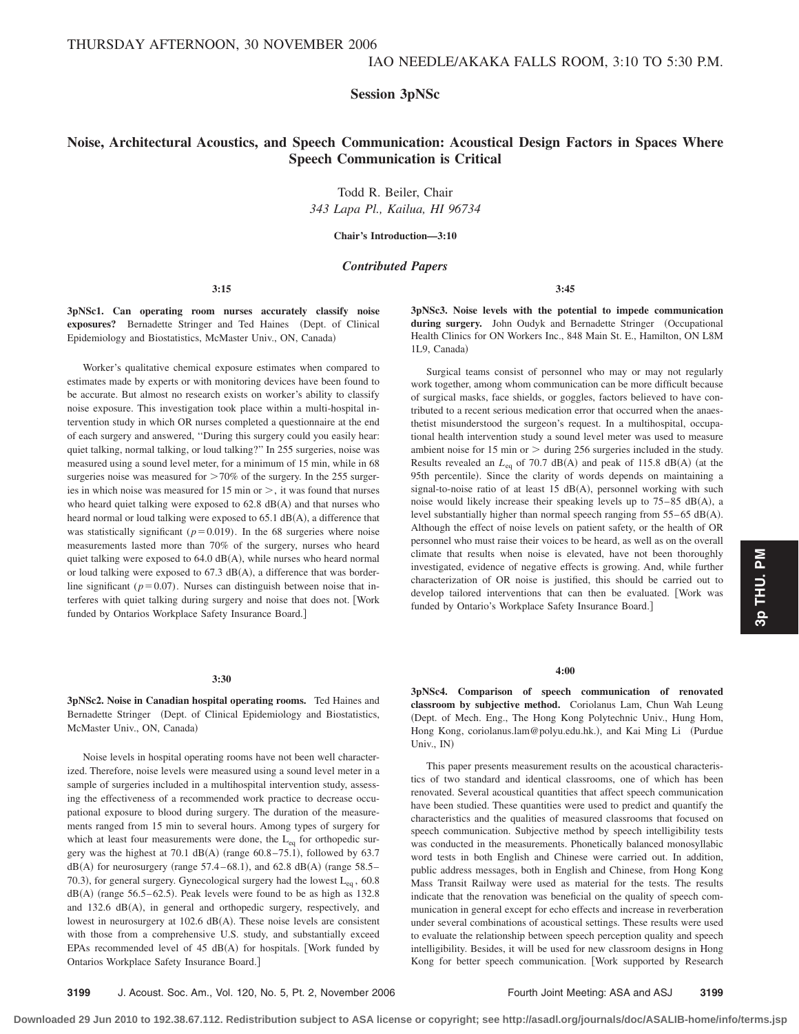THURSDAY AFTERNOON, 30 NOVEMBER 2006

IAO NEEDLE/AKAKA FALLS ROOM, 3:10 TO 5:30 P.M.

## Session 3pNSc

## Noise, Architectural Acoustics, and Speech Communication: Acoustical Design Factors in Spaces Where Speech Communication is Critical

Todd R. Beiler, Chair
*343 Lapa Pl., Kailua, HI 96734*

**Chair's Introduction—3:10**

### *Contributed Papers*

**3:15**

**3pNSc1. Can operating room nurses accurately classify noise exposures?** Bernadette Stringer and Ted Haines (Dept. of Clinical Epidemiology and Biostatistics, McMaster Univ., ON, Canada)

Worker's qualitative chemical exposure estimates when compared to estimates made by experts or with monitoring devices have been found to be accurate. But almost no research exists on worker's ability to classify noise exposure. This investigation took place within a multi-hospital intervention study in which OR nurses completed a questionnaire at the end of each surgery and answered, "During this surgery could you easily hear: quiet talking, normal talking, or loud talking?" In 255 surgeries, noise was measured using a sound level meter, for a minimum of 15 min, while in 68 surgeries noise was measured for >70% of the surgery. In the 255 surgeries in which noise was measured for 15 min or >, it was found that nurses who heard quiet talking were exposed to 62.8 dB(A) and that nurses who heard normal or loud talking were exposed to 65.1 dB(A), a difference that was statistically significant ($p=0.019$). In the 68 surgeries where noise measurements lasted more than 70% of the surgery, nurses who heard quiet talking were exposed to 64.0 dB(A), while nurses who heard normal or loud talking were exposed to 67.3 dB(A), a difference that was borderline significant ($p=0.07$). Nurses can distinguish between noise that interferes with quiet talking during surgery and noise that does not. [Work funded by Ontarios Workplace Safety Insurance Board.]

**3:30**

**3pNSc2. Noise in Canadian hospital operating rooms.** Ted Haines and Bernadette Stringer (Dept. of Clinical Epidemiology and Biostatistics, McMaster Univ., ON, Canada)

Noise levels in hospital operating rooms have not been well characterized. Therefore, noise levels were measured using a sound level meter in a sample of surgeries included in a multihospital intervention study, assessing the effectiveness of a recommended work practice to decrease occupational exposure to blood during surgery. The duration of the measurements ranged from 15 min to several hours. Among types of surgery for which at least four measurements were done, the $L_{eq}$ for orthopedic surgery was the highest at 70.1 dB(A) (range 60.8–75.1), followed by 63.7 dB(A) for neurosurgery (range 57.4–68.1), and 62.8 dB(A) (range 58.5–70.3), for general surgery. Gynecological surgery had the lowest $L_{eq}$, 60.8 dB(A) (range 56.5–62.5). Peak levels were found to be as high as 132.8 and 132.6 dB(A), in general and orthopedic surgery, respectively, and lowest in neurosurgery at 102.6 dB(A). These noise levels are consistent with those from a comprehensive U.S. study, and substantially exceed EPAs recommended level of 45 dB(A) for hospitals. [Work funded by Ontarios Workplace Safety Insurance Board.]

**3:45**

**3pNSc3. Noise levels with the potential to impede communication during surgery.** John Oudyk and Bernadette Stringer (Occupational Health Clinics for ON Workers Inc., 848 Main St. E., Hamilton, ON L8M 1L9, Canada)

Surgical teams consist of personnel who may or may not regularly work together, among whom communication can be more difficult because of surgical masks, face shields, or goggles, factors believed to have contributed to a recent serious medication error that occurred when the anaesthetist misunderstood the surgeon's request. In a multihospital, occupational health intervention study a sound level meter was used to measure ambient noise for 15 min or > during 256 surgeries included in the study. Results revealed an $L_{eq}$ of 70.7 dB(A) and peak of 115.8 dB(A) (at the 95th percentile). Since the clarity of words depends on maintaining a signal-to-noise ratio of at least 15 dB(A), personnel working with such noise would likely increase their speaking levels up to 75–85 dB(A), a level substantially higher than normal speech ranging from 55–65 dB(A). Although the effect of noise levels on patient safety, or the health of OR personnel who must raise their voices to be heard, as well as on the overall climate that results when noise is elevated, have not been thoroughly investigated, evidence of negative effects is growing. And, while further characterization of OR noise is justified, this should be carried out to develop tailored interventions that can then be evaluated. [Work was funded by Ontario's Workplace Safety Insurance Board.]

**4:00**

**3pNSc4. Comparison of speech communication of renovated classroom by subjective method.** Coriolanus Lam, Chun Wah Leung (Dept. of Mech. Eng., The Hong Kong Polytechnic Univ., Hung Hom, Hong Kong, coriolanus.lam@polyu.edu.hk.), and Kai Ming Li (Purdue Univ., IN)

This paper presents measurement results on the acoustical characteristics of two standard and identical classrooms, one of which has been renovated. Several acoustical quantities that affect speech communication have been studied. These quantities were used to predict and quantify the characteristics and the qualities of measured classrooms that focused on speech communication. Subjective method by speech intelligibility tests was conducted in the measurements. Phonetically balanced monosyllabic word tests in both English and Chinese were carried out. In addition, public address messages, both in English and Chinese, from Hong Kong Mass Transit Railway were used as material for the tests. The results indicate that the renovation was beneficial on the quality of speech communication in general except for echo effects and increase in reverberation under several combinations of acoustical settings. These results were used to evaluate the relationship between speech perception quality and speech intelligibility. Besides, it will be used for new classroom designs in Hong Kong for better speech communication. [Work supported by Research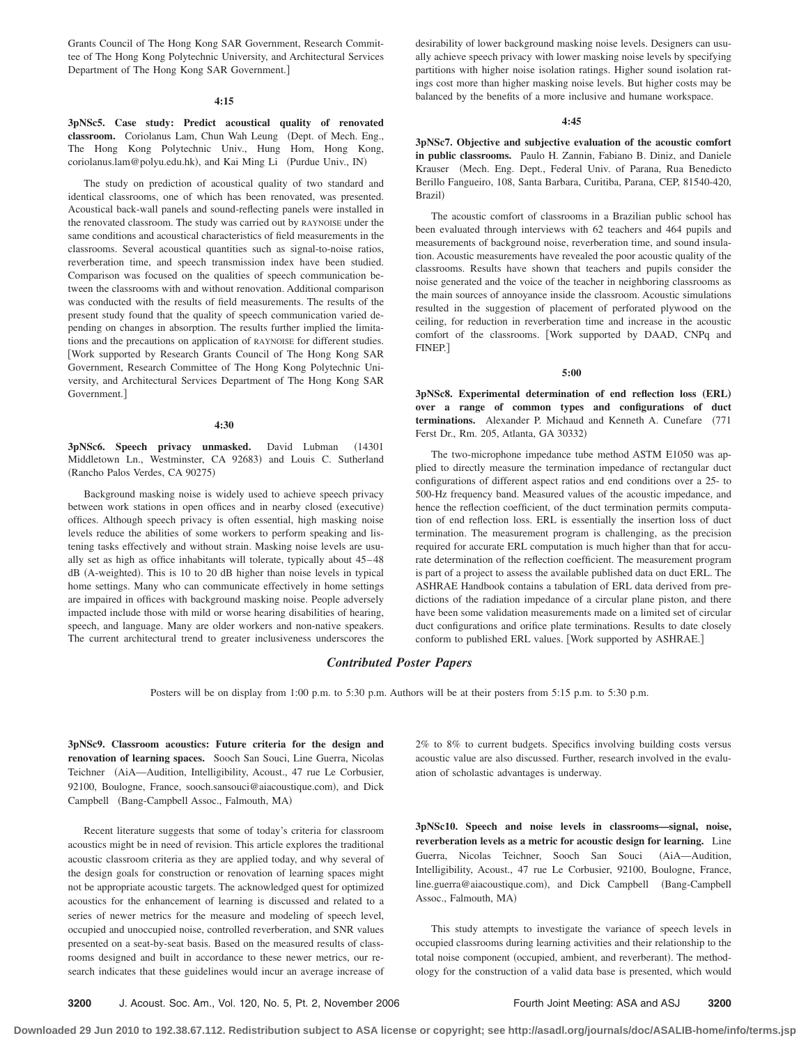Grants Council of The Hong Kong SAR Government, Research Committee of The Hong Kong Polytechnic University, and Architectural Services Department of The Hong Kong SAR Government.]

**4:15**

**3pNSc5. Case study: Predict acoustical quality of renovated classroom.** Coriolanus Lam, Chun Wah Leung (Dept. of Mech. Eng., The Hong Kong Polytechnic Univ., Hung Hom, Hong Kong, coriolanus.lam@polyu.edu.hk), and Kai Ming Li (Purdue Univ., IN)

The study on prediction of acoustical quality of two standard and identical classrooms, one of which has been renovated, was presented. Acoustical back-wall panels and sound-reflecting panels were installed in the renovated classroom. The study was carried out by RAYNOISE under the same conditions and acoustical characteristics of field measurements in the classrooms. Several acoustical quantities such as signal-to-noise ratios, reverberation time, and speech transmission index have been studied. Comparison was focused on the qualities of speech communication between the classrooms with and without renovation. Additional comparison was conducted with the results of field measurements. The results of the present study found that the quality of speech communication varied depending on changes in absorption. The results further implied the limitations and the precautions on application of RAYNOISE for different studies. [Work supported by Research Grants Council of The Hong Kong SAR Government, Research Committee of The Hong Kong Polytechnic University, and Architectural Services Department of The Hong Kong SAR Government.]

**4:30**

**3pNSc6. Speech privacy unmasked.** David Lubman (14301 Middletown Ln., Westminster, CA 92683) and Louis C. Sutherland (Rancho Palos Verdes, CA 90275)

Background masking noise is widely used to achieve speech privacy between work stations in open offices and in nearby closed (executive) offices. Although speech privacy is often essential, high masking noise levels reduce the abilities of some workers to perform speaking and listening tasks effectively and without strain. Masking noise levels are usually set as high as office inhabitants will tolerate, typically about 45–48 dB (A-weighted). This is 10 to 20 dB higher than noise levels in typical home settings. Many who can communicate effectively in home settings are impaired in offices with background masking noise. People adversely impacted include those with mild or worse hearing disabilities of hearing, speech, and language. Many are older workers and non-native speakers. The current architectural trend to greater inclusiveness underscores the desirability of lower background masking noise levels. Designers can usually achieve speech privacy with lower masking noise levels by specifying partitions with higher noise isolation ratings. Higher sound isolation ratings cost more than higher masking noise levels. But higher costs may be balanced by the benefits of a more inclusive and humane workspace.

**4:45**

**3pNSc7. Objective and subjective evaluation of the acoustic comfort in public classrooms.** Paulo H. Zannin, Fabiano B. Diniz, and Daniele Krauser (Mech. Eng. Dept., Federal Univ. of Parana, Rua Benedicto Berillo Fangueiro, 108, Santa Barbara, Curitiba, Parana, CEP, 81540-420, Brazil)

The acoustic comfort of classrooms in a Brazilian public school has been evaluated through interviews with 62 teachers and 464 pupils and measurements of background noise, reverberation time, and sound insulation. Acoustic measurements have revealed the poor acoustic quality of the classrooms. Results have shown that teachers and pupils consider the noise generated and the voice of the teacher in neighboring classrooms as the main sources of annoyance inside the classroom. Acoustic simulations resulted in the suggestion of placement of perforated plywood on the ceiling, for reduction in reverberation time and increase in the acoustic comfort of the classrooms. [Work supported by DAAD, CNPq and FINEP.]

**5:00**

**3pNSc8. Experimental determination of end reflection loss (ERL) over a range of common types and configurations of duct terminations.** Alexander P. Michaud and Kenneth A. Cunefare (771 Ferst Dr., Rm. 205, Atlanta, GA 30332)

The two-microphone impedance tube method ASTM E1050 was applied to directly measure the termination impedance of rectangular duct configurations of different aspect ratios and end conditions over a 25- to 500-Hz frequency band. Measured values of the acoustic impedance, and hence the reflection coefficient, of the duct termination permits computation of end reflection loss. ERL is essentially the insertion loss of duct termination. The measurement program is challenging, as the precision required for accurate ERL computation is much higher than that for accurate determination of the reflection coefficient. The measurement program is part of a project to assess the available published data on duct ERL. The ASHRAE Handbook contains a tabulation of ERL data derived from predictions of the radiation impedance of a circular plane piston, and there have been some validation measurements made on a limited set of circular duct configurations and orifice plate terminations. Results to date closely conform to published ERL values. [Work supported by ASHRAE.]

## *Contributed Poster Papers*

Posters will be on display from 1:00 p.m. to 5:30 p.m. Authors will be at their posters from 5:15 p.m. to 5:30 p.m.

**3pNSc9. Classroom acoustics: Future criteria for the design and renovation of learning spaces.** Sooch San Souci, Line Guerra, Nicolas Teichner (AiA—Audition, Intelligibility, Acoust., 47 rue Le Corbusier, 92100, Boulogne, France, sooch.sansouci@aiacoustique.com), and Dick Campbell (Bang-Campbell Assoc., Falmouth, MA)

Recent literature suggests that some of today's criteria for classroom acoustics might be in need of revision. This article explores the traditional acoustic classroom criteria as they are applied today, and why several of the design goals for construction or renovation of learning spaces might not be appropriate acoustic targets. The acknowledged quest for optimized acoustics for the enhancement of learning is discussed and related to a series of newer metrics for the measure and modeling of speech level, occupied and unoccupied noise, controlled reverberation, and SNR values presented on a seat-by-seat basis. Based on the measured results of classrooms designed and built in accordance to these newer metrics, our research indicates that these guidelines would incur an average increase of 2% to 8% to current budgets. Specifics involving building costs versus acoustic value are also discussed. Further, research involved in the evaluation of scholastic advantages is underway.

**3pNSc10. Speech and noise levels in classrooms—signal, noise, reverberation levels as a metric for acoustic design for learning.** Line Guerra, Nicolas Teichner, Sooch San Souci (AiA—Audition, Intelligibility, Acoust., 47 rue Le Corbusier, 92100, Boulogne, France, line.guerra@aiacoustique.com), and Dick Campbell (Bang-Campbell Assoc., Falmouth, MA)

This study attempts to investigate the variance of speech levels in occupied classrooms during learning activities and their relationship to the total noise component (occupied, ambient, and reverberant). The methodology for the construction of a valid data base is presented, which would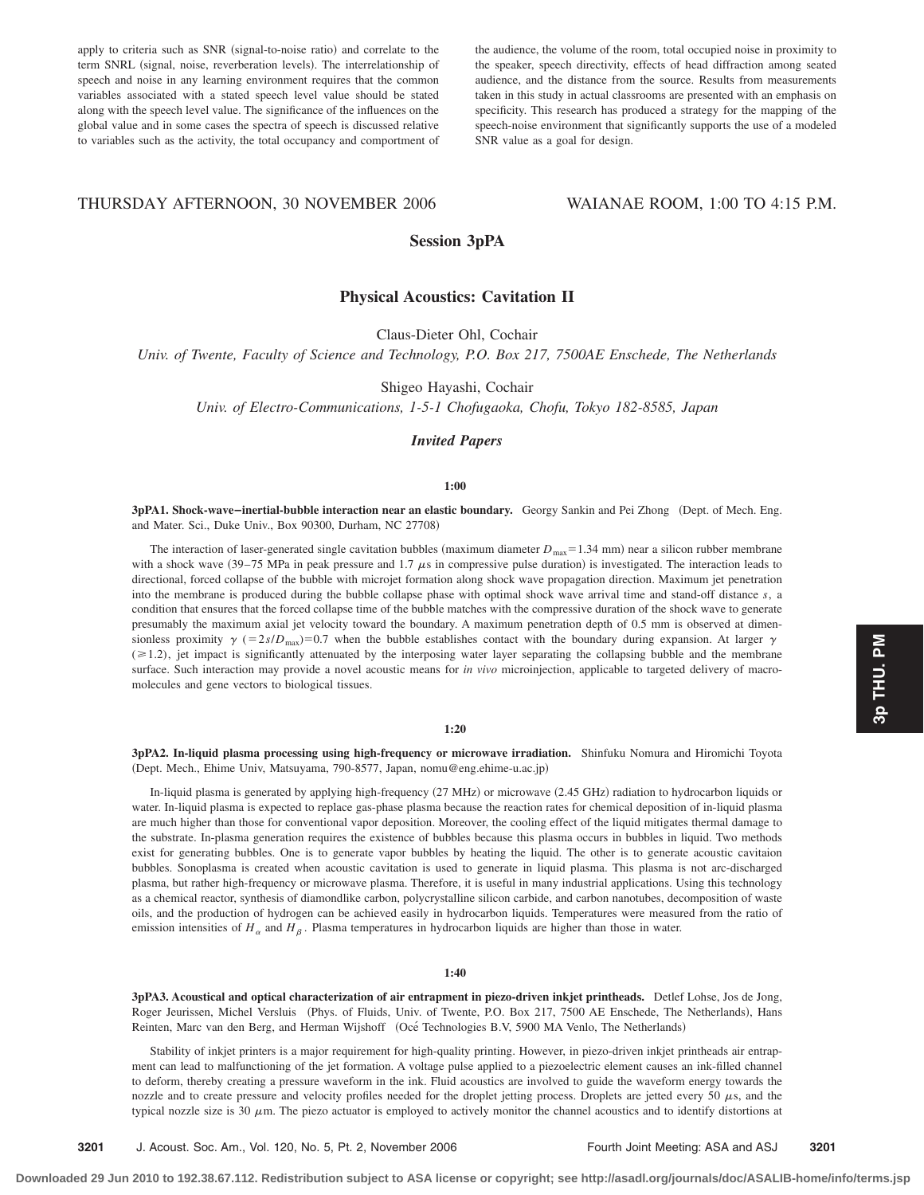apply to criteria such as SNR (signal-to-noise ratio) and correlate to the term SNRL (signal, noise, reverberation levels). The interrelationship of speech and noise in any learning environment requires that the common variables associated with a stated speech level value should be stated along with the speech level value. The significance of the influences on the global value and in some cases the spectra of speech is discussed relative to variables such as the activity, the total occupancy and comportment of the audience, the volume of the room, total occupied noise in proximity to the speaker, speech directivity, effects of head diffraction among seated audience, and the distance from the source. Results from measurements taken in this study in actual classrooms are presented with an emphasis on specificity. This research has produced a strategy for the mapping of the speech-noise environment that significantly supports the use of a modeled SNR value as a goal for design.

THURSDAY AFTERNOON, 30 NOVEMBER 2006 — WAIANAE ROOM, 1:00 TO 4:15 P.M.

# Session 3pPA

## Physical Acoustics: Cavitation II

Claus-Dieter Ohl, Cochair
*Univ. of Twente, Faculty of Science and Technology, P.O. Box 217, 7500AE Enschede, The Netherlands*

Shigeo Hayashi, Cochair
*Univ. of Electro-Communications, 1-5-1 Chofugaoka, Chofu, Tokyo 182-8585, Japan*

### *Invited Papers*

**1:00**

**3pPA1. Shock-wave–inertial-bubble interaction near an elastic boundary.** Georgy Sankin and Pei Zhong (Dept. of Mech. Eng. and Mater. Sci., Duke Univ., Box 90300, Durham, NC 27708)

The interaction of laser-generated single cavitation bubbles (maximum diameter $D_{\max}=1.34$ mm) near a silicon rubber membrane with a shock wave (39–75 MPa in peak pressure and 1.7 $\mu$s in compressive pulse duration) is investigated. The interaction leads to directional, forced collapse of the bubble with microjet formation along shock wave propagation direction. Maximum jet penetration into the membrane is produced during the bubble collapse phase with optimal shock wave arrival time and stand-off distance $s$, a condition that ensures that the forced collapse time of the bubble matches with the compressive duration of the shock wave to generate presumably the maximum axial jet velocity toward the boundary. A maximum penetration depth of 0.5 mm is observed at dimensionless proximity $\gamma$ $(=2s/D_{\max})=0.7$ when the bubble establishes contact with the boundary during expansion. At larger $\gamma$ $(\geq 1.2)$, jet impact is significantly attenuated by the interposing water layer separating the collapsing bubble and the membrane surface. Such interaction may provide a novel acoustic means for *in vivo* microinjection, applicable to targeted delivery of macromolecules and gene vectors to biological tissues.

**1:20**

**3pPA2. In-liquid plasma processing using high-frequency or microwave irradiation.** Shinfuku Nomura and Hiromichi Toyota (Dept. Mech., Ehime Univ, Matsuyama, 790-8577, Japan, nomu@eng.ehime-u.ac.jp)

In-liquid plasma is generated by applying high-frequency (27 MHz) or microwave (2.45 GHz) radiation to hydrocarbon liquids or water. In-liquid plasma is expected to replace gas-phase plasma because the reaction rates for chemical deposition of in-liquid plasma are much higher than those for conventional vapor deposition. Moreover, the cooling effect of the liquid mitigates thermal damage to the substrate. In-plasma generation requires the existence of bubbles because this plasma occurs in bubbles in liquid. Two methods exist for generating bubbles. One is to generate vapor bubbles by heating the liquid. The other is to generate acoustic cavitaion bubbles. Sonoplasma is created when acoustic cavitation is used to generate in liquid plasma. This plasma is not arc-discharged plasma, but rather high-frequency or microwave plasma. Therefore, it is useful in many industrial applications. Using this technology as a chemical reactor, synthesis of diamondlike carbon, polycrystalline silicon carbide, and carbon nanotubes, decomposition of waste oils, and the production of hydrogen can be achieved easily in hydrocarbon liquids. Temperatures were measured from the ratio of emission intensities of $H_{\alpha}$ and $H_{\beta}$. Plasma temperatures in hydrocarbon liquids are higher than those in water.

**1:40**

**3pPA3. Acoustical and optical characterization of air entrapment in piezo-driven inkjet printheads.** Detlef Lohse, Jos de Jong, Roger Jeurissen, Michel Versluis (Phys. of Fluids, Univ. of Twente, P.O. Box 217, 7500 AE Enschede, The Netherlands), Hans Reinten, Marc van den Berg, and Herman Wijshoff (Océ Technologies B.V, 5900 MA Venlo, The Netherlands)

Stability of inkjet printers is a major requirement for high-quality printing. However, in piezo-driven inkjet printheads air entrapment can lead to malfunctioning of the jet formation. A voltage pulse applied to a piezoelectric element causes an ink-filled channel to deform, thereby creating a pressure waveform in the ink. Fluid acoustics are involved to guide the waveform energy towards the nozzle and to create pressure and velocity profiles needed for the droplet jetting process. Droplets are jetted every 50 $\mu$s, and the typical nozzle size is 30 $\mu$m. The piezo actuator is employed to actively monitor the channel acoustics and to identify distortions at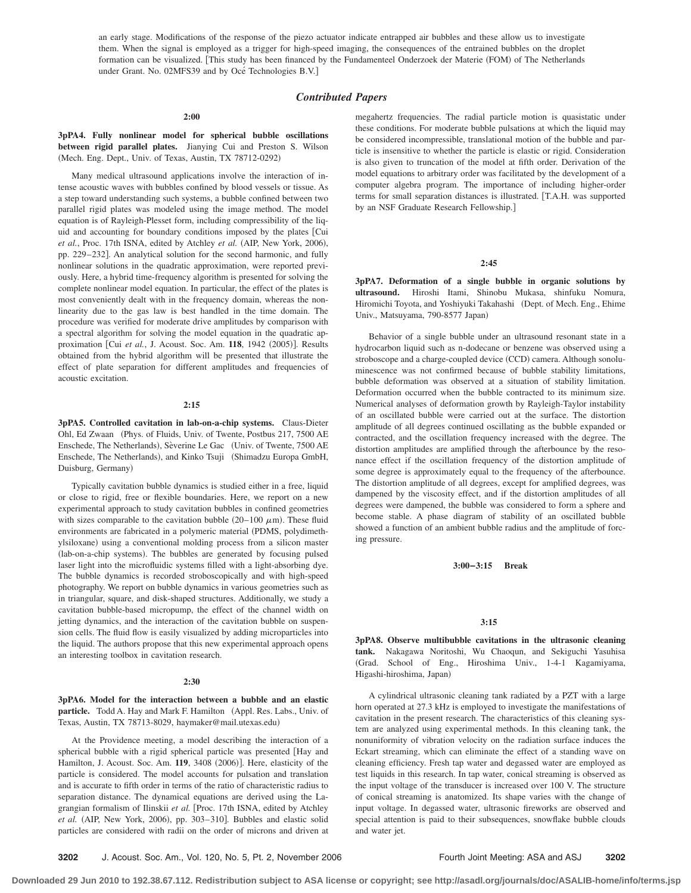an early stage. Modifications of the response of the piezo actuator indicate entrapped air bubbles and these allow us to investigate them. When the signal is employed as a trigger for high-speed imaging, the consequences of the entrained bubbles on the droplet formation can be visualized. [This study has been financed by the Fundamenteel Onderzoek der Materie (FOM) of The Netherlands under Grant. No. 02MFS39 and by Océ Technologies B.V.]

## *Contributed Papers*

**2:00**

**3pPA4. Fully nonlinear model for spherical bubble oscillations between rigid parallel plates.** Jianying Cui and Preston S. Wilson (Mech. Eng. Dept., Univ. of Texas, Austin, TX 78712-0292)

Many medical ultrasound applications involve the interaction of intense acoustic waves with bubbles confined by blood vessels or tissue. As a step toward understanding such systems, a bubble confined between two parallel rigid plates was modeled using the image method. The model equation is of Rayleigh-Plesset form, including compressibility of the liquid and accounting for boundary conditions imposed by the plates [Cui *et al.*, Proc. 17th ISNA, edited by Atchley *et al.* (AIP, New York, 2006), pp. 229–232]. An analytical solution for the second harmonic, and fully nonlinear solutions in the quadratic approximation, were reported previously. Here, a hybrid time-frequency algorithm is presented for solving the complete nonlinear model equation. In particular, the effect of the plates is most conveniently dealt with in the frequency domain, whereas the nonlinearity due to the gas law is best handled in the time domain. The procedure was verified for moderate drive amplitudes by comparison with a spectral algorithm for solving the model equation in the quadratic approximation [Cui *et al.*, J. Acoust. Soc. Am. **118**, 1942 (2005)]. Results obtained from the hybrid algorithm will be presented that illustrate the effect of plate separation for different amplitudes and frequencies of acoustic excitation.

**2:15**

**3pPA5. Controlled cavitation in lab-on-a-chip systems.** Claus-Dieter Ohl, Ed Zwaan (Phys. of Fluids, Univ. of Twente, Postbus 217, 7500 AE Enschede, The Netherlands), Sèverine Le Gac (Univ. of Twente, 7500 AE Enschede, The Netherlands), and Kinko Tsuji (Shimadzu Europa GmbH, Duisburg, Germany)

Typically cavitation bubble dynamics is studied either in a free, liquid or close to rigid, free or flexible boundaries. Here, we report on a new experimental approach to study cavitation bubbles in confined geometries with sizes comparable to the cavitation bubble (20–100 $\mu$m). These fluid environments are fabricated in a polymeric material (PDMS, polydimethylsiloxane) using a conventional molding process from a silicon master (lab-on-a-chip systems). The bubbles are generated by focusing pulsed laser light into the microfluidic systems filled with a light-absorbing dye. The bubble dynamics is recorded stroboscopically and with high-speed photography. We report on bubble dynamics in various geometries such as in triangular, square, and disk-shaped structures. Additionally, we study a cavitation bubble-based micropump, the effect of the channel width on jetting dynamics, and the interaction of the cavitation bubble on suspension cells. The fluid flow is easily visualized by adding microparticles into the liquid. The authors propose that this new experimental approach opens an interesting toolbox in cavitation research.

**2:30**

**3pPA6. Model for the interaction between a bubble and an elastic particle.** Todd A. Hay and Mark F. Hamilton (Appl. Res. Labs., Univ. of Texas, Austin, TX 78713-8029, haymaker@mail.utexas.edu)

At the Providence meeting, a model describing the interaction of a spherical bubble with a rigid spherical particle was presented [Hay and Hamilton, J. Acoust. Soc. Am. **119**, 3408 (2006)]. Here, elasticity of the particle is considered. The model accounts for pulsation and translation and is accurate to fifth order in terms of the ratio of characteristic radius to separation distance. The dynamical equations are derived using the Lagrangian formalism of Ilinskii *et al.* [Proc. 17th ISNA, edited by Atchley *et al.* (AIP, New York, 2006), pp. 303–310]. Bubbles and elastic solid particles are considered with radii on the order of microns and driven at megahertz frequencies. The radial particle motion is quasistatic under these conditions. For moderate bubble pulsations at which the liquid may be considered incompressible, translational motion of the bubble and particle is insensitive to whether the particle is elastic or rigid. Consideration is also given to truncation of the model at fifth order. Derivation of the model equations to arbitrary order was facilitated by the development of a computer algebra program. The importance of including higher-order terms for small separation distances is illustrated. [T.A.H. was supported by an NSF Graduate Research Fellowship.]

**2:45**

**3pPA7. Deformation of a single bubble in organic solutions by ultrasound.** Hiroshi Itami, Shinobu Mukasa, shinfuku Nomura, Hiromichi Toyota, and Yoshiyuki Takahashi (Dept. of Mech. Eng., Ehime Univ., Matsuyama, 790-8577 Japan)

Behavior of a single bubble under an ultrasound resonant state in a hydrocarbon liquid such as n-dodecane or benzene was observed using a stroboscope and a charge-coupled device (CCD) camera. Although sonoluminescence was not confirmed because of bubble stability limitations, bubble deformation was observed at a situation of stability limitation. Deformation occurred when the bubble contracted to its minimum size. Numerical analyses of deformation growth by Rayleigh-Taylor instability of an oscillated bubble were carried out at the surface. The distortion amplitude of all degrees continued oscillating as the bubble expanded or contracted, and the oscillation frequency increased with the degree. The distortion amplitudes are amplified through the afterbounce by the resonance effect if the oscillation frequency of the distortion amplitude of some degree is approximately equal to the frequency of the afterbounce. The distortion amplitude of all degrees, except for amplified degrees, was dampened by the viscosity effect, and if the distortion amplitudes of all degrees were dampened, the bubble was considered to form a sphere and become stable. A phase diagram of stability of an oscillated bubble showed a function of an ambient bubble radius and the amplitude of forcing pressure.

**3:00–3:15 Break**

**3:15**

**3pPA8. Observe multibubble cavitations in the ultrasonic cleaning tank.** Nakagawa Noritoshi, Wu Chaoqun, and Sekiguchi Yasuhisa (Grad. School of Eng., Hiroshima Univ., 1-4-1 Kagamiyama, Higashi-hiroshima, Japan)

A cylindrical ultrasonic cleaning tank radiated by a PZT with a large horn operated at 27.3 kHz is employed to investigate the manifestations of cavitation in the present research. The characteristics of this cleaning system are analyzed using experimental methods. In this cleaning tank, the nonuniformity of vibration velocity on the radiation surface induces the Eckart streaming, which can eliminate the effect of a standing wave on cleaning efficiency. Fresh tap water and degassed water are employed as test liquids in this research. In tap water, conical streaming is observed as the input voltage of the transducer is increased over 100 V. The structure of conical streaming is anatomized. Its shape varies with the change of input voltage. In degassed water, ultrasonic fireworks are observed and special attention is paid to their subsequences, snowflake bubble clouds and water jet.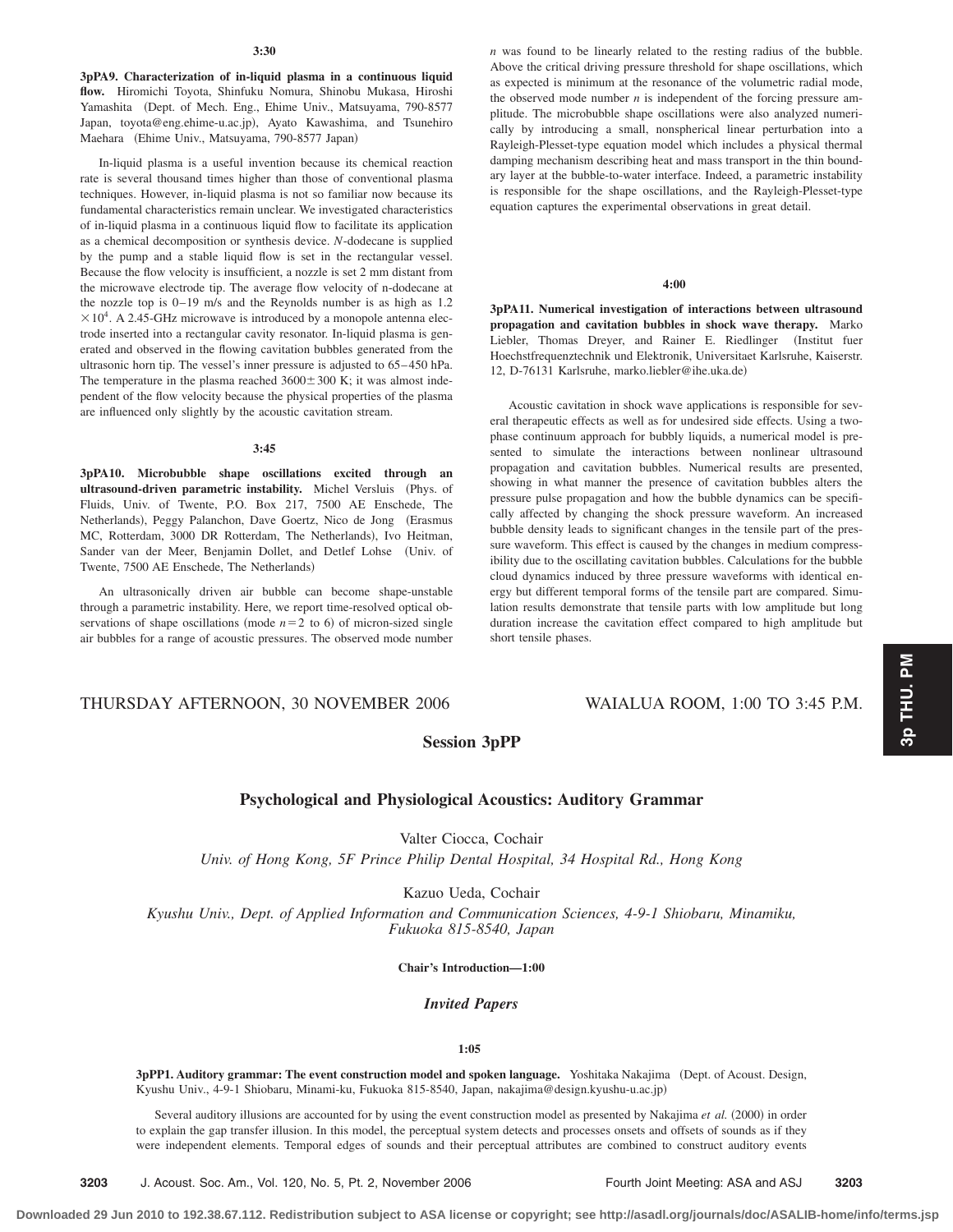**3:30**

**3pPA9. Characterization of in-liquid plasma in a continuous liquid flow.** Hiromichi Toyota, Shinfuku Nomura, Shinobu Mukasa, Hiroshi Yamashita (Dept. of Mech. Eng., Ehime Univ., Matsuyama, 790-8577 Japan, toyota@eng.ehime-u.ac.jp), Ayato Kawashima, and Tsunehiro Maehara (Ehime Univ., Matsuyama, 790-8577 Japan)

In-liquid plasma is a useful invention because its chemical reaction rate is several thousand times higher than those of conventional plasma techniques. However, in-liquid plasma is not so familiar now because its fundamental characteristics remain unclear. We investigated characteristics of in-liquid plasma in a continuous liquid flow to facilitate its application as a chemical decomposition or synthesis device. *N*-dodecane is supplied by the pump and a stable liquid flow is set in the rectangular vessel. Because the flow velocity is insufficient, a nozzle is set 2 mm distant from the microwave electrode tip. The average flow velocity of n-dodecane at the nozzle top is 0–19 m/s and the Reynolds number is as high as $1.2 \times 10^4$. A 2.45-GHz microwave is introduced by a monopole antenna electrode inserted into a rectangular cavity resonator. In-liquid plasma is generated and observed in the flowing cavitation bubbles generated from the ultrasonic horn tip. The vessel's inner pressure is adjusted to 65–450 hPa. The temperature in the plasma reached $3600 \pm 300$ K; it was almost independent of the flow velocity because the physical properties of the plasma are influenced only slightly by the acoustic cavitation stream.

**3:45**

**3pPA10. Microbubble shape oscillations excited through an ultrasound-driven parametric instability.** Michel Versluis (Phys. of Fluids, Univ. of Twente, P.O. Box 217, 7500 AE Enschede, The Netherlands), Peggy Palanchon, Dave Goertz, Nico de Jong (Erasmus MC, Rotterdam, 3000 DR Rotterdam, The Netherlands), Ivo Heitman, Sander van der Meer, Benjamin Dollet, and Detlef Lohse (Univ. of Twente, 7500 AE Enschede, The Netherlands)

An ultrasonically driven air bubble can become shape-unstable through a parametric instability. Here, we report time-resolved optical observations of shape oscillations (mode $n=2$ to 6) of micron-sized single air bubbles for a range of acoustic pressures. The observed mode number $n$ was found to be linearly related to the resting radius of the bubble. Above the critical driving pressure threshold for shape oscillations, which as expected is minimum at the resonance of the volumetric radial mode, the observed mode number $n$ is independent of the forcing pressure amplitude. The microbubble shape oscillations were also analyzed numerically by introducing a small, nonspherical linear perturbation into a Rayleigh-Plesset-type equation model which includes a physical thermal damping mechanism describing heat and mass transport in the thin boundary layer at the bubble-to-water interface. Indeed, a parametric instability is responsible for the shape oscillations, and the Rayleigh-Plesset-type equation captures the experimental observations in great detail.

**4:00**

**3pPA11. Numerical investigation of interactions between ultrasound propagation and cavitation bubbles in shock wave therapy.** Marko Liebler, Thomas Dreyer, and Rainer E. Riedlinger (Institut fuer Hoechstfrequenztechnik und Elektronik, Universitaet Karlsruhe, Kaiserstr. 12, D-76131 Karlsruhe, marko.liebler@ihe.uka.de)

Acoustic cavitation in shock wave applications is responsible for several therapeutic effects as well as for undesired side effects. Using a two-phase continuum approach for bubbly liquids, a numerical model is presented to simulate the interactions between nonlinear ultrasound propagation and cavitation bubbles. Numerical results are presented, showing in what manner the presence of cavitation bubbles alters the pressure pulse propagation and how the bubble dynamics can be specifically affected by changing the shock pressure waveform. An increased bubble density leads to significant changes in the tensile part of the pressure waveform. This effect is caused by the changes in medium compressibility due to the oscillating cavitation bubbles. Calculations for the bubble cloud dynamics induced by three pressure waveforms with identical energy but different temporal forms of the tensile part are compared. Simulation results demonstrate that tensile parts with low amplitude but long duration increase the cavitation effect compared to high amplitude but short tensile phases.

THURSDAY AFTERNOON, 30 NOVEMBER 2006 — WAIALUA ROOM, 1:00 TO 3:45 P.M.

## Session 3pPP

### Psychological and Physiological Acoustics: Auditory Grammar

Valter Ciocca, Cochair
*Univ. of Hong Kong, 5F Prince Philip Dental Hospital, 34 Hospital Rd., Hong Kong*

Kazuo Ueda, Cochair
*Kyushu Univ., Dept. of Applied Information and Communication Sciences, 4-9-1 Shiobaru, Minamiku, Fukuoka 815-8540, Japan*

**Chair's Introduction—1:00**

### *Invited Papers*

**1:05**

**3pPP1. Auditory grammar: The event construction model and spoken language.** Yoshitaka Nakajima (Dept. of Acoust. Design, Kyushu Univ., 4-9-1 Shiobaru, Minami-ku, Fukuoka 815-8540, Japan, nakajima@design.kyushu-u.ac.jp)

Several auditory illusions are accounted for by using the event construction model as presented by Nakajima *et al.* (2000) in order to explain the gap transfer illusion. In this model, the perceptual system detects and processes onsets and offsets of sounds as if they were independent elements. Temporal edges of sounds and their perceptual attributes are combined to construct auditory events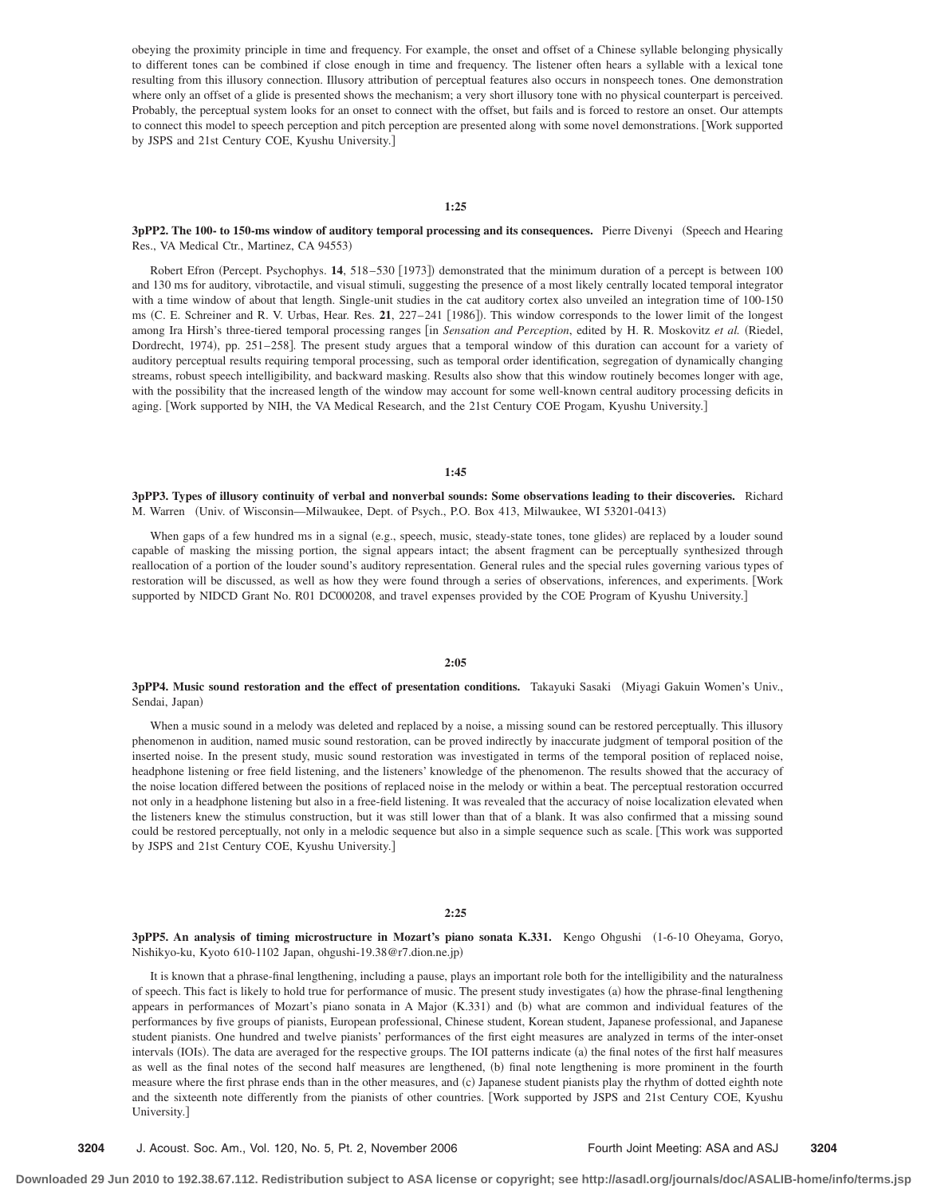obeying the proximity principle in time and frequency. For example, the onset and offset of a Chinese syllable belonging physically to different tones can be combined if close enough in time and frequency. The listener often hears a syllable with a lexical tone resulting from this illusory connection. Illusory attribution of perceptual features also occurs in nonspeech tones. One demonstration where only an offset of a glide is presented shows the mechanism; a very short illusory tone with no physical counterpart is perceived. Probably, the perceptual system looks for an onset to connect with the offset, but fails and is forced to restore an onset. Our attempts to connect this model to speech perception and pitch perception are presented along with some novel demonstrations. [Work supported by JSPS and 21st Century COE, Kyushu University.]

**1:25**

**3pPP2. The 100- to 150-ms window of auditory temporal processing and its consequences.** Pierre Divenyi (Speech and Hearing Res., VA Medical Ctr., Martinez, CA 94553)

Robert Efron (Percept. Psychophys. **14**, 518–530 [1973]) demonstrated that the minimum duration of a percept is between 100 and 130 ms for auditory, vibrotactile, and visual stimuli, suggesting the presence of a most likely centrally located temporal integrator with a time window of about that length. Single-unit studies in the cat auditory cortex also unveiled an integration time of 100-150 ms (C. E. Schreiner and R. V. Urbas, Hear. Res. **21**, 227–241 [1986]). This window corresponds to the lower limit of the longest among Ira Hirsh's three-tiered temporal processing ranges [in *Sensation and Perception*, edited by H. R. Moskovitz *et al.* (Riedel, Dordrecht, 1974), pp. 251–258]. The present study argues that a temporal window of this duration can account for a variety of auditory perceptual results requiring temporal processing, such as temporal order identification, segregation of dynamically changing streams, robust speech intelligibility, and backward masking. Results also show that this window routinely becomes longer with age, with the possibility that the increased length of the window may account for some well-known central auditory processing deficits in aging. [Work supported by NIH, the VA Medical Research, and the 21st Century COE Progam, Kyushu University.]

**1:45**

**3pPP3. Types of illusory continuity of verbal and nonverbal sounds: Some observations leading to their discoveries.** Richard M. Warren (Univ. of Wisconsin—Milwaukee, Dept. of Psych., P.O. Box 413, Milwaukee, WI 53201-0413)

When gaps of a few hundred ms in a signal (e.g., speech, music, steady-state tones, tone glides) are replaced by a louder sound capable of masking the missing portion, the signal appears intact; the absent fragment can be perceptually synthesized through reallocation of a portion of the louder sound's auditory representation. General rules and the special rules governing various types of restoration will be discussed, as well as how they were found through a series of observations, inferences, and experiments. [Work supported by NIDCD Grant No. R01 DC000208, and travel expenses provided by the COE Program of Kyushu University.]

**2:05**

**3pPP4. Music sound restoration and the effect of presentation conditions.** Takayuki Sasaki (Miyagi Gakuin Women's Univ., Sendai, Japan)

When a music sound in a melody was deleted and replaced by a noise, a missing sound can be restored perceptually. This illusory phenomenon in audition, named music sound restoration, can be proved indirectly by inaccurate judgment of temporal position of the inserted noise. In the present study, music sound restoration was investigated in terms of the temporal position of replaced noise, headphone listening or free field listening, and the listeners' knowledge of the phenomenon. The results showed that the accuracy of the noise location differed between the positions of replaced noise in the melody or within a beat. The perceptual restoration occurred not only in a headphone listening but also in a free-field listening. It was revealed that the accuracy of noise localization elevated when the listeners knew the stimulus construction, but it was still lower than that of a blank. It was also confirmed that a missing sound could be restored perceptually, not only in a melodic sequence but also in a simple sequence such as scale. [This work was supported by JSPS and 21st Century COE, Kyushu University.]

**2:25**

**3pPP5. An analysis of timing microstructure in Mozart's piano sonata K.331.** Kengo Ohgushi (1-6-10 Oheyama, Goryo, Nishikyo-ku, Kyoto 610-1102 Japan, ohgushi-19.38@r7.dion.ne.jp)

It is known that a phrase-final lengthening, including a pause, plays an important role both for the intelligibility and the naturalness of speech. This fact is likely to hold true for performance of music. The present study investigates (a) how the phrase-final lengthening appears in performances of Mozart's piano sonata in A Major (K.331) and (b) what are common and individual features of the performances by five groups of pianists, European professional, Chinese student, Korean student, Japanese professional, and Japanese student pianists. One hundred and twelve pianists' performances of the first eight measures are analyzed in terms of the inter-onset intervals (IOIs). The data are averaged for the respective groups. The IOI patterns indicate (a) the final notes of the first half measures as well as the final notes of the second half measures are lengthened, (b) final note lengthening is more prominent in the fourth measure where the first phrase ends than in the other measures, and (c) Japanese student pianists play the rhythm of dotted eighth note and the sixteenth note differently from the pianists of other countries. [Work supported by JSPS and 21st Century COE, Kyushu University.]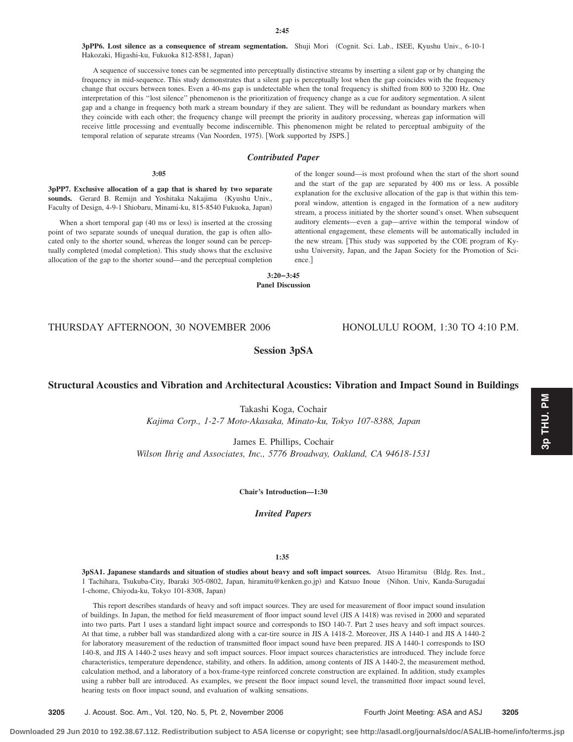**2:45**

**3pPP6. Lost silence as a consequence of stream segmentation.** Shuji Mori (Cognit. Sci. Lab., ISEE, Kyushu Univ., 6-10-1 Hakozaki, Higashi-ku, Fukuoka 812-8581, Japan)

A sequence of successive tones can be segmented into perceptually distinctive streams by inserting a silent gap or by changing the frequency in mid-sequence. This study demonstrates that a silent gap is perceptually lost when the gap coincides with the frequency change that occurs between tones. Even a 40-ms gap is undetectable when the tonal frequency is shifted from 800 to 3200 Hz. One interpretation of this ''lost silence'' phenomenon is the prioritization of frequency change as a cue for auditory segmentation. A silent gap and a change in frequency both mark a stream boundary if they are salient. They will be redundant as boundary markers when they coincide with each other; the frequency change will preempt the priority in auditory processing, whereas gap information will receive little processing and eventually become indiscernible. This phenomenon might be related to perceptual ambiguity of the temporal relation of separate streams (Van Noorden, 1975). [Work supported by JSPS.]

## *Contributed Paper*

**3:05**

**3pPP7. Exclusive allocation of a gap that is shared by two separate sounds.** Gerard B. Remijn and Yoshitaka Nakajima (Kyushu Univ., Faculty of Design, 4-9-1 Shiobaru, Minami-ku, 815-8540 Fukuoka, Japan)

When a short temporal gap (40 ms or less) is inserted at the crossing point of two separate sounds of unequal duration, the gap is often allocated only to the shorter sound, whereas the longer sound can be perceptually completed (modal completion). This study shows that the exclusive allocation of the gap to the shorter sound—and the perceptual completion of the longer sound—is most profound when the start of the short sound and the start of the gap are separated by 400 ms or less. A possible explanation for the exclusive allocation of the gap is that within this temporal window, attention is engaged in the formation of a new auditory stream, a process initiated by the shorter sound's onset. When subsequent auditory elements—even a gap—arrive within the temporal window of attentional engagement, these elements will be automatically included in the new stream. [This study was supported by the COE program of Kyushu University, Japan, and the Japan Society for the Promotion of Science.]

**3:20–3:45**
**Panel Discussion**

THURSDAY AFTERNOON, 30 NOVEMBER 2006 HONOLULU ROOM, 1:30 TO 4:10 P.M.

# Session 3pSA

## Structural Acoustics and Vibration and Architectural Acoustics: Vibration and Impact Sound in Buildings

Takashi Koga, Cochair
*Kajima Corp., 1-2-7 Moto-Akasaka, Minato-ku, Tokyo 107-8388, Japan*

James E. Phillips, Cochair
*Wilson Ihrig and Associates, Inc., 5776 Broadway, Oakland, CA 94618-1531*

**Chair's Introduction—1:30**

## *Invited Papers*

**1:35**

**3pSA1. Japanese standards and situation of studies about heavy and soft impact sources.** Atsuo Hiramitsu (Bldg. Res. Inst., 1 Tachihara, Tsukuba-City, Ibaraki 305-0802, Japan, hiramitu@kenken.go.jp) and Katsuo Inoue (Nihon. Univ, Kanda-Surugadai 1-chome, Chiyoda-ku, Tokyo 101-8308, Japan)

This report describes standards of heavy and soft impact sources. They are used for measurement of floor impact sound insulation of buildings. In Japan, the method for field measurement of floor impact sound level (JIS A 1418) was revised in 2000 and separated into two parts. Part 1 uses a standard light impact source and corresponds to ISO 140-7. Part 2 uses heavy and soft impact sources. At that time, a rubber ball was standardized along with a car-tire source in JIS A 1418-2. Moreover, JIS A 1440-1 and JIS A 1440-2 for laboratory measurement of the reduction of transmitted floor impact sound have been prepared. JIS A 1440-1 corresponds to ISO 140-8, and JIS A 1440-2 uses heavy and soft impact sources. Floor impact sources characteristics are introduced. They include force characteristics, temperature dependence, stability, and others. In addition, among contents of JIS A 1440-2, the measurement method, calculation method, and a laboratory of a box-frame-type reinforced concrete construction are explained. In addition, study examples using a rubber ball are introduced. As examples, we present the floor impact sound level, the transmitted floor impact sound level, hearing tests on floor impact sound, and evaluation of walking sensations.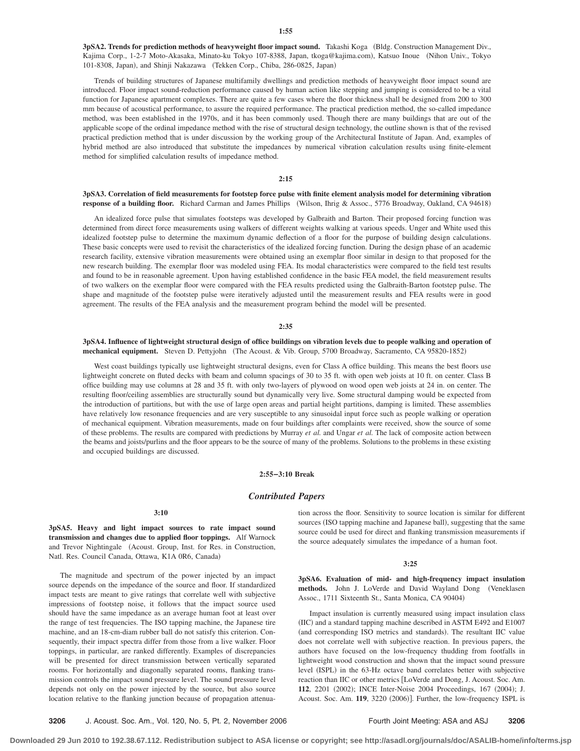**1:55**

**3pSA2. Trends for prediction methods of heavyweight floor impact sound.** Takashi Koga (Bldg. Construction Management Div., Kajima Corp., 1-2-7 Moto-Akasaka, Minato-ku Tokyo 107-8388, Japan, tkoga@kajima.com), Katsuo Inoue (Nihon Univ., Tokyo 101-8308, Japan), and Shinji Nakazawa (Tekken Corp., Chiba, 286-0825, Japan)

Trends of building structures of Japanese multifamily dwellings and prediction methods of heavyweight floor impact sound are introduced. Floor impact sound-reduction performance caused by human action like stepping and jumping is considered to be a vital function for Japanese apartment complexes. There are quite a few cases where the floor thickness shall be designed from 200 to 300 mm because of acoustical performance, to assure the required performance. The practical prediction method, the so-called impedance method, was been established in the 1970s, and it has been commonly used. Though there are many buildings that are out of the applicable scope of the ordinal impedance method with the rise of structural design technology, the outline shown is that of the revised practical prediction method that is under discussion by the working group of the Architectural Institute of Japan. And, examples of hybrid method are also introduced that substitute the impedances by numerical vibration calculation results using finite-element method for simplified calculation results of impedance method.

**2:15**

**3pSA3. Correlation of field measurements for footstep force pulse with finite element analysis model for determining vibration response of a building floor.** Richard Carman and James Phillips (Wilson, Ihrig & Assoc., 5776 Broadway, Oakland, CA 94618)

An idealized force pulse that simulates footsteps was developed by Galbraith and Barton. Their proposed forcing function was determined from direct force measurements using walkers of different weights walking at various speeds. Unger and White used this idealized footstep pulse to determine the maximum dynamic deflection of a floor for the purpose of building design calculations. These basic concepts were used to revisit the characteristics of the idealized forcing function. During the design phase of an academic research facility, extensive vibration measurements were obtained using an exemplar floor similar in design to that proposed for the new research building. The exemplar floor was modeled using FEA. Its modal characteristics were compared to the field test results and found to be in reasonable agreement. Upon having established confidence in the basic FEA model, the field measurement results of two walkers on the exemplar floor were compared with the FEA results predicted using the Galbraith-Barton footstep pulse. The shape and magnitude of the footstep pulse were iteratively adjusted until the measurement results and FEA results were in good agreement. The results of the FEA analysis and the measurement program behind the model will be presented.

**2:35**

**3pSA4. Influence of lightweight structural design of office buildings on vibration levels due to people walking and operation of mechanical equipment.** Steven D. Pettyjohn (The Acoust. & Vib. Group, 5700 Broadway, Sacramento, CA 95820-1852)

West coast buildings typically use lightweight structural designs, even for Class A office building. This means the best floors use lightweight concrete on fluted decks with beam and column spacings of 30 to 35 ft. with open web joists at 10 ft. on center. Class B office building may use columns at 28 and 35 ft. with only two-layers of plywood on wood open web joists at 24 in. on center. The resulting floor/ceiling assemblies are structurally sound but dynamically very live. Some structural damping would be expected from the introduction of partitions, but with the use of large open areas and partial height partitions, damping is limited. These assemblies have relatively low resonance frequencies and are very susceptible to any sinusoidal input force such as people walking or operation of mechanical equipment. Vibration measurements, made on four buildings after complaints were received, show the source of some of these problems. The results are compared with predictions by Murray *et al.* and Ungar *et al.* The lack of composite action between the beams and joists/purlins and the floor appears to be the source of many of the problems. Solutions to the problems in these existing and occupied buildings are discussed.

**2:55–3:10 Break**

## *Contributed Papers*

**3:10**

**3pSA5. Heavy and light impact sources to rate impact sound transmission and changes due to applied floor toppings.** Alf Warnock and Trevor Nightingale (Acoust. Group, Inst. for Res. in Construction, Natl. Res. Council Canada, Ottawa, K1A 0R6, Canada)

The magnitude and spectrum of the power injected by an impact source depends on the impedance of the source and floor. If standardized impact tests are meant to give ratings that correlate well with subjective impressions of footstep noise, it follows that the impact source used should have the same impedance as an average human foot at least over the range of test frequencies. The ISO tapping machine, the Japanese tire machine, and an 18-cm-diam rubber ball do not satisfy this criterion. Consequently, their impact spectra differ from those from a live walker. Floor toppings, in particular, are ranked differently. Examples of discrepancies will be presented for direct transmission between vertically separated rooms. For horizontally and diagonally separated rooms, flanking transmission controls the impact sound pressure level. The sound pressure level depends not only on the power injected by the source, but also source location relative to the flanking junction because of propagation attenuation across the floor. Sensitivity to source location is similar for different sources (ISO tapping machine and Japanese ball), suggesting that the same source could be used for direct and flanking transmission measurements if the source adequately simulates the impedance of a human foot.

**3:25**

**3pSA6. Evaluation of mid- and high-frequency impact insulation methods.** John J. LoVerde and David Wayland Dong (Veneklasen Assoc., 1711 Sixteenth St., Santa Monica, CA 90404)

Impact insulation is currently measured using impact insulation class (IIC) and a standard tapping machine described in ASTM E492 and E1007 (and corresponding ISO metrics and standards). The resultant IIC value does not correlate well with subjective reaction. In previous papers, the authors have focused on the low-frequency thudding from footfalls in lightweight wood construction and shown that the impact sound pressure level (ISPL) in the 63-Hz octave band correlates better with subjective reaction than IIC or other metrics [LoVerde and Dong, J. Acoust. Soc. Am. **112**, 2201 (2002); INCE Inter-Noise 2004 Proceedings, 167 (2004); J. Acoust. Soc. Am. **119**, 3220 (2006)]. Further, the low-frequency ISPL is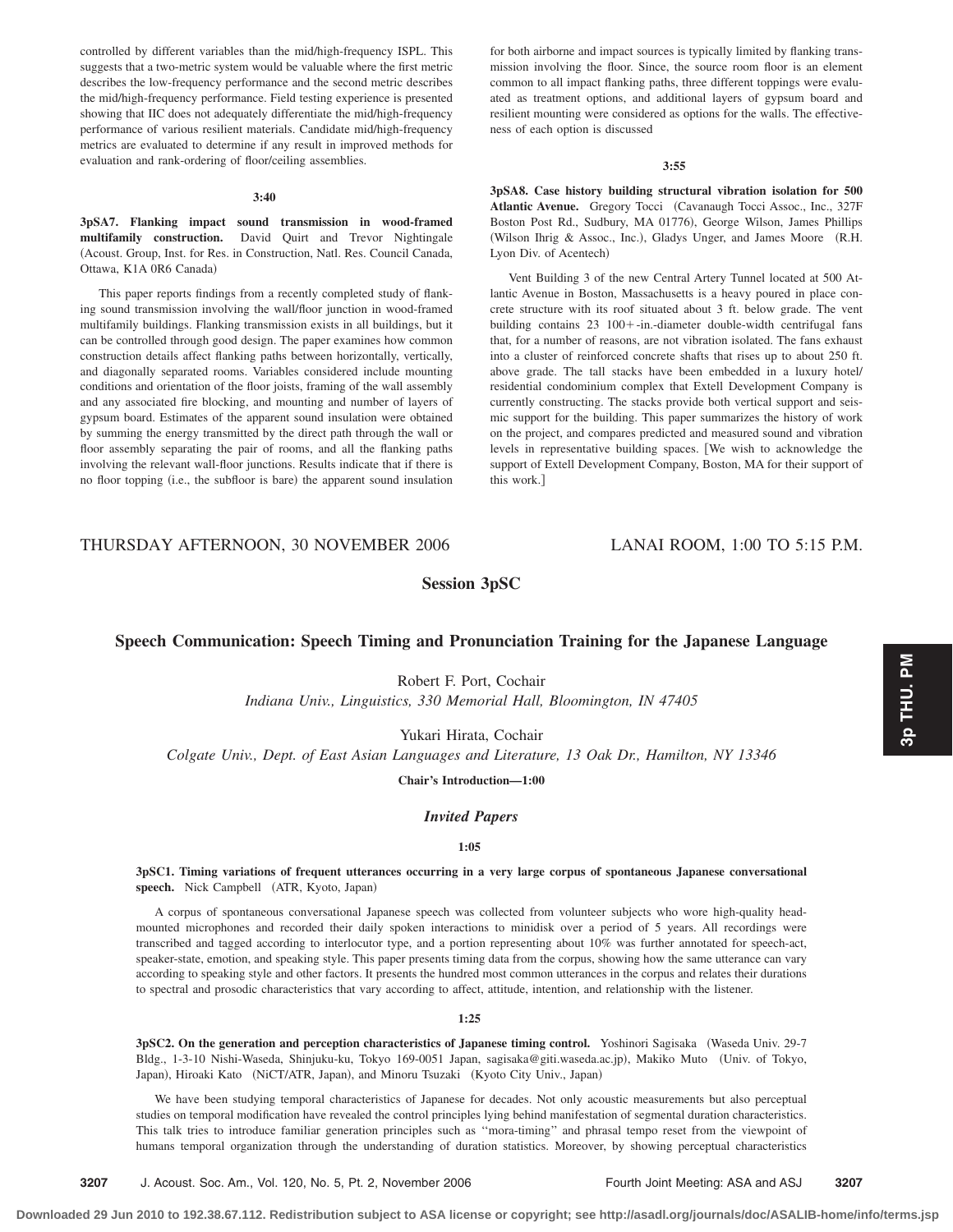controlled by different variables than the mid/high-frequency ISPL. This suggests that a two-metric system would be valuable where the first metric describes the low-frequency performance and the second metric describes the mid/high-frequency performance. Field testing experience is presented showing that IIC does not adequately differentiate the mid/high-frequency performance of various resilient materials. Candidate mid/high-frequency metrics are evaluated to determine if any result in improved methods for evaluation and rank-ordering of floor/ceiling assemblies.

**3:40**

**3pSA7. Flanking impact sound transmission in wood-framed multifamily construction.** David Quirt and Trevor Nightingale (Acoust. Group, Inst. for Res. in Construction, Natl. Res. Council Canada, Ottawa, K1A 0R6 Canada)

This paper reports findings from a recently completed study of flanking sound transmission involving the wall/floor junction in wood-framed multifamily buildings. Flanking transmission exists in all buildings, but it can be controlled through good design. The paper examines how common construction details affect flanking paths between horizontally, vertically, and diagonally separated rooms. Variables considered include mounting conditions and orientation of the floor joists, framing of the wall assembly and any associated fire blocking, and mounting and number of layers of gypsum board. Estimates of the apparent sound insulation were obtained by summing the energy transmitted by the direct path through the wall or floor assembly separating the pair of rooms, and all the flanking paths involving the relevant wall-floor junctions. Results indicate that if there is no floor topping (i.e., the subfloor is bare) the apparent sound insulation for both airborne and impact sources is typically limited by flanking transmission involving the floor. Since, the source room floor is an element common to all impact flanking paths, three different toppings were evaluated as treatment options, and additional layers of gypsum board and resilient mounting were considered as options for the walls. The effectiveness of each option is discussed

**3:55**

**3pSA8. Case history building structural vibration isolation for 500 Atlantic Avenue.** Gregory Tocci (Cavanaugh Tocci Assoc., Inc., 327F Boston Post Rd., Sudbury, MA 01776), George Wilson, James Phillips (Wilson Ihrig & Assoc., Inc.), Gladys Unger, and James Moore (R.H. Lyon Div. of Acentech)

Vent Building 3 of the new Central Artery Tunnel located at 500 Atlantic Avenue in Boston, Massachusetts is a heavy poured in place concrete structure with its roof situated about 3 ft. below grade. The vent building contains 23 100+-in.-diameter double-width centrifugal fans that, for a number of reasons, are not vibration isolated. The fans exhaust into a cluster of reinforced concrete shafts that rises up to about 250 ft. above grade. The tall stacks have been embedded in a luxury hotel/residential condominium complex that Extell Development Company is currently constructing. The stacks provide both vertical support and seismic support for the building. This paper summarizes the history of work on the project, and compares predicted and measured sound and vibration levels in representative building spaces. [We wish to acknowledge the support of Extell Development Company, Boston, MA for their support of this work.]

THURSDAY AFTERNOON, 30 NOVEMBER 2006 — LANAI ROOM, 1:00 TO 5:15 P.M.

## Session 3pSC

## Speech Communication: Speech Timing and Pronunciation Training for the Japanese Language

Robert F. Port, Cochair
*Indiana Univ., Linguistics, 330 Memorial Hall, Bloomington, IN 47405*

Yukari Hirata, Cochair
*Colgate Univ., Dept. of East Asian Languages and Literature, 13 Oak Dr., Hamilton, NY 13346*

**Chair's Introduction—1:00**

### *Invited Papers*

**1:05**

**3pSC1. Timing variations of frequent utterances occurring in a very large corpus of spontaneous Japanese conversational speech.** Nick Campbell (ATR, Kyoto, Japan)

A corpus of spontaneous conversational Japanese speech was collected from volunteer subjects who wore high-quality head-mounted microphones and recorded their daily spoken interactions to minidisk over a period of 5 years. All recordings were transcribed and tagged according to interlocutor type, and a portion representing about 10% was further annotated for speech-act, speaker-state, emotion, and speaking style. This paper presents timing data from the corpus, showing how the same utterance can vary according to speaking style and other factors. It presents the hundred most common utterances in the corpus and relates their durations to spectral and prosodic characteristics that vary according to affect, attitude, intention, and relationship with the listener.

**1:25**

**3pSC2. On the generation and perception characteristics of Japanese timing control.** Yoshinori Sagisaka (Waseda Univ. 29-7 Bldg., 1-3-10 Nishi-Waseda, Shinjuku-ku, Tokyo 169-0051 Japan, sagisaka@giti.waseda.ac.jp), Makiko Muto (Univ. of Tokyo, Japan), Hiroaki Kato (NiCT/ATR, Japan), and Minoru Tsuzaki (Kyoto City Univ., Japan)

We have been studying temporal characteristics of Japanese for decades. Not only acoustic measurements but also perceptual studies on temporal modification have revealed the control principles lying behind manifestation of segmental duration characteristics. This talk tries to introduce familiar generation principles such as "mora-timing" and phrasal tempo reset from the viewpoint of humans temporal organization through the understanding of duration statistics. Moreover, by showing perceptual characteristics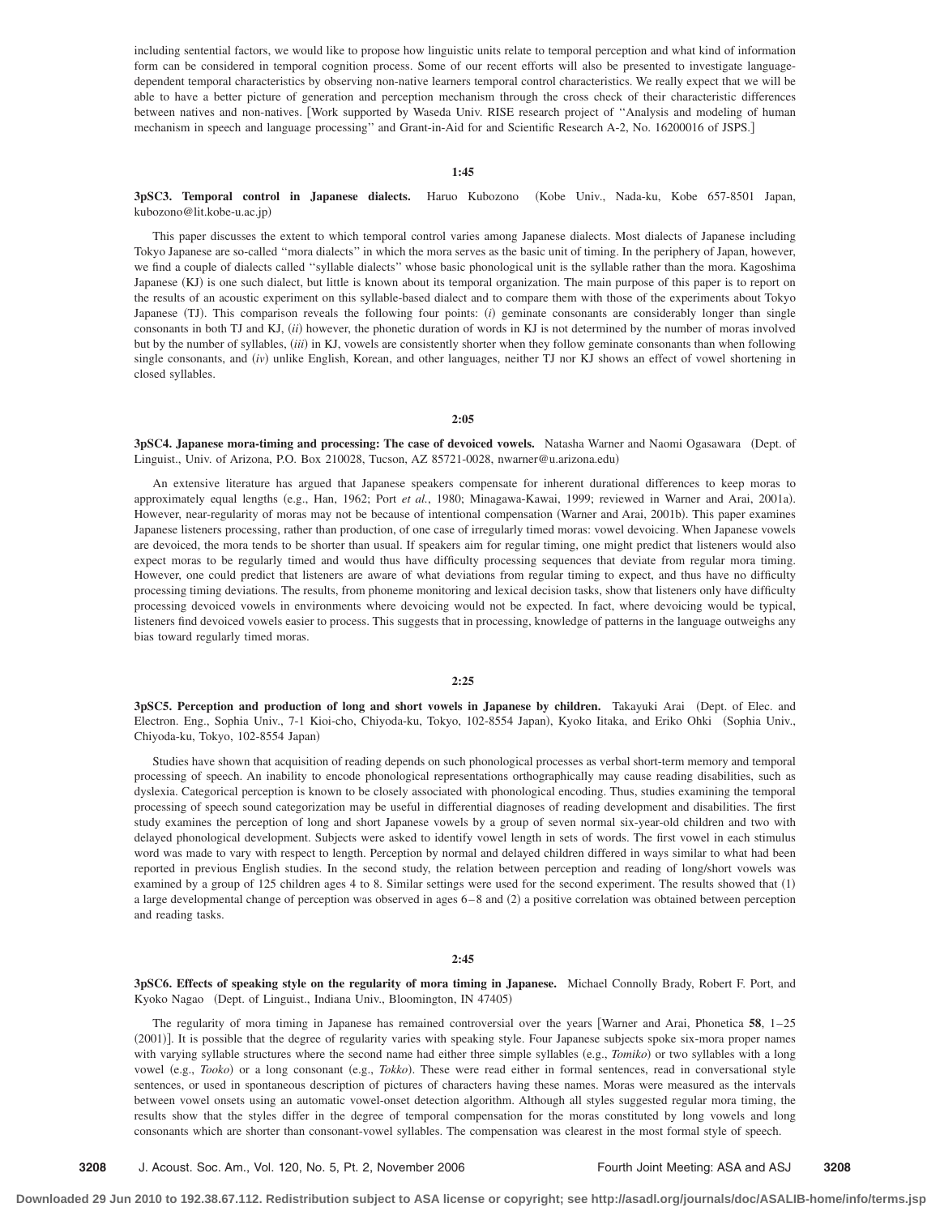including sentential factors, we would like to propose how linguistic units relate to temporal perception and what kind of information form can be considered in temporal cognition process. Some of our recent efforts will also be presented to investigate language-dependent temporal characteristics by observing non-native learners temporal control characteristics. We really expect that we will be able to have a better picture of generation and perception mechanism through the cross check of their characteristic differences between natives and non-natives. [Work supported by Waseda Univ. RISE research project of ''Analysis and modeling of human mechanism in speech and language processing'' and Grant-in-Aid for and Scientific Research A-2, No. 16200016 of JSPS.]

**1:45**

**3pSC3. Temporal control in Japanese dialects.** Haruo Kubozono (Kobe Univ., Nada-ku, Kobe 657-8501 Japan, kubozono@lit.kobe-u.ac.jp)

This paper discusses the extent to which temporal control varies among Japanese dialects. Most dialects of Japanese including Tokyo Japanese are so-called ''mora dialects'' in which the mora serves as the basic unit of timing. In the periphery of Japan, however, we find a couple of dialects called ''syllable dialects'' whose basic phonological unit is the syllable rather than the mora. Kagoshima Japanese (KJ) is one such dialect, but little is known about its temporal organization. The main purpose of this paper is to report on the results of an acoustic experiment on this syllable-based dialect and to compare them with those of the experiments about Tokyo Japanese (TJ). This comparison reveals the following four points: (*i*) geminate consonants are considerably longer than single consonants in both TJ and KJ, (*ii*) however, the phonetic duration of words in KJ is not determined by the number of moras involved but by the number of syllables, (*iii*) in KJ, vowels are consistently shorter when they follow geminate consonants than when following single consonants, and (*iv*) unlike English, Korean, and other languages, neither TJ nor KJ shows an effect of vowel shortening in closed syllables.

**2:05**

**3pSC4. Japanese mora-timing and processing: The case of devoiced vowels.** Natasha Warner and Naomi Ogasawara (Dept. of Linguist., Univ. of Arizona, P.O. Box 210028, Tucson, AZ 85721-0028, nwarner@u.arizona.edu)

An extensive literature has argued that Japanese speakers compensate for inherent durational differences to keep moras to approximately equal lengths (e.g., Han, 1962; Port *et al.*, 1980; Minagawa-Kawai, 1999; reviewed in Warner and Arai, 2001a). However, near-regularity of moras may not be because of intentional compensation (Warner and Arai, 2001b). This paper examines Japanese listeners processing, rather than production, of one case of irregularly timed moras: vowel devoicing. When Japanese vowels are devoiced, the mora tends to be shorter than usual. If speakers aim for regular timing, one might predict that listeners would also expect moras to be regularly timed and would thus have difficulty processing sequences that deviate from regular mora timing. However, one could predict that listeners are aware of what deviations from regular timing to expect, and thus have no difficulty processing timing deviations. The results, from phoneme monitoring and lexical decision tasks, show that listeners only have difficulty processing devoiced vowels in environments where devoicing would not be expected. In fact, where devoicing would be typical, listeners find devoiced vowels easier to process. This suggests that in processing, knowledge of patterns in the language outweighs any bias toward regularly timed moras.

**2:25**

**3pSC5. Perception and production of long and short vowels in Japanese by children.** Takayuki Arai (Dept. of Elec. and Electron. Eng., Sophia Univ., 7-1 Kioi-cho, Chiyoda-ku, Tokyo, 102-8554 Japan), Kyoko Iitaka, and Eriko Ohki (Sophia Univ., Chiyoda-ku, Tokyo, 102-8554 Japan)

Studies have shown that acquisition of reading depends on such phonological processes as verbal short-term memory and temporal processing of speech. An inability to encode phonological representations orthographically may cause reading disabilities, such as dyslexia. Categorical perception is known to be closely associated with phonological encoding. Thus, studies examining the temporal processing of speech sound categorization may be useful in differential diagnoses of reading development and disabilities. The first study examines the perception of long and short Japanese vowels by a group of seven normal six-year-old children and two with delayed phonological development. Subjects were asked to identify vowel length in sets of words. The first vowel in each stimulus word was made to vary with respect to length. Perception by normal and delayed children differed in ways similar to what had been reported in previous English studies. In the second study, the relation between perception and reading of long/short vowels was examined by a group of 125 children ages 4 to 8. Similar settings were used for the second experiment. The results showed that (1) a large developmental change of perception was observed in ages 6–8 and (2) a positive correlation was obtained between perception and reading tasks.

**2:45**

**3pSC6. Effects of speaking style on the regularity of mora timing in Japanese.** Michael Connolly Brady, Robert F. Port, and Kyoko Nagao (Dept. of Linguist., Indiana Univ., Bloomington, IN 47405)

The regularity of mora timing in Japanese has remained controversial over the years [Warner and Arai, Phonetica **58**, 1–25 (2001)]. It is possible that the degree of regularity varies with speaking style. Four Japanese subjects spoke six-mora proper names with varying syllable structures where the second name had either three simple syllables (e.g., *Tomiko*) or two syllables with a long vowel (e.g., *Tooko*) or a long consonant (e.g., *Tokko*). These were read either in formal sentences, read in conversational style sentences, or used in spontaneous description of pictures of characters having these names. Moras were measured as the intervals between vowel onsets using an automatic vowel-onset detection algorithm. Although all styles suggested regular mora timing, the results show that the styles differ in the degree of temporal compensation for the moras constituted by long vowels and long consonants which are shorter than consonant-vowel syllables. The compensation was clearest in the most formal style of speech.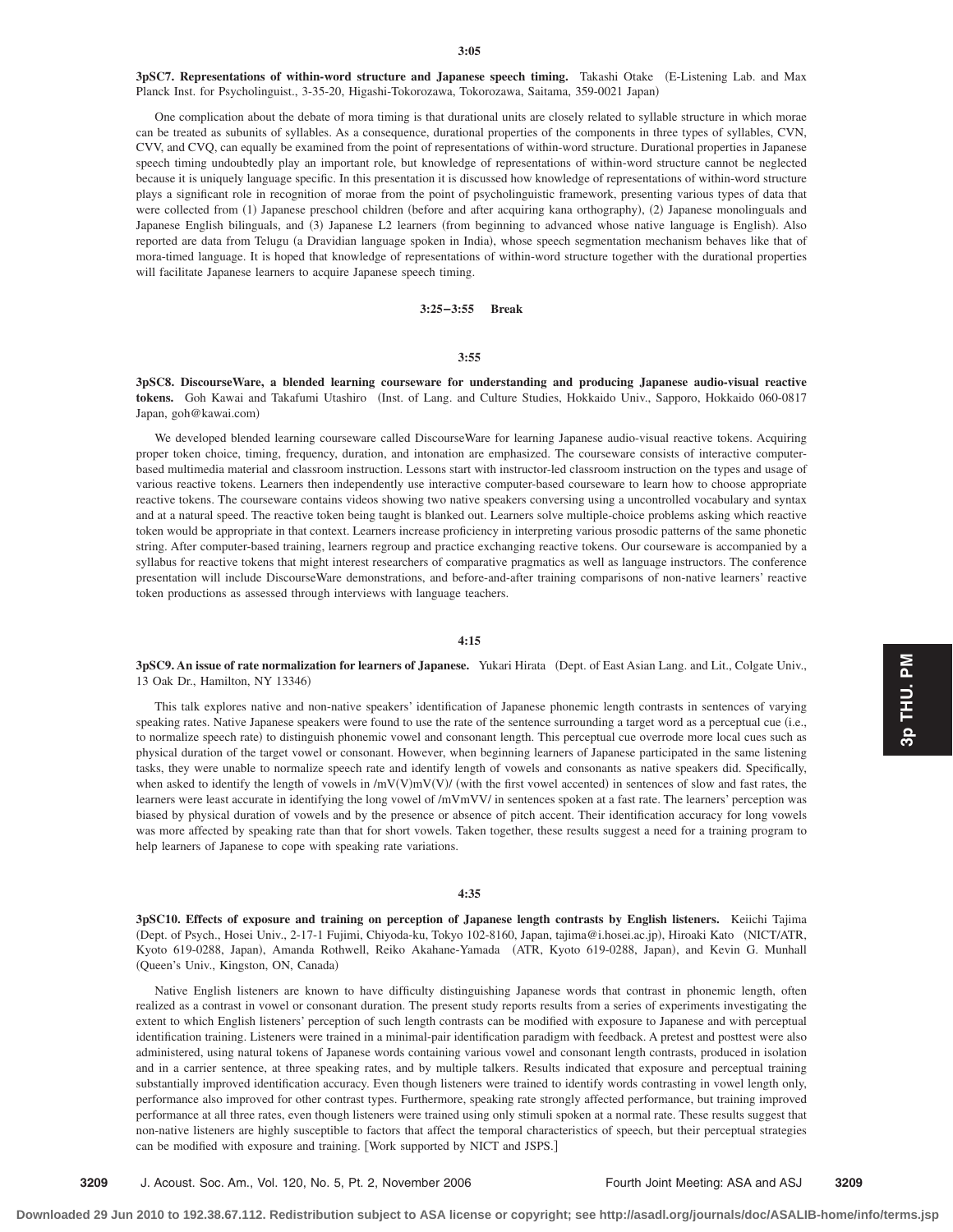**3:05**

**3pSC7. Representations of within-word structure and Japanese speech timing.** Takashi Otake (E-Listening Lab. and Max Planck Inst. for Psycholinguist., 3-35-20, Higashi-Tokorozawa, Tokorozawa, Saitama, 359-0021 Japan)

One complication about the debate of mora timing is that durational units are closely related to syllable structure in which morae can be treated as subunits of syllables. As a consequence, durational properties of the components in three types of syllables, CVN, CVV, and CVQ, can equally be examined from the point of representations of within-word structure. Durational properties in Japanese speech timing undoubtedly play an important role, but knowledge of representations of within-word structure cannot be neglected because it is uniquely language specific. In this presentation it is discussed how knowledge of representations of within-word structure plays a significant role in recognition of morae from the point of psycholinguistic framework, presenting various types of data that were collected from (1) Japanese preschool children (before and after acquiring kana orthography), (2) Japanese monolinguals and Japanese English bilinguals, and (3) Japanese L2 learners (from beginning to advanced whose native language is English). Also reported are data from Telugu (a Dravidian language spoken in India), whose speech segmentation mechanism behaves like that of mora-timed language. It is hoped that knowledge of representations of within-word structure together with the durational properties will facilitate Japanese learners to acquire Japanese speech timing.

**3:25–3:55 Break**

**3:55**

**3pSC8. DiscourseWare, a blended learning courseware for understanding and producing Japanese audio-visual reactive tokens.** Goh Kawai and Takafumi Utashiro (Inst. of Lang. and Culture Studies, Hokkaido Univ., Sapporo, Hokkaido 060-0817 Japan, goh@kawai.com)

We developed blended learning courseware called DiscourseWare for learning Japanese audio-visual reactive tokens. Acquiring proper token choice, timing, frequency, duration, and intonation are emphasized. The courseware consists of interactive computer-based multimedia material and classroom instruction. Lessons start with instructor-led classroom instruction on the types and usage of various reactive tokens. Learners then independently use interactive computer-based courseware to learn how to choose appropriate reactive tokens. The courseware contains videos showing two native speakers conversing using a uncontrolled vocabulary and syntax and at a natural speed. The reactive token being taught is blanked out. Learners solve multiple-choice problems asking which reactive token would be appropriate in that context. Learners increase proficiency in interpreting various prosodic patterns of the same phonetic string. After computer-based training, learners regroup and practice exchanging reactive tokens. Our courseware is accompanied by a syllabus for reactive tokens that might interest researchers of comparative pragmatics as well as language instructors. The conference presentation will include DiscourseWare demonstrations, and before-and-after training comparisons of non-native learners' reactive token productions as assessed through interviews with language teachers.

**4:15**

**3pSC9. An issue of rate normalization for learners of Japanese.** Yukari Hirata (Dept. of East Asian Lang. and Lit., Colgate Univ., 13 Oak Dr., Hamilton, NY 13346)

This talk explores native and non-native speakers' identification of Japanese phonemic length contrasts in sentences of varying speaking rates. Native Japanese speakers were found to use the rate of the sentence surrounding a target word as a perceptual cue (i.e., to normalize speech rate) to distinguish phonemic vowel and consonant length. This perceptual cue overrode more local cues such as physical duration of the target vowel or consonant. However, when beginning learners of Japanese participated in the same listening tasks, they were unable to normalize speech rate and identify length of vowels and consonants as native speakers did. Specifically, when asked to identify the length of vowels in /mV(V)mV(V)/ (with the first vowel accented) in sentences of slow and fast rates, the learners were least accurate in identifying the long vowel of /mVmVV/ in sentences spoken at a fast rate. The learners' perception was biased by physical duration of vowels and by the presence or absence of pitch accent. Their identification accuracy for long vowels was more affected by speaking rate than that for short vowels. Taken together, these results suggest a need for a training program to help learners of Japanese to cope with speaking rate variations.

**4:35**

**3pSC10. Effects of exposure and training on perception of Japanese length contrasts by English listeners.** Keiichi Tajima (Dept. of Psych., Hosei Univ., 2-17-1 Fujimi, Chiyoda-ku, Tokyo 102-8160, Japan, tajima@i.hosei.ac.jp), Hiroaki Kato (NICT/ATR, Kyoto 619-0288, Japan), Amanda Rothwell, Reiko Akahane-Yamada (ATR, Kyoto 619-0288, Japan), and Kevin G. Munhall (Queen's Univ., Kingston, ON, Canada)

Native English listeners are known to have difficulty distinguishing Japanese words that contrast in phonemic length, often realized as a contrast in vowel or consonant duration. The present study reports results from a series of experiments investigating the extent to which English listeners' perception of such length contrasts can be modified with exposure to Japanese and with perceptual identification training. Listeners were trained in a minimal-pair identification paradigm with feedback. A pretest and posttest were also administered, using natural tokens of Japanese words containing various vowel and consonant length contrasts, produced in isolation and in a carrier sentence, at three speaking rates, and by multiple talkers. Results indicated that exposure and perceptual training substantially improved identification accuracy. Even though listeners were trained to identify words contrasting in vowel length only, performance also improved for other contrast types. Furthermore, speaking rate strongly affected performance, but training improved performance at all three rates, even though listeners were trained using only stimuli spoken at a normal rate. These results suggest that non-native listeners are highly susceptible to factors that affect the temporal characteristics of speech, but their perceptual strategies can be modified with exposure and training. [Work supported by NICT and JSPS.]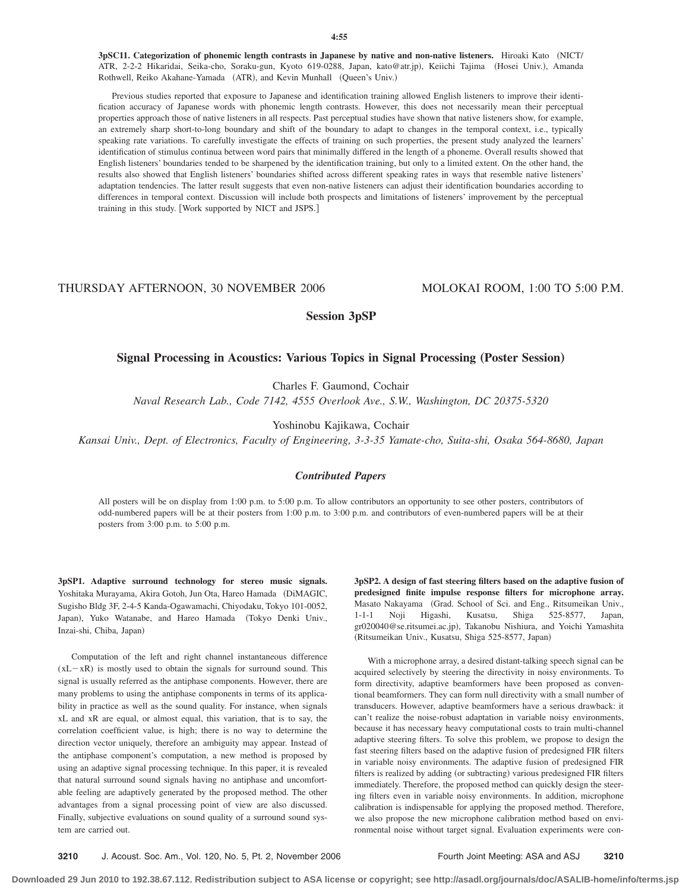**4:55**

**3pSC11. Categorization of phonemic length contrasts in Japanese by native and non-native listeners.** Hiroaki Kato (NICT/ATR, 2-2-2 Hikaridai, Seika-cho, Soraku-gun, Kyoto 619-0288, Japan, kato@atr.jp), Keiichi Tajima (Hosei Univ.), Amanda Rothwell, Reiko Akahane-Yamada (ATR), and Kevin Munhall (Queen's Univ.)

Previous studies reported that exposure to Japanese and identification training allowed English listeners to improve their identification accuracy of Japanese words with phonemic length contrasts. However, this does not necessarily mean their perceptual properties approach those of native listeners in all respects. Past perceptual studies have shown that native listeners show, for example, an extremely sharp short-to-long boundary and shift of the boundary to adapt to changes in the temporal context, i.e., typically speaking rate variations. To carefully investigate the effects of training on such properties, the present study analyzed the learners' identification of stimulus continua between word pairs that minimally differed in the length of a phoneme. Overall results showed that English listeners' boundaries tended to be sharpened by the identification training, but only to a limited extent. On the other hand, the results also showed that English listeners' boundaries shifted across different speaking rates in ways that resemble native listeners' adaptation tendencies. The latter result suggests that even non-native listeners can adjust their identification boundaries according to differences in temporal context. Discussion will include both prospects and limitations of listeners' improvement by the perceptual training in this study. [Work supported by NICT and JSPS.]

THURSDAY AFTERNOON, 30 NOVEMBER 2006 — MOLOKAI ROOM, 1:00 TO 5:00 P.M.

## Session 3pSP

## Signal Processing in Acoustics: Various Topics in Signal Processing (Poster Session)

Charles F. Gaumond, Cochair

*Naval Research Lab., Code 7142, 4555 Overlook Ave., S.W., Washington, DC 20375-5320*

Yoshinobu Kajikawa, Cochair

*Kansai Univ., Dept. of Electronics, Faculty of Engineering, 3-3-35 Yamate-cho, Suita-shi, Osaka 564-8680, Japan*

### *Contributed Papers*

All posters will be on display from 1:00 p.m. to 5:00 p.m. To allow contributors an opportunity to see other posters, contributors of odd-numbered papers will be at their posters from 1:00 p.m. to 3:00 p.m. and contributors of even-numbered papers will be at their posters from 3:00 p.m. to 5:00 p.m.

**3pSP1. Adaptive surround technology for stereo music signals.** Yoshitaka Murayama, Akira Gotoh, Jun Ota, Hareo Hamada (DiMAGIC, Sugisho Bldg 3F, 2-4-5 Kanda-Ogawamachi, Chiyodaku, Tokyo 101-0052, Japan), Yuko Watanabe, and Hareo Hamada (Tokyo Denki Univ., Inzai-shi, Chiba, Japan)

Computation of the left and right channel instantaneous difference ($xL-xR$) is mostly used to obtain the signals for surround sound. This signal is usually referred as the antiphase components. However, there are many problems to using the antiphase components in terms of its applicability in practice as well as the sound quality. For instance, when signals xL and xR are equal, or almost equal, this variation, that is to say, the correlation coefficient value, is high; there is no way to determine the direction vector uniquely, therefore an ambiguity may appear. Instead of the antiphase component's computation, a new method is proposed by using an adaptive signal processing technique. In this paper, it is revealed that natural surround sound signals having no antiphase and uncomfortable feeling are adaptively generated by the proposed method. The other advantages from a signal processing point of view are also discussed. Finally, subjective evaluations on sound quality of a surround sound system are carried out.

**3pSP2. A design of fast steering filters based on the adaptive fusion of predesigned finite impulse response filters for microphone array.** Masato Nakayama (Grad. School of Sci. and Eng., Ritsumeikan Univ., 1-1-1 Noji Higashi, Kusatsu, Shiga 525-8577, Japan, gr020040@se.ritsumei.ac.jp), Takanobu Nishiura, and Yoichi Yamashita (Ritsumeikan Univ., Kusatsu, Shiga 525-8577, Japan)

With a microphone array, a desired distant-talking speech signal can be acquired selectively by steering the directivity in noisy environments. To form directivity, adaptive beamformers have been proposed as conventional beamformers. They can form null directivity with a small number of transducers. However, adaptive beamformers have a serious drawback: it can't realize the noise-robust adaptation in variable noisy environments, because it has necessary heavy computational costs to train multi-channel adaptive steering filters. To solve this problem, we propose to design the fast steering filters based on the adaptive fusion of predesigned FIR filters in variable noisy environments. The adaptive fusion of predesigned FIR filters is realized by adding (or subtracting) various predesigned FIR filters immediately. Therefore, the proposed method can quickly design the steering filters even in variable noisy environments. In addition, microphone calibration is indispensable for applying the proposed method. Therefore, we also propose the new microphone calibration method based on environmental noise without target signal. Evaluation experiments were con-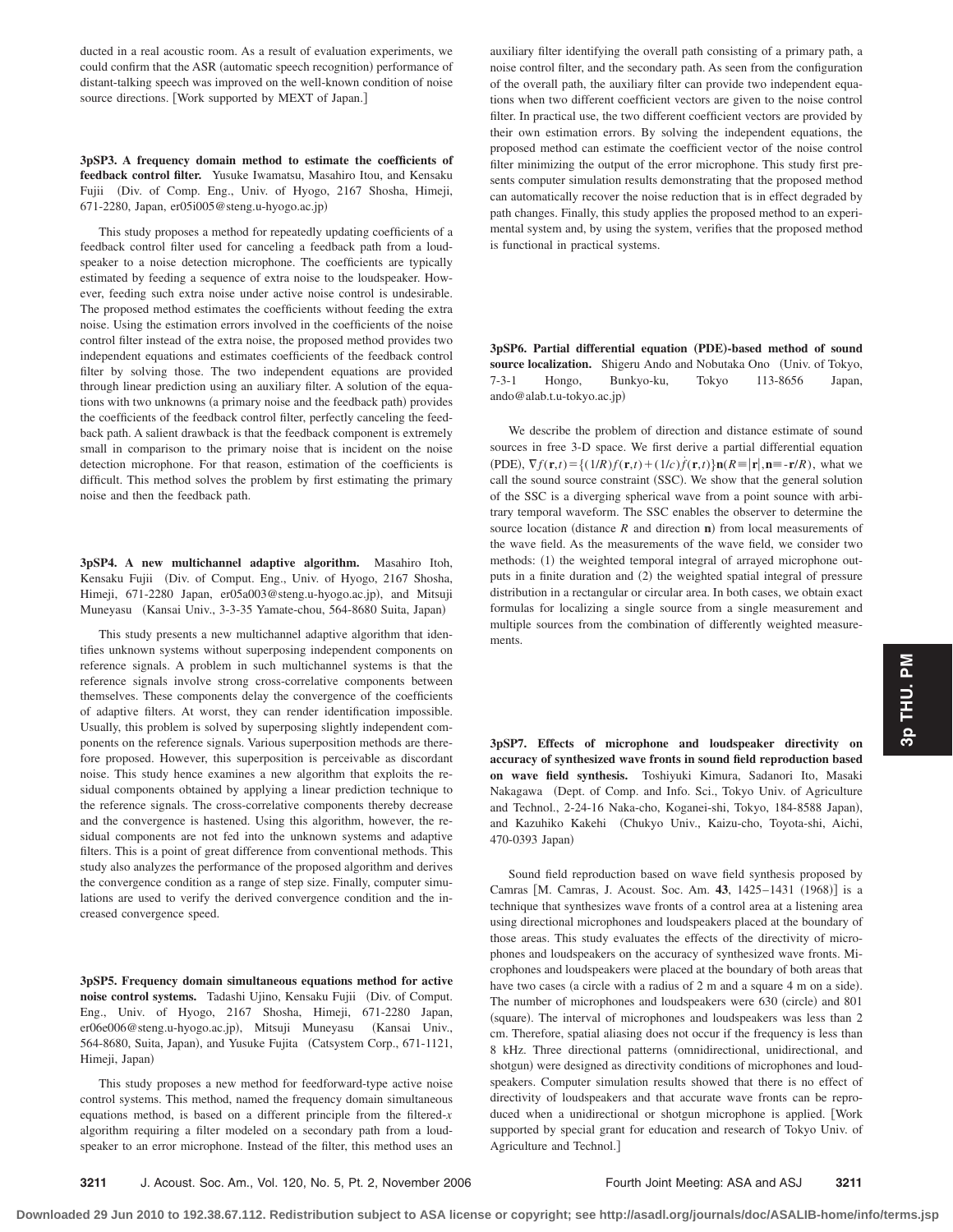ducted in a real acoustic room. As a result of evaluation experiments, we could confirm that the ASR (automatic speech recognition) performance of distant-talking speech was improved on the well-known condition of noise source directions. [Work supported by MEXT of Japan.]

**3pSP3. A frequency domain method to estimate the coefficients of feedback control filter.** Yusuke Iwamatsu, Masahiro Itou, and Kensaku Fujii (Div. of Comp. Eng., Univ. of Hyogo, 2167 Shosha, Himeji, 671-2280, Japan, er05i005@steng.u-hyogo.ac.jp)

This study proposes a method for repeatedly updating coefficients of a feedback control filter used for canceling a feedback path from a loudspeaker to a noise detection microphone. The coefficients are typically estimated by feeding a sequence of extra noise to the loudspeaker. However, feeding such extra noise under active noise control is undesirable. The proposed method estimates the coefficients without feeding the extra noise. Using the estimation errors involved in the coefficients of the noise control filter instead of the extra noise, the proposed method provides two independent equations and estimates coefficients of the feedback control filter by solving those. The two independent equations are provided through linear prediction using an auxiliary filter. A solution of the equations with two unknowns (a primary noise and the feedback path) provides the coefficients of the feedback control filter, perfectly canceling the feedback path. A salient drawback is that the feedback component is extremely small in comparison to the primary noise that is incident on the noise detection microphone. For that reason, estimation of the coefficients is difficult. This method solves the problem by first estimating the primary noise and then the feedback path.

**3pSP4. A new multichannel adaptive algorithm.** Masahiro Itoh, Kensaku Fujii (Div. of Comput. Eng., Univ. of Hyogo, 2167 Shosha, Himeji, 671-2280 Japan, er05a003@steng.u-hyogo.ac.jp), and Mitsuji Muneyasu (Kansai Univ., 3-3-35 Yamate-chou, 564-8680 Suita, Japan)

This study presents a new multichannel adaptive algorithm that identifies unknown systems without superposing independent components on reference signals. A problem in such multichannel systems is that the reference signals involve strong cross-correlative components between themselves. These components delay the convergence of the coefficients of adaptive filters. At worst, they can render identification impossible. Usually, this problem is solved by superposing slightly independent components on the reference signals. Various superposition methods are therefore proposed. However, this superposition is perceivable as discordant noise. This study hence examines a new algorithm that exploits the residual components obtained by applying a linear prediction technique to the reference signals. The cross-correlative components thereby decrease and the convergence is hastened. Using this algorithm, however, the residual components are not fed into the unknown systems and adaptive filters. This is a point of great difference from conventional methods. This study also analyzes the performance of the proposed algorithm and derives the convergence condition as a range of step size. Finally, computer simulations are used to verify the derived convergence condition and the increased convergence speed.

**3pSP5. Frequency domain simultaneous equations method for active noise control systems.** Tadashi Ujino, Kensaku Fujii (Div. of Comput. Eng., Univ. of Hyogo, 2167 Shosha, Himeji, 671-2280 Japan, er06e006@steng.u-hyogo.ac.jp), Mitsuji Muneyasu (Kansai Univ., 564-8680, Suita, Japan), and Yusuke Fujita (Catsystem Corp., 671-1121, Himeji, Japan)

This study proposes a new method for feedforward-type active noise control systems. This method, named the frequency domain simultaneous equations method, is based on a different principle from the filtered-*x* algorithm requiring a filter modeled on a secondary path from a loudspeaker to an error microphone. Instead of the filter, this method uses an auxiliary filter identifying the overall path consisting of a primary path, a noise control filter, and the secondary path. As seen from the configuration of the overall path, the auxiliary filter can provide two independent equations when two different coefficient vectors are given to the noise control filter. In practical use, the two different coefficient vectors are provided by their own estimation errors. By solving the independent equations, the proposed method can estimate the coefficient vector of the noise control filter minimizing the output of the error microphone. This study first presents computer simulation results demonstrating that the proposed method can automatically recover the noise reduction that is in effect degraded by path changes. Finally, this study applies the proposed method to an experimental system and, by using the system, verifies that the proposed method is functional in practical systems.

**3pSP6. Partial differential equation (PDE)-based method of sound source localization.** Shigeru Ando and Nobutaka Ono (Univ. of Tokyo, 7-3-1 Hongo, Bunkyo-ku, Tokyo 113-8656 Japan, ando@alab.t.u-tokyo.ac.jp)

We describe the problem of direction and distance estimate of sound sources in free 3-D space. We first derive a partial differential equation (PDE), $\nabla f(\mathbf{r},t) = \{(1/R) f(\mathbf{r},t) + (1/c)\dot{f}(\mathbf{r},t)\}\mathbf{n}(R \equiv |\mathbf{r}|, \mathbf{n} \equiv -\mathbf{r}/R)$, what we call the sound source constraint (SSC). We show that the general solution of the SSC is a diverging spherical wave from a point sounce with arbitrary temporal waveform. The SSC enables the observer to determine the source location (distance $R$ and direction $\mathbf{n}$) from local measurements of the wave field. As the measurements of the wave field, we consider two methods: (1) the weighted temporal integral of arrayed microphone outputs in a finite duration and (2) the weighted spatial integral of pressure distribution in a rectangular or circular area. In both cases, we obtain exact formulas for localizing a single source from a single measurement and multiple sources from the combination of differently weighted measurements.

**3pSP7. Effects of microphone and loudspeaker directivity on accuracy of synthesized wave fronts in sound field reproduction based on wave field synthesis.** Toshiyuki Kimura, Sadanori Ito, Masaki Nakagawa (Dept. of Comp. and Info. Sci., Tokyo Univ. of Agriculture and Technol., 2-24-16 Naka-cho, Koganei-shi, Tokyo, 184-8588 Japan), and Kazuhiko Kakehi (Chukyo Univ., Kaizu-cho, Toyota-shi, Aichi, 470-0393 Japan)

Sound field reproduction based on wave field synthesis proposed by Camras [M. Camras, J. Acoust. Soc. Am. **43**, 1425–1431 (1968)] is a technique that synthesizes wave fronts of a control area at a listening area using directional microphones and loudspeakers placed at the boundary of those areas. This study evaluates the effects of the directivity of microphones and loudspeakers on the accuracy of synthesized wave fronts. Microphones and loudspeakers were placed at the boundary of both areas that have two cases (a circle with a radius of 2 m and a square 4 m on a side). The number of microphones and loudspeakers were 630 (circle) and 801 (square). The interval of microphones and loudspeakers was less than 2 cm. Therefore, spatial aliasing does not occur if the frequency is less than 8 kHz. Three directional patterns (omnidirectional, unidirectional, and shotgun) were designed as directivity conditions of microphones and loudspeakers. Computer simulation results showed that there is no effect of directivity of loudspeakers and that accurate wave fronts can be reproduced when a unidirectional or shotgun microphone is applied. [Work supported by special grant for education and research of Tokyo Univ. of Agriculture and Technol.]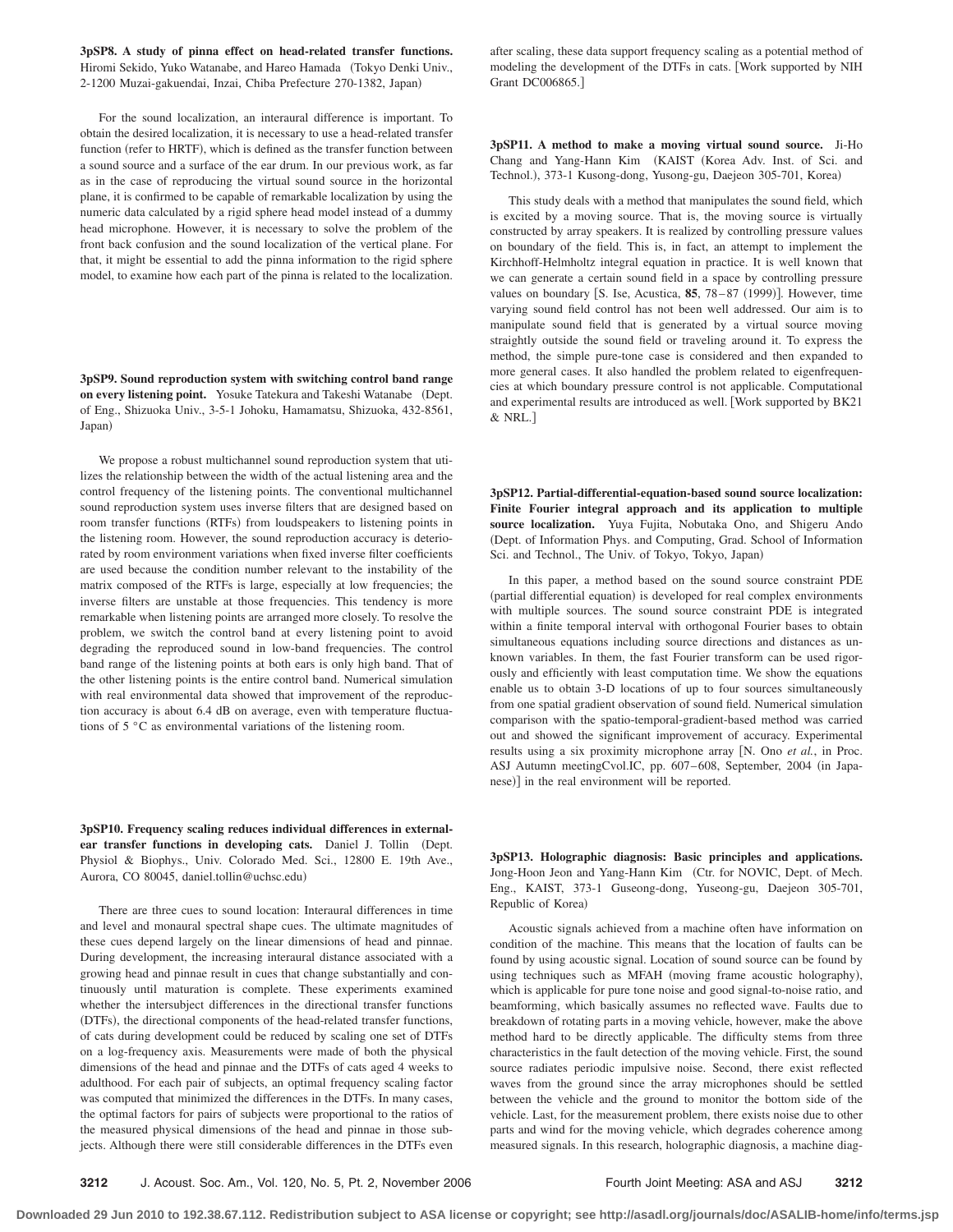**3pSP8. A study of pinna effect on head-related transfer functions.** Hiromi Sekido, Yuko Watanabe, and Hareo Hamada (Tokyo Denki Univ., 2-1200 Muzai-gakuendai, Inzai, Chiba Prefecture 270-1382, Japan)

For the sound localization, an interaural difference is important. To obtain the desired localization, it is necessary to use a head-related transfer function (refer to HRTF), which is defined as the transfer function between a sound source and a surface of the ear drum. In our previous work, as far as in the case of reproducing the virtual sound source in the horizontal plane, it is confirmed to be capable of remarkable localization by using the numeric data calculated by a rigid sphere head model instead of a dummy head microphone. However, it is necessary to solve the problem of the front back confusion and the sound localization of the vertical plane. For that, it might be essential to add the pinna information to the rigid sphere model, to examine how each part of the pinna is related to the localization.

**3pSP9. Sound reproduction system with switching control band range on every listening point.** Yosuke Tatekura and Takeshi Watanabe (Dept. of Eng., Shizuoka Univ., 3-5-1 Johoku, Hamamatsu, Shizuoka, 432-8561, Japan)

We propose a robust multichannel sound reproduction system that utilizes the relationship between the width of the actual listening area and the control frequency of the listening points. The conventional multichannel sound reproduction system uses inverse filters that are designed based on room transfer functions (RTFs) from loudspeakers to listening points in the listening room. However, the sound reproduction accuracy is deteriorated by room environment variations when fixed inverse filter coefficients are used because the condition number relevant to the instability of the matrix composed of the RTFs is large, especially at low frequencies; the inverse filters are unstable at those frequencies. This tendency is more remarkable when listening points are arranged more closely. To resolve the problem, we switch the control band at every listening point to avoid degrading the reproduced sound in low-band frequencies. The control band range of the listening points at both ears is only high band. That of the other listening points is the entire control band. Numerical simulation with real environmental data showed that improvement of the reproduction accuracy is about 6.4 dB on average, even with temperature fluctuations of 5 °C as environmental variations of the listening room.

**3pSP10. Frequency scaling reduces individual differences in external-ear transfer functions in developing cats.** Daniel J. Tollin (Dept. Physiol & Biophys., Univ. Colorado Med. Sci., 12800 E. 19th Ave., Aurora, CO 80045, daniel.tollin@uchsc.edu)

There are three cues to sound location: Interaural differences in time and level and monaural spectral shape cues. The ultimate magnitudes of these cues depend largely on the linear dimensions of head and pinnae. During development, the increasing interaural distance associated with a growing head and pinnae result in cues that change substantially and continuously until maturation is complete. These experiments examined whether the intersubject differences in the directional transfer functions (DTFs), the directional components of the head-related transfer functions, of cats during development could be reduced by scaling one set of DTFs on a log-frequency axis. Measurements were made of both the physical dimensions of the head and pinnae and the DTFs of cats aged 4 weeks to adulthood. For each pair of subjects, an optimal frequency scaling factor was computed that minimized the differences in the DTFs. In many cases, the optimal factors for pairs of subjects were proportional to the ratios of the measured physical dimensions of the head and pinnae in those subjects. Although there were still considerable differences in the DTFs even after scaling, these data support frequency scaling as a potential method of modeling the development of the DTFs in cats. [Work supported by NIH Grant DC006865.]

**3pSP11. A method to make a moving virtual sound source.** Ji-Ho Chang and Yang-Hann Kim (KAIST (Korea Adv. Inst. of Sci. and Technol.), 373-1 Kusong-dong, Yusong-gu, Daejeon 305-701, Korea)

This study deals with a method that manipulates the sound field, which is excited by a moving source. That is, the moving source is virtually constructed by array speakers. It is realized by controlling pressure values on boundary of the field. This is, in fact, an attempt to implement the Kirchhoff-Helmholtz integral equation in practice. It is well known that we can generate a certain sound field in a space by controlling pressure values on boundary [S. Ise, Acustica, **85**, 78–87 (1999)]. However, time varying sound field control has not been well addressed. Our aim is to manipulate sound field that is generated by a virtual source moving straightly outside the sound field or traveling around it. To express the method, the simple pure-tone case is considered and then expanded to more general cases. It also handled the problem related to eigenfrequencies at which boundary pressure control is not applicable. Computational and experimental results are introduced as well. [Work supported by BK21 & NRL.]

**3pSP12. Partial-differential-equation-based sound source localization: Finite Fourier integral approach and its application to multiple source localization.** Yuya Fujita, Nobutaka Ono, and Shigeru Ando (Dept. of Information Phys. and Computing, Grad. School of Information Sci. and Technol., The Univ. of Tokyo, Tokyo, Japan)

In this paper, a method based on the sound source constraint PDE (partial differential equation) is developed for real complex environments with multiple sources. The sound source constraint PDE is integrated within a finite temporal interval with orthogonal Fourier bases to obtain simultaneous equations including source directions and distances as unknown variables. In them, the fast Fourier transform can be used rigorously and efficiently with least computation time. We show the equations enable us to obtain 3-D locations of up to four sources simultaneously from one spatial gradient observation of sound field. Numerical simulation comparison with the spatio-temporal-gradient-based method was carried out and showed the significant improvement of accuracy. Experimental results using a six proximity microphone array [N. Ono *et al.*, in Proc. ASJ Autumn meetingCvol.IC, pp. 607–608, September, 2004 (in Japanese)] in the real environment will be reported.

**3pSP13. Holographic diagnosis: Basic principles and applications.** Jong-Hoon Jeon and Yang-Hann Kim (Ctr. for NOVIC, Dept. of Mech. Eng., KAIST, 373-1 Guseong-dong, Yuseong-gu, Daejeon 305-701, Republic of Korea)

Acoustic signals achieved from a machine often have information on condition of the machine. This means that the location of faults can be found by using acoustic signal. Location of sound source can be found by using techniques such as MFAH (moving frame acoustic holography), which is applicable for pure tone noise and good signal-to-noise ratio, and beamforming, which basically assumes no reflected wave. Faults due to breakdown of rotating parts in a moving vehicle, however, make the above method hard to be directly applicable. The difficulty stems from three characteristics in the fault detection of the moving vehicle. First, the sound source radiates periodic impulsive noise. Second, there exist reflected waves from the ground since the array microphones should be settled between the vehicle and the ground to monitor the bottom side of the vehicle. Last, for the measurement problem, there exists noise due to other parts and wind for the moving vehicle, which degrades coherence among measured signals. In this research, holographic diagnosis, a machine diag-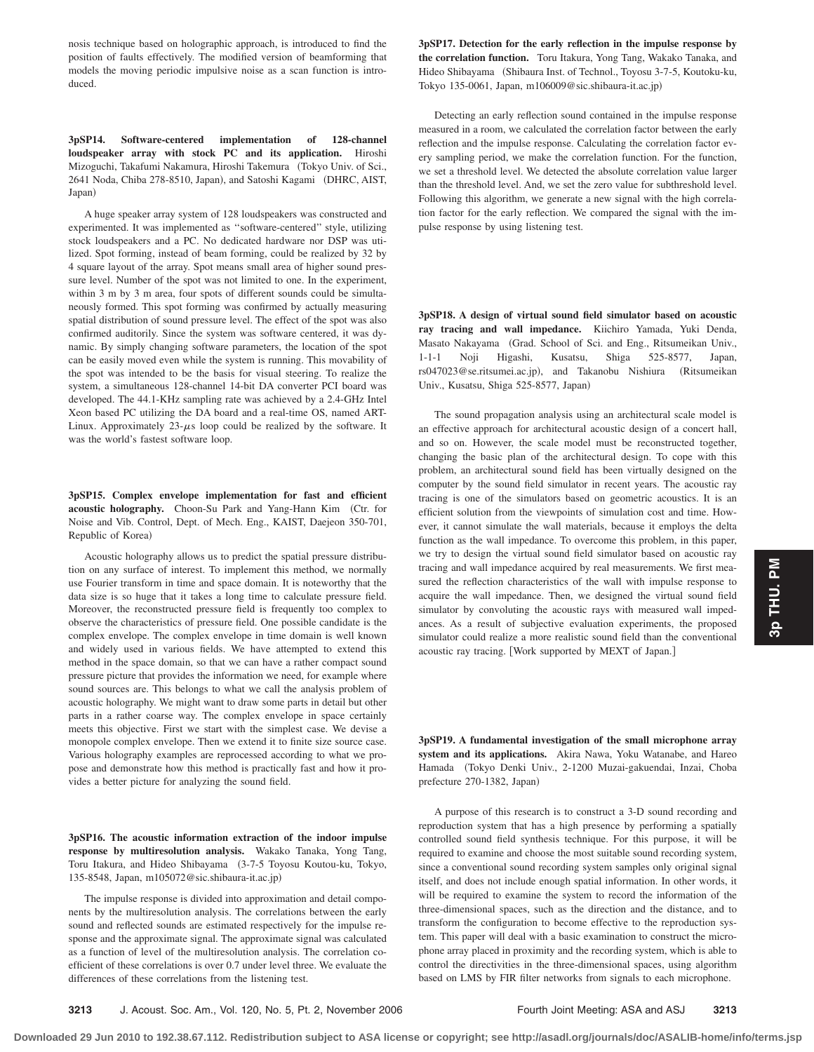nosis technique based on holographic approach, is introduced to find the position of faults effectively. The modified version of beamforming that models the moving periodic impulsive noise as a scan function is introduced.

**3pSP14. Software-centered implementation of 128-channel loudspeaker array with stock PC and its application.** Hiroshi Mizoguchi, Takafumi Nakamura, Hiroshi Takemura (Tokyo Univ. of Sci., 2641 Noda, Chiba 278-8510, Japan), and Satoshi Kagami (DHRC, AIST, Japan)

A huge speaker array system of 128 loudspeakers was constructed and experimented. It was implemented as "software-centered" style, utilizing stock loudspeakers and a PC. No dedicated hardware nor DSP was utilized. Spot forming, instead of beam forming, could be realized by 32 by 4 square layout of the array. Spot means small area of higher sound pressure level. Number of the spot was not limited to one. In the experiment, within 3 m by 3 m area, four spots of different sounds could be simultaneously formed. This spot forming was confirmed by actually measuring spatial distribution of sound pressure level. The effect of the spot was also confirmed auditorily. Since the system was software centered, it was dynamic. By simply changing software parameters, the location of the spot can be easily moved even while the system is running. This movability of the spot was intended to be the basis for visual steering. To realize the system, a simultaneous 128-channel 14-bit DA converter PCI board was developed. The 44.1-KHz sampling rate was achieved by a 2.4-GHz Intel Xeon based PC utilizing the DA board and a real-time OS, named ART-Linux. Approximately 23-$\mu$s loop could be realized by the software. It was the world's fastest software loop.

**3pSP15. Complex envelope implementation for fast and efficient acoustic holography.** Choon-Su Park and Yang-Hann Kim (Ctr. for Noise and Vib. Control, Dept. of Mech. Eng., KAIST, Daejeon 350-701, Republic of Korea)

Acoustic holography allows us to predict the spatial pressure distribution on any surface of interest. To implement this method, we normally use Fourier transform in time and space domain. It is noteworthy that the data size is so huge that it takes a long time to calculate pressure field. Moreover, the reconstructed pressure field is frequently too complex to observe the characteristics of pressure field. One possible candidate is the complex envelope. The complex envelope in time domain is well known and widely used in various fields. We have attempted to extend this method in the space domain, so that we can have a rather compact sound pressure picture that provides the information we need, for example where sound sources are. This belongs to what we call the analysis problem of acoustic holography. We might want to draw some parts in detail but other parts in a rather coarse way. The complex envelope in space certainly meets this objective. First we start with the simplest case. We devise a monopole complex envelope. Then we extend it to finite size source case. Various holography examples are reprocessed according to what we propose and demonstrate how this method is practically fast and how it provides a better picture for analyzing the sound field.

**3pSP16. The acoustic information extraction of the indoor impulse response by multiresolution analysis.** Wakako Tanaka, Yong Tang, Toru Itakura, and Hideo Shibayama (3-7-5 Toyosu Koutou-ku, Tokyo, 135-8548, Japan, m105072@sic.shibaura-it.ac.jp)

The impulse response is divided into approximation and detail components by the multiresolution analysis. The correlations between the early sound and reflected sounds are estimated respectively for the impulse response and the approximate signal. The approximate signal was calculated as a function of level of the multiresolution analysis. The correlation coefficient of these correlations is over 0.7 under level three. We evaluate the differences of these correlations from the listening test.

**3pSP17. Detection for the early reflection in the impulse response by the correlation function.** Toru Itakura, Yong Tang, Wakako Tanaka, and Hideo Shibayama (Shibaura Inst. of Technol., Toyosu 3-7-5, Koutoku-ku, Tokyo 135-0061, Japan, m106009@sic.shibaura-it.ac.jp)

Detecting an early reflection sound contained in the impulse response measured in a room, we calculated the correlation factor between the early reflection and the impulse response. Calculating the correlation factor every sampling period, we make the correlation function. For the function, we set a threshold level. We detected the absolute correlation value larger than the threshold level. And, we set the zero value for subthreshold level. Following this algorithm, we generate a new signal with the high correlation factor for the early reflection. We compared the signal with the impulse response by using listening test.

**3pSP18. A design of virtual sound field simulator based on acoustic ray tracing and wall impedance.** Kiichiro Yamada, Yuki Denda, Masato Nakayama (Grad. School of Sci. and Eng., Ritsumeikan Univ., 1-1-1 Noji Higashi, Kusatsu, Shiga 525-8577, Japan, rs047023@se.ritsumei.ac.jp), and Takanobu Nishiura (Ritsumeikan Univ., Kusatsu, Shiga 525-8577, Japan)

The sound propagation analysis using an architectural scale model is an effective approach for architectural acoustic design of a concert hall, and so on. However, the scale model must be reconstructed together, changing the basic plan of the architectural design. To cope with this problem, an architectural sound field has been virtually designed on the computer by the sound field simulator in recent years. The acoustic ray tracing is one of the simulators based on geometric acoustics. It is an efficient solution from the viewpoints of simulation cost and time. However, it cannot simulate the wall materials, because it employs the delta function as the wall impedance. To overcome this problem, in this paper, we try to design the virtual sound field simulator based on acoustic ray tracing and wall impedance acquired by real measurements. We first measured the reflection characteristics of the wall with impulse response to acquire the wall impedance. Then, we designed the virtual sound field simulator by convoluting the acoustic rays with measured wall impedances. As a result of subjective evaluation experiments, the proposed simulator could realize a more realistic sound field than the conventional acoustic ray tracing. [Work supported by MEXT of Japan.]

**3pSP19. A fundamental investigation of the small microphone array system and its applications.** Akira Nawa, Yoku Watanabe, and Hareo Hamada (Tokyo Denki Univ., 2-1200 Muzai-gakuendai, Inzai, Choba prefecture 270-1382, Japan)

A purpose of this research is to construct a 3-D sound recording and reproduction system that has a high presence by performing a spatially controlled sound field synthesis technique. For this purpose, it will be required to examine and choose the most suitable sound recording system, since a conventional sound recording system samples only original signal itself, and does not include enough spatial information. In other words, it will be required to examine the system to record the information of the three-dimensional spaces, such as the direction and the distance, and to transform the configuration to become effective to the reproduction system. This paper will deal with a basic examination to construct the microphone array placed in proximity and the recording system, which is able to control the directivities in the three-dimensional spaces, using algorithm based on LMS by FIR filter networks from signals to each microphone.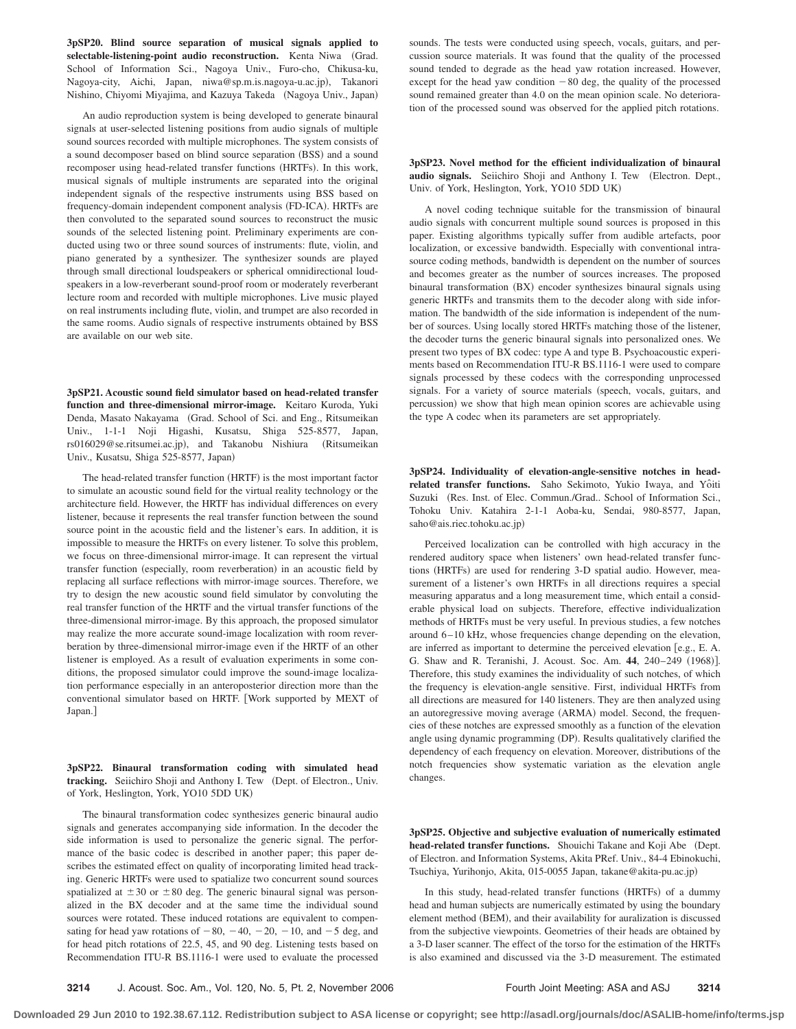**3pSP20. Blind source separation of musical signals applied to selectable-listening-point audio reconstruction.** Kenta Niwa (Grad. School of Information Sci., Nagoya Univ., Furo-cho, Chikusa-ku, Nagoya-city, Aichi, Japan, niwa@sp.m.is.nagoya-u.ac.jp), Takanori Nishino, Chiyomi Miyajima, and Kazuya Takeda (Nagoya Univ., Japan)

An audio reproduction system is being developed to generate binaural signals at user-selected listening positions from audio signals of multiple sound sources recorded with multiple microphones. The system consists of a sound decomposer based on blind source separation (BSS) and a sound recomposer using head-related transfer functions (HRTFs). In this work, musical signals of multiple instruments are separated into the original independent signals of the respective instruments using BSS based on frequency-domain independent component analysis (FD-ICA). HRTFs are then convoluted to the separated sound sources to reconstruct the music sounds of the selected listening point. Preliminary experiments are conducted using two or three sound sources of instruments: flute, violin, and piano generated by a synthesizer. The synthesizer sounds are played through small directional loudspeakers or spherical omnidirectional loudspeakers in a low-reverberant sound-proof room or moderately reverberant lecture room and recorded with multiple microphones. Live music played on real instruments including flute, violin, and trumpet are also recorded in the same rooms. Audio signals of respective instruments obtained by BSS are available on our web site.

**3pSP21. Acoustic sound field simulator based on head-related transfer function and three-dimensional mirror-image.** Keitaro Kuroda, Yuki Denda, Masato Nakayama (Grad. School of Sci. and Eng., Ritsumeikan Univ., 1-1-1 Noji Higashi, Kusatsu, Shiga 525-8577, Japan, rs016029@se.ritsumei.ac.jp), and Takanobu Nishiura (Ritsumeikan Univ., Kusatsu, Shiga 525-8577, Japan)

The head-related transfer function (HRTF) is the most important factor to simulate an acoustic sound field for the virtual reality technology or the architecture field. However, the HRTF has individual differences on every listener, because it represents the real transfer function between the sound source point in the acoustic field and the listener's ears. In addition, it is impossible to measure the HRTFs on every listener. To solve this problem, we focus on three-dimensional mirror-image. It can represent the virtual transfer function (especially, room reverberation) in an acoustic field by replacing all surface reflections with mirror-image sources. Therefore, we try to design the new acoustic sound field simulator by convoluting the real transfer function of the HRTF and the virtual transfer functions of the three-dimensional mirror-image. By this approach, the proposed simulator may realize the more accurate sound-image localization with room reverberation by three-dimensional mirror-image even if the HRTF of an other listener is employed. As a result of evaluation experiments in some conditions, the proposed simulator could improve the sound-image localization performance especially in an anteroposterior direction more than the conventional simulator based on HRTF. [Work supported by MEXT of Japan.]

**3pSP22. Binaural transformation coding with simulated head tracking.** Seiichiro Shoji and Anthony I. Tew (Dept. of Electron., Univ. of York, Heslington, York, YO10 5DD UK)

The binaural transformation codec synthesizes generic binaural audio signals and generates accompanying side information. In the decoder the side information is used to personalize the generic signal. The performance of the basic codec is described in another paper; this paper describes the estimated effect on quality of incorporating limited head tracking. Generic HRTFs were used to spatialize two concurrent sound sources spatialized at $\pm 30$ or $\pm 80$ deg. The generic binaural signal was personalized in the BX decoder and at the same time the individual sound sources were rotated. These induced rotations are equivalent to compensating for head yaw rotations of $-80$, $-40$, $-20$, $-10$, and $-5$ deg, and for head pitch rotations of 22.5, 45, and 90 deg. Listening tests based on Recommendation ITU-R BS.1116-1 were used to evaluate the processed sounds. The tests were conducted using speech, vocals, guitars, and percussion source materials. It was found that the quality of the processed sound tended to degrade as the head yaw rotation increased. However, except for the head yaw condition $-80$ deg, the quality of the processed sound remained greater than 4.0 on the mean opinion scale. No deterioration of the processed sound was observed for the applied pitch rotations.

**3pSP23. Novel method for the efficient individualization of binaural audio signals.** Seiichiro Shoji and Anthony I. Tew (Electron. Dept., Univ. of York, Heslington, York, YO10 5DD UK)

A novel coding technique suitable for the transmission of binaural audio signals with concurrent multiple sound sources is proposed in this paper. Existing algorithms typically suffer from audible artefacts, poor localization, or excessive bandwidth. Especially with conventional intra-source coding methods, bandwidth is dependent on the number of sources and becomes greater as the number of sources increases. The proposed binaural transformation (BX) encoder synthesizes binaural signals using generic HRTFs and transmits them to the decoder along with side information. The bandwidth of the side information is independent of the number of sources. Using locally stored HRTFs matching those of the listener, the decoder turns the generic binaural signals into personalized ones. We present two types of BX codec: type A and type B. Psychoacoustic experiments based on Recommendation ITU-R BS.1116-1 were used to compare signals processed by these codecs with the corresponding unprocessed signals. For a variety of source materials (speech, vocals, guitars, and percussion) we show that high mean opinion scores are achievable using the type A codec when its parameters are set appropriately.

**3pSP24. Individuality of elevation-angle-sensitive notches in head-related transfer functions.** Saho Sekimoto, Yukio Iwaya, and Yôiti Suzuki (Res. Inst. of Elec. Commun./Grad.. School of Information Sci., Tohoku Univ. Katahira 2-1-1 Aoba-ku, Sendai, 980-8577, Japan, saho@ais.riec.tohoku.ac.jp)

Perceived localization can be controlled with high accuracy in the rendered auditory space when listeners' own head-related transfer functions (HRTFs) are used for rendering 3-D spatial audio. However, measurement of a listener's own HRTFs in all directions requires a special measuring apparatus and a long measurement time, which entail a considerable physical load on subjects. Therefore, effective individualization methods of HRTFs must be very useful. In previous studies, a few notches around 6–10 kHz, whose frequencies change depending on the elevation, are inferred as important to determine the perceived elevation [e.g., E. A. G. Shaw and R. Teranishi, J. Acoust. Soc. Am. **44**, 240–249 (1968)]. Therefore, this study examines the individuality of such notches, of which the frequency is elevation-angle sensitive. First, individual HRTFs from all directions are measured for 140 listeners. They are then analyzed using an autoregressive moving average (ARMA) model. Second, the frequencies of these notches are expressed smoothly as a function of the elevation angle using dynamic programming (DP). Results qualitatively clarified the dependency of each frequency on elevation. Moreover, distributions of the notch frequencies show systematic variation as the elevation angle changes.

**3pSP25. Objective and subjective evaluation of numerically estimated head-related transfer functions.** Shouichi Takane and Koji Abe (Dept. of Electron. and Information Systems, Akita PRef. Univ., 84-4 Ebinokuchi, Tsuchiya, Yurihonjo, Akita, 015-0055 Japan, takane@akita-pu.ac.jp)

In this study, head-related transfer functions (HRTFs) of a dummy head and human subjects are numerically estimated by using the boundary element method (BEM), and their availability for auralization is discussed from the subjective viewpoints. Geometries of their heads are obtained by a 3-D laser scanner. The effect of the torso for the estimation of the HRTFs is also examined and discussed via the 3-D measurement. The estimated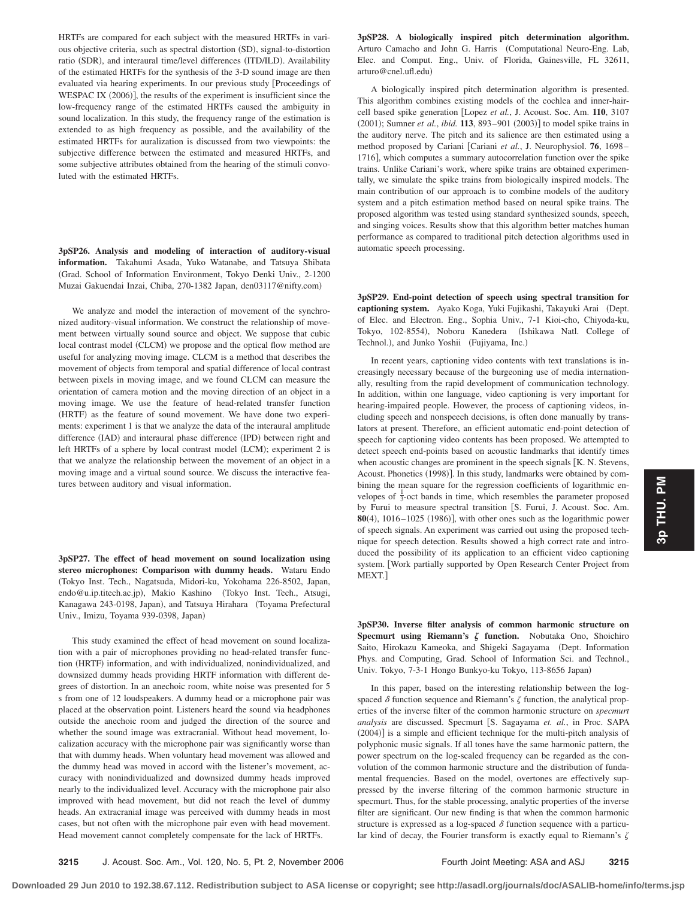HRTFs are compared for each subject with the measured HRTFs in various objective criteria, such as spectral distortion (SD), signal-to-distortion ratio (SDR), and interaural time/level differences (ITD/ILD). Availability of the estimated HRTFs for the synthesis of the 3-D sound image are then evaluated via hearing experiments. In our previous study [Proceedings of WESPAC IX (2006)], the results of the experiment is insufficient since the low-frequency range of the estimated HRTFs caused the ambiguity in sound localization. In this study, the frequency range of the estimation is extended to as high frequency as possible, and the availability of the estimated HRTFs for auralization is discussed from two viewpoints: the subjective difference between the estimated and measured HRTFs, and some subjective attributes obtained from the hearing of the stimuli convoluted with the estimated HRTFs.

**3pSP26. Analysis and modeling of interaction of auditory-visual information.** Takahumi Asada, Yuko Watanabe, and Tatsuya Shibata (Grad. School of Information Environment, Tokyo Denki Univ., 2-1200 Muzai Gakuendai Inzai, Chiba, 270-1382 Japan, den03117@nifty.com)

We analyze and model the interaction of movement of the synchronized auditory-visual information. We construct the relationship of movement between virtually sound source and object. We suppose that cubic local contrast model (CLCM) we propose and the optical flow method are useful for analyzing moving image. CLCM is a method that describes the movement of objects from temporal and spatial difference of local contrast between pixels in moving image, and we found CLCM can measure the orientation of camera motion and the moving direction of an object in a moving image. We use the feature of head-related transfer function (HRTF) as the feature of sound movement. We have done two experiments: experiment 1 is that we analyze the data of the interaural amplitude difference (IAD) and interaural phase difference (IPD) between right and left HRTFs of a sphere by local contrast model (LCM); experiment 2 is that we analyze the relationship between the movement of an object in a moving image and a virtual sound source. We discuss the interactive features between auditory and visual information.

**3pSP27. The effect of head movement on sound localization using stereo microphones: Comparison with dummy heads.** Wataru Endo (Tokyo Inst. Tech., Nagatsuda, Midori-ku, Yokohama 226-8502, Japan, endo@u.ip.titech.ac.jp), Makio Kashino (Tokyo Inst. Tech., Atsugi, Kanagawa 243-0198, Japan), and Tatsuya Hirahara (Toyama Prefectural Univ., Imizu, Toyama 939-0398, Japan)

This study examined the effect of head movement on sound localization with a pair of microphones providing no head-related transfer function (HRTF) information, and with individualized, nonindividualized, and downsized dummy heads providing HRTF information with different degrees of distortion. In an anechoic room, white noise was presented for 5 s from one of 12 loudspeakers. A dummy head or a microphone pair was placed at the observation point. Listeners heard the sound via headphones outside the anechoic room and judged the direction of the source and whether the sound image was extracranial. Without head movement, localization accuracy with the microphone pair was significantly worse than that with dummy heads. When voluntary head movement was allowed and the dummy head was moved in accord with the listener's movement, accuracy with nonindividualized and downsized dummy heads improved nearly to the individualized level. Accuracy with the microphone pair also improved with head movement, but did not reach the level of dummy heads. An extracranial image was perceived with dummy heads in most cases, but not often with the microphone pair even with head movement. Head movement cannot completely compensate for the lack of HRTFs.

**3pSP28. A biologically inspired pitch determination algorithm.** Arturo Camacho and John G. Harris (Computational Neuro-Eng. Lab, Elec. and Comput. Eng., Univ. of Florida, Gainesville, FL 32611, arturo@cnel.ufl.edu)

A biologically inspired pitch determination algorithm is presented. This algorithm combines existing models of the cochlea and inner-hair-cell based spike generation [Lopez *et al.*, J. Acoust. Soc. Am. **110**, 3107 (2001); Sumner *et al.*, *ibid.* **113**, 893–901 (2003)] to model spike trains in the auditory nerve. The pitch and its salience are then estimated using a method proposed by Cariani [Cariani *et al.*, J. Neurophysiol. **76**, 1698–1716], which computes a summary autocorrelation function over the spike trains. Unlike Cariani's work, where spike trains are obtained experimentally, we simulate the spike trains from biologically inspired models. The main contribution of our approach is to combine models of the auditory system and a pitch estimation method based on neural spike trains. The proposed algorithm was tested using standard synthesized sounds, speech, and singing voices. Results show that this algorithm better matches human performance as compared to traditional pitch detection algorithms used in automatic speech processing.

**3pSP29. End-point detection of speech using spectral transition for captioning system.** Ayako Koga, Yuki Fujikashi, Takayuki Arai (Dept. of Elec. and Electron. Eng., Sophia Univ., 7-1 Kioi-cho, Chiyoda-ku, Tokyo, 102-8554), Noboru Kanedera (Ishikawa Natl. College of Technol.), and Junko Yoshii (Fujiyama, Inc.)

In recent years, captioning video contents with text translations is increasingly necessary because of the burgeoning use of media internationally, resulting from the rapid development of communication technology. In addition, within one language, video captioning is very important for hearing-impaired people. However, the process of captioning videos, including speech and nonspeech decisions, is often done manually by translators at present. Therefore, an efficient automatic end-point detection of speech for captioning video contents has been proposed. We attempted to detect speech end-points based on acoustic landmarks that identify times when acoustic changes are prominent in the speech signals [K. N. Stevens, Acoust. Phonetics (1998)]. In this study, landmarks were obtained by combining the mean square for the regression coefficients of logarithmic envelopes of $\frac{1}{3}$-oct bands in time, which resembles the parameter proposed by Furui to measure spectral transition [S. Furui, J. Acoust. Soc. Am. **80**(4), 1016–1025 (1986)], with other ones such as the logarithmic power of speech signals. An experiment was carried out using the proposed technique for speech detection. Results showed a high correct rate and introduced the possibility of its application to an efficient video captioning system. [Work partially supported by Open Research Center Project from MEXT.]

**3pSP30. Inverse filter analysis of common harmonic structure on Specmurt using Riemann's $\zeta$ function.** Nobutaka Ono, Shoichiro Saito, Hirokazu Kameoka, and Shigeki Sagayama (Dept. Information Phys. and Computing, Grad. School of Information Sci. and Technol., Univ. Tokyo, 7-3-1 Hongo Bunkyo-ku Tokyo, 113-8656 Japan)

In this paper, based on the interesting relationship between the log-spaced $\delta$ function sequence and Riemann's $\zeta$ function, the analytical properties of the inverse filter of the common harmonic structure on *specmurt analysis* are discussed. Specmurt [S. Sagayama *et. al.*, in Proc. SAPA (2004)] is a simple and efficient technique for the multi-pitch analysis of polyphonic music signals. If all tones have the same harmonic pattern, the power spectrum on the log-scaled frequency can be regarded as the convolution of the common harmonic structure and the distribution of fundamental frequencies. Based on the model, overtones are effectively suppressed by the inverse filtering of the common harmonic structure in specmurt. Thus, for the stable processing, analytic properties of the inverse filter are significant. Our new finding is that when the common harmonic structure is expressed as a log-spaced $\delta$ function sequence with a particular kind of decay, the Fourier transform is exactly equal to Riemann's $\zeta$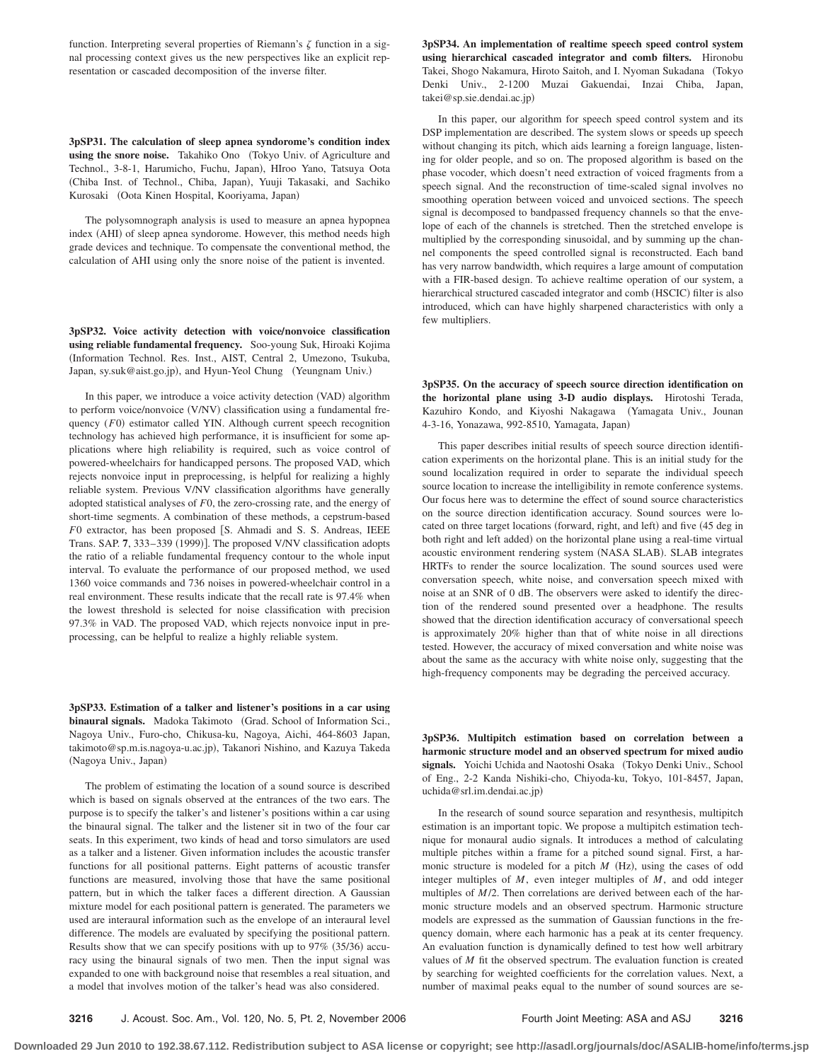function. Interpreting several properties of Riemann's $\zeta$ function in a signal processing context gives us the new perspectives like an explicit representation or cascaded decomposition of the inverse filter.

**3pSP31. The calculation of sleep apnea syndorome's condition index using the snore noise.** Takahiko Ono (Tokyo Univ. of Agriculture and Technol., 3-8-1, Harumicho, Fuchu, Japan), HIroo Yano, Tatsuya Oota (Chiba Inst. of Technol., Chiba, Japan), Yuuji Takasaki, and Sachiko Kurosaki (Oota Kinen Hospital, Kooriyama, Japan)

The polysomnograph analysis is used to measure an apnea hypopnea index (AHI) of sleep apnea syndorome. However, this method needs high grade devices and technique. To compensate the conventional method, the calculation of AHI using only the snore noise of the patient is invented.

**3pSP32. Voice activity detection with voice/nonvoice classification using reliable fundamental frequency.** Soo-young Suk, Hiroaki Kojima (Information Technol. Res. Inst., AIST, Central 2, Umezono, Tsukuba, Japan, sy.suk@aist.go.jp), and Hyun-Yeol Chung (Yeungnam Univ.)

In this paper, we introduce a voice activity detection (VAD) algorithm to perform voice/nonvoice (V/NV) classification using a fundamental frequency ($F0$) estimator called YIN. Although current speech recognition technology has achieved high performance, it is insufficient for some applications where high reliability is required, such as voice control of powered-wheelchairs for handicapped persons. The proposed VAD, which rejects nonvoice input in preprocessing, is helpful for realizing a highly reliable system. Previous V/NV classification algorithms have generally adopted statistical analyses of $F0$, the zero-crossing rate, and the energy of short-time segments. A combination of these methods, a cepstrum-based $F0$ extractor, has been proposed [S. Ahmadi and S. S. Andreas, IEEE Trans. SAP. **7**, 333–339 (1999)]. The proposed V/NV classification adopts the ratio of a reliable fundamental frequency contour to the whole input interval. To evaluate the performance of our proposed method, we used 1360 voice commands and 736 noises in powered-wheelchair control in a real environment. These results indicate that the recall rate is 97.4% when the lowest threshold is selected for noise classification with precision 97.3% in VAD. The proposed VAD, which rejects nonvoice input in preprocessing, can be helpful to realize a highly reliable system.

**3pSP33. Estimation of a talker and listener's positions in a car using binaural signals.** Madoka Takimoto (Grad. School of Information Sci., Nagoya Univ., Furo-cho, Chikusa-ku, Nagoya, Aichi, 464-8603 Japan, takimoto@sp.m.is.nagoya-u.ac.jp), Takanori Nishino, and Kazuya Takeda (Nagoya Univ., Japan)

The problem of estimating the location of a sound source is described which is based on signals observed at the entrances of the two ears. The purpose is to specify the talker's and listener's positions within a car using the binaural signal. The talker and the listener sit in two of the four car seats. In this experiment, two kinds of head and torso simulators are used as a talker and a listener. Given information includes the acoustic transfer functions for all positional patterns. Eight patterns of acoustic transfer functions are measured, involving those that have the same positional pattern, but in which the talker faces a different direction. A Gaussian mixture model for each positional pattern is generated. The parameters we used are interaural information such as the envelope of an interaural level difference. The models are evaluated by specifying the positional pattern. Results show that we can specify positions with up to 97% (35/36) accuracy using the binaural signals of two men. Then the input signal was expanded to one with background noise that resembles a real situation, and a model that involves motion of the talker's head was also considered.

**3pSP34. An implementation of realtime speech speed control system using hierarchical cascaded integrator and comb filters.** Hironobu Takei, Shogo Nakamura, Hiroto Saitoh, and I. Nyoman Sukadana (Tokyo Denki Univ., 2-1200 Muzai Gakuendai, Inzai Chiba, Japan, takei@sp.sie.dendai.ac.jp)

In this paper, our algorithm for speech speed control system and its DSP implementation are described. The system slows or speeds up speech without changing its pitch, which aids learning a foreign language, listening for older people, and so on. The proposed algorithm is based on the phase vocoder, which doesn't need extraction of voiced fragments from a speech signal. And the reconstruction of time-scaled signal involves no smoothing operation between voiced and unvoiced sections. The speech signal is decomposed to bandpassed frequency channels so that the envelope of each of the channels is stretched. Then the stretched envelope is multiplied by the corresponding sinusoidal, and by summing up the channel components the speed controlled signal is reconstructed. Each band has very narrow bandwidth, which requires a large amount of computation with a FIR-based design. To achieve realtime operation of our system, a hierarchical structured cascaded integrator and comb (HSCIC) filter is also introduced, which can have highly sharpened characteristics with only a few multipliers.

**3pSP35. On the accuracy of speech source direction identification on the horizontal plane using 3-D audio displays.** Hirotoshi Terada, Kazuhiro Kondo, and Kiyoshi Nakagawa (Yamagata Univ., Jounan 4-3-16, Yonazawa, 992-8510, Yamagata, Japan)

This paper describes initial results of speech source direction identification experiments on the horizontal plane. This is an initial study for the sound localization required in order to separate the individual speech source location to increase the intelligibility in remote conference systems. Our focus here was to determine the effect of sound source characteristics on the source direction identification accuracy. Sound sources were located on three target locations (forward, right, and left) and five (45 deg in both right and left added) on the horizontal plane using a real-time virtual acoustic environment rendering system (NASA SLAB). SLAB integrates HRTFs to render the source localization. The sound sources used were conversation speech, white noise, and conversation speech mixed with noise at an SNR of 0 dB. The observers were asked to identify the direction of the rendered sound presented over a headphone. The results showed that the direction identification accuracy of conversational speech is approximately 20% higher than that of white noise in all directions tested. However, the accuracy of mixed conversation and white noise was about the same as the accuracy with white noise only, suggesting that the high-frequency components may be degrading the perceived accuracy.

**3pSP36. Multipitch estimation based on correlation between a harmonic structure model and an observed spectrum for mixed audio signals.** Yoichi Uchida and Naotoshi Osaka (Tokyo Denki Univ., School of Eng., 2-2 Kanda Nishiki-cho, Chiyoda-ku, Tokyo, 101-8457, Japan, uchida@srl.im.dendai.ac.jp)

In the research of sound source separation and resynthesis, multipitch estimation is an important topic. We propose a multipitch estimation technique for monaural audio signals. It introduces a method of calculating multiple pitches within a frame for a pitched sound signal. First, a harmonic structure is modeled for a pitch $M$ (Hz), using the cases of odd integer multiples of $M$, even integer multiples of $M$, and odd integer multiples of $M/2$. Then correlations are derived between each of the harmonic structure models and an observed spectrum. Harmonic structure models are expressed as the summation of Gaussian functions in the frequency domain, where each harmonic has a peak at its center frequency. An evaluation function is dynamically defined to test how well arbitrary values of $M$ fit the observed spectrum. The evaluation function is created by searching for weighted coefficients for the correlation values. Next, a number of maximal peaks equal to the number of sound sources are se-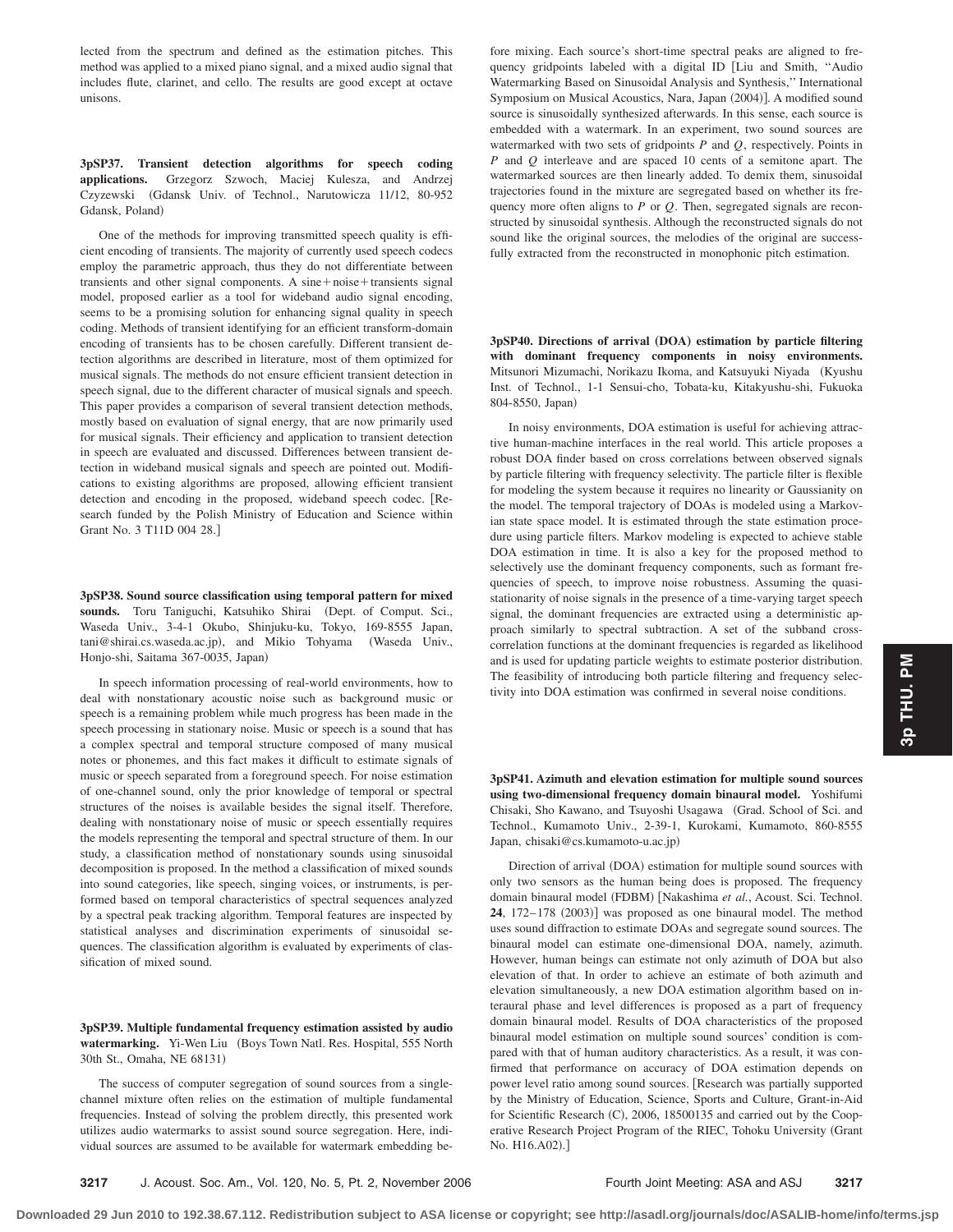lected from the spectrum and defined as the estimation pitches. This method was applied to a mixed piano signal, and a mixed audio signal that includes flute, clarinet, and cello. The results are good except at octave unisons.

**3pSP37. Transient detection algorithms for speech coding applications.** Grzegorz Szwoch, Maciej Kulesza, and Andrzej Czyzewski (Gdansk Univ. of Technol., Narutowicza 11/12, 80-952 Gdansk, Poland)

One of the methods for improving transmitted speech quality is efficient encoding of transients. The majority of currently used speech codecs employ the parametric approach, thus they do not differentiate between transients and other signal components. A sine+noise+transients signal model, proposed earlier as a tool for wideband audio signal encoding, seems to be a promising solution for enhancing signal quality in speech coding. Methods of transient identifying for an efficient transform-domain encoding of transients has to be chosen carefully. Different transient detection algorithms are described in literature, most of them optimized for musical signals. The methods do not ensure efficient transient detection in speech signal, due to the different character of musical signals and speech. This paper provides a comparison of several transient detection methods, mostly based on evaluation of signal energy, that are now primarily used for musical signals. Their efficiency and application to transient detection in speech are evaluated and discussed. Differences between transient detection in wideband musical signals and speech are pointed out. Modifications to existing algorithms are proposed, allowing efficient transient detection and encoding in the proposed, wideband speech codec. [Research funded by the Polish Ministry of Education and Science within Grant No. 3 T11D 004 28.]

**3pSP38. Sound source classification using temporal pattern for mixed sounds.** Toru Taniguchi, Katsuhiko Shirai (Dept. of Comput. Sci., Waseda Univ., 3-4-1 Okubo, Shinjuku-ku, Tokyo, 169-8555 Japan, tani@shirai.cs.waseda.ac.jp), and Mikio Tohyama (Waseda Univ., Honjo-shi, Saitama 367-0035, Japan)

In speech information processing of real-world environments, how to deal with nonstationary acoustic noise such as background music or speech is a remaining problem while much progress has been made in the speech processing in stationary noise. Music or speech is a sound that has a complex spectral and temporal structure composed of many musical notes or phonemes, and this fact makes it difficult to estimate signals of music or speech separated from a foreground speech. For noise estimation of one-channel sound, only the prior knowledge of temporal or spectral structures of the noises is available besides the signal itself. Therefore, dealing with nonstationary noise of music or speech essentially requires the models representing the temporal and spectral structure of them. In our study, a classification method of nonstationary sounds using sinusoidal decomposition is proposed. In the method a classification of mixed sounds into sound categories, like speech, singing voices, or instruments, is performed based on temporal characteristics of spectral sequences analyzed by a spectral peak tracking algorithm. Temporal features are inspected by statistical analyses and discrimination experiments of sinusoidal sequences. The classification algorithm is evaluated by experiments of classification of mixed sound.

**3pSP39. Multiple fundamental frequency estimation assisted by audio watermarking.** Yi-Wen Liu (Boys Town Natl. Res. Hospital, 555 North 30th St., Omaha, NE 68131)

The success of computer segregation of sound sources from a single-channel mixture often relies on the estimation of multiple fundamental frequencies. Instead of solving the problem directly, this presented work utilizes audio watermarks to assist sound source segregation. Here, individual sources are assumed to be available for watermark embedding before mixing. Each source's short-time spectral peaks are aligned to frequency gridpoints labeled with a digital ID [Liu and Smith, "Audio Watermarking Based on Sinusoidal Analysis and Synthesis," International Symposium on Musical Acoustics, Nara, Japan (2004)]. A modified sound source is sinusoidally synthesized afterwards. In this sense, each source is embedded with a watermark. In an experiment, two sound sources are watermarked with two sets of gridpoints $P$ and $Q$, respectively. Points in $P$ and $Q$ interleave and are spaced 10 cents of a semitone apart. The watermarked sources are then linearly added. To demix them, sinusoidal trajectories found in the mixture are segregated based on whether its frequency more often aligns to $P$ or $Q$. Then, segregated signals are reconstructed by sinusoidal synthesis. Although the reconstructed signals do not sound like the original sources, the melodies of the original are successfully extracted from the reconstructed in monophonic pitch estimation.

**3pSP40. Directions of arrival (DOA) estimation by particle filtering with dominant frequency components in noisy environments.** Mitsunori Mizumachi, Norikazu Ikoma, and Katsuyuki Niyada (Kyushu Inst. of Technol., 1-1 Sensui-cho, Tobata-ku, Kitakyushu-shi, Fukuoka 804-8550, Japan)

In noisy environments, DOA estimation is useful for achieving attractive human-machine interfaces in the real world. This article proposes a robust DOA finder based on cross correlations between observed signals by particle filtering with frequency selectivity. The particle filter is flexible for modeling the system because it requires no linearity or Gaussianity on the model. The temporal trajectory of DOAs is modeled using a Markovian state space model. It is estimated through the state estimation procedure using particle filters. Markov modeling is expected to achieve stable DOA estimation in time. It is also a key for the proposed method to selectively use the dominant frequency components, such as formant frequencies of speech, to improve noise robustness. Assuming the quasistationarity of noise signals in the presence of a time-varying target speech signal, the dominant frequencies are extracted using a deterministic approach similarly to spectral subtraction. A set of the subband cross-correlation functions at the dominant frequencies is regarded as likelihood and is used for updating particle weights to estimate posterior distribution. The feasibility of introducing both particle filtering and frequency selectivity into DOA estimation was confirmed in several noise conditions.

**3pSP41. Azimuth and elevation estimation for multiple sound sources using two-dimensional frequency domain binaural model.** Yoshifumi Chisaki, Sho Kawano, and Tsuyoshi Usagawa (Grad. School of Sci. and Technol., Kumamoto Univ., 2-39-1, Kurokami, Kumamoto, 860-8555 Japan, chisaki@cs.kumamoto-u.ac.jp)

Direction of arrival (DOA) estimation for multiple sound sources with only two sensors as the human being does is proposed. The frequency domain binaural model (FDBM) [Nakashima *et al.*, Acoust. Sci. Technol. **24**, 172–178 (2003)] was proposed as one binaural model. The method uses sound diffraction to estimate DOAs and segregate sound sources. The binaural model can estimate one-dimensional DOA, namely, azimuth. However, human beings can estimate not only azimuth of DOA but also elevation of that. In order to achieve an estimate of both azimuth and elevation simultaneously, a new DOA estimation algorithm based on interaural phase and level differences is proposed as a part of frequency domain binaural model. Results of DOA characteristics of the proposed binaural model estimation on multiple sound sources' condition is compared with that of human auditory characteristics. As a result, it was confirmed that performance on accuracy of DOA estimation depends on power level ratio among sound sources. [Research was partially supported by the Ministry of Education, Science, Sports and Culture, Grant-in-Aid for Scientific Research (C), 2006, 18500135 and carried out by the Cooperative Research Project Program of the RIEC, Tohoku University (Grant No. H16.A02).]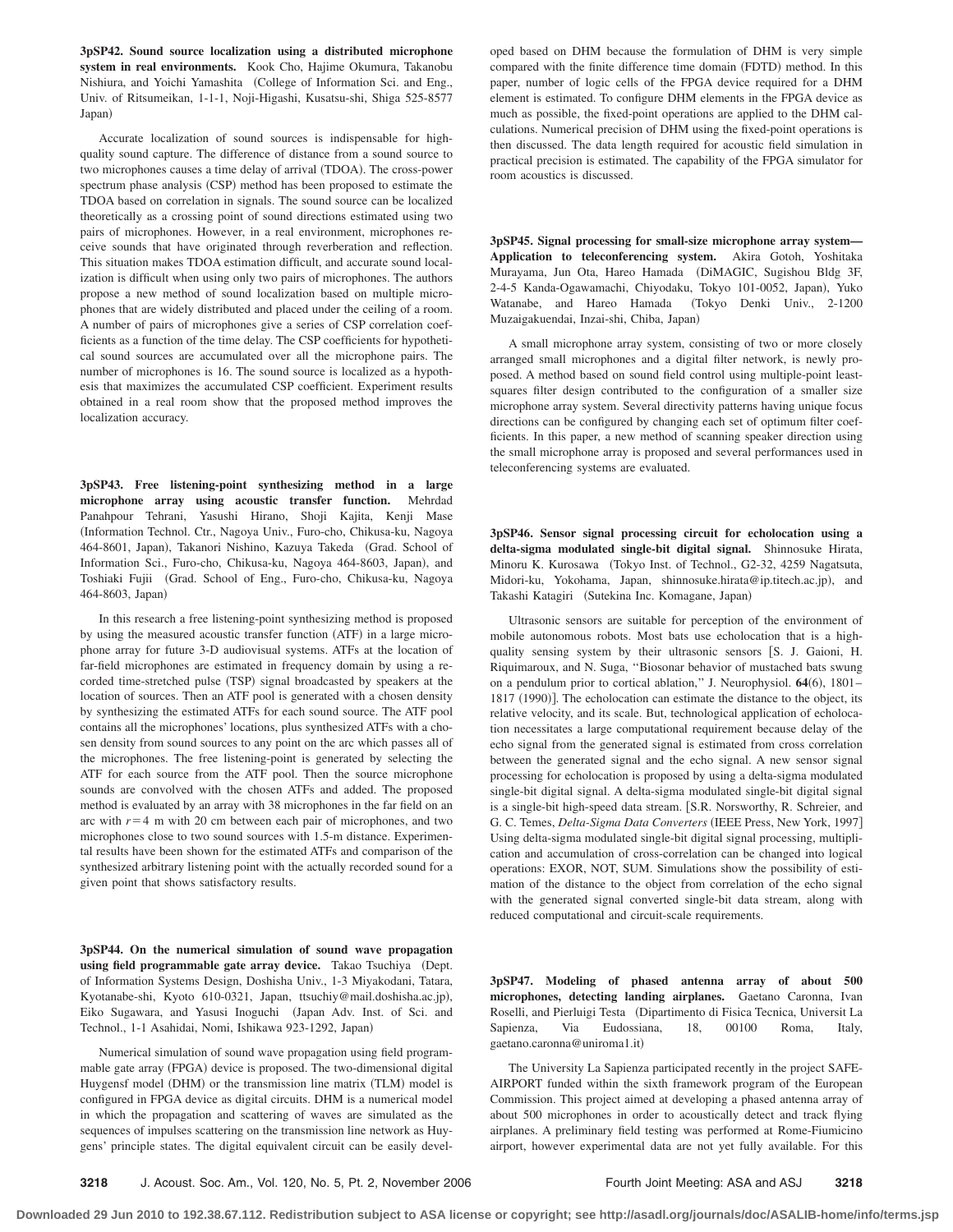**3pSP42. Sound source localization using a distributed microphone system in real environments.** Kook Cho, Hajime Okumura, Takanobu Nishiura, and Yoichi Yamashita (College of Information Sci. and Eng., Univ. of Ritsumeikan, 1-1-1, Noji-Higashi, Kusatsu-shi, Shiga 525-8577 Japan)

Accurate localization of sound sources is indispensable for high-quality sound capture. The difference of distance from a sound source to two microphones causes a time delay of arrival (TDOA). The cross-power spectrum phase analysis (CSP) method has been proposed to estimate the TDOA based on correlation in signals. The sound source can be localized theoretically as a crossing point of sound directions estimated using two pairs of microphones. However, in a real environment, microphones receive sounds that have originated through reverberation and reflection. This situation makes TDOA estimation difficult, and accurate sound localization is difficult when using only two pairs of microphones. The authors propose a new method of sound localization based on multiple microphones that are widely distributed and placed under the ceiling of a room. A number of pairs of microphones give a series of CSP correlation coefficients as a function of the time delay. The CSP coefficients for hypothetical sound sources are accumulated over all the microphone pairs. The number of microphones is 16. The sound source is localized as a hypothesis that maximizes the accumulated CSP coefficient. Experiment results obtained in a real room show that the proposed method improves the localization accuracy.

**3pSP43. Free listening-point synthesizing method in a large microphone array using acoustic transfer function.** Mehrdad Panahpour Tehrani, Yasushi Hirano, Shoji Kajita, Kenji Mase (Information Technol. Ctr., Nagoya Univ., Furo-cho, Chikusa-ku, Nagoya 464-8601, Japan), Takanori Nishino, Kazuya Takeda (Grad. School of Information Sci., Furo-cho, Chikusa-ku, Nagoya 464-8603, Japan), and Toshiaki Fujii (Grad. School of Eng., Furo-cho, Chikusa-ku, Nagoya 464-8603, Japan)

In this research a free listening-point synthesizing method is proposed by using the measured acoustic transfer function (ATF) in a large microphone array for future 3-D audiovisual systems. ATFs at the location of far-field microphones are estimated in frequency domain by using a recorded time-stretched pulse (TSP) signal broadcasted by speakers at the location of sources. Then an ATF pool is generated with a chosen density by synthesizing the estimated ATFs for each sound source. The ATF pool contains all the microphones' locations, plus synthesized ATFs with a chosen density from sound sources to any point on the arc which passes all of the microphones. The free listening-point is generated by selecting the ATF for each source from the ATF pool. Then the source microphone sounds are convolved with the chosen ATFs and added. The proposed method is evaluated by an array with 38 microphones in the far field on an arc with $r=4$ m with 20 cm between each pair of microphones, and two microphones close to two sound sources with 1.5-m distance. Experimental results have been shown for the estimated ATFs and comparison of the synthesized arbitrary listening point with the actually recorded sound for a given point that shows satisfactory results.

**3pSP44. On the numerical simulation of sound wave propagation using field programmable gate array device.** Takao Tsuchiya (Dept. of Information Systems Design, Doshisha Univ., 1-3 Miyakodani, Tatara, Kyotanabe-shi, Kyoto 610-0321, Japan, ttsuchiy@mail.doshisha.ac.jp), Eiko Sugawara, and Yasusi Inoguchi (Japan Adv. Inst. of Sci. and Technol., 1-1 Asahidai, Nomi, Ishikawa 923-1292, Japan)

Numerical simulation of sound wave propagation using field programmable gate array (FPGA) device is proposed. The two-dimensional digital Huygensf model (DHM) or the transmission line matrix (TLM) model is configured in FPGA device as digital circuits. DHM is a numerical model in which the propagation and scattering of waves are simulated as the sequences of impulses scattering on the transmission line network as Huygens' principle states. The digital equivalent circuit can be easily developed based on DHM because the formulation of DHM is very simple compared with the finite difference time domain (FDTD) method. In this paper, number of logic cells of the FPGA device required for a DHM element is estimated. To configure DHM elements in the FPGA device as much as possible, the fixed-point operations are applied to the DHM calculations. Numerical precision of DHM using the fixed-point operations is then discussed. The data length required for acoustic field simulation in practical precision is estimated. The capability of the FPGA simulator for room acoustics is discussed.

**3pSP45. Signal processing for small-size microphone array system—Application to teleconferencing system.** Akira Gotoh, Yoshitaka Murayama, Jun Ota, Hareo Hamada (DiMAGIC, Sugishou Bldg 3F, 2-4-5 Kanda-Ogawamachi, Chiyodaku, Tokyo 101-0052, Japan), Yuko Watanabe, and Hareo Hamada (Tokyo Denki Univ., 2-1200 Muzaigakuendai, Inzai-shi, Chiba, Japan)

A small microphone array system, consisting of two or more closely arranged small microphones and a digital filter network, is newly proposed. A method based on sound field control using multiple-point least-squares filter design contributed to the configuration of a smaller size microphone array system. Several directivity patterns having unique focus directions can be configured by changing each set of optimum filter coefficients. In this paper, a new method of scanning speaker direction using the small microphone array is proposed and several performances used in teleconferencing systems are evaluated.

**3pSP46. Sensor signal processing circuit for echolocation using a delta-sigma modulated single-bit digital signal.** Shinnosuke Hirata, Minoru K. Kurosawa (Tokyo Inst. of Technol., G2-32, 4259 Nagatsuta, Midori-ku, Yokohama, Japan, shinnosuke.hirata@ip.titech.ac.jp), and Takashi Katagiri (Sutekina Inc. Komagane, Japan)

Ultrasonic sensors are suitable for perception of the environment of mobile autonomous robots. Most bats use echolocation that is a high-quality sensing system by their ultrasonic sensors [S. J. Gaioni, H. Riquimaroux, and N. Suga, "Biosonar behavior of mustached bats swung on a pendulum prior to cortical ablation," J. Neurophysiol. **64**(6), 1801–1817 (1990)]. The echolocation can estimate the distance to the object, its relative velocity, and its scale. But, technological application of echolocation necessitates a large computational requirement because delay of the echo signal from the generated signal is estimated from cross correlation between the generated signal and the echo signal. A new sensor signal processing for echolocation is proposed by using a delta-sigma modulated single-bit digital signal. A delta-sigma modulated single-bit digital signal is a single-bit high-speed data stream. [S.R. Norsworthy, R. Schreier, and G. C. Temes, *Delta-Sigma Data Converters* (IEEE Press, New York, 1997] Using delta-sigma modulated single-bit digital signal processing, multiplication and accumulation of cross-correlation can be changed into logical operations: EXOR, NOT, SUM. Simulations show the possibility of estimation of the distance to the object from correlation of the echo signal with the generated signal converted single-bit data stream, along with reduced computational and circuit-scale requirements.

**3pSP47. Modeling of phased antenna array of about 500 microphones, detecting landing airplanes.** Gaetano Caronna, Ivan Roselli, and Pierluigi Testa (Dipartimento di Fisica Tecnica, Universit La Sapienza, Via Eudossiana, 18, 00100 Roma, Italy, gaetano.caronna@uniroma1.it)

The University La Sapienza participated recently in the project SAFE-AIRPORT funded within the sixth framework program of the European Commission. This project aimed at developing a phased antenna array of about 500 microphones in order to acoustically detect and track flying airplanes. A preliminary field testing was performed at Rome-Fiumicino airport, however experimental data are not yet fully available. For this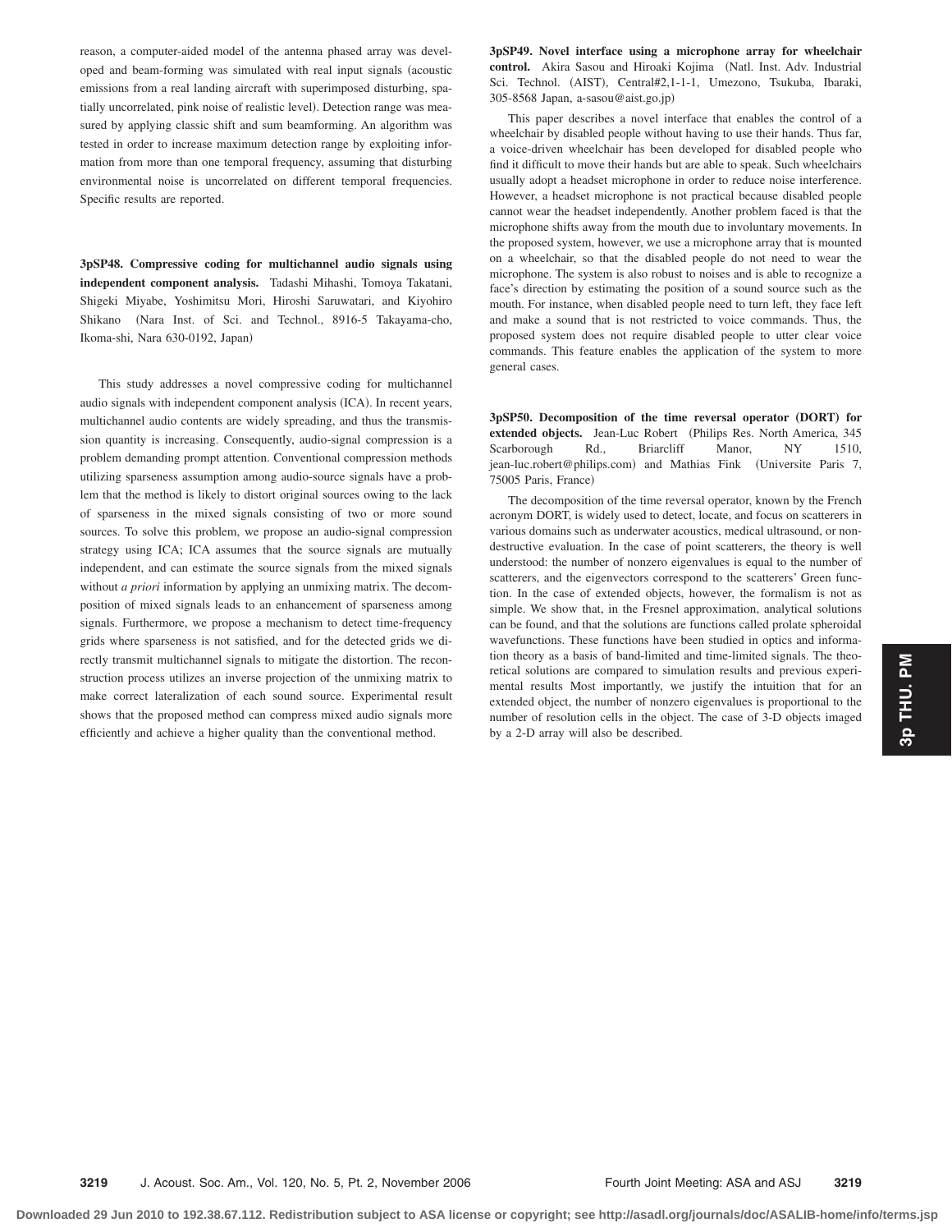reason, a computer-aided model of the antenna phased array was developed and beam-forming was simulated with real input signals (acoustic emissions from a real landing aircraft with superimposed disturbing, spatially uncorrelated, pink noise of realistic level). Detection range was measured by applying classic shift and sum beamforming. An algorithm was tested in order to increase maximum detection range by exploiting information from more than one temporal frequency, assuming that disturbing environmental noise is uncorrelated on different temporal frequencies. Specific results are reported.

**3pSP48. Compressive coding for multichannel audio signals using independent component analysis.** Tadashi Mihashi, Tomoya Takatani, Shigeki Miyabe, Yoshimitsu Mori, Hiroshi Saruwatari, and Kiyohiro Shikano (Nara Inst. of Sci. and Technol., 8916-5 Takayama-cho, Ikoma-shi, Nara 630-0192, Japan)

This study addresses a novel compressive coding for multichannel audio signals with independent component analysis (ICA). In recent years, multichannel audio contents are widely spreading, and thus the transmission quantity is increasing. Consequently, audio-signal compression is a problem demanding prompt attention. Conventional compression methods utilizing sparseness assumption among audio-source signals have a problem that the method is likely to distort original sources owing to the lack of sparseness in the mixed signals consisting of two or more sound sources. To solve this problem, we propose an audio-signal compression strategy using ICA; ICA assumes that the source signals are mutually independent, and can estimate the source signals from the mixed signals without *a priori* information by applying an unmixing matrix. The decomposition of mixed signals leads to an enhancement of sparseness among signals. Furthermore, we propose a mechanism to detect time-frequency grids where sparseness is not satisfied, and for the detected grids we directly transmit multichannel signals to mitigate the distortion. The reconstruction process utilizes an inverse projection of the unmixing matrix to make correct lateralization of each sound source. Experimental result shows that the proposed method can compress mixed audio signals more efficiently and achieve a higher quality than the conventional method.

**3pSP49. Novel interface using a microphone array for wheelchair control.** Akira Sasou and Hiroaki Kojima (Natl. Inst. Adv. Industrial Sci. Technol. (AIST), Central#2,1-1-1, Umezono, Tsukuba, Ibaraki, 305-8568 Japan, a-sasou@aist.go.jp)

This paper describes a novel interface that enables the control of a wheelchair by disabled people without having to use their hands. Thus far, a voice-driven wheelchair has been developed for disabled people who find it difficult to move their hands but are able to speak. Such wheelchairs usually adopt a headset microphone in order to reduce noise interference. However, a headset microphone is not practical because disabled people cannot wear the headset independently. Another problem faced is that the microphone shifts away from the mouth due to involuntary movements. In the proposed system, however, we use a microphone array that is mounted on a wheelchair, so that the disabled people do not need to wear the microphone. The system is also robust to noises and is able to recognize a face's direction by estimating the position of a sound source such as the mouth. For instance, when disabled people need to turn left, they face left and make a sound that is not restricted to voice commands. Thus, the proposed system does not require disabled people to utter clear voice commands. This feature enables the application of the system to more general cases.

**3pSP50. Decomposition of the time reversal operator (DORT) for extended objects.** Jean-Luc Robert (Philips Res. North America, 345 Scarborough Rd., Briarcliff Manor, NY 1510, jean-luc.robert@philips.com) and Mathias Fink (Universite Paris 7, 75005 Paris, France)

The decomposition of the time reversal operator, known by the French acronym DORT, is widely used to detect, locate, and focus on scatterers in various domains such as underwater acoustics, medical ultrasound, or nondestructive evaluation. In the case of point scatterers, the theory is well understood: the number of nonzero eigenvalues is equal to the number of scatterers, and the eigenvectors correspond to the scatterers' Green function. In the case of extended objects, however, the formalism is not as simple. We show that, in the Fresnel approximation, analytical solutions can be found, and that the solutions are functions called prolate spheroidal wavefunctions. These functions have been studied in optics and information theory as a basis of band-limited and time-limited signals. The theoretical solutions are compared to simulation results and previous experimental results Most importantly, we justify the intuition that for an extended object, the number of nonzero eigenvalues is proportional to the number of resolution cells in the object. The case of 3-D objects imaged by a 2-D array will also be described.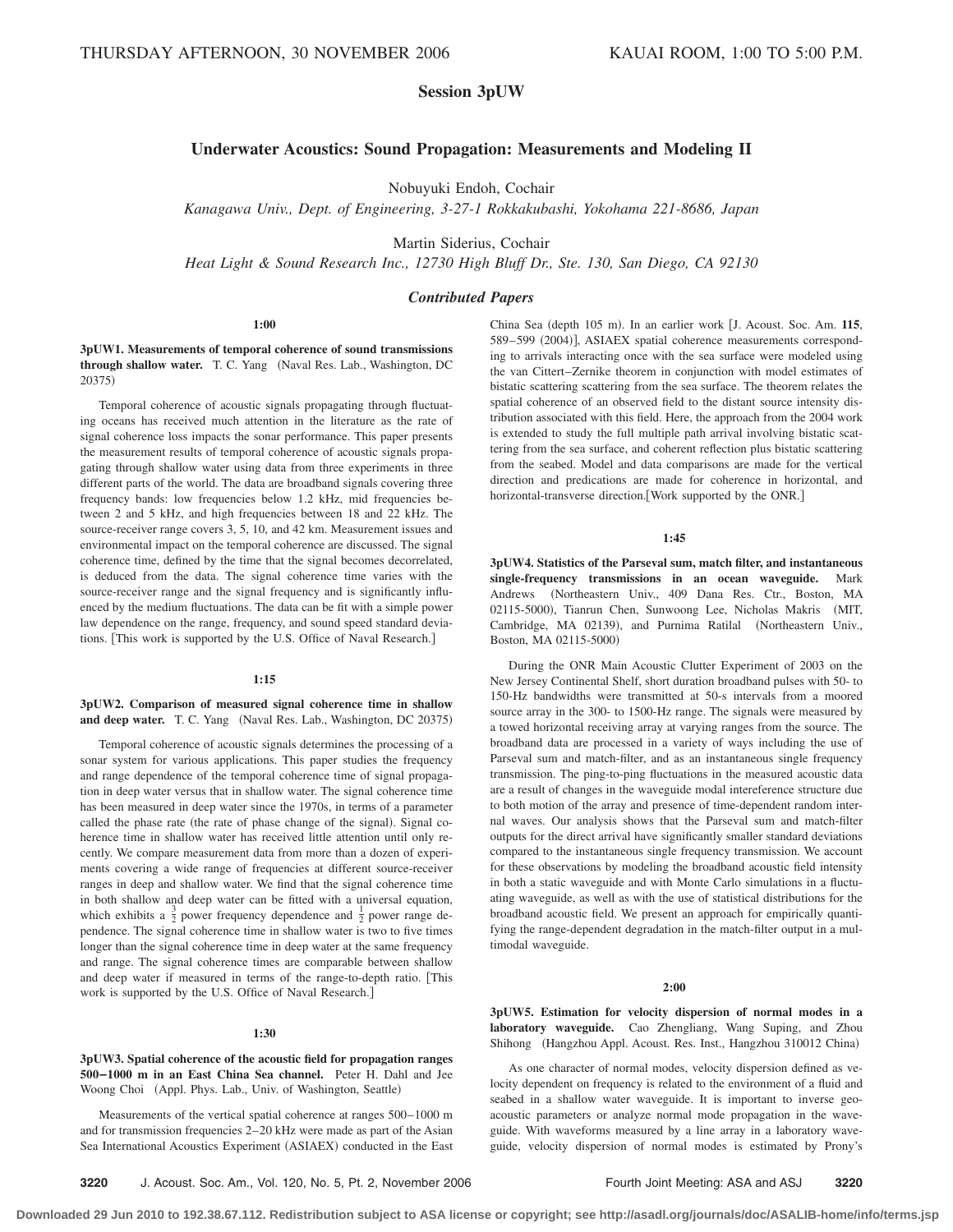THURSDAY AFTERNOON, 30 NOVEMBER 2006 KAUAI ROOM, 1:00 TO 5:00 P.M.

# Session 3pUW

## Underwater Acoustics: Sound Propagation: Measurements and Modeling II

Nobuyuki Endoh, Cochair
*Kanagawa Univ., Dept. of Engineering, 3-27-1 Rokkakubashi, Yokohama 221-8686, Japan*

Martin Siderius, Cochair
*Heat Light & Sound Research Inc., 12730 High Bluff Dr., Ste. 130, San Diego, CA 92130*

### *Contributed Papers*

**1:00**

**3pUW1. Measurements of temporal coherence of sound transmissions through shallow water.** T. C. Yang (Naval Res. Lab., Washington, DC 20375)

Temporal coherence of acoustic signals propagating through fluctuating oceans has received much attention in the literature as the rate of signal coherence loss impacts the sonar performance. This paper presents the measurement results of temporal coherence of acoustic signals propagating through shallow water using data from three experiments in three different parts of the world. The data are broadband signals covering three frequency bands: low frequencies below 1.2 kHz, mid frequencies between 2 and 5 kHz, and high frequencies between 18 and 22 kHz. The source-receiver range covers 3, 5, 10, and 42 km. Measurement issues and environmental impact on the temporal coherence are discussed. The signal coherence time, defined by the time that the signal becomes decorrelated, is deduced from the data. The signal coherence time varies with the source-receiver range and the signal frequency and is significantly influenced by the medium fluctuations. The data can be fit with a simple power law dependence on the range, frequency, and sound speed standard deviations. [This work is supported by the U.S. Office of Naval Research.]

**1:15**

**3pUW2. Comparison of measured signal coherence time in shallow and deep water.** T. C. Yang (Naval Res. Lab., Washington, DC 20375)

Temporal coherence of acoustic signals determines the processing of a sonar system for various applications. This paper studies the frequency and range dependence of the temporal coherence time of signal propagation in deep water versus that in shallow water. The signal coherence time has been measured in deep water since the 1970s, in terms of a parameter called the phase rate (the rate of phase change of the signal). Signal coherence time in shallow water has received little attention until only recently. We compare measurement data from more than a dozen of experiments covering a wide range of frequencies at different source-receiver ranges in deep and shallow water. We find that the signal coherence time in both shallow and deep water can be fitted with a universal equation, which exhibits a $\frac{3}{2}$ power frequency dependence and $\frac{1}{2}$ power range dependence. The signal coherence time in shallow water is two to five times longer than the signal coherence time in deep water at the same frequency and range. The signal coherence times are comparable between shallow and deep water if measured in terms of the range-to-depth ratio. [This work is supported by the U.S. Office of Naval Research.]

**1:30**

**3pUW3. Spatial coherence of the acoustic field for propagation ranges 500–1000 m in an East China Sea channel.** Peter H. Dahl and Jee Woong Choi (Appl. Phys. Lab., Univ. of Washington, Seattle)

Measurements of the vertical spatial coherence at ranges 500–1000 m and for transmission frequencies 2–20 kHz were made as part of the Asian Sea International Acoustics Experiment (ASIAEX) conducted in the East China Sea (depth 105 m). In an earlier work [J. Acoust. Soc. Am. **115**, 589–599 (2004)], ASIAEX spatial coherence measurements corresponding to arrivals interacting once with the sea surface were modeled using the van Cittert–Zernike theorem in conjunction with model estimates of bistatic scattering scattering from the sea surface. The theorem relates the spatial coherence of an observed field to the distant source intensity distribution associated with this field. Here, the approach from the 2004 work is extended to study the full multiple path arrival involving bistatic scattering from the sea surface, and coherent reflection plus bistatic scattering from the seabed. Model and data comparisons are made for the vertical direction and predications are made for coherence in horizontal, and horizontal-transverse direction.[Work supported by the ONR.]

**1:45**

**3pUW4. Statistics of the Parseval sum, match filter, and instantaneous single-frequency transmissions in an ocean waveguide.** Mark Andrews (Northeastern Univ., 409 Dana Res. Ctr., Boston, MA 02115-5000), Tianrun Chen, Sunwoong Lee, Nicholas Makris (MIT, Cambridge, MA 02139), and Purnima Ratilal (Northeastern Univ., Boston, MA 02115-5000)

During the ONR Main Acoustic Clutter Experiment of 2003 on the New Jersey Continental Shelf, short duration broadband pulses with 50- to 150-Hz bandwidths were transmitted at 50-s intervals from a moored source array in the 300- to 1500-Hz range. The signals were measured by a towed horizontal receiving array at varying ranges from the source. The broadband data are processed in a variety of ways including the use of Parseval sum and match-filter, and as an instantaneous single frequency transmission. The ping-to-ping fluctuations in the measured acoustic data are a result of changes in the waveguide modal intereference structure due to both motion of the array and presence of time-dependent random internal waves. Our analysis shows that the Parseval sum and match-filter outputs for the direct arrival have significantly smaller standard deviations compared to the instantaneous single frequency transmission. We account for these observations by modeling the broadband acoustic field intensity in both a static waveguide and with Monte Carlo simulations in a fluctuating waveguide, as well as with the use of statistical distributions for the broadband acoustic field. We present an approach for empirically quantifying the range-dependent degradation in the match-filter output in a multimodal waveguide.

**2:00**

**3pUW5. Estimation for velocity dispersion of normal modes in a laboratory waveguide.** Cao Zhengliang, Wang Suping, and Zhou Shihong (Hangzhou Appl. Acoust. Res. Inst., Hangzhou 310012 China)

As one character of normal modes, velocity dispersion defined as velocity dependent on frequency is related to the environment of a fluid and seabed in a shallow water waveguide. It is important to inverse geoacoustic parameters or analyze normal mode propagation in the waveguide. With waveforms measured by a line array in a laboratory waveguide, velocity dispersion of normal modes is estimated by Prony's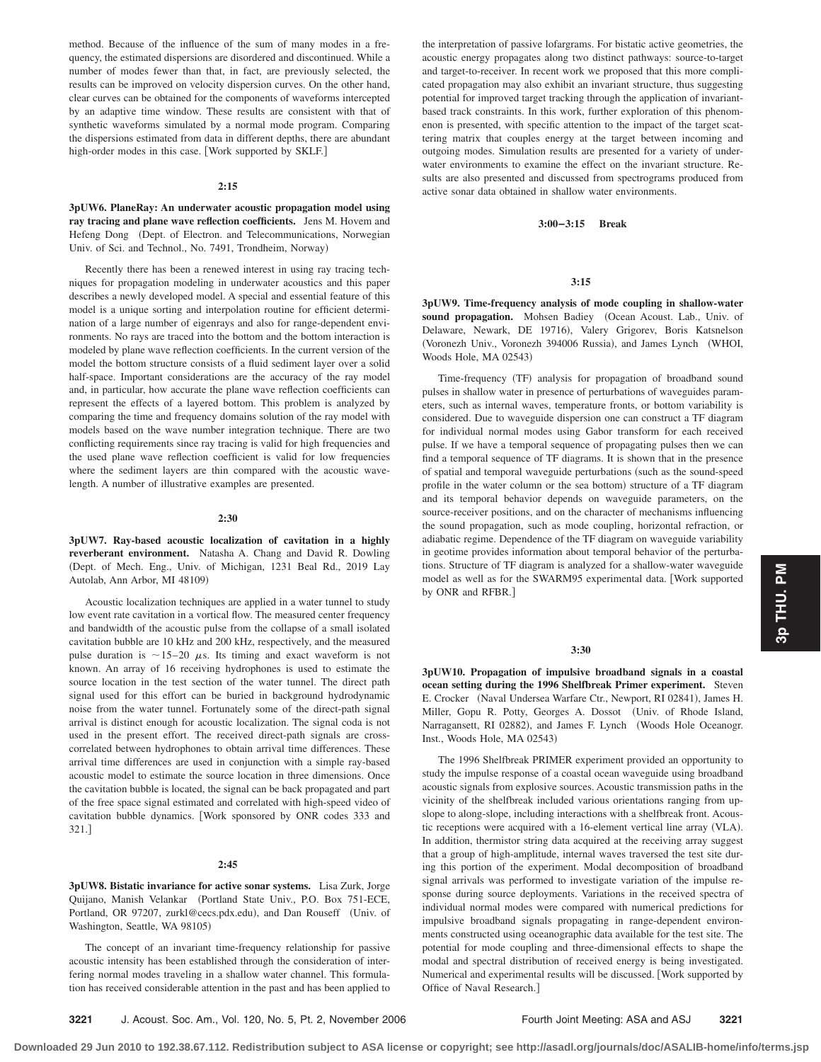method. Because of the influence of the sum of many modes in a frequency, the estimated dispersions are disordered and discontinued. While a number of modes fewer than that, in fact, are previously selected, the results can be improved on velocity dispersion curves. On the other hand, clear curves can be obtained for the components of waveforms intercepted by an adaptive time window. These results are consistent with that of synthetic waveforms simulated by a normal mode program. Comparing the dispersions estimated from data in different depths, there are abundant high-order modes in this case. [Work supported by SKLF.]

**2:15**

**3pUW6. PlaneRay: An underwater acoustic propagation model using ray tracing and plane wave reflection coefficients.** Jens M. Hovem and Hefeng Dong (Dept. of Electron. and Telecommunications, Norwegian Univ. of Sci. and Technol., No. 7491, Trondheim, Norway)

Recently there has been a renewed interest in using ray tracing techniques for propagation modeling in underwater acoustics and this paper describes a newly developed model. A special and essential feature of this model is a unique sorting and interpolation routine for efficient determination of a large number of eigenrays and also for range-dependent environments. No rays are traced into the bottom and the bottom interaction is modeled by plane wave reflection coefficients. In the current version of the model the bottom structure consists of a fluid sediment layer over a solid half-space. Important considerations are the accuracy of the ray model and, in particular, how accurate the plane wave reflection coefficients can represent the effects of a layered bottom. This problem is analyzed by comparing the time and frequency domains solution of the ray model with models based on the wave number integration technique. There are two conflicting requirements since ray tracing is valid for high frequencies and the used plane wave reflection coefficient is valid for low frequencies where the sediment layers are thin compared with the acoustic wavelength. A number of illustrative examples are presented.

**2:30**

**3pUW7. Ray-based acoustic localization of cavitation in a highly reverberant environment.** Natasha A. Chang and David R. Dowling (Dept. of Mech. Eng., Univ. of Michigan, 1231 Beal Rd., 2019 Lay Autolab, Ann Arbor, MI 48109)

Acoustic localization techniques are applied in a water tunnel to study low event rate cavitation in a vortical flow. The measured center frequency and bandwidth of the acoustic pulse from the collapse of a small isolated cavitation bubble are 10 kHz and 200 kHz, respectively, and the measured pulse duration is $\sim$15–20 $\mu$s. Its timing and exact waveform is not known. An array of 16 receiving hydrophones is used to estimate the source location in the test section of the water tunnel. The direct path signal used for this effort can be buried in background hydrodynamic noise from the water tunnel. Fortunately some of the direct-path signal arrival is distinct enough for acoustic localization. The signal coda is not used in the present effort. The received direct-path signals are cross-correlated between hydrophones to obtain arrival time differences. These arrival time differences are used in conjunction with a simple ray-based acoustic model to estimate the source location in three dimensions. Once the cavitation bubble is located, the signal can be back propagated and part of the free space signal estimated and correlated with high-speed video of cavitation bubble dynamics. [Work sponsored by ONR codes 333 and 321.]

**2:45**

**3pUW8. Bistatic invariance for active sonar systems.** Lisa Zurk, Jorge Quijano, Manish Velankar (Portland State Univ., P.O. Box 751-ECE, Portland, OR 97207, zurkl@cecs.pdx.edu), and Dan Rouseff (Univ. of Washington, Seattle, WA 98105)

The concept of an invariant time-frequency relationship for passive acoustic intensity has been established through the consideration of interfering normal modes traveling in a shallow water channel. This formulation has received considerable attention in the past and has been applied to the interpretation of passive lofargrams. For bistatic active geometries, the acoustic energy propagates along two distinct pathways: source-to-target and target-to-receiver. In recent work we proposed that this more complicated propagation may also exhibit an invariant structure, thus suggesting potential for improved target tracking through the application of invariant-based track constraints. In this work, further exploration of this phenomenon is presented, with specific attention to the impact of the target scattering matrix that couples energy at the target between incoming and outgoing modes. Simulation results are presented for a variety of underwater environments to examine the effect on the invariant structure. Results are also presented and discussed from spectrograms produced from active sonar data obtained in shallow water environments.

**3:00–3:15 Break**

**3:15**

**3pUW9. Time-frequency analysis of mode coupling in shallow-water sound propagation.** Mohsen Badiey (Ocean Acoust. Lab., Univ. of Delaware, Newark, DE 19716), Valery Grigorev, Boris Katsnelson (Voronezh Univ., Voronezh 394006 Russia), and James Lynch (WHOI, Woods Hole, MA 02543)

Time-frequency (TF) analysis for propagation of broadband sound pulses in shallow water in presence of perturbations of waveguides parameters, such as internal waves, temperature fronts, or bottom variability is considered. Due to waveguide dispersion one can construct a TF diagram for individual normal modes using Gabor transform for each received pulse. If we have a temporal sequence of propagating pulses then we can find a temporal sequence of TF diagrams. It is shown that in the presence of spatial and temporal waveguide perturbations (such as the sound-speed profile in the water column or the sea bottom) structure of a TF diagram and its temporal behavior depends on waveguide parameters, on the source-receiver positions, and on the character of mechanisms influencing the sound propagation, such as mode coupling, horizontal refraction, or adiabatic regime. Dependence of the TF diagram on waveguide variability in geotime provides information about temporal behavior of the perturbations. Structure of TF diagram is analyzed for a shallow-water waveguide model as well as for the SWARM95 experimental data. [Work supported by ONR and RFBR.]

**3:30**

**3pUW10. Propagation of impulsive broadband signals in a coastal ocean setting during the 1996 Shelfbreak Primer experiment.** Steven E. Crocker (Naval Undersea Warfare Ctr., Newport, RI 02841), James H. Miller, Gopu R. Potty, Georges A. Dossot (Univ. of Rhode Island, Narragansett, RI 02882), and James F. Lynch (Woods Hole Oceanogr. Inst., Woods Hole, MA 02543)

The 1996 Shelfbreak PRIMER experiment provided an opportunity to study the impulse response of a coastal ocean waveguide using broadband acoustic signals from explosive sources. Acoustic transmission paths in the vicinity of the shelfbreak included various orientations ranging from upslope to along-slope, including interactions with a shelfbreak front. Acoustic receptions were acquired with a 16-element vertical line array (VLA). In addition, thermistor string data acquired at the receiving array suggest that a group of high-amplitude, internal waves traversed the test site during this portion of the experiment. Modal decomposition of broadband signal arrivals was performed to investigate variation of the impulse response during source deployments. Variations in the received spectra of individual normal modes were compared with numerical predictions for impulsive broadband signals propagating in range-dependent environments constructed using oceanographic data available for the test site. The potential for mode coupling and three-dimensional effects to shape the modal and spectral distribution of received energy is being investigated. Numerical and experimental results will be discussed. [Work supported by Office of Naval Research.]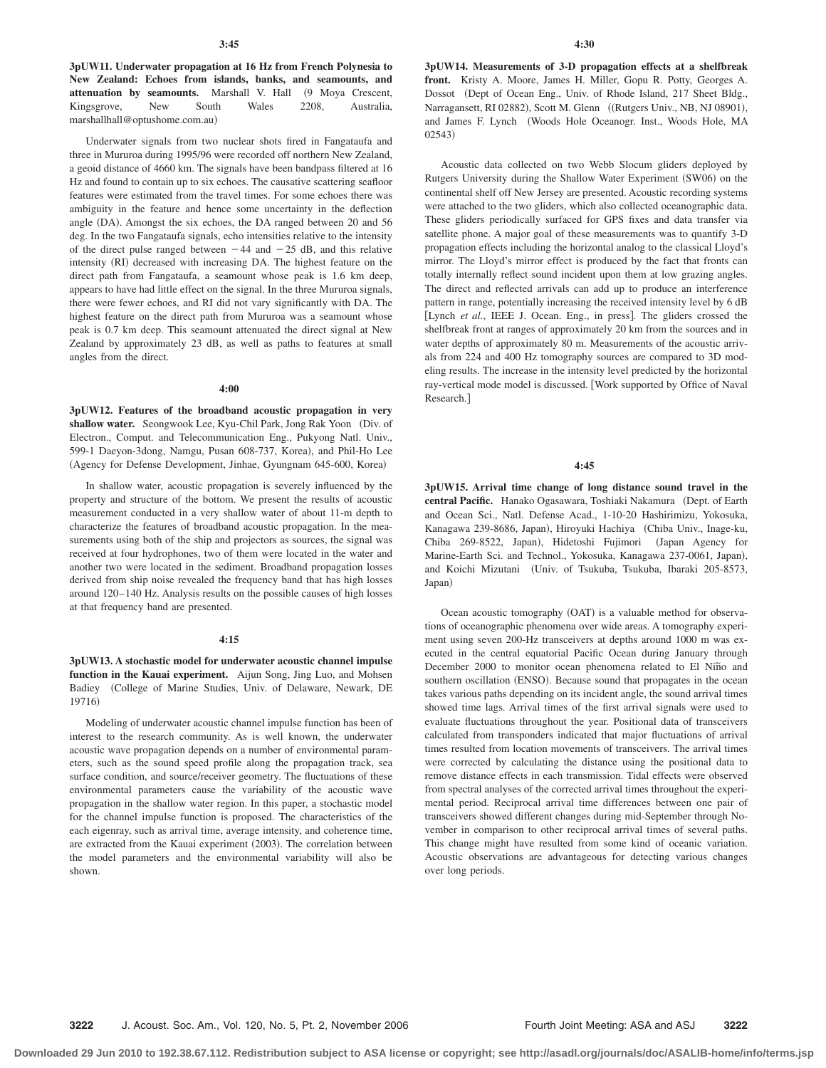**3:45**

**3pUW11. Underwater propagation at 16 Hz from French Polynesia to New Zealand: Echoes from islands, banks, and seamounts, and attenuation by seamounts.** Marshall V. Hall (9 Moya Crescent, Kingsgrove, New South Wales 2208, Australia, marshallhall@optushome.com.au)

Underwater signals from two nuclear shots fired in Fangataufa and three in Mururoa during 1995/96 were recorded off northern New Zealand, a geoid distance of 4660 km. The signals have been bandpass filtered at 16 Hz and found to contain up to six echoes. The causative scattering seafloor features were estimated from the travel times. For some echoes there was ambiguity in the feature and hence some uncertainty in the deflection angle (DA). Amongst the six echoes, the DA ranged between 20 and 56 deg. In the two Fangataufa signals, echo intensities relative to the intensity of the direct pulse ranged between −44 and −25 dB, and this relative intensity (RI) decreased with increasing DA. The highest feature on the direct path from Fangataufa, a seamount whose peak is 1.6 km deep, appears to have had little effect on the signal. In the three Mururoa signals, there were fewer echoes, and RI did not vary significantly with DA. The highest feature on the direct path from Mururoa was a seamount whose peak is 0.7 km deep. This seamount attenuated the direct signal at New Zealand by approximately 23 dB, as well as paths to features at small angles from the direct.

**4:00**

**3pUW12. Features of the broadband acoustic propagation in very shallow water.** Seongwook Lee, Kyu-Chil Park, Jong Rak Yoon (Div. of Electron., Comput. and Telecommunication Eng., Pukyong Natl. Univ., 599-1 Daeyon-3dong, Namgu, Pusan 608-737, Korea), and Phil-Ho Lee (Agency for Defense Development, Jinhae, Gyungnam 645-600, Korea)

In shallow water, acoustic propagation is severely influenced by the property and structure of the bottom. We present the results of acoustic measurement conducted in a very shallow water of about 11-m depth to characterize the features of broadband acoustic propagation. In the measurements using both of the ship and projectors as sources, the signal was received at four hydrophones, two of them were located in the water and another two were located in the sediment. Broadband propagation losses derived from ship noise revealed the frequency band that has high losses around 120–140 Hz. Analysis results on the possible causes of high losses at that frequency band are presented.

**4:15**

**3pUW13. A stochastic model for underwater acoustic channel impulse function in the Kauai experiment.** Aijun Song, Jing Luo, and Mohsen Badiey (College of Marine Studies, Univ. of Delaware, Newark, DE 19716)

Modeling of underwater acoustic channel impulse function has been of interest to the research community. As is well known, the underwater acoustic wave propagation depends on a number of environmental parameters, such as the sound speed profile along the propagation track, sea surface condition, and source/receiver geometry. The fluctuations of these environmental parameters cause the variability of the acoustic wave propagation in the shallow water region. In this paper, a stochastic model for the channel impulse function is proposed. The characteristics of the each eigenray, such as arrival time, average intensity, and coherence time, are extracted from the Kauai experiment (2003). The correlation between the model parameters and the environmental variability will also be shown.

**4:30**

**3pUW14. Measurements of 3-D propagation effects at a shelfbreak front.** Kristy A. Moore, James H. Miller, Gopu R. Potty, Georges A. Dossot (Dept of Ocean Eng., Univ. of Rhode Island, 217 Sheet Bldg., Narragansett, RI 02882), Scott M. Glenn ((Rutgers Univ., NB, NJ 08901), and James F. Lynch (Woods Hole Oceanogr. Inst., Woods Hole, MA 02543)

Acoustic data collected on two Webb Slocum gliders deployed by Rutgers University during the Shallow Water Experiment (SW06) on the continental shelf off New Jersey are presented. Acoustic recording systems were attached to the two gliders, which also collected oceanographic data. These gliders periodically surfaced for GPS fixes and data transfer via satellite phone. A major goal of these measurements was to quantify 3-D propagation effects including the horizontal analog to the classical Lloyd's mirror. The Lloyd's mirror effect is produced by the fact that fronts can totally internally reflect sound incident upon them at low grazing angles. The direct and reflected arrivals can add up to produce an interference pattern in range, potentially increasing the received intensity level by 6 dB [Lynch *et al.*, IEEE J. Ocean. Eng., in press]. The gliders crossed the shelfbreak front at ranges of approximately 20 km from the sources and in water depths of approximately 80 m. Measurements of the acoustic arrivals from 224 and 400 Hz tomography sources are compared to 3D modeling results. The increase in the intensity level predicted by the horizontal ray-vertical mode model is discussed. [Work supported by Office of Naval Research.]

**4:45**

**3pUW15. Arrival time change of long distance sound travel in the central Pacific.** Hanako Ogasawara, Toshiaki Nakamura (Dept. of Earth and Ocean Sci., Natl. Defense Acad., 1-10-20 Hashirimizu, Yokosuka, Kanagawa 239-8686, Japan), Hiroyuki Hachiya (Chiba Univ., Inage-ku, Chiba 269-8522, Japan), Hidetoshi Fujimori (Japan Agency for Marine-Earth Sci. and Technol., Yokosuka, Kanagawa 237-0061, Japan), and Koichi Mizutani (Univ. of Tsukuba, Tsukuba, Ibaraki 205-8573, Japan)

Ocean acoustic tomography (OAT) is a valuable method for observations of oceanographic phenomena over wide areas. A tomography experiment using seven 200-Hz transceivers at depths around 1000 m was executed in the central equatorial Pacific Ocean during January through December 2000 to monitor ocean phenomena related to El Niño and southern oscillation (ENSO). Because sound that propagates in the ocean takes various paths depending on its incident angle, the sound arrival times showed time lags. Arrival times of the first arrival signals were used to evaluate fluctuations throughout the year. Positional data of transceivers calculated from transponders indicated that major fluctuations of arrival times resulted from location movements of transceivers. The arrival times were corrected by calculating the distance using the positional data to remove distance effects in each transmission. Tidal effects were observed from spectral analyses of the corrected arrival times throughout the experimental period. Reciprocal arrival time differences between one pair of transceivers showed different changes during mid-September through November in comparison to other reciprocal arrival times of several paths. This change might have resulted from some kind of oceanic variation. Acoustic observations are advantageous for detecting various changes over long periods.